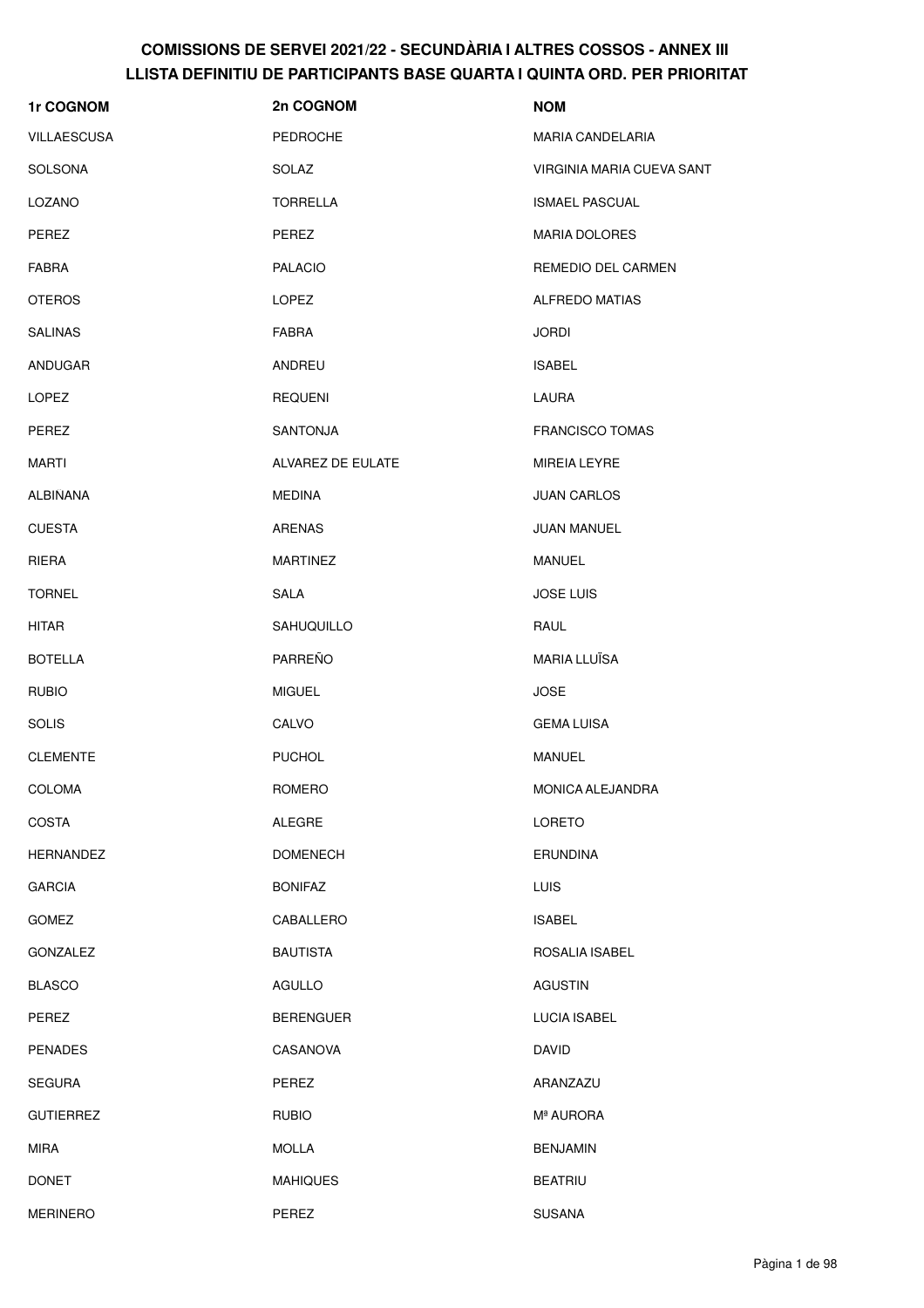# COMISSIONS DE SERVEI 2021/22 - SECUNDÀRIA I ALTRES COSSOS - ANNEX III
## LLISTA DEFINITIU DE PARTICIPANTS BASE QUARTA I QUINTA ORD. PER PRIORITAT

| 1r COGNOM | 2n COGNOM | NOM |
|---|---|---|
| VILLAESCUSA | PEDROCHE | MARIA CANDELARIA |
| SOLSONA | SOLAZ | VIRGINIA MARIA CUEVA SANT |
| LOZANO | TORRELLA | ISMAEL PASCUAL |
| PEREZ | PEREZ | MARIA DOLORES |
| FABRA | PALACIO | REMEDIO DEL CARMEN |
| OTEROS | LOPEZ | ALFREDO MATIAS |
| SALINAS | FABRA | JORDI |
| ANDUGAR | ANDREU | ISABEL |
| LOPEZ | REQUENI | LAURA |
| PEREZ | SANTONJA | FRANCISCO TOMAS |
| MARTI | ALVAREZ DE EULATE | MIREIA LEYRE |
| ALBINANA | MEDINA | JUAN CARLOS |
| CUESTA | ARENAS | JUAN MANUEL |
| RIERA | MARTINEZ | MANUEL |
| TORNEL | SALA | JOSE LUIS |
| HITAR | SAHUQUILLO | RAUL |
| BOTELLA | PARREÑO | MARIA LLUÏSA |
| RUBIO | MIGUEL | JOSE |
| SOLIS | CALVO | GEMA LUISA |
| CLEMENTE | PUCHOL | MANUEL |
| COLOMA | ROMERO | MONICA ALEJANDRA |
| COSTA | ALEGRE | LORETO |
| HERNANDEZ | DOMENECH | ERUNDINA |
| GARCIA | BONIFAZ | LUIS |
| GOMEZ | CABALLERO | ISABEL |
| GONZALEZ | BAUTISTA | ROSALIA ISABEL |
| BLASCO | AGULLO | AGUSTIN |
| PEREZ | BERENGUER | LUCIA ISABEL |
| PENADES | CASANOVA | DAVID |
| SEGURA | PEREZ | ARANZAZU |
| GUTIERREZ | RUBIO | Mª AURORA |
| MIRA | MOLLA | BENJAMIN |
| DONET | MAHIQUES | BEATRIU |
| MERINERO | PEREZ | SUSANA |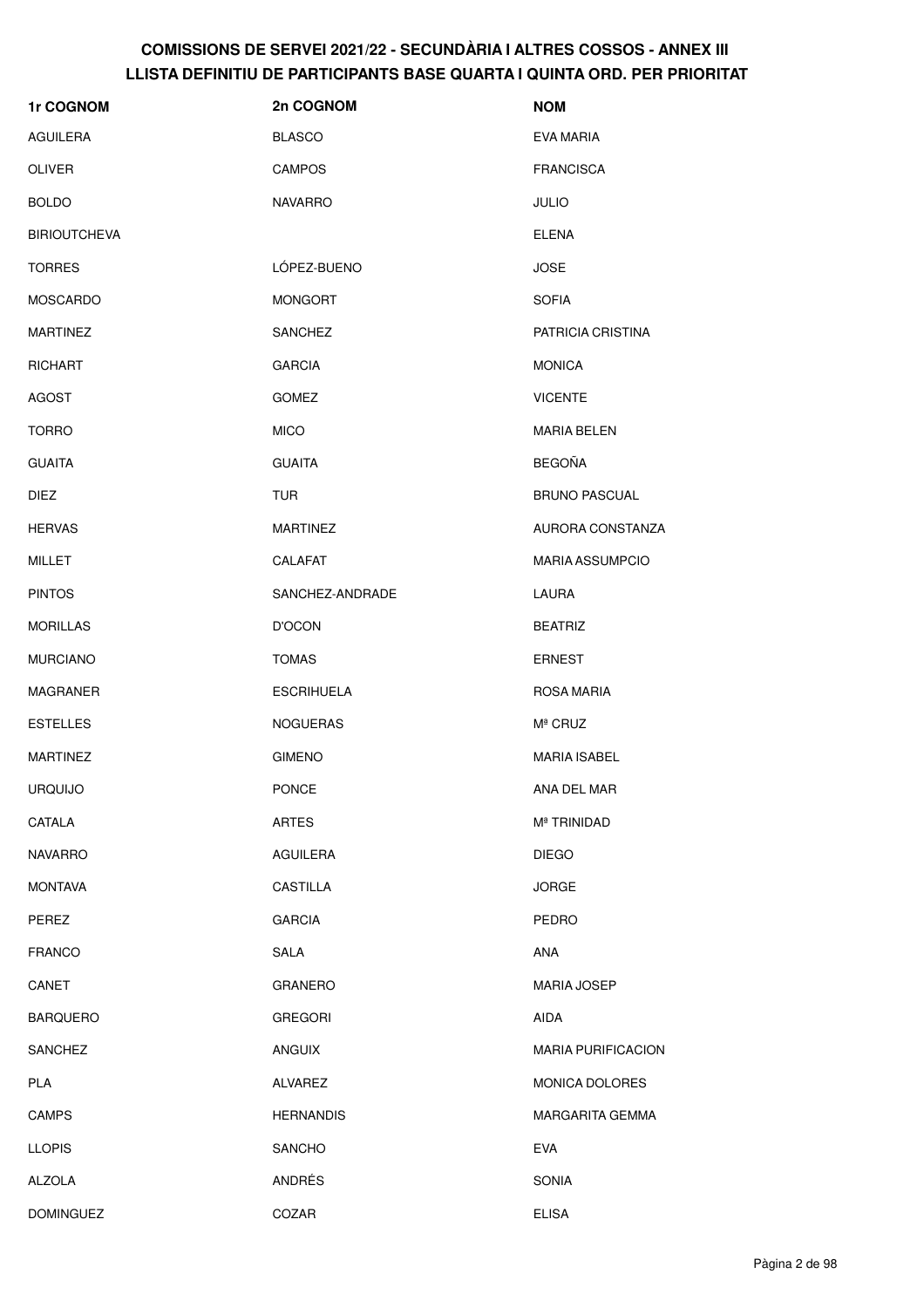# COMISSIONS DE SERVEI 2021/22 - SECUNDÀRIA I ALTRES COSSOS - ANNEX III
## LLISTA DEFINITIU DE PARTICIPANTS BASE QUARTA I QUINTA ORD. PER PRIORITAT

| 1r COGNOM | 2n COGNOM | NOM |
|---|---|---|
| AGUILERA | BLASCO | EVA MARIA |
| OLIVER | CAMPOS | FRANCISCA |
| BOLDO | NAVARRO | JULIO |
| BIRIOUTCHEVA | | ELENA |
| TORRES | LÓPEZ-BUENO | JOSE |
| MOSCARDO | MONGORT | SOFIA |
| MARTINEZ | SANCHEZ | PATRICIA CRISTINA |
| RICHART | GARCIA | MONICA |
| AGOST | GOMEZ | VICENTE |
| TORRO | MICO | MARIA BELEN |
| GUAITA | GUAITA | BEGOÑA |
| DIEZ | TUR | BRUNO PASCUAL |
| HERVAS | MARTINEZ | AURORA CONSTANZA |
| MILLET | CALAFAT | MARIA ASSUMPCIO |
| PINTOS | SANCHEZ-ANDRADE | LAURA |
| MORILLAS | D'OCON | BEATRIZ |
| MURCIANO | TOMAS | ERNEST |
| MAGRANER | ESCRIHUELA | ROSA MARIA |
| ESTELLES | NOGUERAS | Mª CRUZ |
| MARTINEZ | GIMENO | MARIA ISABEL |
| URQUIJO | PONCE | ANA DEL MAR |
| CATALA | ARTES | Mª TRINIDAD |
| NAVARRO | AGUILERA | DIEGO |
| MONTAVA | CASTILLA | JORGE |
| PEREZ | GARCIA | PEDRO |
| FRANCO | SALA | ANA |
| CANET | GRANERO | MARIA JOSEP |
| BARQUERO | GREGORI | AIDA |
| SANCHEZ | ANGUIX | MARIA PURIFICACION |
| PLA | ALVAREZ | MONICA DOLORES |
| CAMPS | HERNANDIS | MARGARITA GEMMA |
| LLOPIS | SANCHO | EVA |
| ALZOLA | ANDRÉS | SONIA |
| DOMINGUEZ | COZAR | ELISA |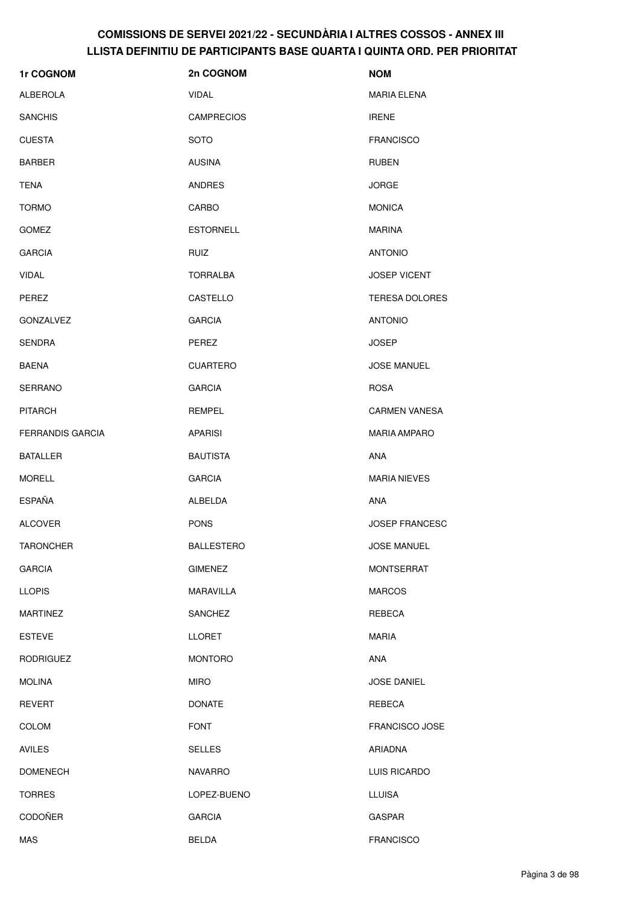# COMISSIONS DE SERVEI 2021/22 - SECUNDÀRIA I ALTRES COSSOS - ANNEX III
## LLISTA DEFINITIU DE PARTICIPANTS BASE QUARTA I QUINTA ORD. PER PRIORITAT

| 1r COGNOM | 2n COGNOM | NOM |
|---|---|---|
| ALBEROLA | VIDAL | MARIA ELENA |
| SANCHIS | CAMPRECIOS | IRENE |
| CUESTA | SOTO | FRANCISCO |
| BARBER | AUSINA | RUBEN |
| TENA | ANDRES | JORGE |
| TORMO | CARBO | MONICA |
| GOMEZ | ESTORNELL | MARINA |
| GARCIA | RUIZ | ANTONIO |
| VIDAL | TORRALBA | JOSEP VICENT |
| PEREZ | CASTELLO | TERESA DOLORES |
| GONZALVEZ | GARCIA | ANTONIO |
| SENDRA | PEREZ | JOSEP |
| BAENA | CUARTERO | JOSE MANUEL |
| SERRANO | GARCIA | ROSA |
| PITARCH | REMPEL | CARMEN VANESA |
| FERRANDIS GARCIA | APARISI | MARIA AMPARO |
| BATALLER | BAUTISTA | ANA |
| MORELL | GARCIA | MARIA NIEVES |
| ESPAÑA | ALBELDA | ANA |
| ALCOVER | PONS | JOSEP FRANCESC |
| TARONCHER | BALLESTERO | JOSE MANUEL |
| GARCIA | GIMENEZ | MONTSERRAT |
| LLOPIS | MARAVILLA | MARCOS |
| MARTINEZ | SANCHEZ | REBECA |
| ESTEVE | LLORET | MARIA |
| RODRIGUEZ | MONTORO | ANA |
| MOLINA | MIRO | JOSE DANIEL |
| REVERT | DONATE | REBECA |
| COLOM | FONT | FRANCISCO JOSE |
| AVILES | SELLES | ARIADNA |
| DOMENECH | NAVARRO | LUIS RICARDO |
| TORRES | LOPEZ-BUENO | LLUISA |
| CODOÑER | GARCIA | GASPAR |
| MAS | BELDA | FRANCISCO |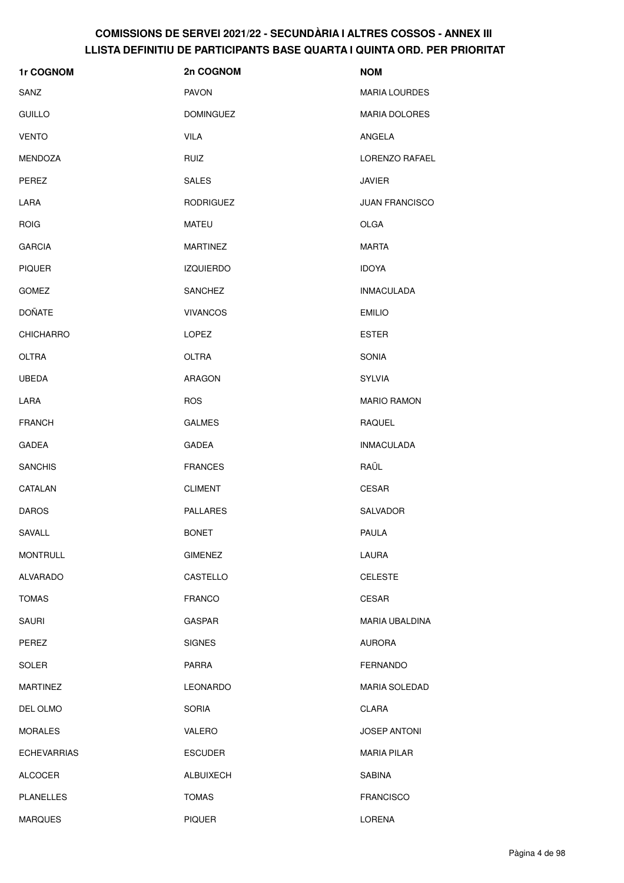# COMISSIONS DE SERVEI 2021/22 - SECUNDÀRIA I ALTRES COSSOS - ANNEX III
## LLISTA DEFINITIU DE PARTICIPANTS BASE QUARTA I QUINTA ORD. PER PRIORITAT

| 1r COGNOM | 2n COGNOM | NOM |
|---|---|---|
| SANZ | PAVON | MARIA LOURDES |
| GUILLO | DOMINGUEZ | MARIA DOLORES |
| VENTO | VILA | ANGELA |
| MENDOZA | RUIZ | LORENZO RAFAEL |
| PEREZ | SALES | JAVIER |
| LARA | RODRIGUEZ | JUAN FRANCISCO |
| ROIG | MATEU | OLGA |
| GARCIA | MARTINEZ | MARTA |
| PIQUER | IZQUIERDO | IDOYA |
| GOMEZ | SANCHEZ | INMACULADA |
| DOÑATE | VIVANCOS | EMILIO |
| CHICHARRO | LOPEZ | ESTER |
| OLTRA | OLTRA | SONIA |
| UBEDA | ARAGON | SYLVIA |
| LARA | ROS | MARIO RAMON |
| FRANCH | GALMES | RAQUEL |
| GADEA | GADEA | INMACULADA |
| SANCHIS | FRANCES | RAÜL |
| CATALAN | CLIMENT | CESAR |
| DAROS | PALLARES | SALVADOR |
| SAVALL | BONET | PAULA |
| MONTRULL | GIMENEZ | LAURA |
| ALVARADO | CASTELLO | CELESTE |
| TOMAS | FRANCO | CESAR |
| SAURI | GASPAR | MARIA UBALDINA |
| PEREZ | SIGNES | AURORA |
| SOLER | PARRA | FERNANDO |
| MARTINEZ | LEONARDO | MARIA SOLEDAD |
| DEL OLMO | SORIA | CLARA |
| MORALES | VALERO | JOSEP ANTONI |
| ECHEVARRIAS | ESCUDER | MARIA PILAR |
| ALCOCER | ALBUIXECH | SABINA |
| PLANELLES | TOMAS | FRANCISCO |
| MARQUES | PIQUER | LORENA |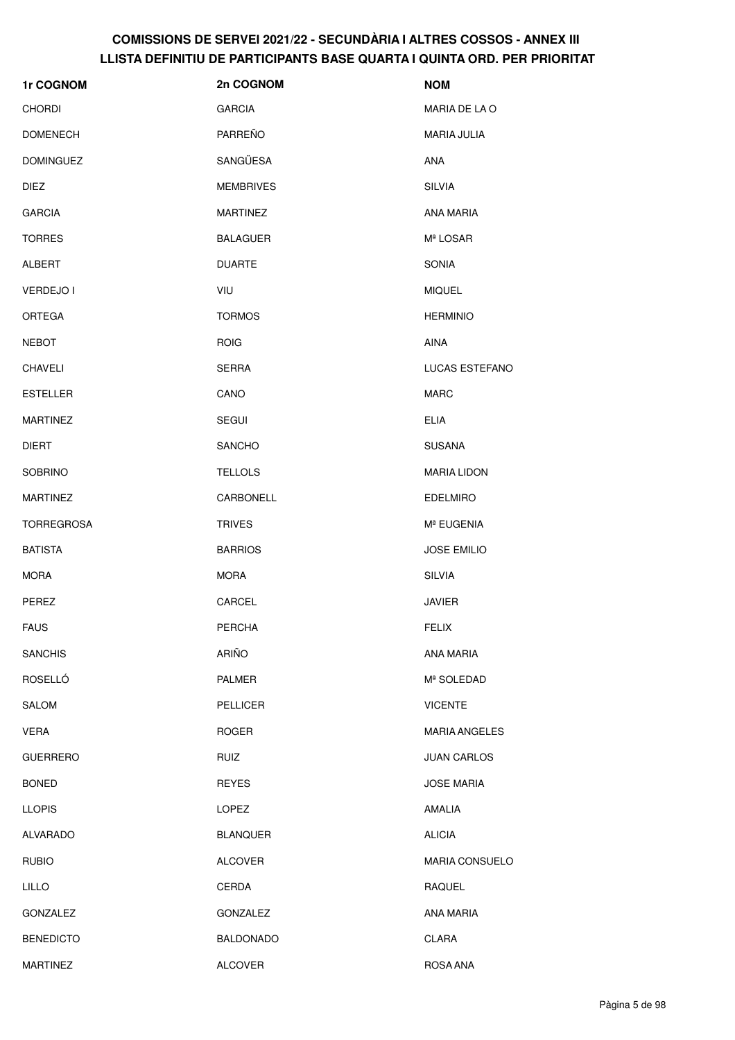# COMISSIONS DE SERVEI 2021/22 - SECUNDÀRIA I ALTRES COSSOS - ANNEX III
## LLISTA DEFINITIU DE PARTICIPANTS BASE QUARTA I QUINTA ORD. PER PRIORITAT

| 1r COGNOM | 2n COGNOM | NOM |
| --- | --- | --- |
| CHORDI | GARCIA | MARIA DE LA O |
| DOMENECH | PARREÑO | MARIA JULIA |
| DOMINGUEZ | SANGÜESA | ANA |
| DIEZ | MEMBRIVES | SILVIA |
| GARCIA | MARTINEZ | ANA MARIA |
| TORRES | BALAGUER | Mª LOSAR |
| ALBERT | DUARTE | SONIA |
| VERDEJO I | VIU | MIQUEL |
| ORTEGA | TORMOS | HERMINIO |
| NEBOT | ROIG | AINA |
| CHAVELI | SERRA | LUCAS ESTEFANO |
| ESTELLER | CANO | MARC |
| MARTINEZ | SEGUI | ELIA |
| DIERT | SANCHO | SUSANA |
| SOBRINO | TELLOLS | MARIA LIDON |
| MARTINEZ | CARBONELL | EDELMIRO |
| TORREGROSA | TRIVES | Mª EUGENIA |
| BATISTA | BARRIOS | JOSE EMILIO |
| MORA | MORA | SILVIA |
| PEREZ | CARCEL | JAVIER |
| FAUS | PERCHA | FELIX |
| SANCHIS | ARIÑO | ANA MARIA |
| ROSELLÓ | PALMER | Mª SOLEDAD |
| SALOM | PELLICER | VICENTE |
| VERA | ROGER | MARIA ANGELES |
| GUERRERO | RUIZ | JUAN CARLOS |
| BONED | REYES | JOSE MARIA |
| LLOPIS | LOPEZ | AMALIA |
| ALVARADO | BLANQUER | ALICIA |
| RUBIO | ALCOVER | MARIA CONSUELO |
| LILLO | CERDA | RAQUEL |
| GONZALEZ | GONZALEZ | ANA MARIA |
| BENEDICTO | BALDONADO | CLARA |
| MARTINEZ | ALCOVER | ROSA ANA |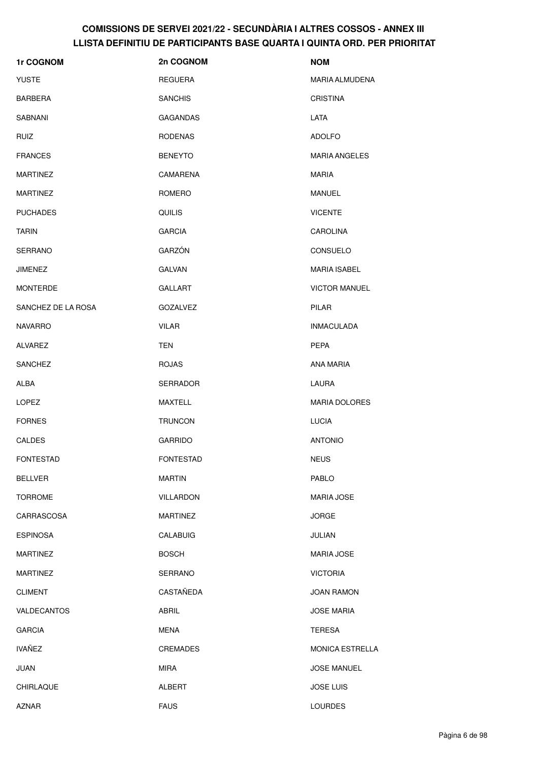# COMISSIONS DE SERVEI 2021/22 - SECUNDÀRIA I ALTRES COSSOS - ANNEX III
## LLISTA DEFINITIU DE PARTICIPANTS BASE QUARTA I QUINTA ORD. PER PRIORITAT

| 1r COGNOM | 2n COGNOM | NOM |
|---|---|---|
| YUSTE | REGUERA | MARIA ALMUDENA |
| BARBERA | SANCHIS | CRISTINA |
| SABNANI | GAGANDAS | LATA |
| RUIZ | RODENAS | ADOLFO |
| FRANCES | BENEYTO | MARIA ANGELES |
| MARTINEZ | CAMARENA | MARIA |
| MARTINEZ | ROMERO | MANUEL |
| PUCHADES | QUILIS | VICENTE |
| TARIN | GARCIA | CAROLINA |
| SERRANO | GARZÓN | CONSUELO |
| JIMENEZ | GALVAN | MARIA ISABEL |
| MONTERDE | GALLART | VICTOR MANUEL |
| SANCHEZ DE LA ROSA | GOZALVEZ | PILAR |
| NAVARRO | VILAR | INMACULADA |
| ALVAREZ | TEN | PEPA |
| SANCHEZ | ROJAS | ANA MARIA |
| ALBA | SERRADOR | LAURA |
| LOPEZ | MAXTELL | MARIA DOLORES |
| FORNES | TRUNCON | LUCIA |
| CALDES | GARRIDO | ANTONIO |
| FONTESTAD | FONTESTAD | NEUS |
| BELLVER | MARTIN | PABLO |
| TORROME | VILLARDON | MARIA JOSE |
| CARRASCOSA | MARTINEZ | JORGE |
| ESPINOSA | CALABUIG | JULIAN |
| MARTINEZ | BOSCH | MARIA JOSE |
| MARTINEZ | SERRANO | VICTORIA |
| CLIMENT | CASTAÑEDA | JOAN RAMON |
| VALDECANTOS | ABRIL | JOSE MARIA |
| GARCIA | MENA | TERESA |
| IVAÑEZ | CREMADES | MONICA ESTRELLA |
| JUAN | MIRA | JOSE MANUEL |
| CHIRLAQUE | ALBERT | JOSE LUIS |
| AZNAR | FAUS | LOURDES |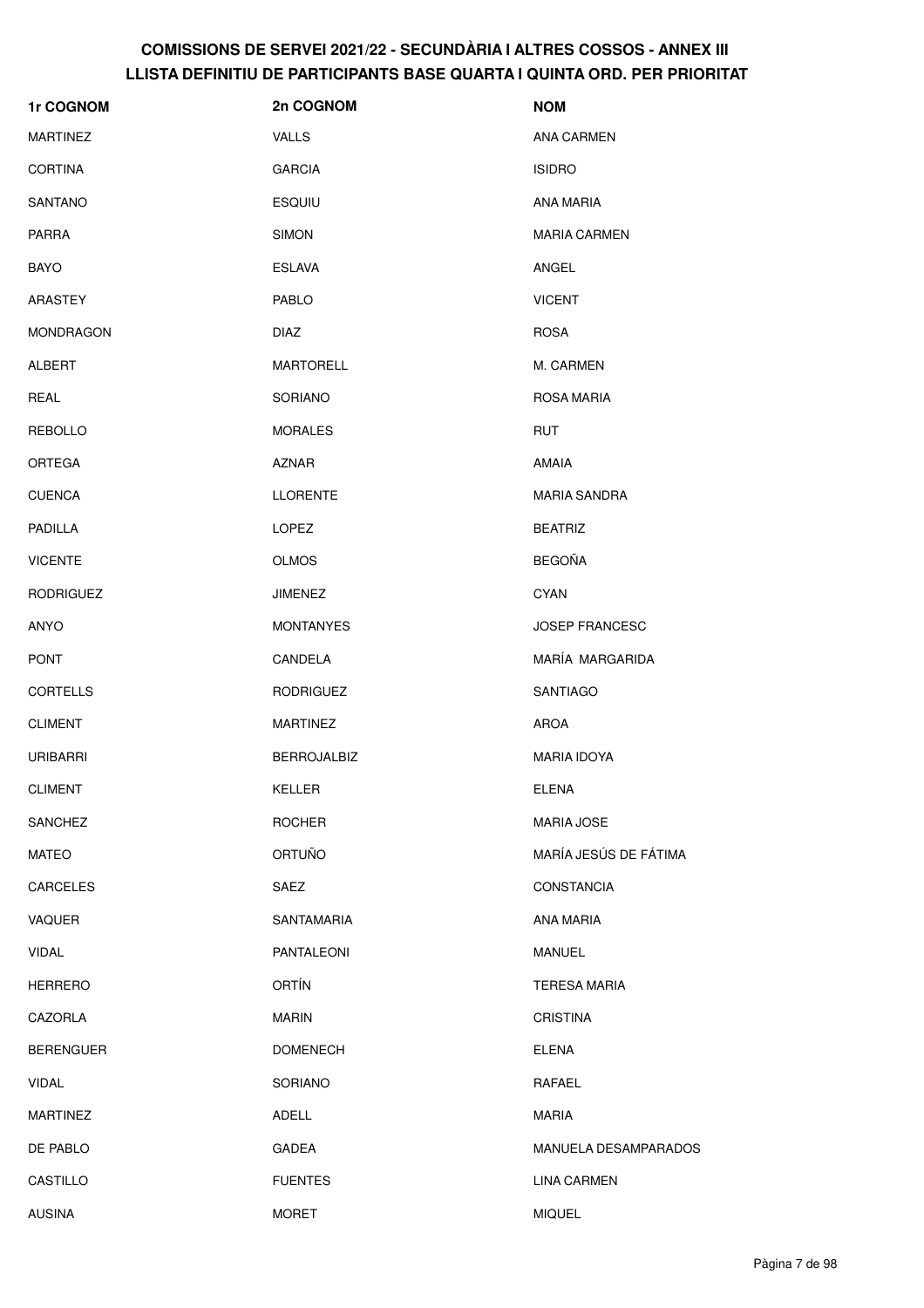## COMISSIONS DE SERVEI 2021/22 - SECUNDÀRIA I ALTRES COSSOS - ANNEX III
## LLISTA DEFINITIU DE PARTICIPANTS BASE QUARTA I QUINTA ORD. PER PRIORITAT

| 1r COGNOM | 2n COGNOM | NOM |
|---|---|---|
| MARTINEZ | VALLS | ANA CARMEN |
| CORTINA | GARCIA | ISIDRO |
| SANTANO | ESQUIU | ANA MARIA |
| PARRA | SIMON | MARIA CARMEN |
| BAYO | ESLAVA | ANGEL |
| ARASTEY | PABLO | VICENT |
| MONDRAGON | DIAZ | ROSA |
| ALBERT | MARTORELL | M. CARMEN |
| REAL | SORIANO | ROSA MARIA |
| REBOLLO | MORALES | RUT |
| ORTEGA | AZNAR | AMAIA |
| CUENCA | LLORENTE | MARIA SANDRA |
| PADILLA | LOPEZ | BEATRIZ |
| VICENTE | OLMOS | BEGOÑA |
| RODRIGUEZ | JIMENEZ | CYAN |
| ANYO | MONTANYES | JOSEP FRANCESC |
| PONT | CANDELA | MARÍA MARGARIDA |
| CORTELLS | RODRIGUEZ | SANTIAGO |
| CLIMENT | MARTINEZ | AROA |
| URIBARRI | BERROJALBIZ | MARIA IDOYA |
| CLIMENT | KELLER | ELENA |
| SANCHEZ | ROCHER | MARIA JOSE |
| MATEO | ORTUÑO | MARÍA JESÚS DE FÁTIMA |
| CARCELES | SAEZ | CONSTANCIA |
| VAQUER | SANTAMARIA | ANA MARIA |
| VIDAL | PANTALEONI | MANUEL |
| HERRERO | ORTÍN | TERESA MARIA |
| CAZORLA | MARIN | CRISTINA |
| BERENGUER | DOMENECH | ELENA |
| VIDAL | SORIANO | RAFAEL |
| MARTINEZ | ADELL | MARIA |
| DE PABLO | GADEA | MANUELA DESAMPARADOS |
| CASTILLO | FUENTES | LINA CARMEN |
| AUSINA | MORET | MIQUEL |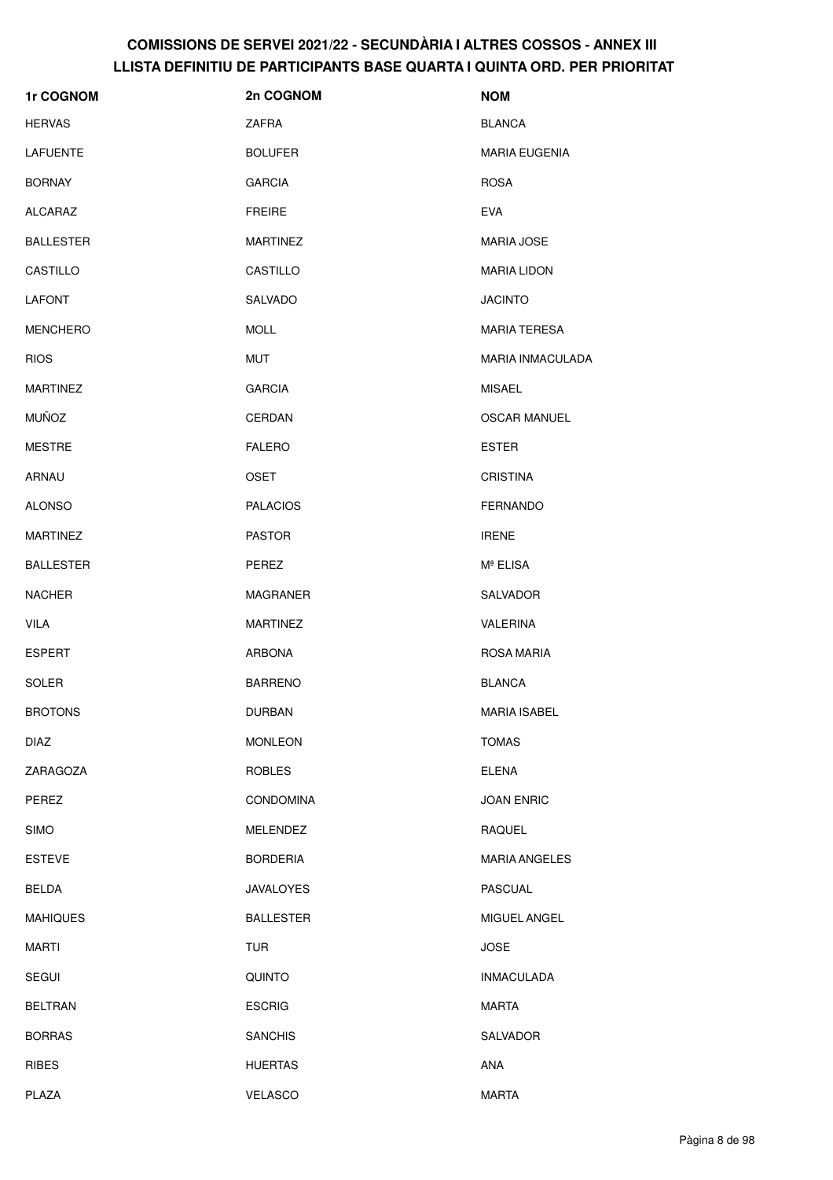# COMISSIONS DE SERVEI 2021/22 - SECUNDÀRIA I ALTRES COSSOS - ANNEX III
# LLISTA DEFINITIU DE PARTICIPANTS BASE QUARTA I QUINTA ORD. PER PRIORITAT

| 1r COGNOM | 2n COGNOM | NOM |
|---|---|---|
| HERVAS | ZAFRA | BLANCA |
| LAFUENTE | BOLUFER | MARIA EUGENIA |
| BORNAY | GARCIA | ROSA |
| ALCARAZ | FREIRE | EVA |
| BALLESTER | MARTINEZ | MARIA JOSE |
| CASTILLO | CASTILLO | MARIA LIDON |
| LAFONT | SALVADO | JACINTO |
| MENCHERO | MOLL | MARIA TERESA |
| RIOS | MUT | MARIA INMACULADA |
| MARTINEZ | GARCIA | MISAEL |
| MUÑOZ | CERDAN | OSCAR MANUEL |
| MESTRE | FALERO | ESTER |
| ARNAU | OSET | CRISTINA |
| ALONSO | PALACIOS | FERNANDO |
| MARTINEZ | PASTOR | IRENE |
| BALLESTER | PEREZ | Mª ELISA |
| NACHER | MAGRANER | SALVADOR |
| VILA | MARTINEZ | VALERINA |
| ESPERT | ARBONA | ROSA MARIA |
| SOLER | BARRENO | BLANCA |
| BROTONS | DURBAN | MARIA ISABEL |
| DIAZ | MONLEON | TOMAS |
| ZARAGOZA | ROBLES | ELENA |
| PEREZ | CONDOMINA | JOAN ENRIC |
| SIMO | MELENDEZ | RAQUEL |
| ESTEVE | BORDERIA | MARIA ANGELES |
| BELDA | JAVALOYES | PASCUAL |
| MAHIQUES | BALLESTER | MIGUEL ANGEL |
| MARTI | TUR | JOSE |
| SEGUI | QUINTO | INMACULADA |
| BELTRAN | ESCRIG | MARTA |
| BORRAS | SANCHIS | SALVADOR |
| RIBES | HUERTAS | ANA |
| PLAZA | VELASCO | MARTA |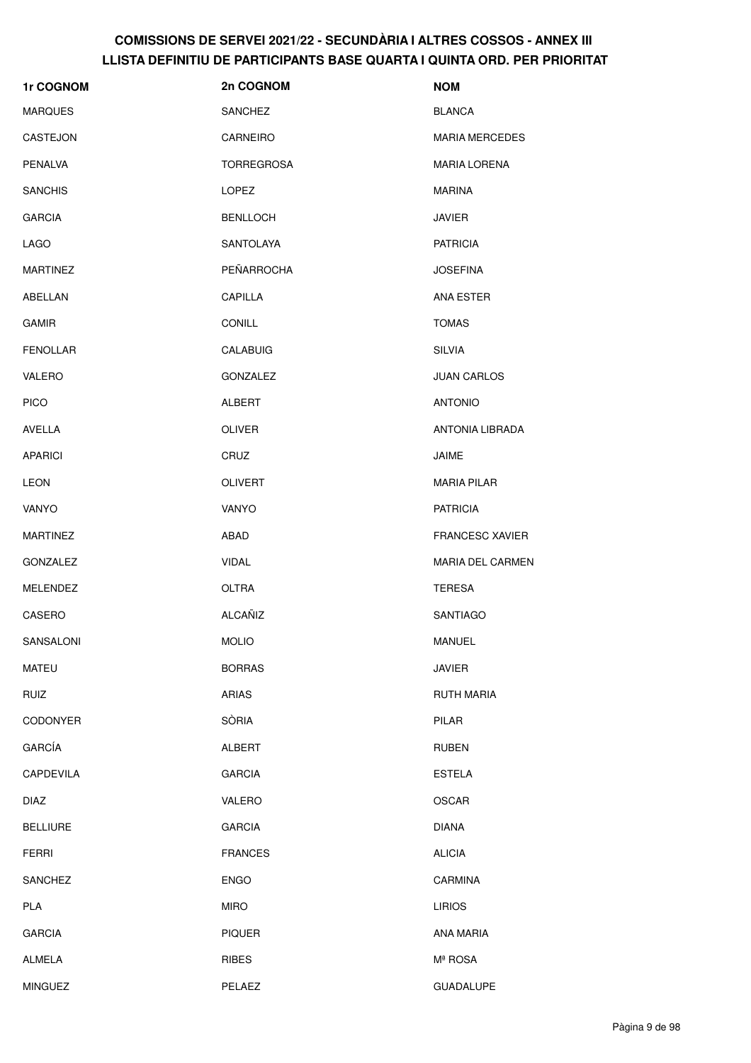# COMISSIONS DE SERVEI 2021/22 - SECUNDÀRIA I ALTRES COSSOS - ANNEX III
## LLISTA DEFINITIU DE PARTICIPANTS BASE QUARTA I QUINTA ORD. PER PRIORITAT

| 1r COGNOM | 2n COGNOM | NOM |
|---|---|---|
| MARQUES | SANCHEZ | BLANCA |
| CASTEJON | CARNEIRO | MARIA MERCEDES |
| PENALVA | TORREGROSA | MARIA LORENA |
| SANCHIS | LOPEZ | MARINA |
| GARCIA | BENLLOCH | JAVIER |
| LAGO | SANTOLAYA | PATRICIA |
| MARTINEZ | PEÑARROCHA | JOSEFINA |
| ABELLAN | CAPILLA | ANA ESTER |
| GAMIR | CONILL | TOMAS |
| FENOLLAR | CALABUIG | SILVIA |
| VALERO | GONZALEZ | JUAN CARLOS |
| PICO | ALBERT | ANTONIO |
| AVELLA | OLIVER | ANTONIA LIBRADA |
| APARICI | CRUZ | JAIME |
| LEON | OLIVERT | MARIA PILAR |
| VANYO | VANYO | PATRICIA |
| MARTINEZ | ABAD | FRANCESC XAVIER |
| GONZALEZ | VIDAL | MARIA DEL CARMEN |
| MELENDEZ | OLTRA | TERESA |
| CASERO | ALCAÑIZ | SANTIAGO |
| SANSALONI | MOLIO | MANUEL |
| MATEU | BORRAS | JAVIER |
| RUIZ | ARIAS | RUTH MARIA |
| CODONYER | SÒRIA | PILAR |
| GARCÍA | ALBERT | RUBEN |
| CAPDEVILA | GARCIA | ESTELA |
| DIAZ | VALERO | OSCAR |
| BELLIURE | GARCIA | DIANA |
| FERRI | FRANCES | ALICIA |
| SANCHEZ | ENGO | CARMINA |
| PLA | MIRO | LIRIOS |
| GARCIA | PIQUER | ANA MARIA |
| ALMELA | RIBES | Mª ROSA |
| MINGUEZ | PELAEZ | GUADALUPE |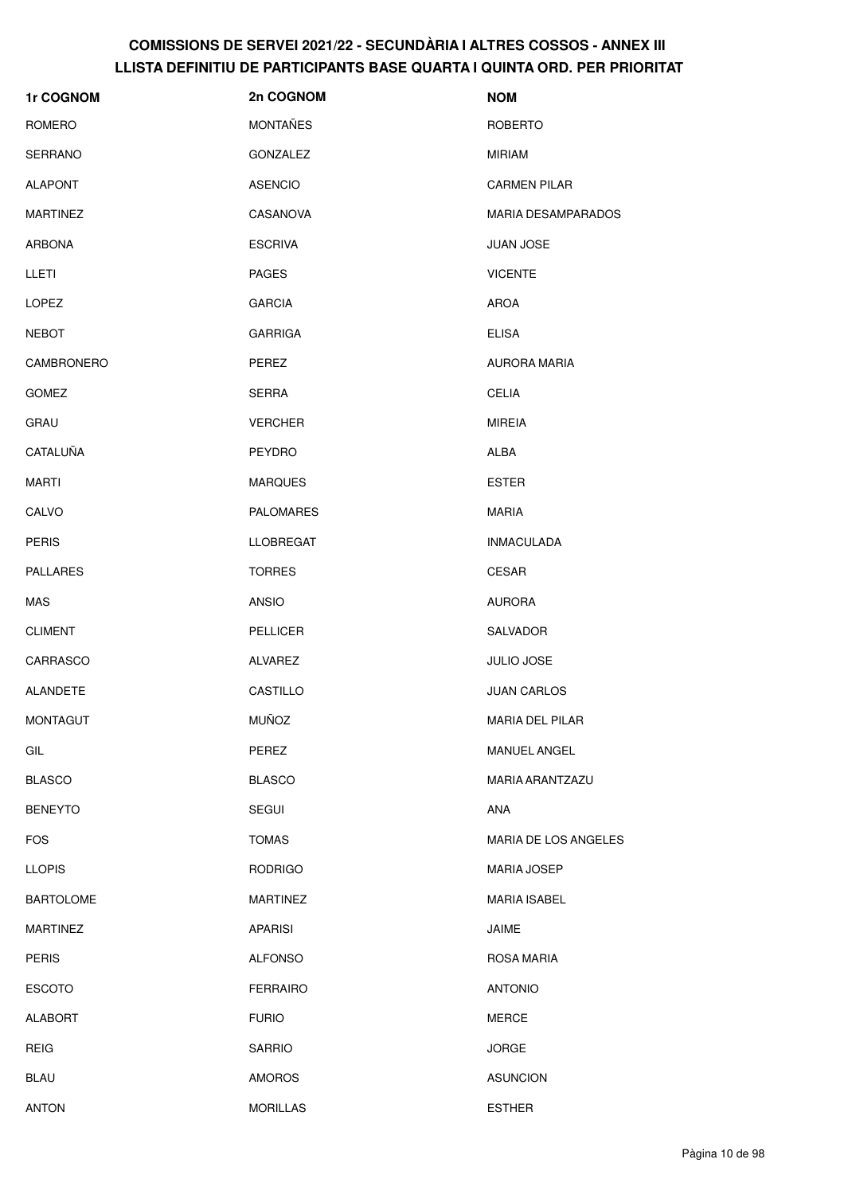**COMISSIONS DE SERVEI 2021/22 - SECUNDÀRIA I ALTRES COSSOS - ANNEX III**
**LLISTA DEFINITIU DE PARTICIPANTS BASE QUARTA I QUINTA ORD. PER PRIORITAT**

| 1r COGNOM | 2n COGNOM | NOM |
|---|---|---|
| ROMERO | MONTAÑES | ROBERTO |
| SERRANO | GONZALEZ | MIRIAM |
| ALAPONT | ASENCIO | CARMEN PILAR |
| MARTINEZ | CASANOVA | MARIA DESAMPARADOS |
| ARBONA | ESCRIVA | JUAN JOSE |
| LLETI | PAGES | VICENTE |
| LOPEZ | GARCIA | AROA |
| NEBOT | GARRIGA | ELISA |
| CAMBRONERO | PEREZ | AURORA MARIA |
| GOMEZ | SERRA | CELIA |
| GRAU | VERCHER | MIREIA |
| CATALUÑA | PEYDRO | ALBA |
| MARTI | MARQUES | ESTER |
| CALVO | PALOMARES | MARIA |
| PERIS | LLOBREGAT | INMACULADA |
| PALLARES | TORRES | CESAR |
| MAS | ANSIO | AURORA |
| CLIMENT | PELLICER | SALVADOR |
| CARRASCO | ALVAREZ | JULIO JOSE |
| ALANDETE | CASTILLO | JUAN CARLOS |
| MONTAGUT | MUÑOZ | MARIA DEL PILAR |
| GIL | PEREZ | MANUEL ANGEL |
| BLASCO | BLASCO | MARIA ARANTZAZU |
| BENEYTO | SEGUI | ANA |
| FOS | TOMAS | MARIA DE LOS ANGELES |
| LLOPIS | RODRIGO | MARIA JOSEP |
| BARTOLOME | MARTINEZ | MARIA ISABEL |
| MARTINEZ | APARISI | JAIME |
| PERIS | ALFONSO | ROSA MARIA |
| ESCOTO | FERRAIRO | ANTONIO |
| ALABORT | FURIO | MERCE |
| REIG | SARRIO | JORGE |
| BLAU | AMOROS | ASUNCION |
| ANTON | MORILLAS | ESTHER |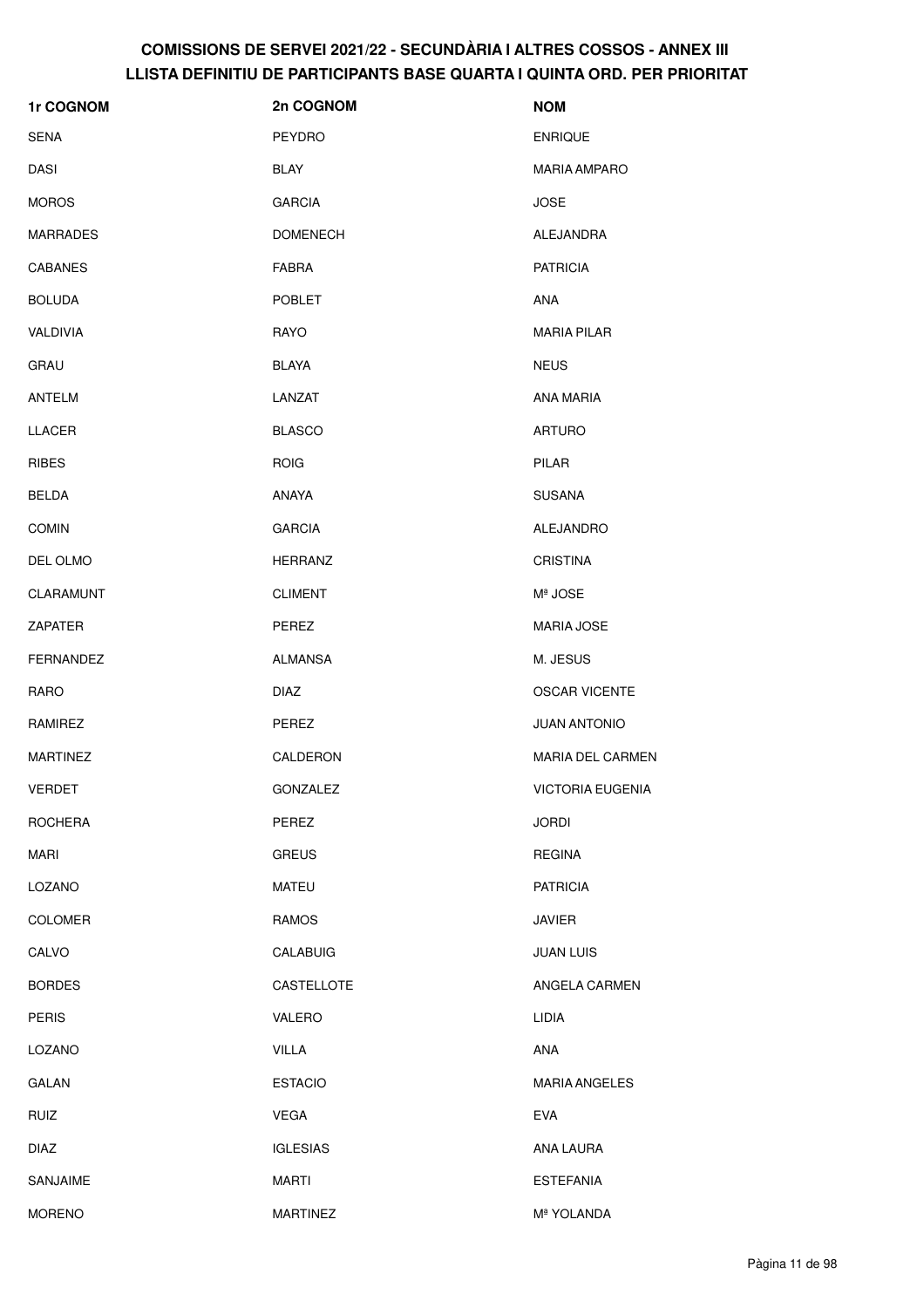# COMISSIONS DE SERVEI 2021/22 - SECUNDÀRIA I ALTRES COSSOS - ANNEX III
## LLISTA DEFINITIU DE PARTICIPANTS BASE QUARTA I QUINTA ORD. PER PRIORITAT

| 1r COGNOM | 2n COGNOM | NOM |
| --- | --- | --- |
| SENA | PEYDRO | ENRIQUE |
| DASI | BLAY | MARIA AMPARO |
| MOROS | GARCIA | JOSE |
| MARRADES | DOMENECH | ALEJANDRA |
| CABANES | FABRA | PATRICIA |
| BOLUDA | POBLET | ANA |
| VALDIVIA | RAYO | MARIA PILAR |
| GRAU | BLAYA | NEUS |
| ANTELM | LANZAT | ANA MARIA |
| LLACER | BLASCO | ARTURO |
| RIBES | ROIG | PILAR |
| BELDA | ANAYA | SUSANA |
| COMIN | GARCIA | ALEJANDRO |
| DEL OLMO | HERRANZ | CRISTINA |
| CLARAMUNT | CLIMENT | Mª JOSE |
| ZAPATER | PEREZ | MARIA JOSE |
| FERNANDEZ | ALMANSA | M. JESUS |
| RARO | DIAZ | OSCAR VICENTE |
| RAMIREZ | PEREZ | JUAN ANTONIO |
| MARTINEZ | CALDERON | MARIA DEL CARMEN |
| VERDET | GONZALEZ | VICTORIA EUGENIA |
| ROCHERA | PEREZ | JORDI |
| MARI | GREUS | REGINA |
| LOZANO | MATEU | PATRICIA |
| COLOMER | RAMOS | JAVIER |
| CALVO | CALABUIG | JUAN LUIS |
| BORDES | CASTELLOTE | ANGELA CARMEN |
| PERIS | VALERO | LIDIA |
| LOZANO | VILLA | ANA |
| GALAN | ESTACIO | MARIA ANGELES |
| RUIZ | VEGA | EVA |
| DIAZ | IGLESIAS | ANA LAURA |
| SANJAIME | MARTI | ESTEFANIA |
| MORENO | MARTINEZ | Mª YOLANDA |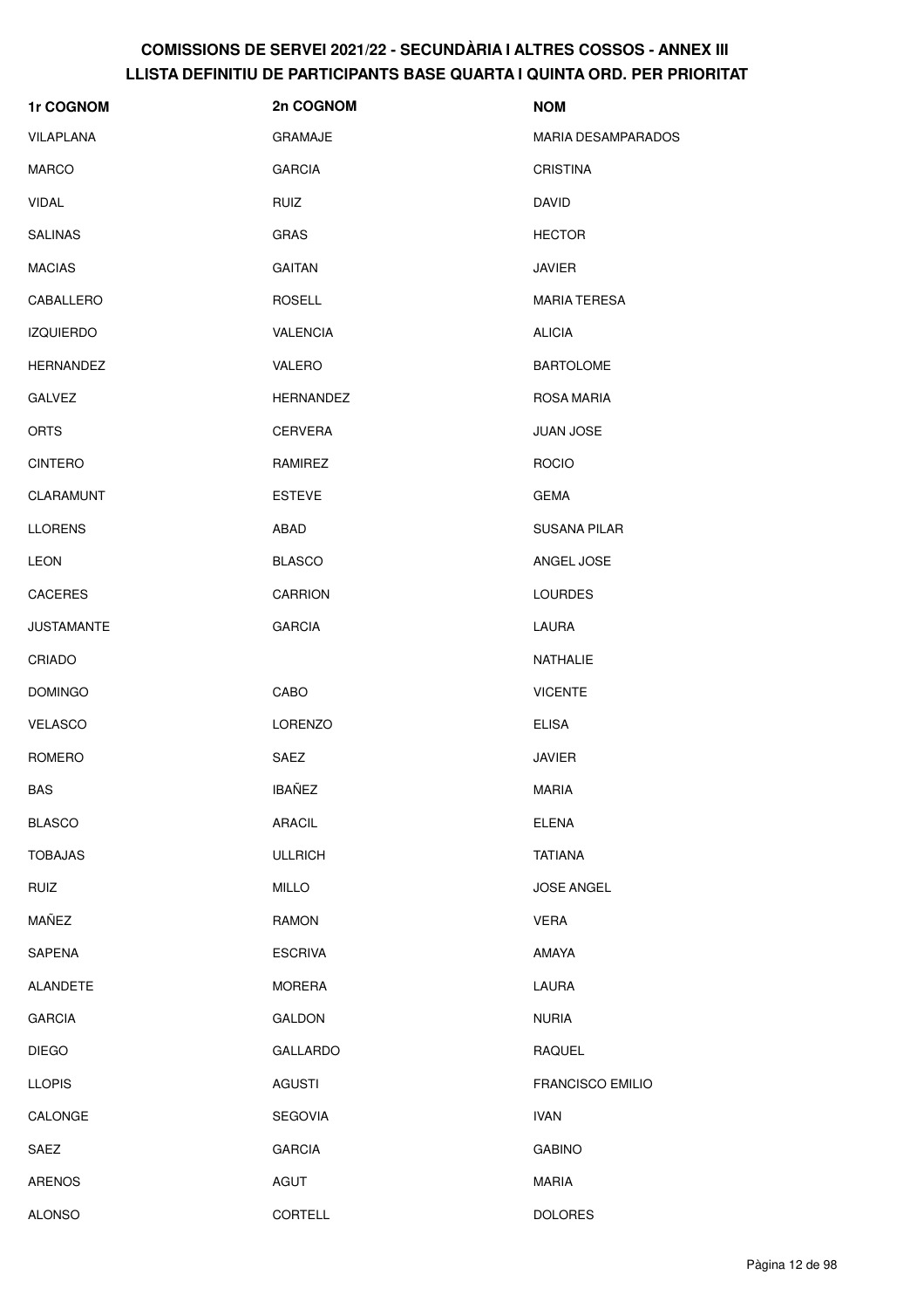**COMISSIONS DE SERVEI 2021/22 - SECUNDÀRIA I ALTRES COSSOS - ANNEX III**
**LLISTA DEFINITIU DE PARTICIPANTS BASE QUARTA I QUINTA ORD. PER PRIORITAT**

| 1r COGNOM | 2n COGNOM | NOM |
|---|---|---|
| VILAPLANA | GRAMAJE | MARIA DESAMPARADOS |
| MARCO | GARCIA | CRISTINA |
| VIDAL | RUIZ | DAVID |
| SALINAS | GRAS | HECTOR |
| MACIAS | GAITAN | JAVIER |
| CABALLERO | ROSELL | MARIA TERESA |
| IZQUIERDO | VALENCIA | ALICIA |
| HERNANDEZ | VALERO | BARTOLOME |
| GALVEZ | HERNANDEZ | ROSA MARIA |
| ORTS | CERVERA | JUAN JOSE |
| CINTERO | RAMIREZ | ROCIO |
| CLARAMUNT | ESTEVE | GEMA |
| LLORENS | ABAD | SUSANA PILAR |
| LEON | BLASCO | ANGEL JOSE |
| CACERES | CARRION | LOURDES |
| JUSTAMANTE | GARCIA | LAURA |
| CRIADO | | NATHALIE |
| DOMINGO | CABO | VICENTE |
| VELASCO | LORENZO | ELISA |
| ROMERO | SAEZ | JAVIER |
| BAS | IBAÑEZ | MARIA |
| BLASCO | ARACIL | ELENA |
| TOBAJAS | ULLRICH | TATIANA |
| RUIZ | MILLO | JOSE ANGEL |
| MAÑEZ | RAMON | VERA |
| SAPENA | ESCRIVA | AMAYA |
| ALANDETE | MORERA | LAURA |
| GARCIA | GALDON | NURIA |
| DIEGO | GALLARDO | RAQUEL |
| LLOPIS | AGUSTI | FRANCISCO EMILIO |
| CALONGE | SEGOVIA | IVAN |
| SAEZ | GARCIA | GABINO |
| ARENOS | AGUT | MARIA |
| ALONSO | CORTELL | DOLORES |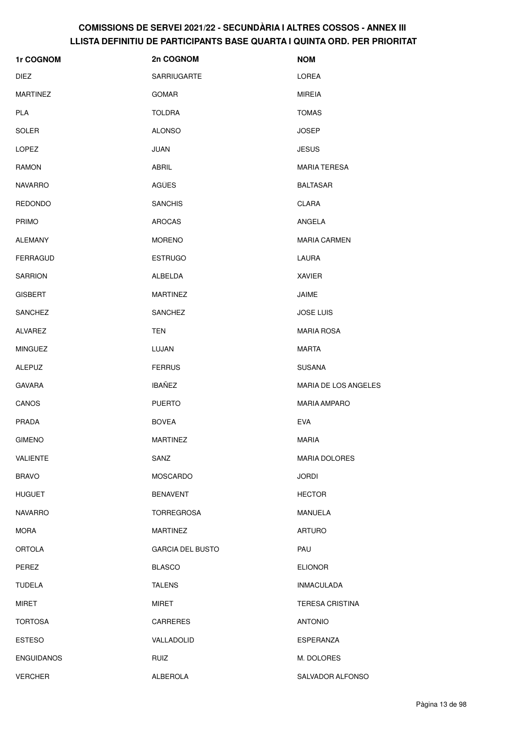# COMISSIONS DE SERVEI 2021/22 - SECUNDÀRIA I ALTRES COSSOS - ANNEX III
## LLISTA DEFINITIU DE PARTICIPANTS BASE QUARTA I QUINTA ORD. PER PRIORITAT

| 1r COGNOM | 2n COGNOM | NOM |
|---|---|---|
| DIEZ | SARRIUGARTE | LOREA |
| MARTINEZ | GOMAR | MIREIA |
| PLA | TOLDRA | TOMAS |
| SOLER | ALONSO | JOSEP |
| LOPEZ | JUAN | JESUS |
| RAMON | ABRIL | MARIA TERESA |
| NAVARRO | AGÜES | BALTASAR |
| REDONDO | SANCHIS | CLARA |
| PRIMO | AROCAS | ANGELA |
| ALEMANY | MORENO | MARIA CARMEN |
| FERRAGUD | ESTRUGO | LAURA |
| SARRION | ALBELDA | XAVIER |
| GISBERT | MARTINEZ | JAIME |
| SANCHEZ | SANCHEZ | JOSE LUIS |
| ALVAREZ | TEN | MARIA ROSA |
| MINGUEZ | LUJAN | MARTA |
| ALEPUZ | FERRUS | SUSANA |
| GAVARA | IBAÑEZ | MARIA DE LOS ANGELES |
| CANOS | PUERTO | MARIA AMPARO |
| PRADA | BOVEA | EVA |
| GIMENO | MARTINEZ | MARIA |
| VALIENTE | SANZ | MARIA DOLORES |
| BRAVO | MOSCARDO | JORDI |
| HUGUET | BENAVENT | HECTOR |
| NAVARRO | TORREGROSA | MANUELA |
| MORA | MARTINEZ | ARTURO |
| ORTOLA | GARCIA DEL BUSTO | PAU |
| PEREZ | BLASCO | ELIONOR |
| TUDELA | TALENS | INMACULADA |
| MIRET | MIRET | TERESA CRISTINA |
| TORTOSA | CARRERES | ANTONIO |
| ESTESO | VALLADOLID | ESPERANZA |
| ENGUIDANOS | RUIZ | M. DOLORES |
| VERCHER | ALBEROLA | SALVADOR ALFONSO |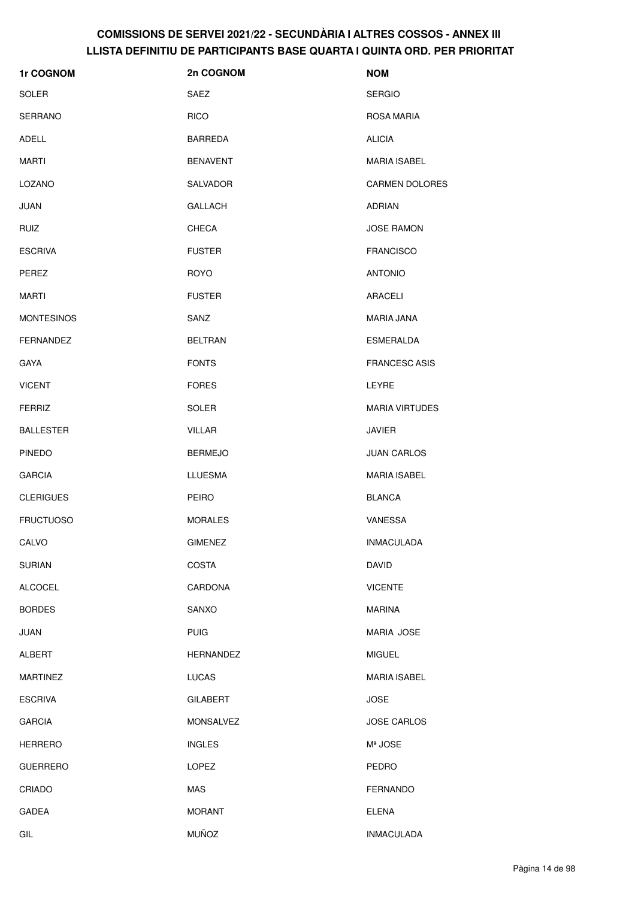# COMISSIONS DE SERVEI 2021/22 - SECUNDÀRIA I ALTRES COSSOS - ANNEX III
## LLISTA DEFINITIU DE PARTICIPANTS BASE QUARTA I QUINTA ORD. PER PRIORITAT

| 1r COGNOM | 2n COGNOM | NOM |
|---|---|---|
| SOLER | SAEZ | SERGIO |
| SERRANO | RICO | ROSA MARIA |
| ADELL | BARREDA | ALICIA |
| MARTI | BENAVENT | MARIA ISABEL |
| LOZANO | SALVADOR | CARMEN DOLORES |
| JUAN | GALLACH | ADRIAN |
| RUIZ | CHECA | JOSE RAMON |
| ESCRIVA | FUSTER | FRANCISCO |
| PEREZ | ROYO | ANTONIO |
| MARTI | FUSTER | ARACELI |
| MONTESINOS | SANZ | MARIA JANA |
| FERNANDEZ | BELTRAN | ESMERALDA |
| GAYA | FONTS | FRANCESC ASIS |
| VICENT | FORES | LEYRE |
| FERRIZ | SOLER | MARIA VIRTUDES |
| BALLESTER | VILLAR | JAVIER |
| PINEDO | BERMEJO | JUAN CARLOS |
| GARCIA | LLUESMA | MARIA ISABEL |
| CLERIGUES | PEIRO | BLANCA |
| FRUCTUOSO | MORALES | VANESSA |
| CALVO | GIMENEZ | INMACULADA |
| SURIAN | COSTA | DAVID |
| ALCOCEL | CARDONA | VICENTE |
| BORDES | SANXO | MARINA |
| JUAN | PUIG | MARIA JOSE |
| ALBERT | HERNANDEZ | MIGUEL |
| MARTINEZ | LUCAS | MARIA ISABEL |
| ESCRIVA | GILABERT | JOSE |
| GARCIA | MONSALVEZ | JOSE CARLOS |
| HERRERO | INGLES | Mª JOSE |
| GUERRERO | LOPEZ | PEDRO |
| CRIADO | MAS | FERNANDO |
| GADEA | MORANT | ELENA |
| GIL | MUÑOZ | INMACULADA |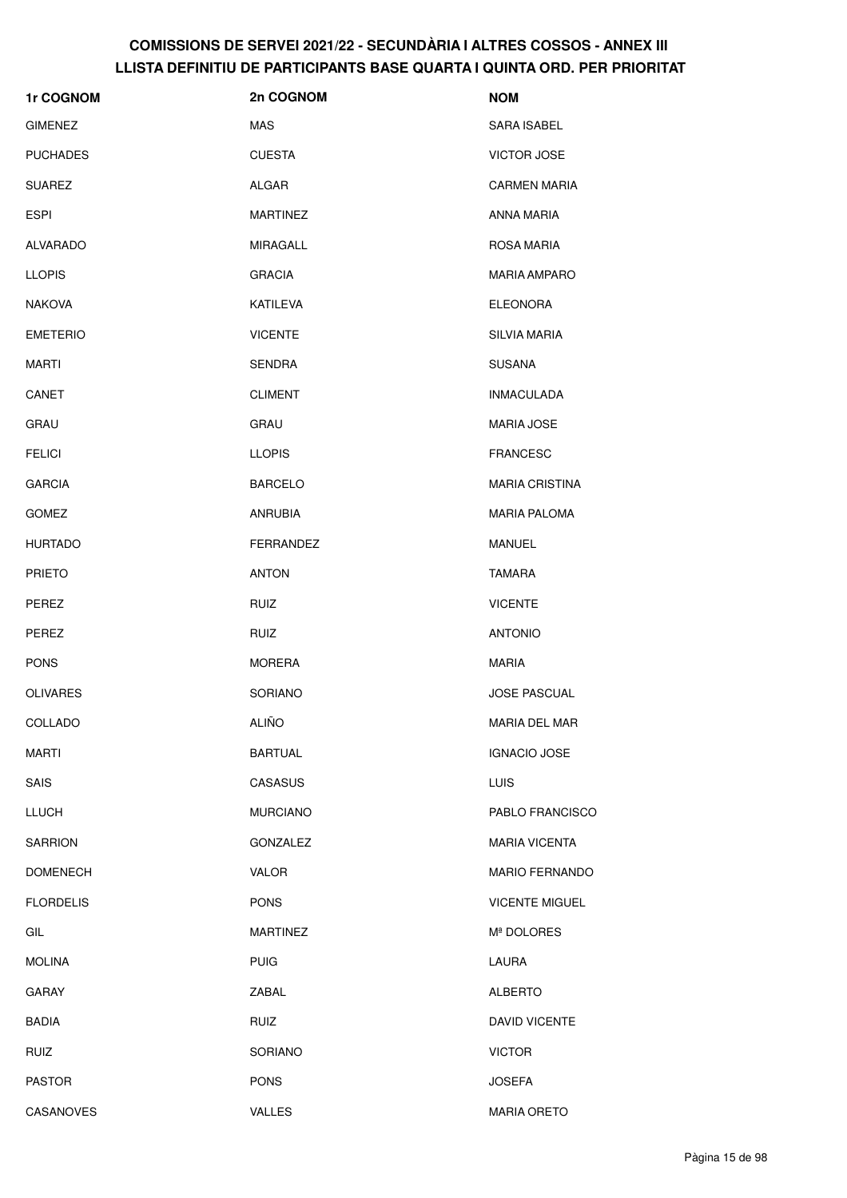# COMISSIONS DE SERVEI 2021/22 - SECUNDÀRIA I ALTRES COSSOS - ANNEX III
## LLISTA DEFINITIU DE PARTICIPANTS BASE QUARTA I QUINTA ORD. PER PRIORITAT

| 1r COGNOM | 2n COGNOM | NOM |
|---|---|---|
| GIMENEZ | MAS | SARA ISABEL |
| PUCHADES | CUESTA | VICTOR JOSE |
| SUAREZ | ALGAR | CARMEN MARIA |
| ESPI | MARTINEZ | ANNA MARIA |
| ALVARADO | MIRAGALL | ROSA MARIA |
| LLOPIS | GRACIA | MARIA AMPARO |
| NAKOVA | KATILEVA | ELEONORA |
| EMETERIO | VICENTE | SILVIA MARIA |
| MARTI | SENDRA | SUSANA |
| CANET | CLIMENT | INMACULADA |
| GRAU | GRAU | MARIA JOSE |
| FELICI | LLOPIS | FRANCESC |
| GARCIA | BARCELO | MARIA CRISTINA |
| GOMEZ | ANRUBIA | MARIA PALOMA |
| HURTADO | FERRANDEZ | MANUEL |
| PRIETO | ANTON | TAMARA |
| PEREZ | RUIZ | VICENTE |
| PEREZ | RUIZ | ANTONIO |
| PONS | MORERA | MARIA |
| OLIVARES | SORIANO | JOSE PASCUAL |
| COLLADO | ALIÑO | MARIA DEL MAR |
| MARTI | BARTUAL | IGNACIO JOSE |
| SAIS | CASASUS | LUIS |
| LLUCH | MURCIANO | PABLO FRANCISCO |
| SARRION | GONZALEZ | MARIA VICENTA |
| DOMENECH | VALOR | MARIO FERNANDO |
| FLORDELIS | PONS | VICENTE MIGUEL |
| GIL | MARTINEZ | Mª DOLORES |
| MOLINA | PUIG | LAURA |
| GARAY | ZABAL | ALBERTO |
| BADIA | RUIZ | DAVID VICENTE |
| RUIZ | SORIANO | VICTOR |
| PASTOR | PONS | JOSEFA |
| CASANOVES | VALLES | MARIA ORETO |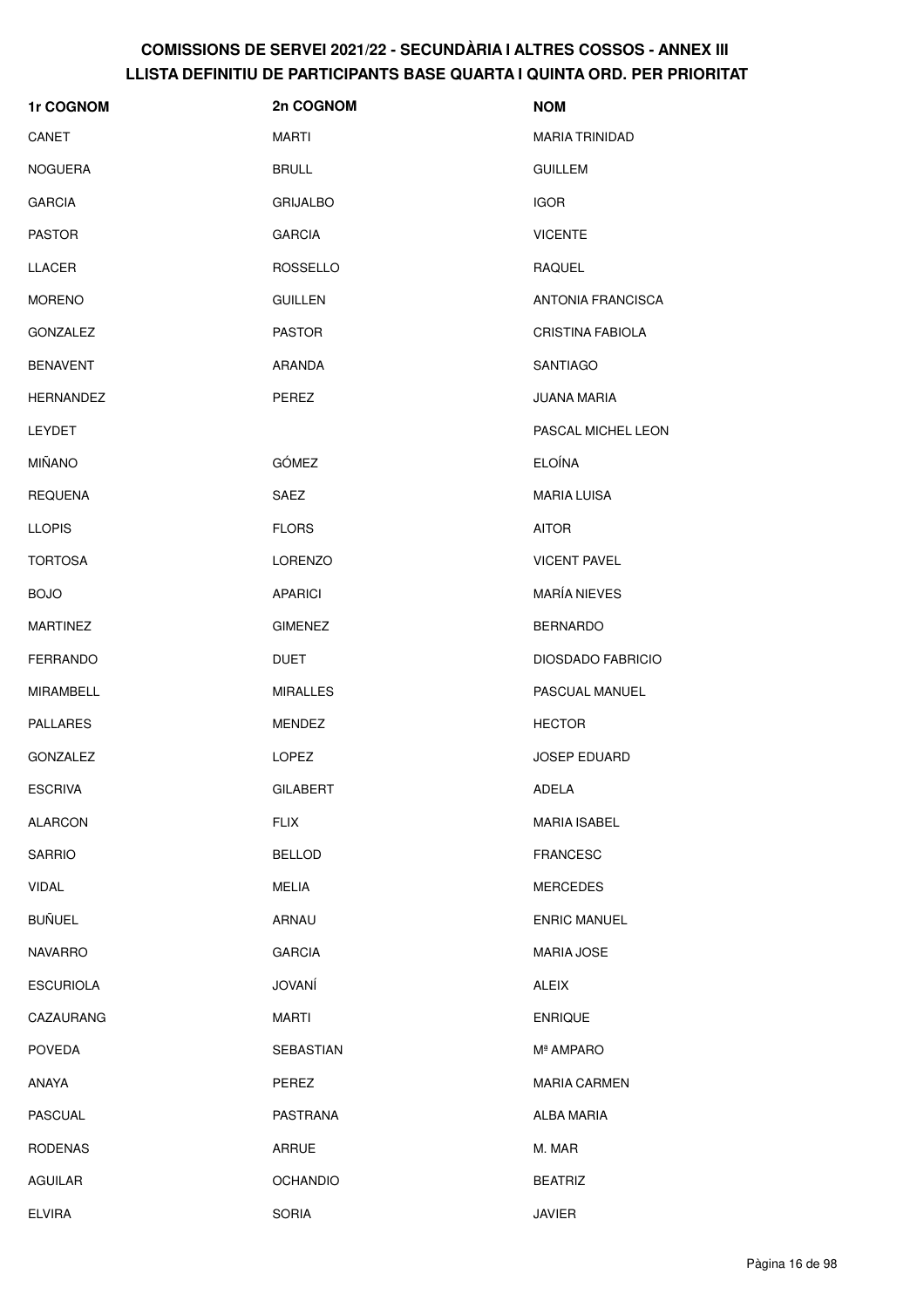# COMISSIONS DE SERVEI 2021/22 - SECUNDÀRIA I ALTRES COSSOS - ANNEX III
## LLISTA DEFINITIU DE PARTICIPANTS BASE QUARTA I QUINTA ORD. PER PRIORITAT

| 1r COGNOM | 2n COGNOM | NOM |
|---|---|---|
| CANET | MARTI | MARIA TRINIDAD |
| NOGUERA | BRULL | GUILLEM |
| GARCIA | GRIJALBO | IGOR |
| PASTOR | GARCIA | VICENTE |
| LLACER | ROSSELLO | RAQUEL |
| MORENO | GUILLEN | ANTONIA FRANCISCA |
| GONZALEZ | PASTOR | CRISTINA FABIOLA |
| BENAVENT | ARANDA | SANTIAGO |
| HERNANDEZ | PEREZ | JUANA MARIA |
| LEYDET | | PASCAL MICHEL LEON |
| MIÑANO | GÓMEZ | ELOÍNA |
| REQUENA | SAEZ | MARIA LUISA |
| LLOPIS | FLORS | AITOR |
| TORTOSA | LORENZO | VICENT PAVEL |
| BOJO | APARICI | MARÍA NIEVES |
| MARTINEZ | GIMENEZ | BERNARDO |
| FERRANDO | DUET | DIOSDADO FABRICIO |
| MIRAMBELL | MIRALLES | PASCUAL MANUEL |
| PALLARES | MENDEZ | HECTOR |
| GONZALEZ | LOPEZ | JOSEP EDUARD |
| ESCRIVA | GILABERT | ADELA |
| ALARCON | FLIX | MARIA ISABEL |
| SARRIO | BELLOD | FRANCESC |
| VIDAL | MELIA | MERCEDES |
| BUÑUEL | ARNAU | ENRIC MANUEL |
| NAVARRO | GARCIA | MARIA JOSE |
| ESCURIOLA | JOVANÍ | ALEIX |
| CAZAURANG | MARTI | ENRIQUE |
| POVEDA | SEBASTIAN | Mª AMPARO |
| ANAYA | PEREZ | MARIA CARMEN |
| PASCUAL | PASTRANA | ALBA MARIA |
| RODENAS | ARRUE | M. MAR |
| AGUILAR | OCHANDIO | BEATRIZ |
| ELVIRA | SORIA | JAVIER |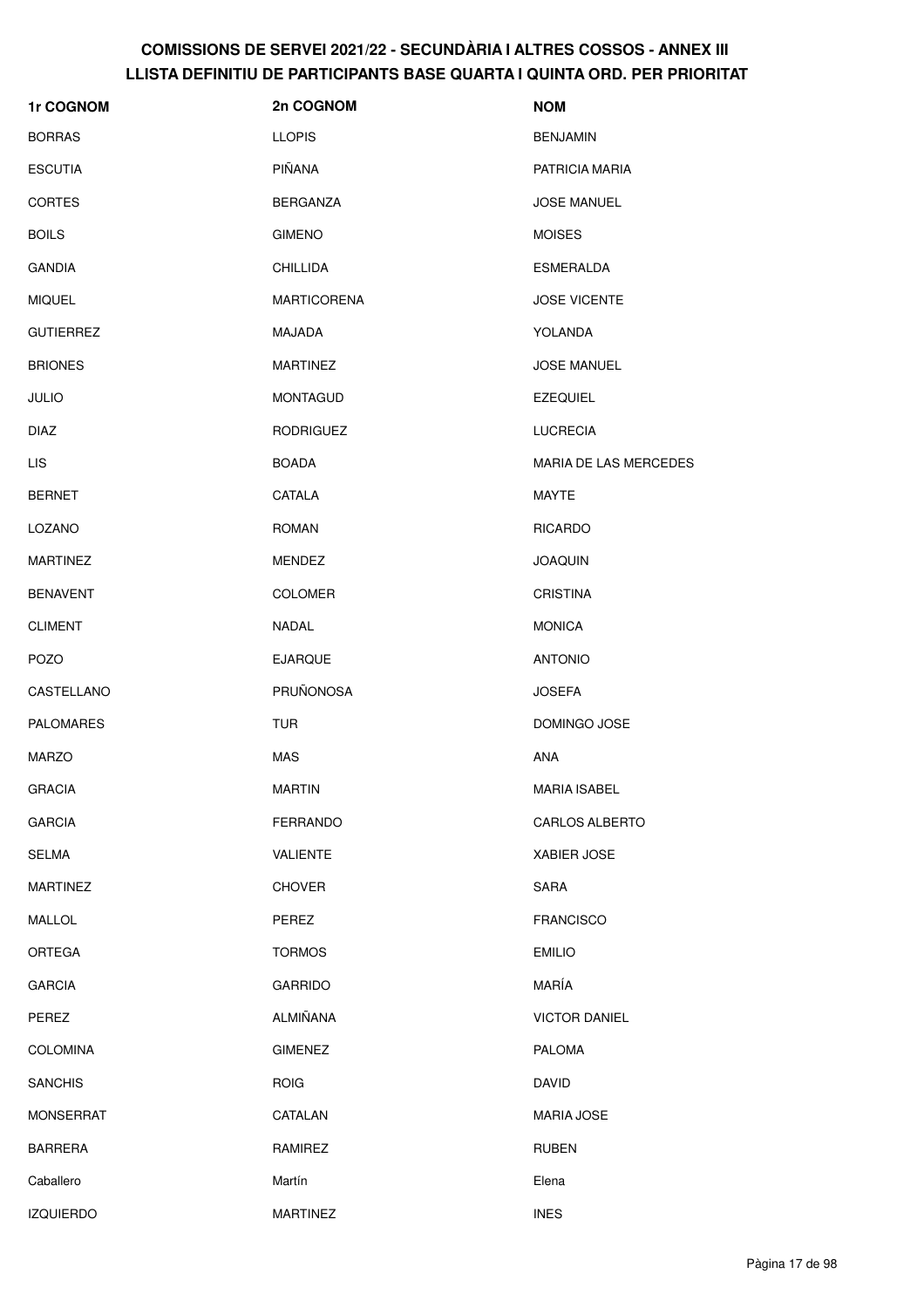# COMISSIONS DE SERVEI 2021/22 - SECUNDÀRIA I ALTRES COSSOS - ANNEX III
## LLISTA DEFINITIU DE PARTICIPANTS BASE QUARTA I QUINTA ORD. PER PRIORITAT

| 1r COGNOM | 2n COGNOM | NOM |
| --- | --- | --- |
| BORRAS | LLOPIS | BENJAMIN |
| ESCUTIA | PIÑANA | PATRICIA MARIA |
| CORTES | BERGANZA | JOSE MANUEL |
| BOILS | GIMENO | MOISES |
| GANDIA | CHILLIDA | ESMERALDA |
| MIQUEL | MARTICORENA | JOSE VICENTE |
| GUTIERREZ | MAJADA | YOLANDA |
| BRIONES | MARTINEZ | JOSE MANUEL |
| JULIO | MONTAGUD | EZEQUIEL |
| DIAZ | RODRIGUEZ | LUCRECIA |
| LIS | BOADA | MARIA DE LAS MERCEDES |
| BERNET | CATALA | MAYTE |
| LOZANO | ROMAN | RICARDO |
| MARTINEZ | MENDEZ | JOAQUIN |
| BENAVENT | COLOMER | CRISTINA |
| CLIMENT | NADAL | MONICA |
| POZO | EJARQUE | ANTONIO |
| CASTELLANO | PRUÑONOSA | JOSEFA |
| PALOMARES | TUR | DOMINGO JOSE |
| MARZO | MAS | ANA |
| GRACIA | MARTIN | MARIA ISABEL |
| GARCIA | FERRANDO | CARLOS ALBERTO |
| SELMA | VALIENTE | XABIER JOSE |
| MARTINEZ | CHOVER | SARA |
| MALLOL | PEREZ | FRANCISCO |
| ORTEGA | TORMOS | EMILIO |
| GARCIA | GARRIDO | MARÍA |
| PEREZ | ALMIÑANA | VICTOR DANIEL |
| COLOMINA | GIMENEZ | PALOMA |
| SANCHIS | ROIG | DAVID |
| MONSERRAT | CATALAN | MARIA JOSE |
| BARRERA | RAMIREZ | RUBEN |
| Caballero | Martín | Elena |
| IZQUIERDO | MARTINEZ | INES |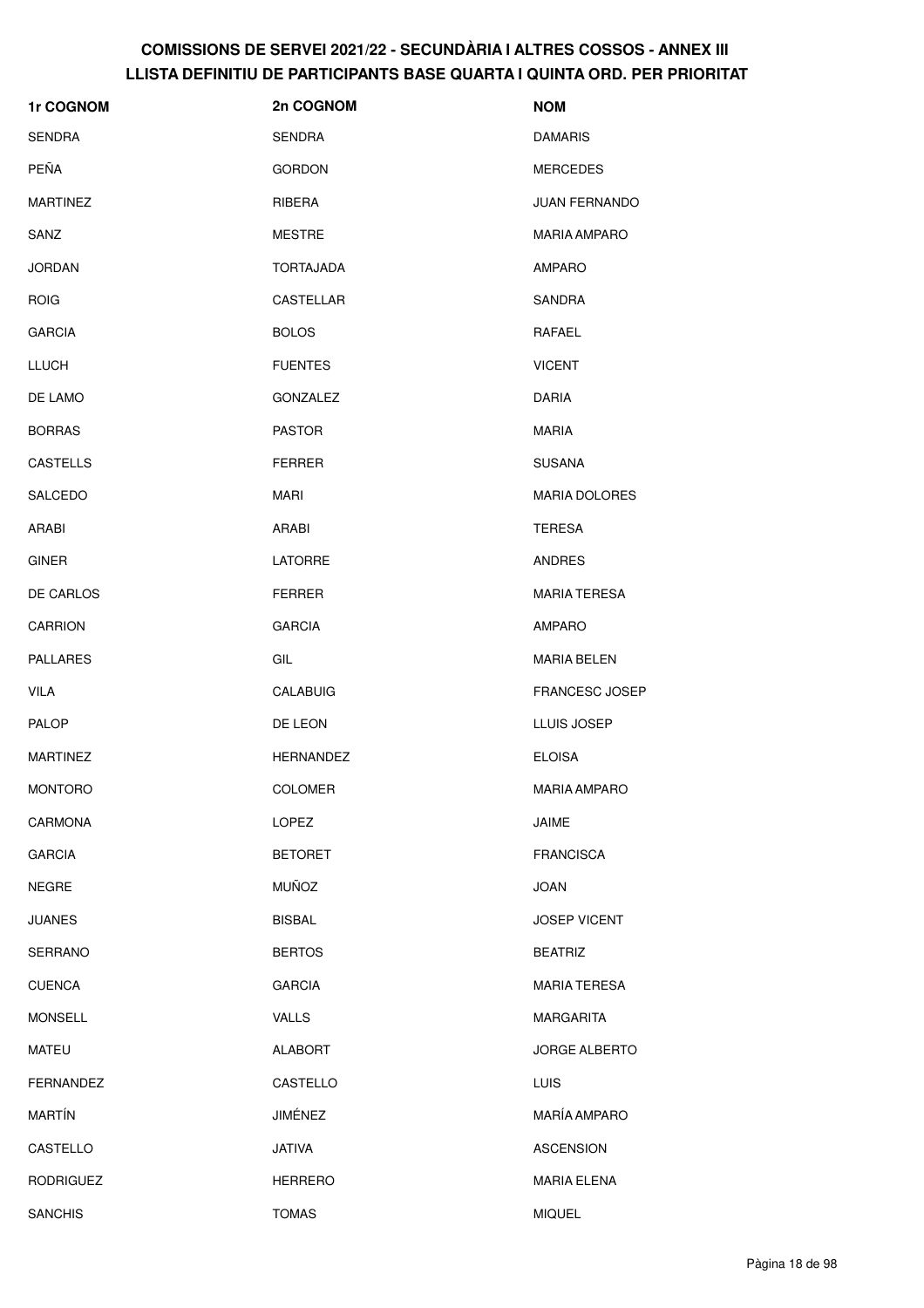## COMISSIONS DE SERVEI 2021/22 - SECUNDÀRIA I ALTRES COSSOS - ANNEX III
## LLISTA DEFINITIU DE PARTICIPANTS BASE QUARTA I QUINTA ORD. PER PRIORITAT

| 1r COGNOM | 2n COGNOM | NOM |
| --- | --- | --- |
| SENDRA | SENDRA | DAMARIS |
| PEÑA | GORDON | MERCEDES |
| MARTINEZ | RIBERA | JUAN FERNANDO |
| SANZ | MESTRE | MARIA AMPARO |
| JORDAN | TORTAJADA | AMPARO |
| ROIG | CASTELLAR | SANDRA |
| GARCIA | BOLOS | RAFAEL |
| LLUCH | FUENTES | VICENT |
| DE LAMO | GONZALEZ | DARIA |
| BORRAS | PASTOR | MARIA |
| CASTELLS | FERRER | SUSANA |
| SALCEDO | MARI | MARIA DOLORES |
| ARABI | ARABI | TERESA |
| GINER | LATORRE | ANDRES |
| DE CARLOS | FERRER | MARIA TERESA |
| CARRION | GARCIA | AMPARO |
| PALLARES | GIL | MARIA BELEN |
| VILA | CALABUIG | FRANCESC JOSEP |
| PALOP | DE LEON | LLUIS JOSEP |
| MARTINEZ | HERNANDEZ | ELOISA |
| MONTORO | COLOMER | MARIA AMPARO |
| CARMONA | LOPEZ | JAIME |
| GARCIA | BETORET | FRANCISCA |
| NEGRE | MUÑOZ | JOAN |
| JUANES | BISBAL | JOSEP VICENT |
| SERRANO | BERTOS | BEATRIZ |
| CUENCA | GARCIA | MARIA TERESA |
| MONSELL | VALLS | MARGARITA |
| MATEU | ALABORT | JORGE ALBERTO |
| FERNANDEZ | CASTELLO | LUIS |
| MARTÍN | JIMÉNEZ | MARÍA AMPARO |
| CASTELLO | JATIVA | ASCENSION |
| RODRIGUEZ | HERRERO | MARIA ELENA |
| SANCHIS | TOMAS | MIQUEL |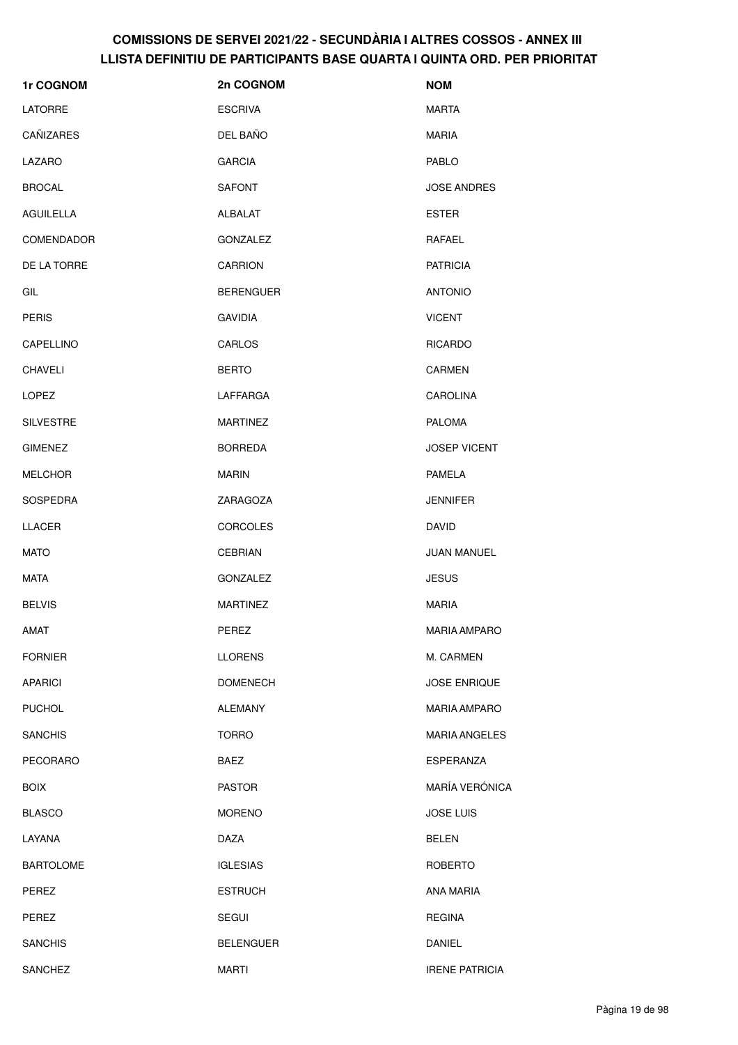# COMISSIONS DE SERVEI 2021/22 - SECUNDÀRIA I ALTRES COSSOS - ANNEX III
## LLISTA DEFINITIU DE PARTICIPANTS BASE QUARTA I QUINTA ORD. PER PRIORITAT

| 1r COGNOM | 2n COGNOM | NOM |
|---|---|---|
| LATORRE | ESCRIVA | MARTA |
| CAÑIZARES | DEL BAÑO | MARIA |
| LAZARO | GARCIA | PABLO |
| BROCAL | SAFONT | JOSE ANDRES |
| AGUILELLA | ALBALAT | ESTER |
| COMENDADOR | GONZALEZ | RAFAEL |
| DE LA TORRE | CARRION | PATRICIA |
| GIL | BERENGUER | ANTONIO |
| PERIS | GAVIDIA | VICENT |
| CAPELLINO | CARLOS | RICARDO |
| CHAVELI | BERTO | CARMEN |
| LOPEZ | LAFFARGA | CAROLINA |
| SILVESTRE | MARTINEZ | PALOMA |
| GIMENEZ | BORREDA | JOSEP VICENT |
| MELCHOR | MARIN | PAMELA |
| SOSPEDRA | ZARAGOZA | JENNIFER |
| LLACER | CORCOLES | DAVID |
| MATO | CEBRIAN | JUAN MANUEL |
| MATA | GONZALEZ | JESUS |
| BELVIS | MARTINEZ | MARIA |
| AMAT | PEREZ | MARIA AMPARO |
| FORNIER | LLORENS | M. CARMEN |
| APARICI | DOMENECH | JOSE ENRIQUE |
| PUCHOL | ALEMANY | MARIA AMPARO |
| SANCHIS | TORRO | MARIA ANGELES |
| PECORARO | BAEZ | ESPERANZA |
| BOIX | PASTOR | MARÍA VERÓNICA |
| BLASCO | MORENO | JOSE LUIS |
| LAYANA | DAZA | BELEN |
| BARTOLOME | IGLESIAS | ROBERTO |
| PEREZ | ESTRUCH | ANA MARIA |
| PEREZ | SEGUI | REGINA |
| SANCHIS | BELENGUER | DANIEL |
| SANCHEZ | MARTI | IRENE PATRICIA |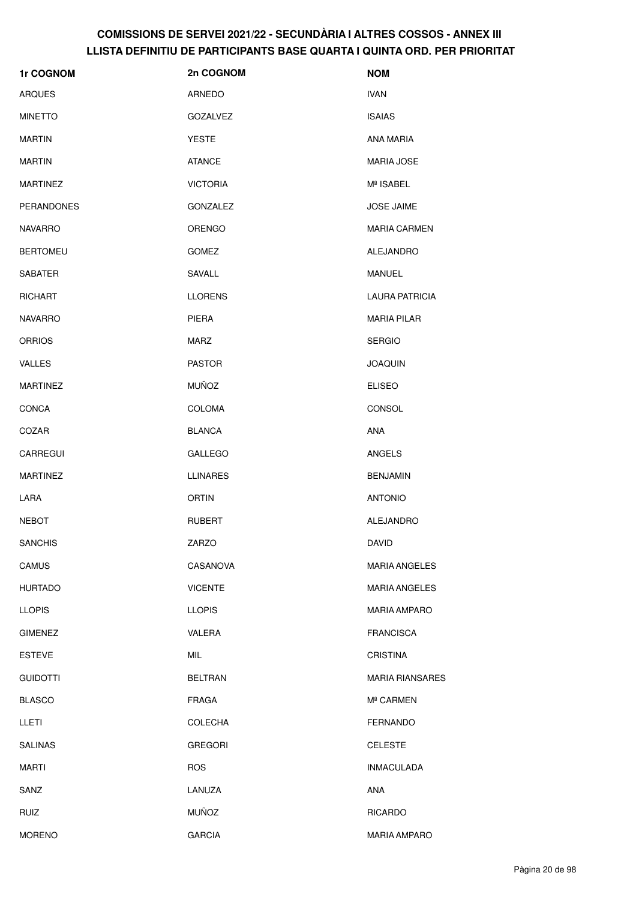# COMISSIONS DE SERVEI 2021/22 - SECUNDÀRIA I ALTRES COSSOS - ANNEX III
## LLISTA DEFINITIU DE PARTICIPANTS BASE QUARTA I QUINTA ORD. PER PRIORITAT

| 1r COGNOM | 2n COGNOM | NOM |
|---|---|---|
| ARQUES | ARNEDO | IVAN |
| MINETTO | GOZALVEZ | ISAIAS |
| MARTIN | YESTE | ANA MARIA |
| MARTIN | ATANCE | MARIA JOSE |
| MARTINEZ | VICTORIA | Mª ISABEL |
| PERANDONES | GONZALEZ | JOSE JAIME |
| NAVARRO | ORENGO | MARIA CARMEN |
| BERTOMEU | GOMEZ | ALEJANDRO |
| SABATER | SAVALL | MANUEL |
| RICHART | LLORENS | LAURA PATRICIA |
| NAVARRO | PIERA | MARIA PILAR |
| ORRIOS | MARZ | SERGIO |
| VALLES | PASTOR | JOAQUIN |
| MARTINEZ | MUÑOZ | ELISEO |
| CONCA | COLOMA | CONSOL |
| COZAR | BLANCA | ANA |
| CARREGUI | GALLEGO | ANGELS |
| MARTINEZ | LLINARES | BENJAMIN |
| LARA | ORTIN | ANTONIO |
| NEBOT | RUBERT | ALEJANDRO |
| SANCHIS | ZARZO | DAVID |
| CAMUS | CASANOVA | MARIA ANGELES |
| HURTADO | VICENTE | MARIA ANGELES |
| LLOPIS | LLOPIS | MARIA AMPARO |
| GIMENEZ | VALERA | FRANCISCA |
| ESTEVE | MIL | CRISTINA |
| GUIDOTTI | BELTRAN | MARIA RIANSARES |
| BLASCO | FRAGA | Mª CARMEN |
| LLETI | COLECHA | FERNANDO |
| SALINAS | GREGORI | CELESTE |
| MARTI | ROS | INMACULADA |
| SANZ | LANUZA | ANA |
| RUIZ | MUÑOZ | RICARDO |
| MORENO | GARCIA | MARIA AMPARO |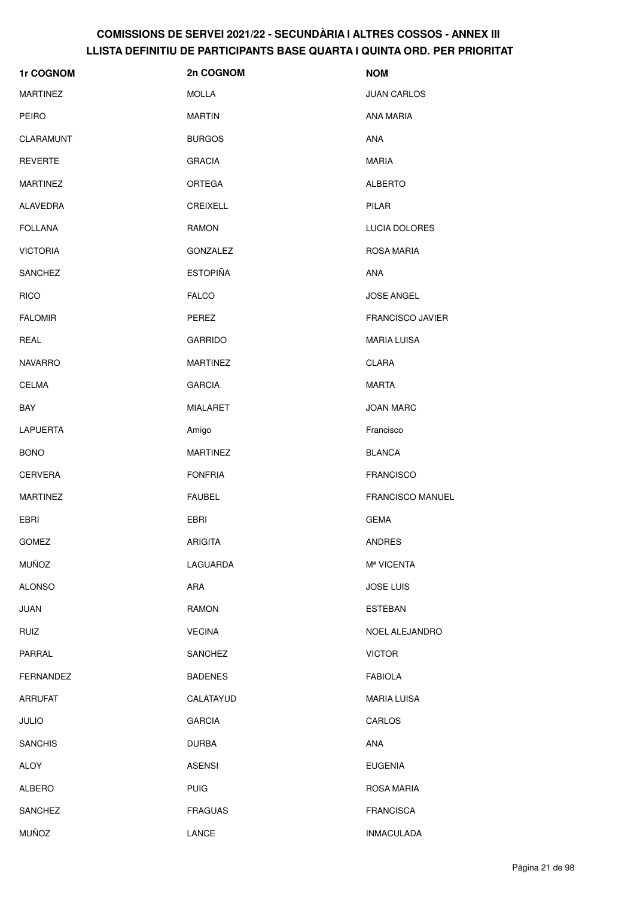# COMISSIONS DE SERVEI 2021/22 - SECUNDÀRIA I ALTRES COSSOS - ANNEX III
## LLISTA DEFINITIU DE PARTICIPANTS BASE QUARTA I QUINTA ORD. PER PRIORITAT

| 1r COGNOM | 2n COGNOM | NOM |
| --- | --- | --- |
| MARTINEZ | MOLLA | JUAN CARLOS |
| PEIRO | MARTIN | ANA MARIA |
| CLARAMUNT | BURGOS | ANA |
| REVERTE | GRACIA | MARIA |
| MARTINEZ | ORTEGA | ALBERTO |
| ALAVEDRA | CREIXELL | PILAR |
| FOLLANA | RAMON | LUCIA DOLORES |
| VICTORIA | GONZALEZ | ROSA MARIA |
| SANCHEZ | ESTOPIÑA | ANA |
| RICO | FALCO | JOSE ANGEL |
| FALOMIR | PEREZ | FRANCISCO JAVIER |
| REAL | GARRIDO | MARIA LUISA |
| NAVARRO | MARTINEZ | CLARA |
| CELMA | GARCIA | MARTA |
| BAY | MIALARET | JOAN MARC |
| LAPUERTA | Amigo | Francisco |
| BONO | MARTINEZ | BLANCA |
| CERVERA | FONFRIA | FRANCISCO |
| MARTINEZ | FAUBEL | FRANCISCO MANUEL |
| EBRI | EBRI | GEMA |
| GOMEZ | ARIGITA | ANDRES |
| MUÑOZ | LAGUARDA | Mª VICENTA |
| ALONSO | ARA | JOSE LUIS |
| JUAN | RAMON | ESTEBAN |
| RUIZ | VECINA | NOEL ALEJANDRO |
| PARRAL | SANCHEZ | VICTOR |
| FERNANDEZ | BADENES | FABIOLA |
| ARRUFAT | CALATAYUD | MARIA LUISA |
| JULIO | GARCIA | CARLOS |
| SANCHIS | DURBA | ANA |
| ALOY | ASENSI | EUGENIA |
| ALBERO | PUIG | ROSA MARIA |
| SANCHEZ | FRAGUAS | FRANCISCA |
| MUÑOZ | LANCE | INMACULADA |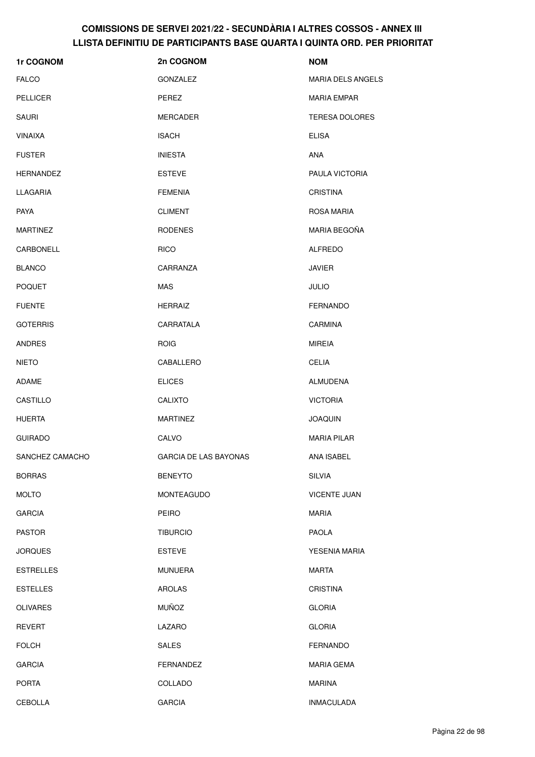# COMISSIONS DE SERVEI 2021/22 - SECUNDÀRIA I ALTRES COSSOS - ANNEX III
## LLISTA DEFINITIU DE PARTICIPANTS BASE QUARTA I QUINTA ORD. PER PRIORITAT

| 1r COGNOM | 2n COGNOM | NOM |
|---|---|---|
| FALCO | GONZALEZ | MARIA DELS ANGELS |
| PELLICER | PEREZ | MARIA EMPAR |
| SAURI | MERCADER | TERESA DOLORES |
| VINAIXA | ISACH | ELISA |
| FUSTER | INIESTA | ANA |
| HERNANDEZ | ESTEVE | PAULA VICTORIA |
| LLAGARIA | FEMENIA | CRISTINA |
| PAYA | CLIMENT | ROSA MARIA |
| MARTINEZ | RODENES | MARIA BEGOÑA |
| CARBONELL | RICO | ALFREDO |
| BLANCO | CARRANZA | JAVIER |
| POQUET | MAS | JULIO |
| FUENTE | HERRAIZ | FERNANDO |
| GOTERRIS | CARRATALA | CARMINA |
| ANDRES | ROIG | MIREIA |
| NIETO | CABALLERO | CELIA |
| ADAME | ELICES | ALMUDENA |
| CASTILLO | CALIXTO | VICTORIA |
| HUERTA | MARTINEZ | JOAQUIN |
| GUIRADO | CALVO | MARIA PILAR |
| SANCHEZ CAMACHO | GARCIA DE LAS BAYONAS | ANA ISABEL |
| BORRAS | BENEYTO | SILVIA |
| MOLTO | MONTEAGUDO | VICENTE JUAN |
| GARCIA | PEIRO | MARIA |
| PASTOR | TIBURCIO | PAOLA |
| JORQUES | ESTEVE | YESENIA MARIA |
| ESTRELLES | MUNUERA | MARTA |
| ESTELLES | AROLAS | CRISTINA |
| OLIVARES | MUÑOZ | GLORIA |
| REVERT | LAZARO | GLORIA |
| FOLCH | SALES | FERNANDO |
| GARCIA | FERNANDEZ | MARIA GEMA |
| PORTA | COLLADO | MARINA |
| CEBOLLA | GARCIA | INMACULADA |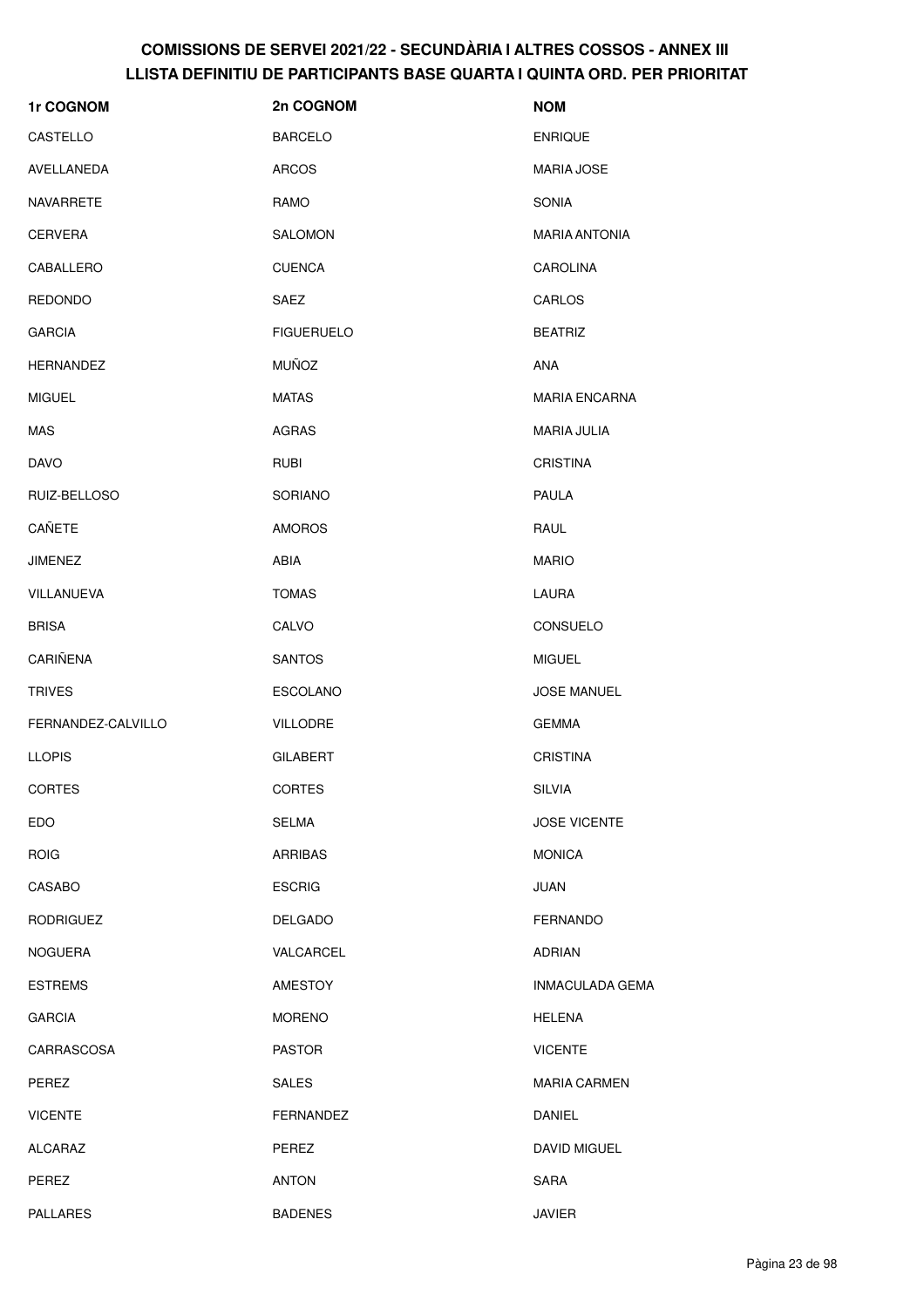# COMISSIONS DE SERVEI 2021/22 - SECUNDÀRIA I ALTRES COSSOS - ANNEX III
## LLISTA DEFINITIU DE PARTICIPANTS BASE QUARTA I QUINTA ORD. PER PRIORITAT

| 1r COGNOM | 2n COGNOM | NOM |
|---|---|---|
| CASTELLO | BARCELO | ENRIQUE |
| AVELLANEDA | ARCOS | MARIA JOSE |
| NAVARRETE | RAMO | SONIA |
| CERVERA | SALOMON | MARIA ANTONIA |
| CABALLERO | CUENCA | CAROLINA |
| REDONDO | SAEZ | CARLOS |
| GARCIA | FIGUERUELO | BEATRIZ |
| HERNANDEZ | MUÑOZ | ANA |
| MIGUEL | MATAS | MARIA ENCARNA |
| MAS | AGRAS | MARIA JULIA |
| DAVO | RUBI | CRISTINA |
| RUIZ-BELLOSO | SORIANO | PAULA |
| CAÑETE | AMOROS | RAUL |
| JIMENEZ | ABIA | MARIO |
| VILLANUEVA | TOMAS | LAURA |
| BRISA | CALVO | CONSUELO |
| CARIÑENA | SANTOS | MIGUEL |
| TRIVES | ESCOLANO | JOSE MANUEL |
| FERNANDEZ-CALVILLO | VILLODRE | GEMMA |
| LLOPIS | GILABERT | CRISTINA |
| CORTES | CORTES | SILVIA |
| EDO | SELMA | JOSE VICENTE |
| ROIG | ARRIBAS | MONICA |
| CASABO | ESCRIG | JUAN |
| RODRIGUEZ | DELGADO | FERNANDO |
| NOGUERA | VALCARCEL | ADRIAN |
| ESTREMS | AMESTOY | INMACULADA GEMA |
| GARCIA | MORENO | HELENA |
| CARRASCOSA | PASTOR | VICENTE |
| PEREZ | SALES | MARIA CARMEN |
| VICENTE | FERNANDEZ | DANIEL |
| ALCARAZ | PEREZ | DAVID MIGUEL |
| PEREZ | ANTON | SARA |
| PALLARES | BADENES | JAVIER |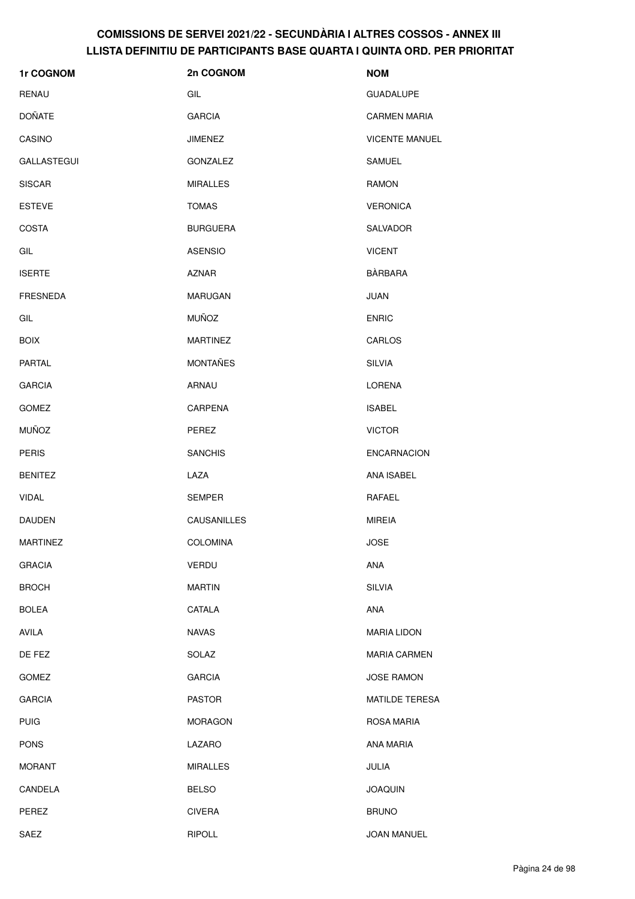# COMISSIONS DE SERVEI 2021/22 - SECUNDÀRIA I ALTRES COSSOS - ANNEX III
## LLISTA DEFINITIU DE PARTICIPANTS BASE QUARTA I QUINTA ORD. PER PRIORITAT

| 1r COGNOM | 2n COGNOM | NOM |
|---|---|---|
| RENAU | GIL | GUADALUPE |
| DOÑATE | GARCIA | CARMEN MARIA |
| CASINO | JIMENEZ | VICENTE MANUEL |
| GALLASTEGUI | GONZALEZ | SAMUEL |
| SISCAR | MIRALLES | RAMON |
| ESTEVE | TOMAS | VERONICA |
| COSTA | BURGUERA | SALVADOR |
| GIL | ASENSIO | VICENT |
| ISERTE | AZNAR | BÀRBARA |
| FRESNEDA | MARUGAN | JUAN |
| GIL | MUÑOZ | ENRIC |
| BOIX | MARTINEZ | CARLOS |
| PARTAL | MONTAÑES | SILVIA |
| GARCIA | ARNAU | LORENA |
| GOMEZ | CARPENA | ISABEL |
| MUÑOZ | PEREZ | VICTOR |
| PERIS | SANCHIS | ENCARNACION |
| BENITEZ | LAZA | ANA ISABEL |
| VIDAL | SEMPER | RAFAEL |
| DAUDEN | CAUSANILLES | MIREIA |
| MARTINEZ | COLOMINA | JOSE |
| GRACIA | VERDU | ANA |
| BROCH | MARTIN | SILVIA |
| BOLEA | CATALA | ANA |
| AVILA | NAVAS | MARIA LIDON |
| DE FEZ | SOLAZ | MARIA CARMEN |
| GOMEZ | GARCIA | JOSE RAMON |
| GARCIA | PASTOR | MATILDE TERESA |
| PUIG | MORAGON | ROSA MARIA |
| PONS | LAZARO | ANA MARIA |
| MORANT | MIRALLES | JULIA |
| CANDELA | BELSO | JOAQUIN |
| PEREZ | CIVERA | BRUNO |
| SAEZ | RIPOLL | JOAN MANUEL |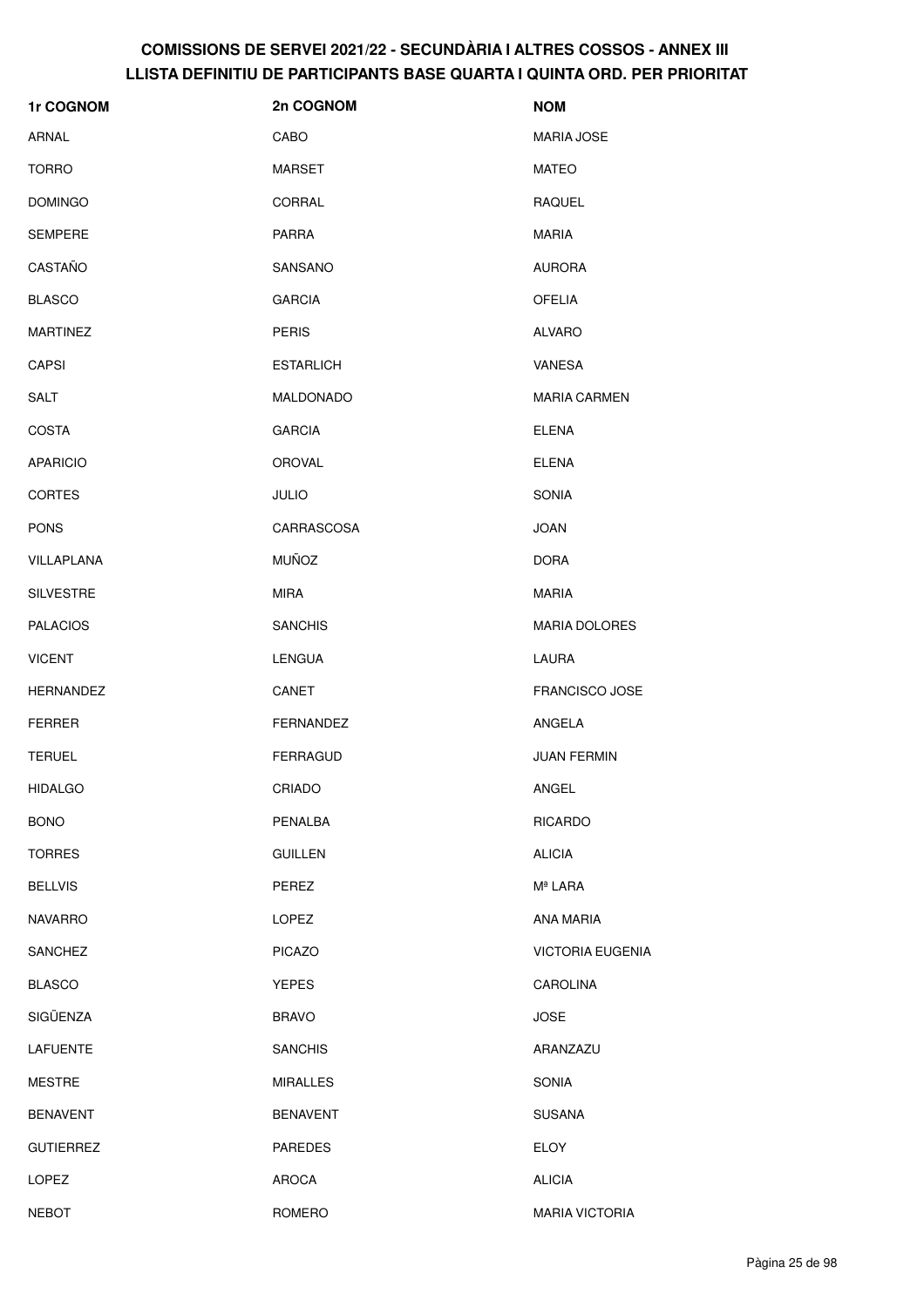# COMISSIONS DE SERVEI 2021/22 - SECUNDÀRIA I ALTRES COSSOS - ANNEX III
## LLISTA DEFINITIU DE PARTICIPANTS BASE QUARTA I QUINTA ORD. PER PRIORITAT

| 1r COGNOM | 2n COGNOM | NOM |
|---|---|---|
| ARNAL | CABO | MARIA JOSE |
| TORRO | MARSET | MATEO |
| DOMINGO | CORRAL | RAQUEL |
| SEMPERE | PARRA | MARIA |
| CASTAÑO | SANSANO | AURORA |
| BLASCO | GARCIA | OFELIA |
| MARTINEZ | PERIS | ALVARO |
| CAPSI | ESTARLICH | VANESA |
| SALT | MALDONADO | MARIA CARMEN |
| COSTA | GARCIA | ELENA |
| APARICIO | OROVAL | ELENA |
| CORTES | JULIO | SONIA |
| PONS | CARRASCOSA | JOAN |
| VILLAPLANA | MUÑOZ | DORA |
| SILVESTRE | MIRA | MARIA |
| PALACIOS | SANCHIS | MARIA DOLORES |
| VICENT | LENGUA | LAURA |
| HERNANDEZ | CANET | FRANCISCO JOSE |
| FERRER | FERNANDEZ | ANGELA |
| TERUEL | FERRAGUD | JUAN FERMIN |
| HIDALGO | CRIADO | ANGEL |
| BONO | PENALBA | RICARDO |
| TORRES | GUILLEN | ALICIA |
| BELLVIS | PEREZ | Mª LARA |
| NAVARRO | LOPEZ | ANA MARIA |
| SANCHEZ | PICAZO | VICTORIA EUGENIA |
| BLASCO | YEPES | CAROLINA |
| SIGÜENZA | BRAVO | JOSE |
| LAFUENTE | SANCHIS | ARANZAZU |
| MESTRE | MIRALLES | SONIA |
| BENAVENT | BENAVENT | SUSANA |
| GUTIERREZ | PAREDES | ELOY |
| LOPEZ | AROCA | ALICIA |
| NEBOT | ROMERO | MARIA VICTORIA |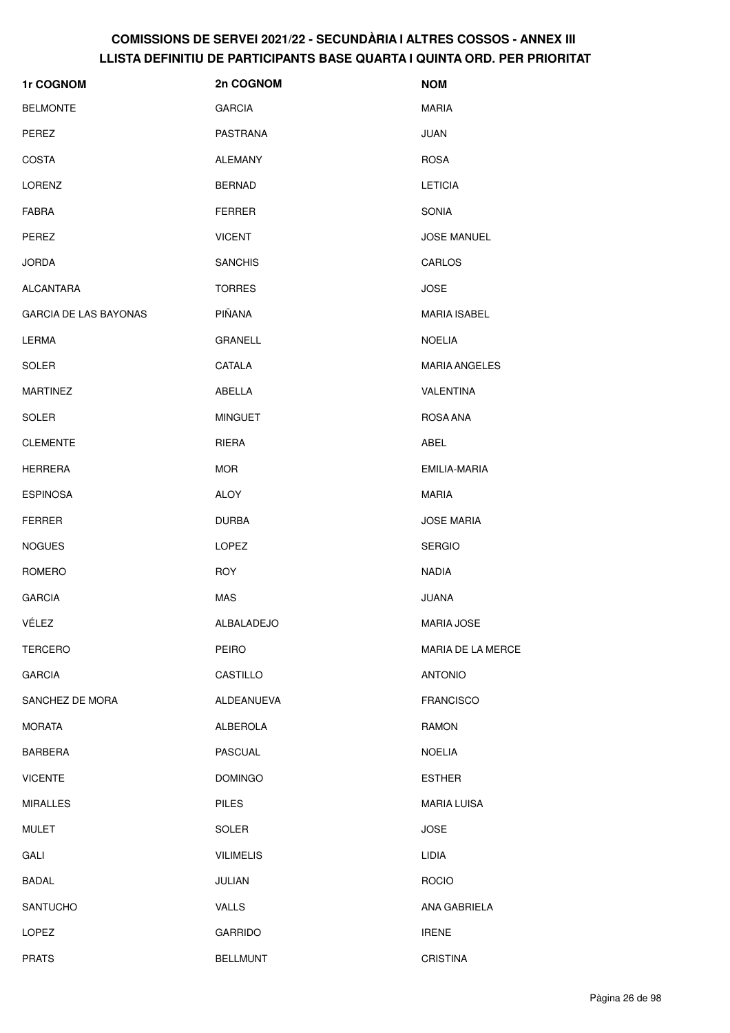# COMISSIONS DE SERVEI 2021/22 - SECUNDÀRIA I ALTRES COSSOS - ANNEX III
## LLISTA DEFINITIU DE PARTICIPANTS BASE QUARTA I QUINTA ORD. PER PRIORITAT

| 1r COGNOM | 2n COGNOM | NOM |
|---|---|---|
| BELMONTE | GARCIA | MARIA |
| PEREZ | PASTRANA | JUAN |
| COSTA | ALEMANY | ROSA |
| LORENZ | BERNAD | LETICIA |
| FABRA | FERRER | SONIA |
| PEREZ | VICENT | JOSE MANUEL |
| JORDA | SANCHIS | CARLOS |
| ALCANTARA | TORRES | JOSE |
| GARCIA DE LAS BAYONAS | PIÑANA | MARIA ISABEL |
| LERMA | GRANELL | NOELIA |
| SOLER | CATALA | MARIA ANGELES |
| MARTINEZ | ABELLA | VALENTINA |
| SOLER | MINGUET | ROSA ANA |
| CLEMENTE | RIERA | ABEL |
| HERRERA | MOR | EMILIA-MARIA |
| ESPINOSA | ALOY | MARIA |
| FERRER | DURBA | JOSE MARIA |
| NOGUES | LOPEZ | SERGIO |
| ROMERO | ROY | NADIA |
| GARCIA | MAS | JUANA |
| VÉLEZ | ALBALADEJO | MARIA JOSE |
| TERCERO | PEIRO | MARIA DE LA MERCE |
| GARCIA | CASTILLO | ANTONIO |
| SANCHEZ DE MORA | ALDEANUEVA | FRANCISCO |
| MORATA | ALBEROLA | RAMON |
| BARBERA | PASCUAL | NOELIA |
| VICENTE | DOMINGO | ESTHER |
| MIRALLES | PILES | MARIA LUISA |
| MULET | SOLER | JOSE |
| GALI | VILIMELIS | LIDIA |
| BADAL | JULIAN | ROCIO |
| SANTUCHO | VALLS | ANA GABRIELA |
| LOPEZ | GARRIDO | IRENE |
| PRATS | BELLMUNT | CRISTINA |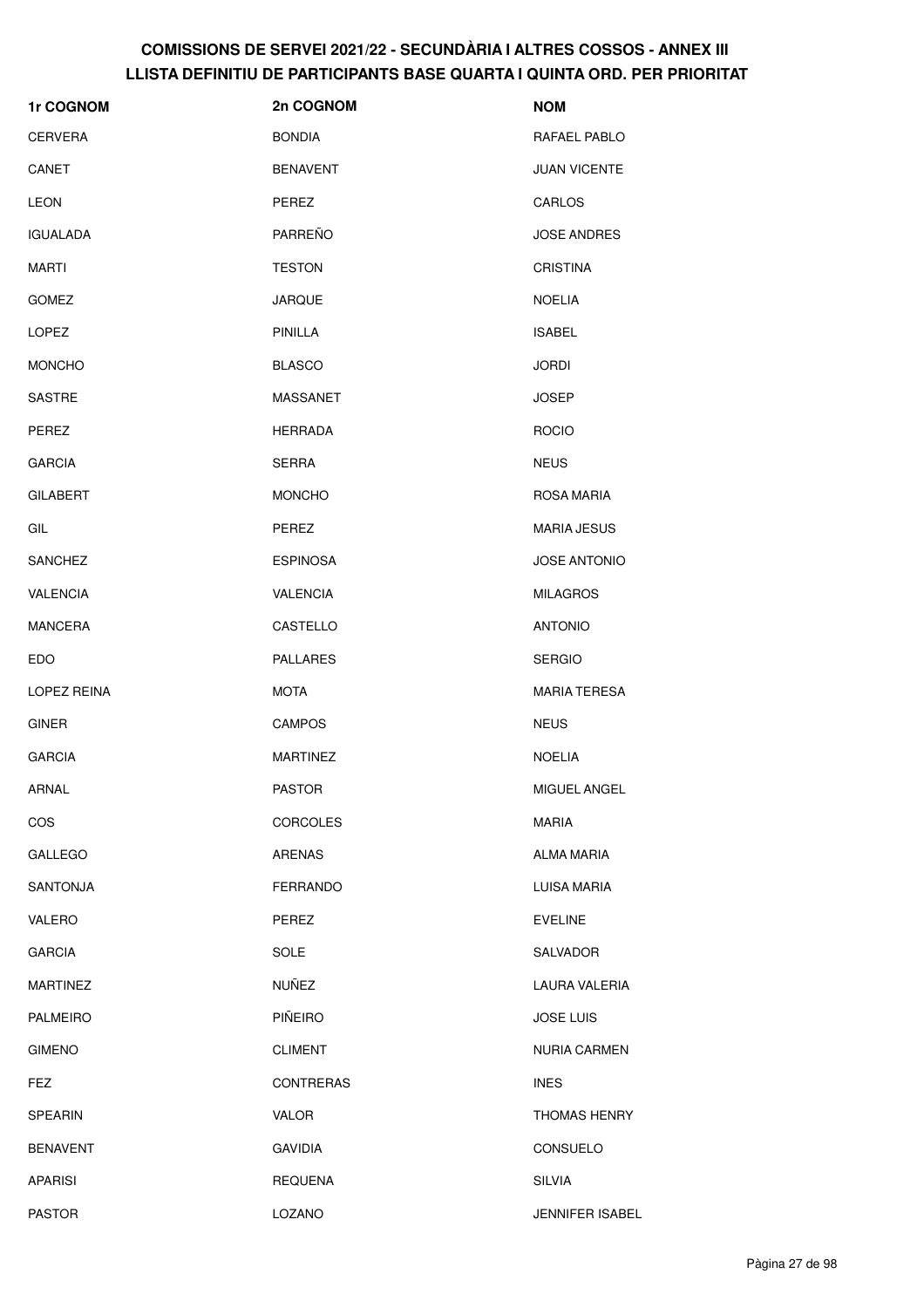# COMISSIONS DE SERVEI 2021/22 - SECUNDÀRIA I ALTRES COSSOS - ANNEX III
## LLISTA DEFINITIU DE PARTICIPANTS BASE QUARTA I QUINTA ORD. PER PRIORITAT

| 1r COGNOM | 2n COGNOM | NOM |
|---|---|---|
| CERVERA | BONDIA | RAFAEL PABLO |
| CANET | BENAVENT | JUAN VICENTE |
| LEON | PEREZ | CARLOS |
| IGUALADA | PARREÑO | JOSE ANDRES |
| MARTI | TESTON | CRISTINA |
| GOMEZ | JARQUE | NOELIA |
| LOPEZ | PINILLA | ISABEL |
| MONCHO | BLASCO | JORDI |
| SASTRE | MASSANET | JOSEP |
| PEREZ | HERRADA | ROCIO |
| GARCIA | SERRA | NEUS |
| GILABERT | MONCHO | ROSA MARIA |
| GIL | PEREZ | MARIA JESUS |
| SANCHEZ | ESPINOSA | JOSE ANTONIO |
| VALENCIA | VALENCIA | MILAGROS |
| MANCERA | CASTELLO | ANTONIO |
| EDO | PALLARES | SERGIO |
| LOPEZ REINA | MOTA | MARIA TERESA |
| GINER | CAMPOS | NEUS |
| GARCIA | MARTINEZ | NOELIA |
| ARNAL | PASTOR | MIGUEL ANGEL |
| COS | CORCOLES | MARIA |
| GALLEGO | ARENAS | ALMA MARIA |
| SANTONJA | FERRANDO | LUISA MARIA |
| VALERO | PEREZ | EVELINE |
| GARCIA | SOLE | SALVADOR |
| MARTINEZ | NUÑEZ | LAURA VALERIA |
| PALMEIRO | PIÑEIRO | JOSE LUIS |
| GIMENO | CLIMENT | NURIA CARMEN |
| FEZ | CONTRERAS | INES |
| SPEARIN | VALOR | THOMAS HENRY |
| BENAVENT | GAVIDIA | CONSUELO |
| APARISI | REQUENA | SILVIA |
| PASTOR | LOZANO | JENNIFER ISABEL |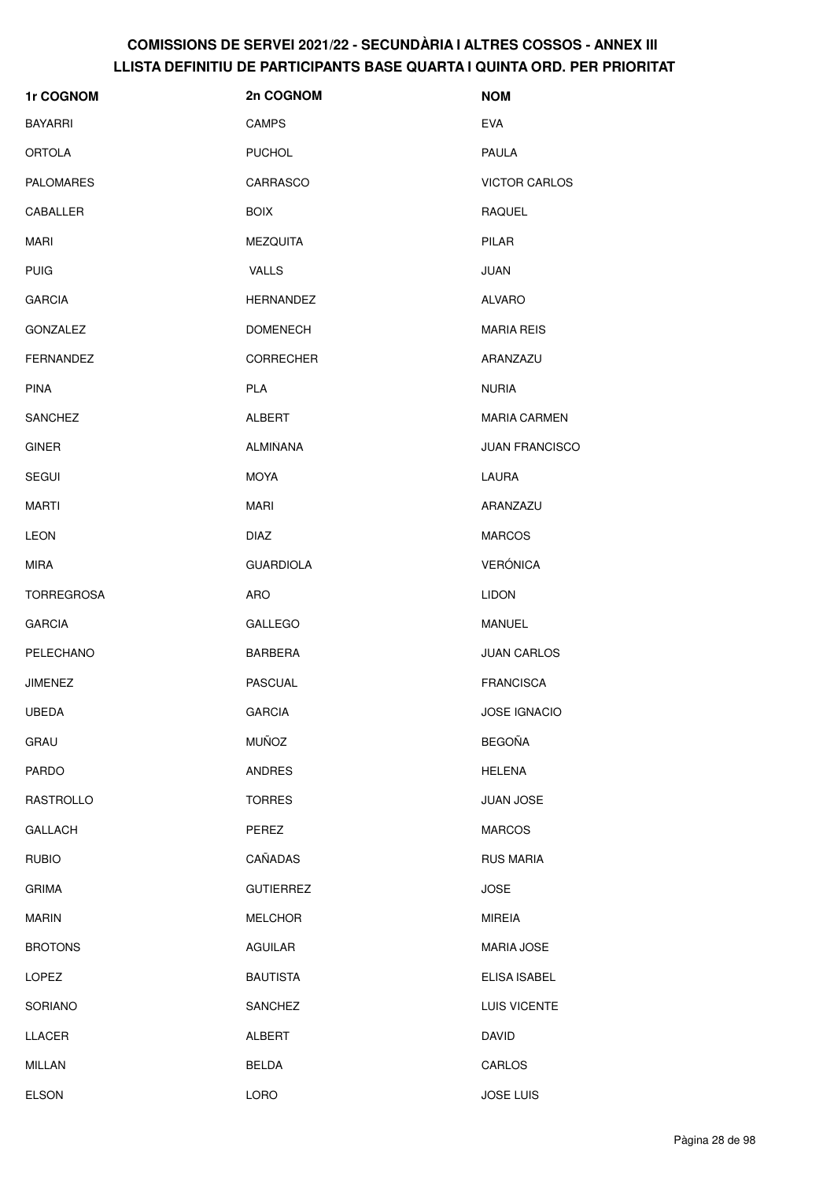# COMISSIONS DE SERVEI 2021/22 - SECUNDÀRIA I ALTRES COSSOS - ANNEX III
## LLISTA DEFINITIU DE PARTICIPANTS BASE QUARTA I QUINTA ORD. PER PRIORITAT

| 1r COGNOM | 2n COGNOM | NOM |
|---|---|---|
| BAYARRI | CAMPS | EVA |
| ORTOLA | PUCHOL | PAULA |
| PALOMARES | CARRASCO | VICTOR CARLOS |
| CABALLER | BOIX | RAQUEL |
| MARI | MEZQUITA | PILAR |
| PUIG | VALLS | JUAN |
| GARCIA | HERNANDEZ | ALVARO |
| GONZALEZ | DOMENECH | MARIA REIS |
| FERNANDEZ | CORRECHER | ARANZAZU |
| PINA | PLA | NURIA |
| SANCHEZ | ALBERT | MARIA CARMEN |
| GINER | ALMINANA | JUAN FRANCISCO |
| SEGUI | MOYA | LAURA |
| MARTI | MARI | ARANZAZU |
| LEON | DIAZ | MARCOS |
| MIRA | GUARDIOLA | VERÓNICA |
| TORREGROSA | ARO | LIDON |
| GARCIA | GALLEGO | MANUEL |
| PELECHANO | BARBERA | JUAN CARLOS |
| JIMENEZ | PASCUAL | FRANCISCA |
| UBEDA | GARCIA | JOSE IGNACIO |
| GRAU | MUÑOZ | BEGOÑA |
| PARDO | ANDRES | HELENA |
| RASTROLLO | TORRES | JUAN JOSE |
| GALLACH | PEREZ | MARCOS |
| RUBIO | CAÑADAS | RUS MARIA |
| GRIMA | GUTIERREZ | JOSE |
| MARIN | MELCHOR | MIREIA |
| BROTONS | AGUILAR | MARIA JOSE |
| LOPEZ | BAUTISTA | ELISA ISABEL |
| SORIANO | SANCHEZ | LUIS VICENTE |
| LLACER | ALBERT | DAVID |
| MILLAN | BELDA | CARLOS |
| ELSON | LORO | JOSE LUIS |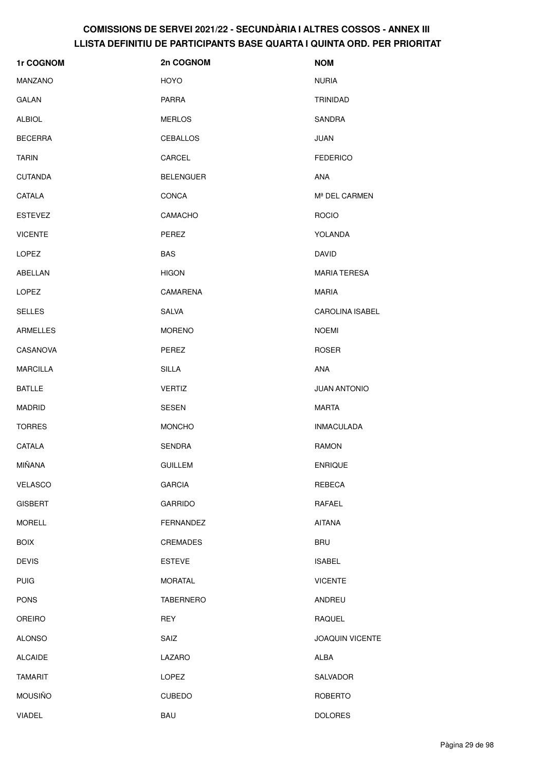# COMISSIONS DE SERVEI 2021/22 - SECUNDÀRIA I ALTRES COSSOS - ANNEX III
## LLISTA DEFINITIU DE PARTICIPANTS BASE QUARTA I QUINTA ORD. PER PRIORITAT

| 1r COGNOM | 2n COGNOM | NOM |
|---|---|---|
| MANZANO | HOYO | NURIA |
| GALAN | PARRA | TRINIDAD |
| ALBIOL | MERLOS | SANDRA |
| BECERRA | CEBALLOS | JUAN |
| TARIN | CARCEL | FEDERICO |
| CUTANDA | BELENGUER | ANA |
| CATALA | CONCA | Mª DEL CARMEN |
| ESTEVEZ | CAMACHO | ROCIO |
| VICENTE | PEREZ | YOLANDA |
| LOPEZ | BAS | DAVID |
| ABELLAN | HIGON | MARIA TERESA |
| LOPEZ | CAMARENA | MARIA |
| SELLES | SALVA | CAROLINA ISABEL |
| ARMELLES | MORENO | NOEMI |
| CASANOVA | PEREZ | ROSER |
| MARCILLA | SILLA | ANA |
| BATLLE | VERTIZ | JUAN ANTONIO |
| MADRID | SESEN | MARTA |
| TORRES | MONCHO | INMACULADA |
| CATALA | SENDRA | RAMON |
| MIÑANA | GUILLEM | ENRIQUE |
| VELASCO | GARCIA | REBECA |
| GISBERT | GARRIDO | RAFAEL |
| MORELL | FERNANDEZ | AITANA |
| BOIX | CREMADES | BRU |
| DEVIS | ESTEVE | ISABEL |
| PUIG | MORATAL | VICENTE |
| PONS | TABERNERO | ANDREU |
| OREIRO | REY | RAQUEL |
| ALONSO | SAIZ | JOAQUIN VICENTE |
| ALCAIDE | LAZARO | ALBA |
| TAMARIT | LOPEZ | SALVADOR |
| MOUSIÑO | CUBEDO | ROBERTO |
| VIADEL | BAU | DOLORES |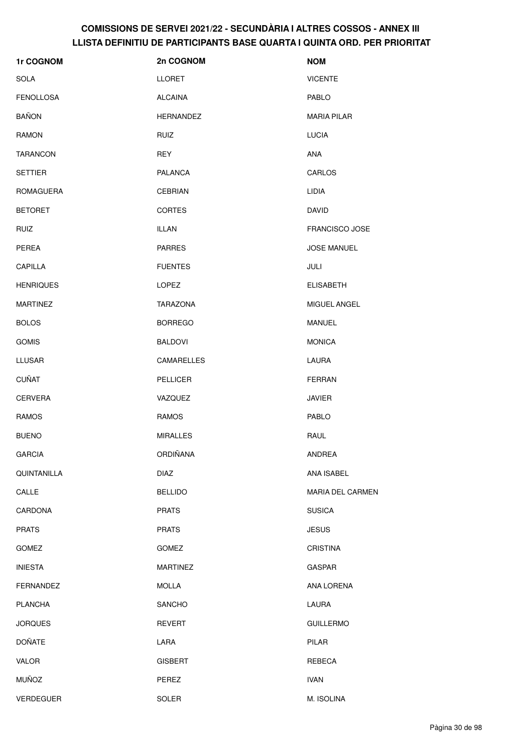# COMISSIONS DE SERVEI 2021/22 - SECUNDÀRIA I ALTRES COSSOS - ANNEX III
## LLISTA DEFINITIU DE PARTICIPANTS BASE QUARTA I QUINTA ORD. PER PRIORITAT

| 1r COGNOM | 2n COGNOM | NOM |
|---|---|---|
| SOLA | LLORET | VICENTE |
| FENOLLOSA | ALCAINA | PABLO |
| BAÑON | HERNANDEZ | MARIA PILAR |
| RAMON | RUIZ | LUCIA |
| TARANCON | REY | ANA |
| SETTIER | PALANCA | CARLOS |
| ROMAGUERA | CEBRIAN | LIDIA |
| BETORET | CORTES | DAVID |
| RUIZ | ILLAN | FRANCISCO JOSE |
| PEREA | PARRES | JOSE MANUEL |
| CAPILLA | FUENTES | JULI |
| HENRIQUES | LOPEZ | ELISABETH |
| MARTINEZ | TARAZONA | MIGUEL ANGEL |
| BOLOS | BORREGO | MANUEL |
| GOMIS | BALDOVI | MONICA |
| LLUSAR | CAMARELLES | LAURA |
| CUÑAT | PELLICER | FERRAN |
| CERVERA | VAZQUEZ | JAVIER |
| RAMOS | RAMOS | PABLO |
| BUENO | MIRALLES | RAUL |
| GARCIA | ORDIÑANA | ANDREA |
| QUINTANILLA | DIAZ | ANA ISABEL |
| CALLE | BELLIDO | MARIA DEL CARMEN |
| CARDONA | PRATS | SUSICA |
| PRATS | PRATS | JESUS |
| GOMEZ | GOMEZ | CRISTINA |
| INIESTA | MARTINEZ | GASPAR |
| FERNANDEZ | MOLLA | ANA LORENA |
| PLANCHA | SANCHO | LAURA |
| JORQUES | REVERT | GUILLERMO |
| DOÑATE | LARA | PILAR |
| VALOR | GISBERT | REBECA |
| MUÑOZ | PEREZ | IVAN |
| VERDEGUER | SOLER | M. ISOLINA |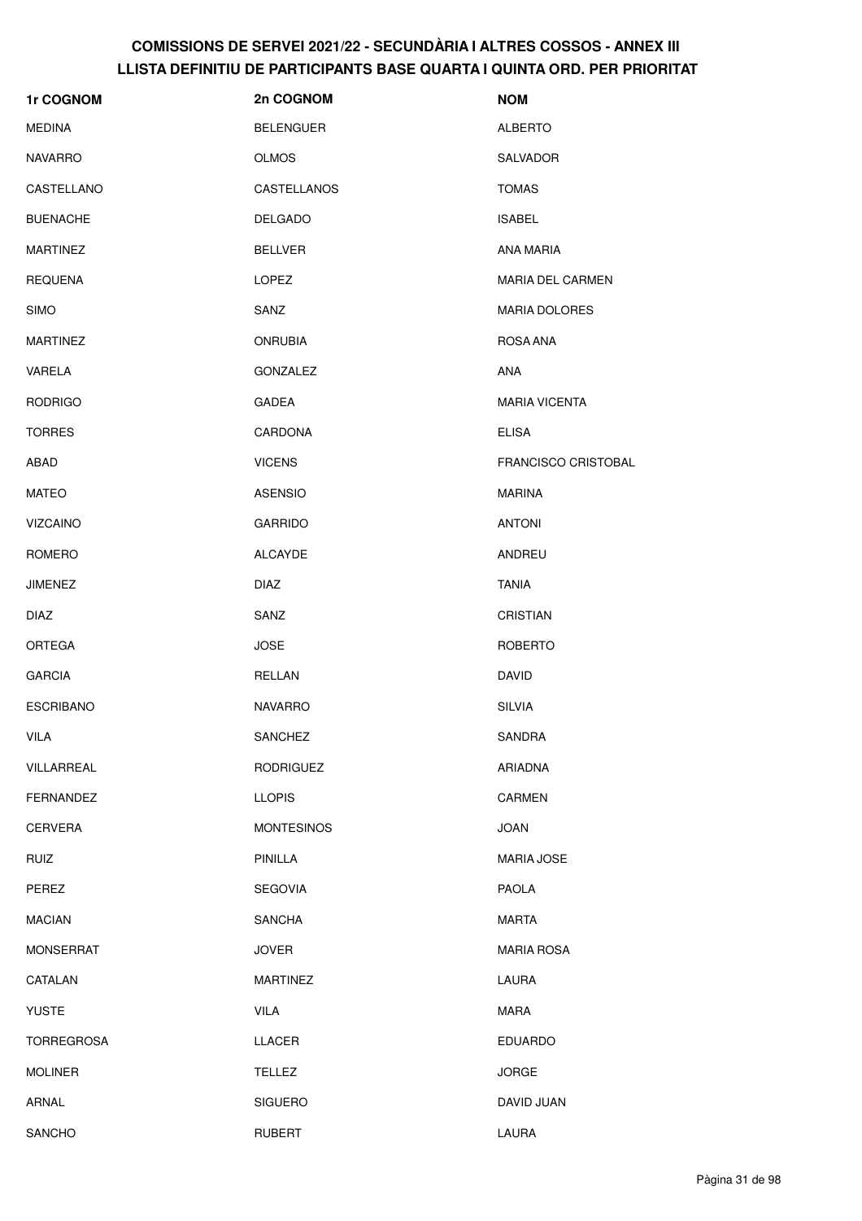# COMISSIONS DE SERVEI 2021/22 - SECUNDÀRIA I ALTRES COSSOS - ANNEX III
## LLISTA DEFINITIU DE PARTICIPANTS BASE QUARTA I QUINTA ORD. PER PRIORITAT

| 1r COGNOM | 2n COGNOM | NOM |
|---|---|---|
| MEDINA | BELENGUER | ALBERTO |
| NAVARRO | OLMOS | SALVADOR |
| CASTELLANO | CASTELLANOS | TOMAS |
| BUENACHE | DELGADO | ISABEL |
| MARTINEZ | BELLVER | ANA MARIA |
| REQUENA | LOPEZ | MARIA DEL CARMEN |
| SIMO | SANZ | MARIA DOLORES |
| MARTINEZ | ONRUBIA | ROSA ANA |
| VARELA | GONZALEZ | ANA |
| RODRIGO | GADEA | MARIA VICENTA |
| TORRES | CARDONA | ELISA |
| ABAD | VICENS | FRANCISCO CRISTOBAL |
| MATEO | ASENSIO | MARINA |
| VIZCAINO | GARRIDO | ANTONI |
| ROMERO | ALCAYDE | ANDREU |
| JIMENEZ | DIAZ | TANIA |
| DIAZ | SANZ | CRISTIAN |
| ORTEGA | JOSE | ROBERTO |
| GARCIA | RELLAN | DAVID |
| ESCRIBANO | NAVARRO | SILVIA |
| VILA | SANCHEZ | SANDRA |
| VILLARREAL | RODRIGUEZ | ARIADNA |
| FERNANDEZ | LLOPIS | CARMEN |
| CERVERA | MONTESINOS | JOAN |
| RUIZ | PINILLA | MARIA JOSE |
| PEREZ | SEGOVIA | PAOLA |
| MACIAN | SANCHA | MARTA |
| MONSERRAT | JOVER | MARIA ROSA |
| CATALAN | MARTINEZ | LAURA |
| YUSTE | VILA | MARA |
| TORREGROSA | LLACER | EDUARDO |
| MOLINER | TELLEZ | JORGE |
| ARNAL | SIGUERO | DAVID JUAN |
| SANCHO | RUBERT | LAURA |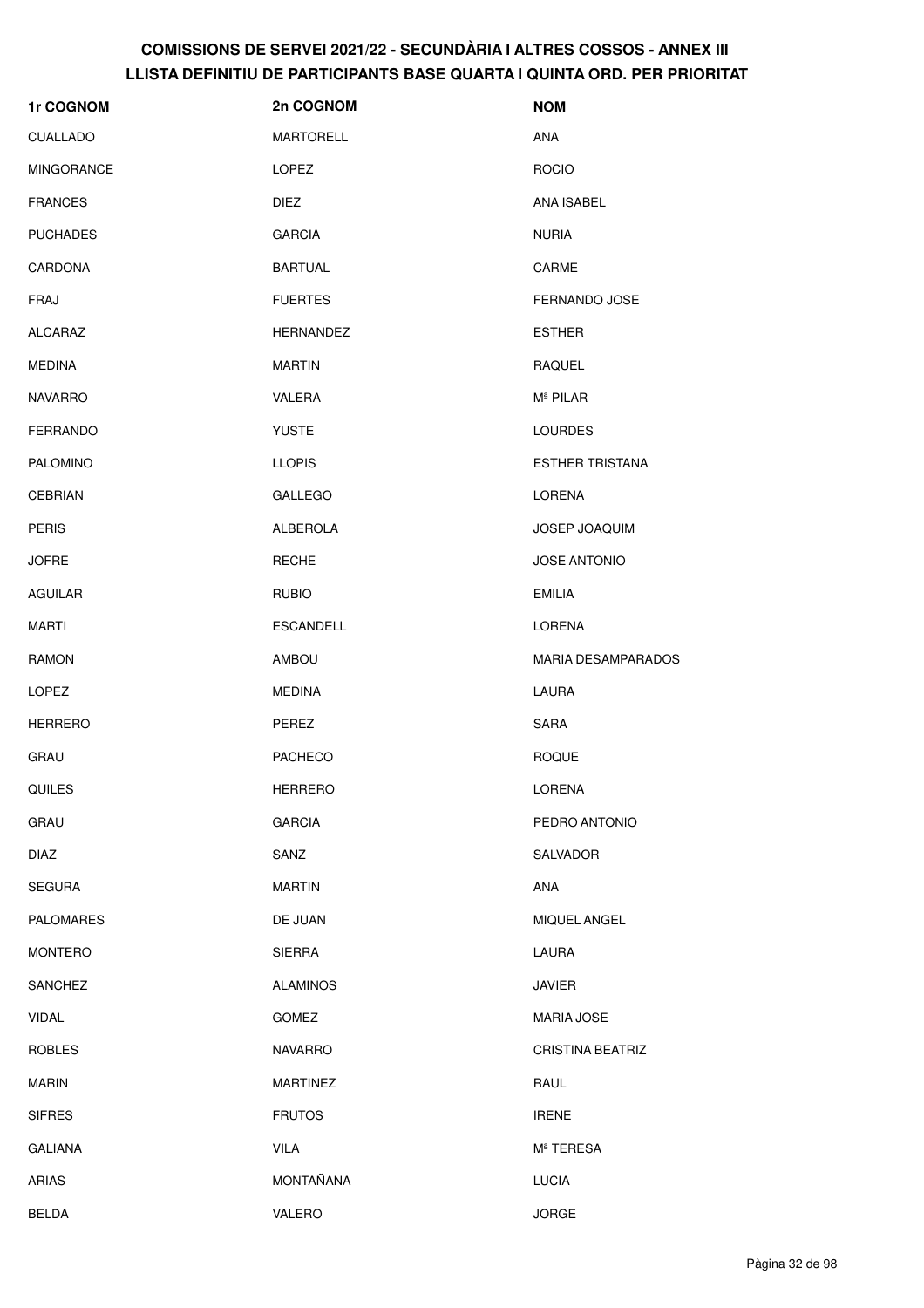# COMISSIONS DE SERVEI 2021/22 - SECUNDÀRIA I ALTRES COSSOS - ANNEX III
## LLISTA DEFINITIU DE PARTICIPANTS BASE QUARTA I QUINTA ORD. PER PRIORITAT

| 1r COGNOM | 2n COGNOM | NOM |
| --- | --- | --- |
| CUALLADO | MARTORELL | ANA |
| MINGORANCE | LOPEZ | ROCIO |
| FRANCES | DIEZ | ANA ISABEL |
| PUCHADES | GARCIA | NURIA |
| CARDONA | BARTUAL | CARME |
| FRAJ | FUERTES | FERNANDO JOSE |
| ALCARAZ | HERNANDEZ | ESTHER |
| MEDINA | MARTIN | RAQUEL |
| NAVARRO | VALERA | Mª PILAR |
| FERRANDO | YUSTE | LOURDES |
| PALOMINO | LLOPIS | ESTHER TRISTANA |
| CEBRIAN | GALLEGO | LORENA |
| PERIS | ALBEROLA | JOSEP JOAQUIM |
| JOFRE | RECHE | JOSE ANTONIO |
| AGUILAR | RUBIO | EMILIA |
| MARTI | ESCANDELL | LORENA |
| RAMON | AMBOU | MARIA DESAMPARADOS |
| LOPEZ | MEDINA | LAURA |
| HERRERO | PEREZ | SARA |
| GRAU | PACHECO | ROQUE |
| QUILES | HERRERO | LORENA |
| GRAU | GARCIA | PEDRO ANTONIO |
| DIAZ | SANZ | SALVADOR |
| SEGURA | MARTIN | ANA |
| PALOMARES | DE JUAN | MIQUEL ANGEL |
| MONTERO | SIERRA | LAURA |
| SANCHEZ | ALAMINOS | JAVIER |
| VIDAL | GOMEZ | MARIA JOSE |
| ROBLES | NAVARRO | CRISTINA BEATRIZ |
| MARIN | MARTINEZ | RAUL |
| SIFRES | FRUTOS | IRENE |
| GALIANA | VILA | Mª TERESA |
| ARIAS | MONTAÑANA | LUCIA |
| BELDA | VALERO | JORGE |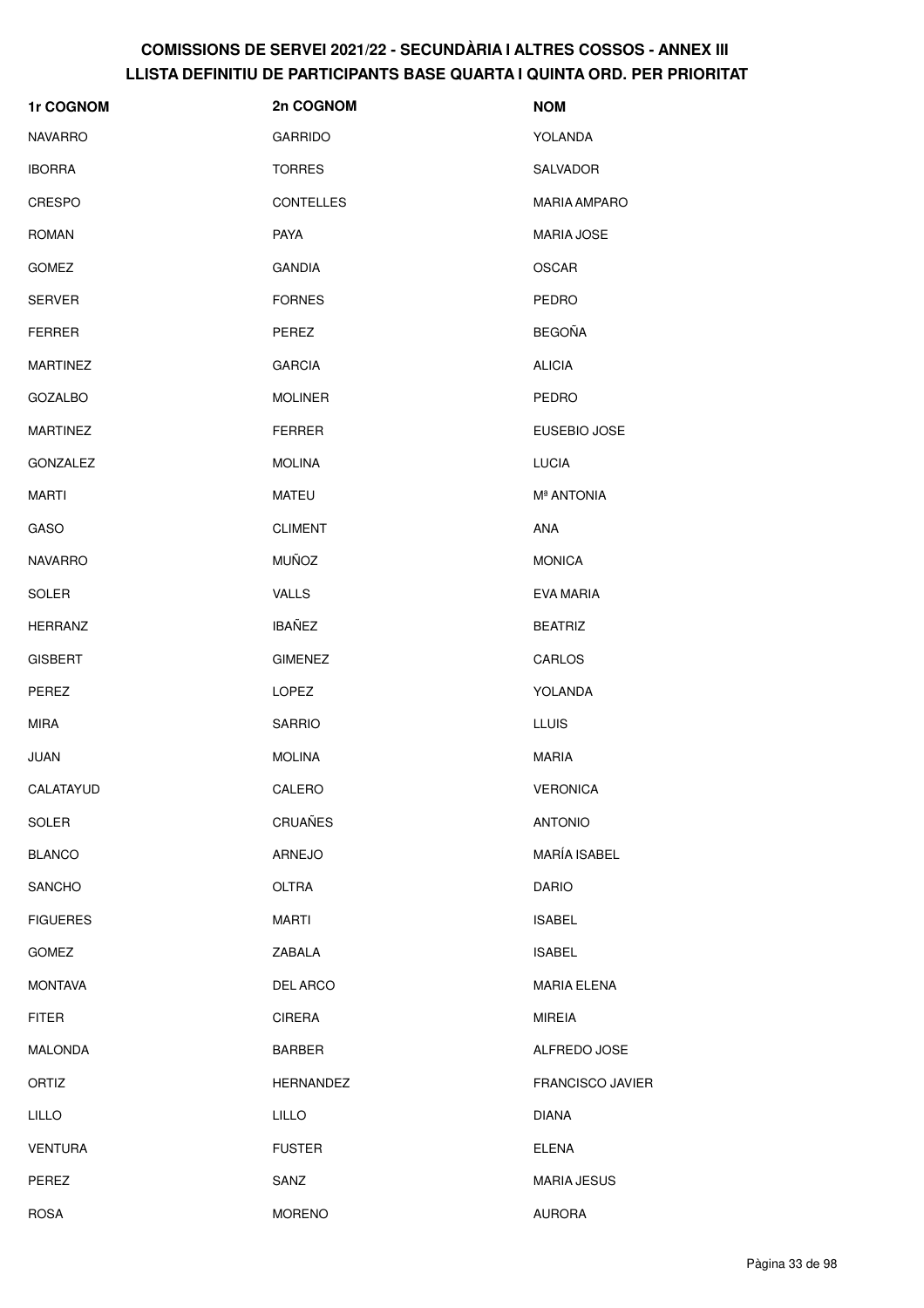# COMISSIONS DE SERVEI 2021/22 - SECUNDÀRIA I ALTRES COSSOS - ANNEX III
## LLISTA DEFINITIU DE PARTICIPANTS BASE QUARTA I QUINTA ORD. PER PRIORITAT

| 1r COGNOM | 2n COGNOM | NOM |
|---|---|---|
| NAVARRO | GARRIDO | YOLANDA |
| IBORRA | TORRES | SALVADOR |
| CRESPO | CONTELLES | MARIA AMPARO |
| ROMAN | PAYA | MARIA JOSE |
| GOMEZ | GANDIA | OSCAR |
| SERVER | FORNES | PEDRO |
| FERRER | PEREZ | BEGOÑA |
| MARTINEZ | GARCIA | ALICIA |
| GOZALBO | MOLINER | PEDRO |
| MARTINEZ | FERRER | EUSEBIO JOSE |
| GONZALEZ | MOLINA | LUCIA |
| MARTI | MATEU | Mª ANTONIA |
| GASO | CLIMENT | ANA |
| NAVARRO | MUÑOZ | MONICA |
| SOLER | VALLS | EVA MARIA |
| HERRANZ | IBAÑEZ | BEATRIZ |
| GISBERT | GIMENEZ | CARLOS |
| PEREZ | LOPEZ | YOLANDA |
| MIRA | SARRIO | LLUIS |
| JUAN | MOLINA | MARIA |
| CALATAYUD | CALERO | VERONICA |
| SOLER | CRUAÑES | ANTONIO |
| BLANCO | ARNEJO | MARÍA ISABEL |
| SANCHO | OLTRA | DARIO |
| FIGUERES | MARTI | ISABEL |
| GOMEZ | ZABALA | ISABEL |
| MONTAVA | DEL ARCO | MARIA ELENA |
| FITER | CIRERA | MIREIA |
| MALONDA | BARBER | ALFREDO JOSE |
| ORTIZ | HERNANDEZ | FRANCISCO JAVIER |
| LILLO | LILLO | DIANA |
| VENTURA | FUSTER | ELENA |
| PEREZ | SANZ | MARIA JESUS |
| ROSA | MORENO | AURORA |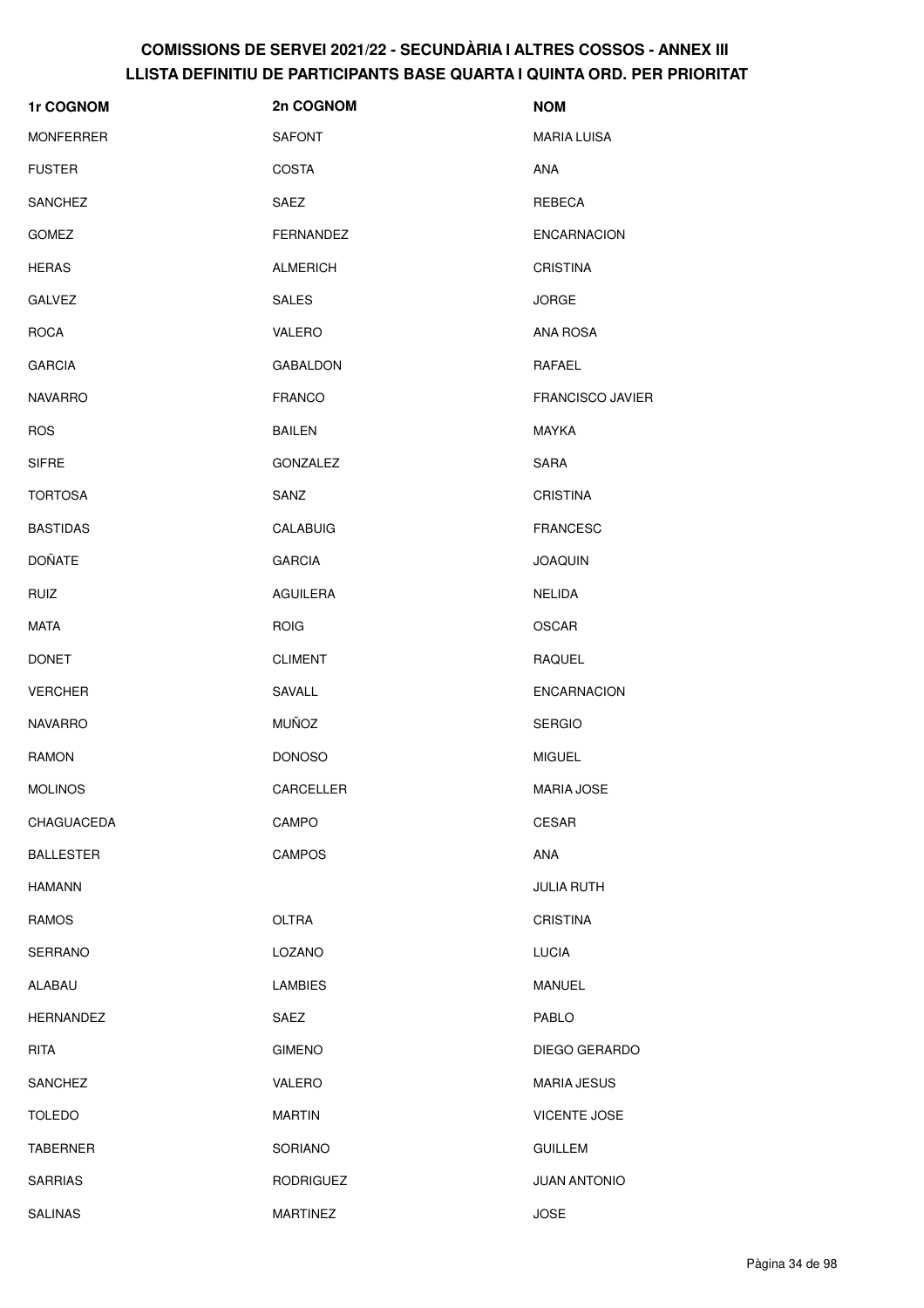# COMISSIONS DE SERVEI 2021/22 - SECUNDÀRIA I ALTRES COSSOS - ANNEX III
## LLISTA DEFINITIU DE PARTICIPANTS BASE QUARTA I QUINTA ORD. PER PRIORITAT

| 1r COGNOM | 2n COGNOM | NOM |
|---|---|---|
| MONFERRER | SAFONT | MARIA LUISA |
| FUSTER | COSTA | ANA |
| SANCHEZ | SAEZ | REBECA |
| GOMEZ | FERNANDEZ | ENCARNACION |
| HERAS | ALMERICH | CRISTINA |
| GALVEZ | SALES | JORGE |
| ROCA | VALERO | ANA ROSA |
| GARCIA | GABALDON | RAFAEL |
| NAVARRO | FRANCO | FRANCISCO JAVIER |
| ROS | BAILEN | MAYKA |
| SIFRE | GONZALEZ | SARA |
| TORTOSA | SANZ | CRISTINA |
| BASTIDAS | CALABUIG | FRANCESC |
| DOÑATE | GARCIA | JOAQUIN |
| RUIZ | AGUILERA | NELIDA |
| MATA | ROIG | OSCAR |
| DONET | CLIMENT | RAQUEL |
| VERCHER | SAVALL | ENCARNACION |
| NAVARRO | MUÑOZ | SERGIO |
| RAMON | DONOSO | MIGUEL |
| MOLINOS | CARCELLER | MARIA JOSE |
| CHAGUACEDA | CAMPO | CESAR |
| BALLESTER | CAMPOS | ANA |
| HAMANN | | JULIA RUTH |
| RAMOS | OLTRA | CRISTINA |
| SERRANO | LOZANO | LUCIA |
| ALABAU | LAMBIES | MANUEL |
| HERNANDEZ | SAEZ | PABLO |
| RITA | GIMENO | DIEGO GERARDO |
| SANCHEZ | VALERO | MARIA JESUS |
| TOLEDO | MARTIN | VICENTE JOSE |
| TABERNER | SORIANO | GUILLEM |
| SARRIAS | RODRIGUEZ | JUAN ANTONIO |
| SALINAS | MARTINEZ | JOSE |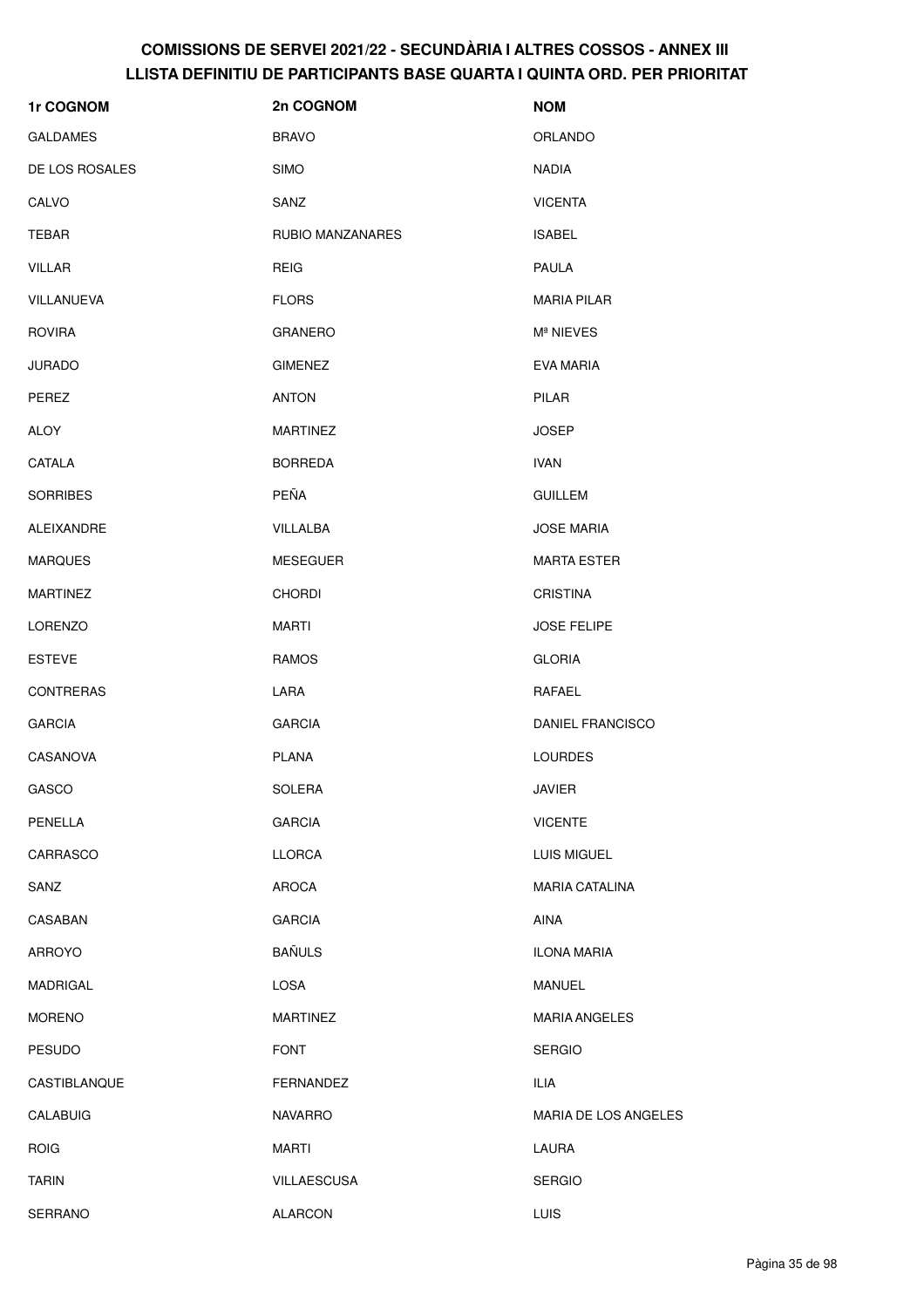# COMISSIONS DE SERVEI 2021/22 - SECUNDÀRIA I ALTRES COSSOS - ANNEX III
## LLISTA DEFINITIU DE PARTICIPANTS BASE QUARTA I QUINTA ORD. PER PRIORITAT

| 1r COGNOM | 2n COGNOM | NOM |
|---|---|---|
| GALDAMES | BRAVO | ORLANDO |
| DE LOS ROSALES | SIMO | NADIA |
| CALVO | SANZ | VICENTA |
| TEBAR | RUBIO MANZANARES | ISABEL |
| VILLAR | REIG | PAULA |
| VILLANUEVA | FLORS | MARIA PILAR |
| ROVIRA | GRANERO | Mª NIEVES |
| JURADO | GIMENEZ | EVA MARIA |
| PEREZ | ANTON | PILAR |
| ALOY | MARTINEZ | JOSEP |
| CATALA | BORREDA | IVAN |
| SORRIBES | PEÑA | GUILLEM |
| ALEIXANDRE | VILLALBA | JOSE MARIA |
| MARQUES | MESEGUER | MARTA ESTER |
| MARTINEZ | CHORDI | CRISTINA |
| LORENZO | MARTI | JOSE FELIPE |
| ESTEVE | RAMOS | GLORIA |
| CONTRERAS | LARA | RAFAEL |
| GARCIA | GARCIA | DANIEL FRANCISCO |
| CASANOVA | PLANA | LOURDES |
| GASCO | SOLERA | JAVIER |
| PENELLA | GARCIA | VICENTE |
| CARRASCO | LLORCA | LUIS MIGUEL |
| SANZ | AROCA | MARIA CATALINA |
| CASABAN | GARCIA | AINA |
| ARROYO | BAÑULS | ILONA MARIA |
| MADRIGAL | LOSA | MANUEL |
| MORENO | MARTINEZ | MARIA ANGELES |
| PESUDO | FONT | SERGIO |
| CASTIBLANQUE | FERNANDEZ | ILIA |
| CALABUIG | NAVARRO | MARIA DE LOS ANGELES |
| ROIG | MARTI | LAURA |
| TARIN | VILLAESCUSA | SERGIO |
| SERRANO | ALARCON | LUIS |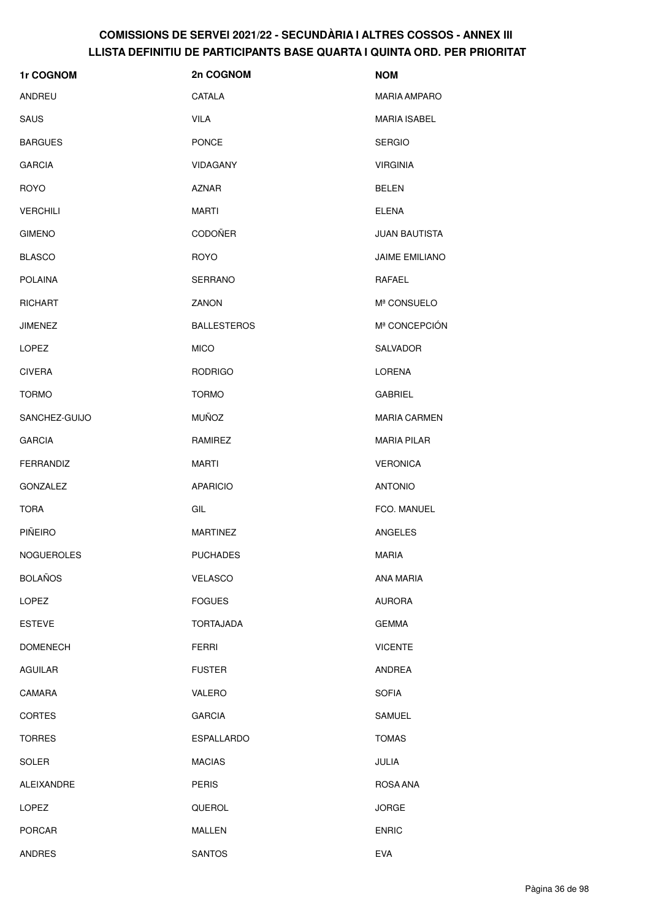# COMISSIONS DE SERVEI 2021/22 - SECUNDÀRIA I ALTRES COSSOS - ANNEX III
## LLISTA DEFINITIU DE PARTICIPANTS BASE QUARTA I QUINTA ORD. PER PRIORITAT

| 1r COGNOM | 2n COGNOM | NOM |
|---|---|---|
| ANDREU | CATALA | MARIA AMPARO |
| SAUS | VILA | MARIA ISABEL |
| BARGUES | PONCE | SERGIO |
| GARCIA | VIDAGANY | VIRGINIA |
| ROYO | AZNAR | BELEN |
| VERCHILI | MARTI | ELENA |
| GIMENO | CODOÑER | JUAN BAUTISTA |
| BLASCO | ROYO | JAIME EMILIANO |
| POLAINA | SERRANO | RAFAEL |
| RICHART | ZANON | Mª CONSUELO |
| JIMENEZ | BALLESTEROS | Mª CONCEPCIÓN |
| LOPEZ | MICO | SALVADOR |
| CIVERA | RODRIGO | LORENA |
| TORMO | TORMO | GABRIEL |
| SANCHEZ-GUIJO | MUÑOZ | MARIA CARMEN |
| GARCIA | RAMIREZ | MARIA PILAR |
| FERRANDIZ | MARTI | VERONICA |
| GONZALEZ | APARICIO | ANTONIO |
| TORA | GIL | FCO. MANUEL |
| PIÑEIRO | MARTINEZ | ANGELES |
| NOGUEROLES | PUCHADES | MARIA |
| BOLAÑOS | VELASCO | ANA MARIA |
| LOPEZ | FOGUES | AURORA |
| ESTEVE | TORTAJADA | GEMMA |
| DOMENECH | FERRI | VICENTE |
| AGUILAR | FUSTER | ANDREA |
| CAMARA | VALERO | SOFIA |
| CORTES | GARCIA | SAMUEL |
| TORRES | ESPALLARDO | TOMAS |
| SOLER | MACIAS | JULIA |
| ALEIXANDRE | PERIS | ROSA ANA |
| LOPEZ | QUEROL | JORGE |
| PORCAR | MALLEN | ENRIC |
| ANDRES | SANTOS | EVA |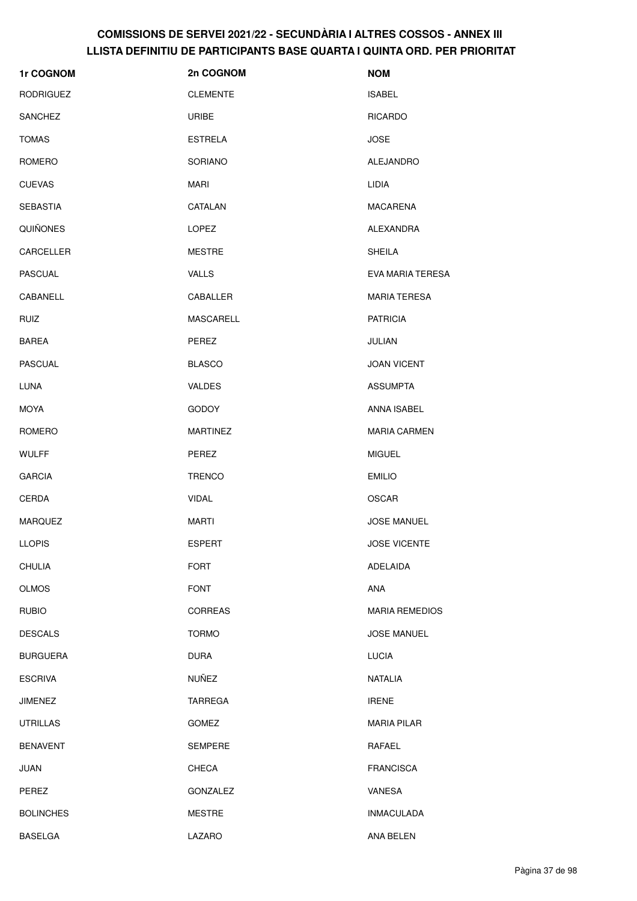# COMISSIONS DE SERVEI 2021/22 - SECUNDÀRIA I ALTRES COSSOS - ANNEX III
## LLISTA DEFINITIU DE PARTICIPANTS BASE QUARTA I QUINTA ORD. PER PRIORITAT

| 1r COGNOM | 2n COGNOM | NOM |
|---|---|---|
| RODRIGUEZ | CLEMENTE | ISABEL |
| SANCHEZ | URIBE | RICARDO |
| TOMAS | ESTRELA | JOSE |
| ROMERO | SORIANO | ALEJANDRO |
| CUEVAS | MARI | LIDIA |
| SEBASTIA | CATALAN | MACARENA |
| QUIÑONES | LOPEZ | ALEXANDRA |
| CARCELLER | MESTRE | SHEILA |
| PASCUAL | VALLS | EVA MARIA TERESA |
| CABANELL | CABALLER | MARIA TERESA |
| RUIZ | MASCARELL | PATRICIA |
| BAREA | PEREZ | JULIAN |
| PASCUAL | BLASCO | JOAN VICENT |
| LUNA | VALDES | ASSUMPTA |
| MOYA | GODOY | ANNA ISABEL |
| ROMERO | MARTINEZ | MARIA CARMEN |
| WULFF | PEREZ | MIGUEL |
| GARCIA | TRENCO | EMILIO |
| CERDA | VIDAL | OSCAR |
| MARQUEZ | MARTI | JOSE MANUEL |
| LLOPIS | ESPERT | JOSE VICENTE |
| CHULIA | FORT | ADELAIDA |
| OLMOS | FONT | ANA |
| RUBIO | CORREAS | MARIA REMEDIOS |
| DESCALS | TORMO | JOSE MANUEL |
| BURGUERA | DURA | LUCIA |
| ESCRIVA | NUÑEZ | NATALIA |
| JIMENEZ | TARREGA | IRENE |
| UTRILLAS | GOMEZ | MARIA PILAR |
| BENAVENT | SEMPERE | RAFAEL |
| JUAN | CHECA | FRANCISCA |
| PEREZ | GONZALEZ | VANESA |
| BOLINCHES | MESTRE | INMACULADA |
| BASELGA | LAZARO | ANA BELEN |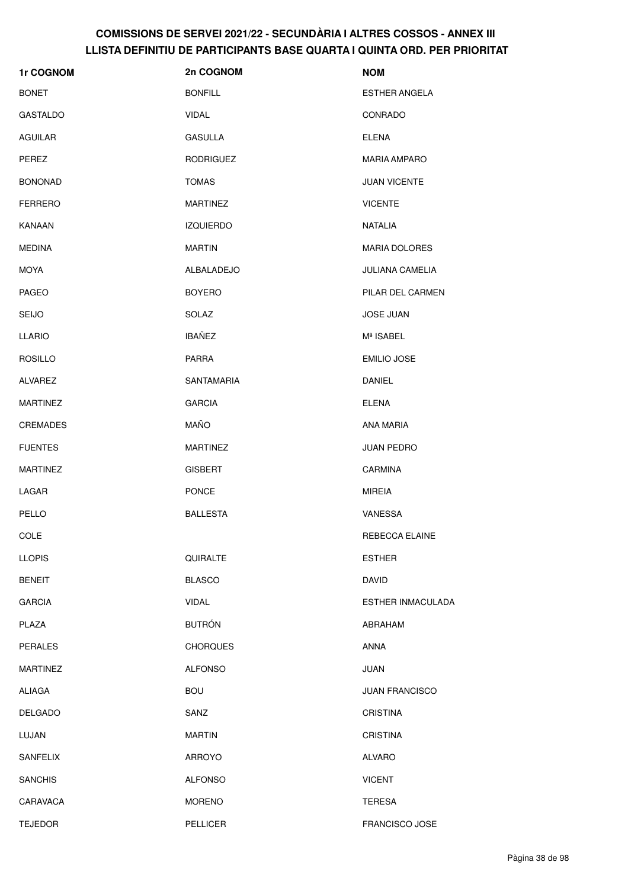# COMISSIONS DE SERVEI 2021/22 - SECUNDÀRIA I ALTRES COSSOS - ANNEX III
## LLISTA DEFINITIU DE PARTICIPANTS BASE QUARTA I QUINTA ORD. PER PRIORITAT

| 1r COGNOM | 2n COGNOM | NOM |
| --- | --- | --- |
| BONET | BONFILL | ESTHER ANGELA |
| GASTALDO | VIDAL | CONRADO |
| AGUILAR | GASULLA | ELENA |
| PEREZ | RODRIGUEZ | MARIA AMPARO |
| BONONAD | TOMAS | JUAN VICENTE |
| FERRERO | MARTINEZ | VICENTE |
| KANAAN | IZQUIERDO | NATALIA |
| MEDINA | MARTIN | MARIA DOLORES |
| MOYA | ALBALADEJO | JULIANA CAMELIA |
| PAGEO | BOYERO | PILAR DEL CARMEN |
| SEIJO | SOLAZ | JOSE JUAN |
| LLARIO | IBAÑEZ | Mª ISABEL |
| ROSILLO | PARRA | EMILIO JOSE |
| ALVAREZ | SANTAMARIA | DANIEL |
| MARTINEZ | GARCIA | ELENA |
| CREMADES | MAÑO | ANA MARIA |
| FUENTES | MARTINEZ | JUAN PEDRO |
| MARTINEZ | GISBERT | CARMINA |
| LAGAR | PONCE | MIREIA |
| PELLO | BALLESTA | VANESSA |
| COLE | | REBECCA ELAINE |
| LLOPIS | QUIRALTE | ESTHER |
| BENEIT | BLASCO | DAVID |
| GARCIA | VIDAL | ESTHER INMACULADA |
| PLAZA | BUTRÓN | ABRAHAM |
| PERALES | CHORQUES | ANNA |
| MARTINEZ | ALFONSO | JUAN |
| ALIAGA | BOU | JUAN FRANCISCO |
| DELGADO | SANZ | CRISTINA |
| LUJAN | MARTIN | CRISTINA |
| SANFELIX | ARROYO | ALVARO |
| SANCHIS | ALFONSO | VICENT |
| CARAVACA | MORENO | TERESA |
| TEJEDOR | PELLICER | FRANCISCO JOSE |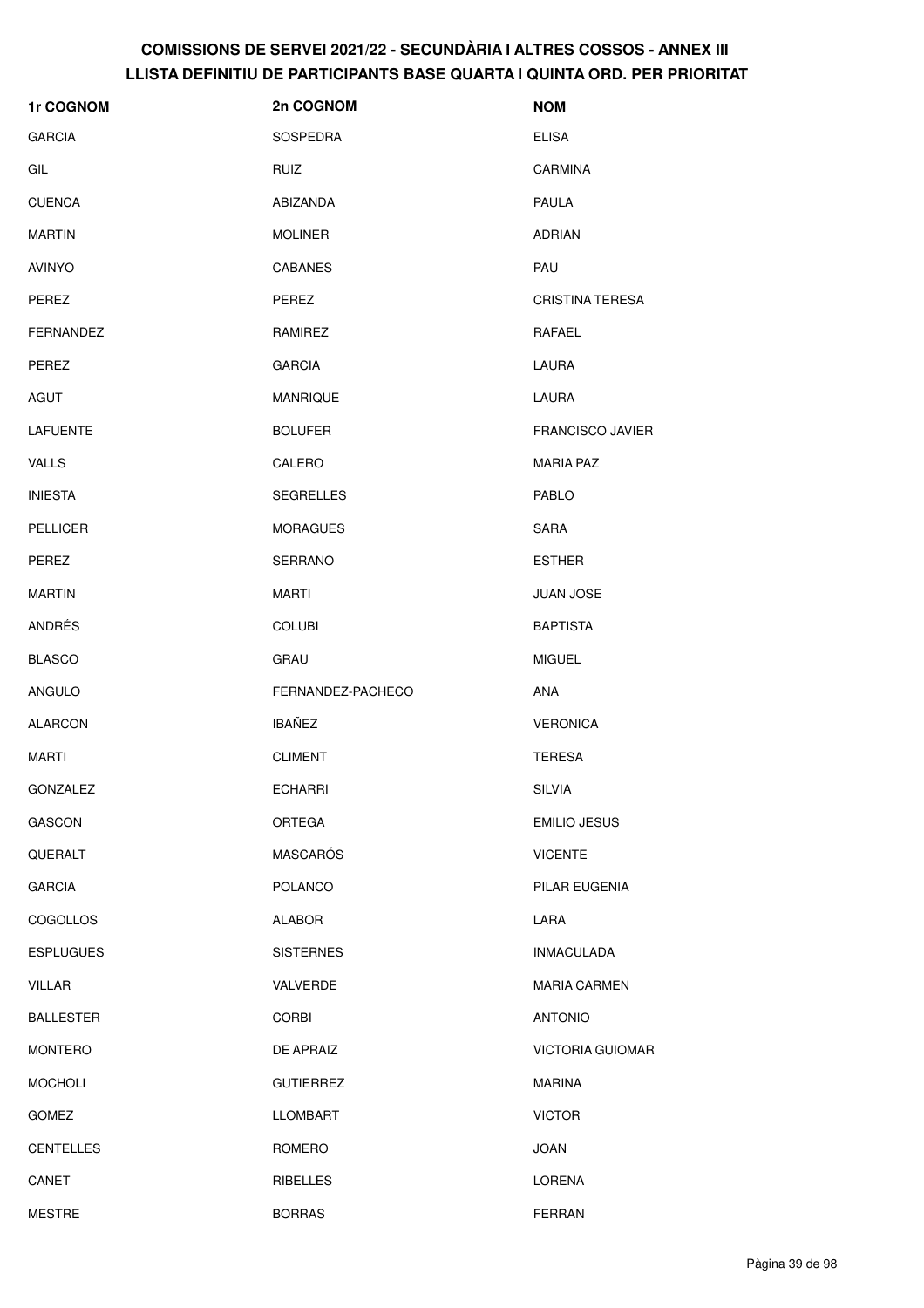# COMISSIONS DE SERVEI 2021/22 - SECUNDÀRIA I ALTRES COSSOS - ANNEX III
## LLISTA DEFINITIU DE PARTICIPANTS BASE QUARTA I QUINTA ORD. PER PRIORITAT

| 1r COGNOM | 2n COGNOM | NOM |
|---|---|---|
| GARCIA | SOSPEDRA | ELISA |
| GIL | RUIZ | CARMINA |
| CUENCA | ABIZANDA | PAULA |
| MARTIN | MOLINER | ADRIAN |
| AVINYO | CABANES | PAU |
| PEREZ | PEREZ | CRISTINA TERESA |
| FERNANDEZ | RAMIREZ | RAFAEL |
| PEREZ | GARCIA | LAURA |
| AGUT | MANRIQUE | LAURA |
| LAFUENTE | BOLUFER | FRANCISCO JAVIER |
| VALLS | CALERO | MARIA PAZ |
| INIESTA | SEGRELLES | PABLO |
| PELLICER | MORAGUES | SARA |
| PEREZ | SERRANO | ESTHER |
| MARTIN | MARTI | JUAN JOSE |
| ANDRÉS | COLUBI | BAPTISTA |
| BLASCO | GRAU | MIGUEL |
| ANGULO | FERNANDEZ-PACHECO | ANA |
| ALARCON | IBAÑEZ | VERONICA |
| MARTI | CLIMENT | TERESA |
| GONZALEZ | ECHARRI | SILVIA |
| GASCON | ORTEGA | EMILIO JESUS |
| QUERALT | MASCARÓS | VICENTE |
| GARCIA | POLANCO | PILAR EUGENIA |
| COGOLLOS | ALABOR | LARA |
| ESPLUGUES | SISTERNES | INMACULADA |
| VILLAR | VALVERDE | MARIA CARMEN |
| BALLESTER | CORBI | ANTONIO |
| MONTERO | DE APRAIZ | VICTORIA GUIOMAR |
| MOCHOLI | GUTIERREZ | MARINA |
| GOMEZ | LLOMBART | VICTOR |
| CENTELLES | ROMERO | JOAN |
| CANET | RIBELLES | LORENA |
| MESTRE | BORRAS | FERRAN |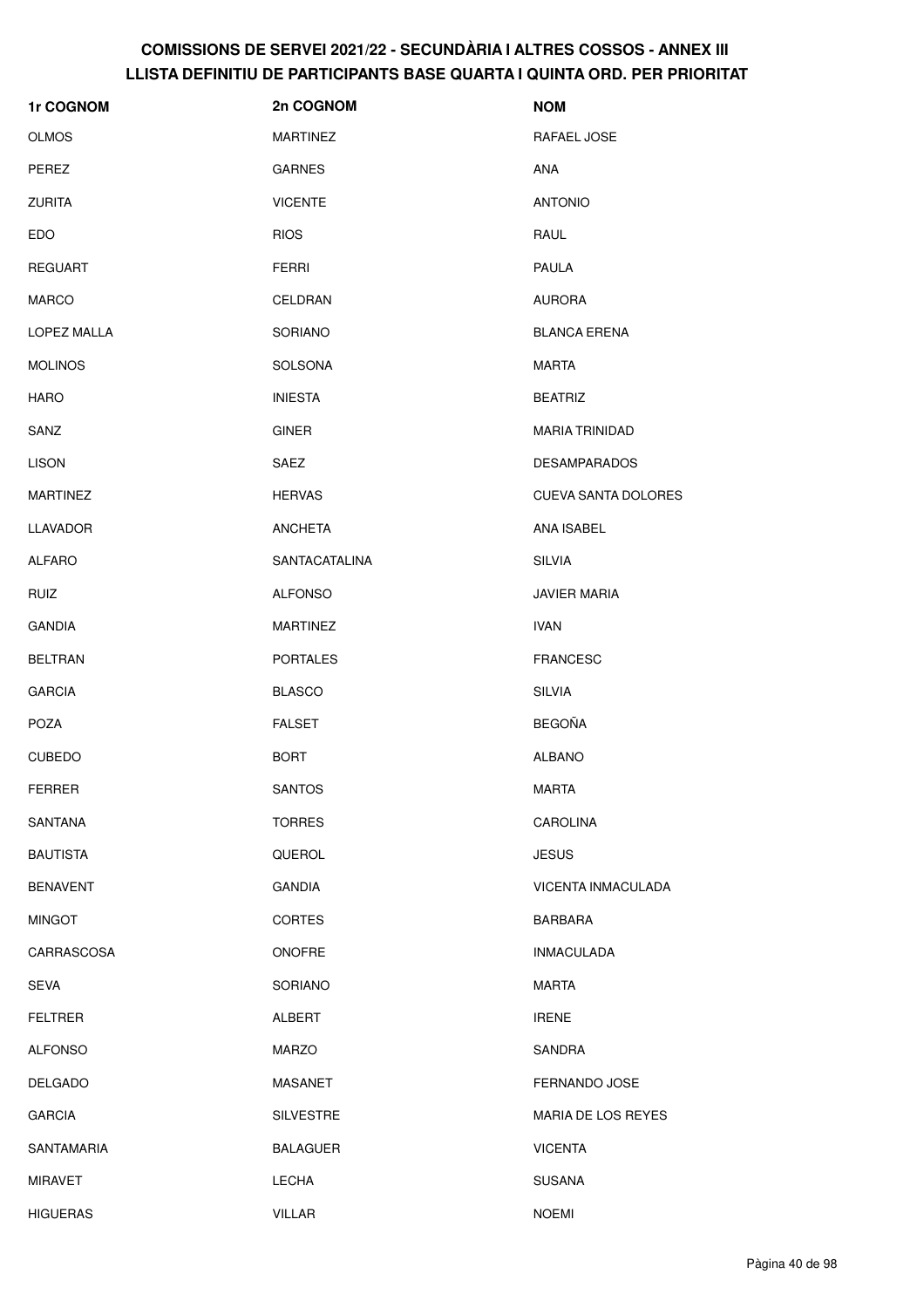# COMISSIONS DE SERVEI 2021/22 - SECUNDÀRIA I ALTRES COSSOS - ANNEX III
## LLISTA DEFINITIU DE PARTICIPANTS BASE QUARTA I QUINTA ORD. PER PRIORITAT

| 1r COGNOM | 2n COGNOM | NOM |
|---|---|---|
| OLMOS | MARTINEZ | RAFAEL JOSE |
| PEREZ | GARNES | ANA |
| ZURITA | VICENTE | ANTONIO |
| EDO | RIOS | RAUL |
| REGUART | FERRI | PAULA |
| MARCO | CELDRAN | AURORA |
| LOPEZ MALLA | SORIANO | BLANCA ERENA |
| MOLINOS | SOLSONA | MARTA |
| HARO | INIESTA | BEATRIZ |
| SANZ | GINER | MARIA TRINIDAD |
| LISON | SAEZ | DESAMPARADOS |
| MARTINEZ | HERVAS | CUEVA SANTA DOLORES |
| LLAVADOR | ANCHETA | ANA ISABEL |
| ALFARO | SANTACATALINA | SILVIA |
| RUIZ | ALFONSO | JAVIER MARIA |
| GANDIA | MARTINEZ | IVAN |
| BELTRAN | PORTALES | FRANCESC |
| GARCIA | BLASCO | SILVIA |
| POZA | FALSET | BEGOÑA |
| CUBEDO | BORT | ALBANO |
| FERRER | SANTOS | MARTA |
| SANTANA | TORRES | CAROLINA |
| BAUTISTA | QUEROL | JESUS |
| BENAVENT | GANDIA | VICENTA INMACULADA |
| MINGOT | CORTES | BARBARA |
| CARRASCOSA | ONOFRE | INMACULADA |
| SEVA | SORIANO | MARTA |
| FELTRER | ALBERT | IRENE |
| ALFONSO | MARZO | SANDRA |
| DELGADO | MASANET | FERNANDO JOSE |
| GARCIA | SILVESTRE | MARIA DE LOS REYES |
| SANTAMARIA | BALAGUER | VICENTA |
| MIRAVET | LECHA | SUSANA |
| HIGUERAS | VILLAR | NOEMI |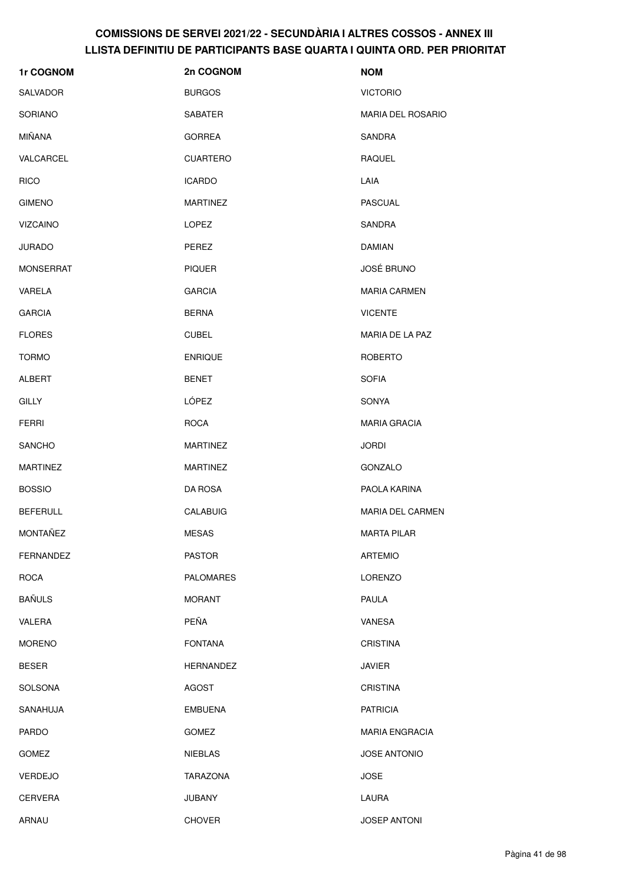# COMISSIONS DE SERVEI 2021/22 - SECUNDÀRIA I ALTRES COSSOS - ANNEX III
## LLISTA DEFINITIU DE PARTICIPANTS BASE QUARTA I QUINTA ORD. PER PRIORITAT

| 1r COGNOM | 2n COGNOM | NOM |
|---|---|---|
| SALVADOR | BURGOS | VICTORIO |
| SORIANO | SABATER | MARIA DEL ROSARIO |
| MIÑANA | GORREA | SANDRA |
| VALCARCEL | CUARTERO | RAQUEL |
| RICO | ICARDO | LAIA |
| GIMENO | MARTINEZ | PASCUAL |
| VIZCAINO | LOPEZ | SANDRA |
| JURADO | PEREZ | DAMIAN |
| MONSERRAT | PIQUER | JOSÉ BRUNO |
| VARELA | GARCIA | MARIA CARMEN |
| GARCIA | BERNA | VICENTE |
| FLORES | CUBEL | MARIA DE LA PAZ |
| TORMO | ENRIQUE | ROBERTO |
| ALBERT | BENET | SOFIA |
| GILLY | LÓPEZ | SONYA |
| FERRI | ROCA | MARIA GRACIA |
| SANCHO | MARTINEZ | JORDI |
| MARTINEZ | MARTINEZ | GONZALO |
| BOSSIO | DA ROSA | PAOLA KARINA |
| BEFERULL | CALABUIG | MARIA DEL CARMEN |
| MONTAÑEZ | MESAS | MARTA PILAR |
| FERNANDEZ | PASTOR | ARTEMIO |
| ROCA | PALOMARES | LORENZO |
| BAÑULS | MORANT | PAULA |
| VALERA | PEÑA | VANESA |
| MORENO | FONTANA | CRISTINA |
| BESER | HERNANDEZ | JAVIER |
| SOLSONA | AGOST | CRISTINA |
| SANAHUJA | EMBUENA | PATRICIA |
| PARDO | GOMEZ | MARIA ENGRACIA |
| GOMEZ | NIEBLAS | JOSE ANTONIO |
| VERDEJO | TARAZONA | JOSE |
| CERVERA | JUBANY | LAURA |
| ARNAU | CHOVER | JOSEP ANTONI |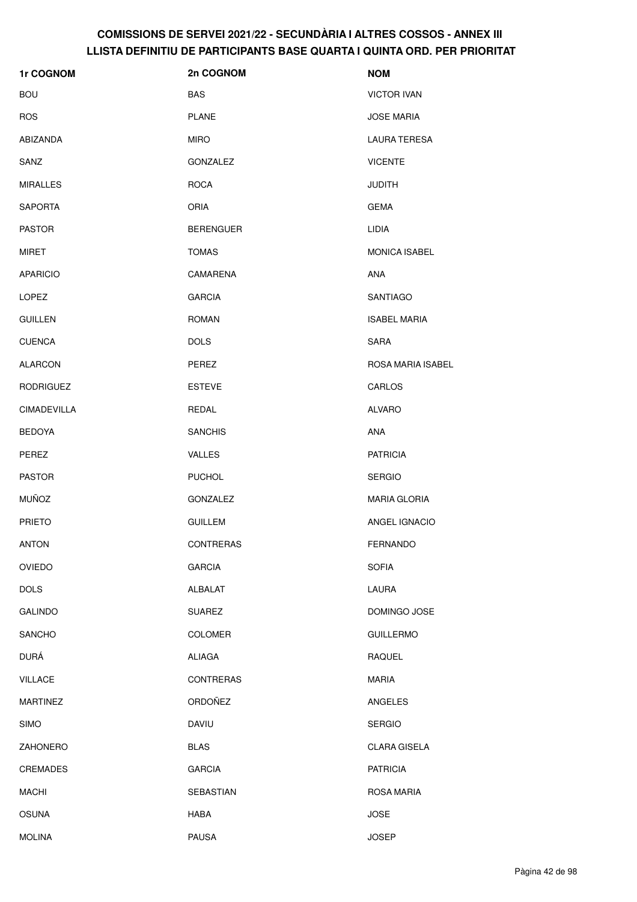# COMISSIONS DE SERVEI 2021/22 - SECUNDÀRIA I ALTRES COSSOS - ANNEX III
## LLISTA DEFINITIU DE PARTICIPANTS BASE QUARTA I QUINTA ORD. PER PRIORITAT

| 1r COGNOM | 2n COGNOM | NOM |
| --- | --- | --- |
| BOU | BAS | VICTOR IVAN |
| ROS | PLANE | JOSE MARIA |
| ABIZANDA | MIRO | LAURA TERESA |
| SANZ | GONZALEZ | VICENTE |
| MIRALLES | ROCA | JUDITH |
| SAPORTA | ORIA | GEMA |
| PASTOR | BERENGUER | LIDIA |
| MIRET | TOMAS | MONICA ISABEL |
| APARICIO | CAMARENA | ANA |
| LOPEZ | GARCIA | SANTIAGO |
| GUILLEN | ROMAN | ISABEL MARIA |
| CUENCA | DOLS | SARA |
| ALARCON | PEREZ | ROSA MARIA ISABEL |
| RODRIGUEZ | ESTEVE | CARLOS |
| CIMADEVILLA | REDAL | ALVARO |
| BEDOYA | SANCHIS | ANA |
| PEREZ | VALLES | PATRICIA |
| PASTOR | PUCHOL | SERGIO |
| MUÑOZ | GONZALEZ | MARIA GLORIA |
| PRIETO | GUILLEM | ANGEL IGNACIO |
| ANTON | CONTRERAS | FERNANDO |
| OVIEDO | GARCIA | SOFIA |
| DOLS | ALBALAT | LAURA |
| GALINDO | SUAREZ | DOMINGO JOSE |
| SANCHO | COLOMER | GUILLERMO |
| DURÁ | ALIAGA | RAQUEL |
| VILLACE | CONTRERAS | MARIA |
| MARTINEZ | ORDOÑEZ | ANGELES |
| SIMO | DAVIU | SERGIO |
| ZAHONERO | BLAS | CLARA GISELA |
| CREMADES | GARCIA | PATRICIA |
| MACHI | SEBASTIAN | ROSA MARIA |
| OSUNA | HABA | JOSE |
| MOLINA | PAUSA | JOSEP |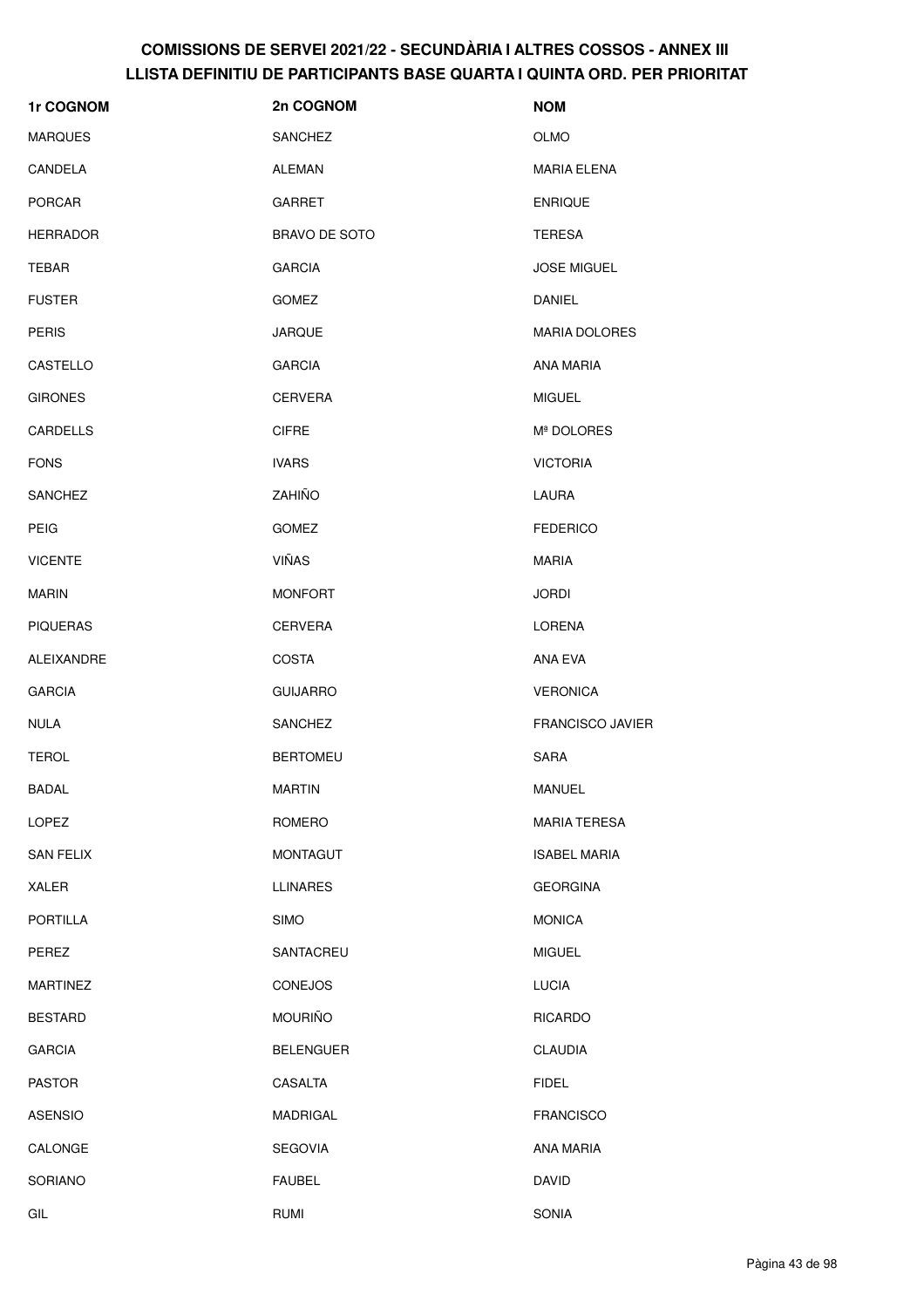# COMISSIONS DE SERVEI 2021/22 - SECUNDÀRIA I ALTRES COSSOS - ANNEX III
## LLISTA DEFINITIU DE PARTICIPANTS BASE QUARTA I QUINTA ORD. PER PRIORITAT

| 1r COGNOM | 2n COGNOM | NOM |
|---|---|---|
| MARQUES | SANCHEZ | OLMO |
| CANDELA | ALEMAN | MARIA ELENA |
| PORCAR | GARRET | ENRIQUE |
| HERRADOR | BRAVO DE SOTO | TERESA |
| TEBAR | GARCIA | JOSE MIGUEL |
| FUSTER | GOMEZ | DANIEL |
| PERIS | JARQUE | MARIA DOLORES |
| CASTELLO | GARCIA | ANA MARIA |
| GIRONES | CERVERA | MIGUEL |
| CARDELLS | CIFRE | Mª DOLORES |
| FONS | IVARS | VICTORIA |
| SANCHEZ | ZAHIÑO | LAURA |
| PEIG | GOMEZ | FEDERICO |
| VICENTE | VIÑAS | MARIA |
| MARIN | MONFORT | JORDI |
| PIQUERAS | CERVERA | LORENA |
| ALEIXANDRE | COSTA | ANA EVA |
| GARCIA | GUIJARRO | VERONICA |
| NULA | SANCHEZ | FRANCISCO JAVIER |
| TEROL | BERTOMEU | SARA |
| BADAL | MARTIN | MANUEL |
| LOPEZ | ROMERO | MARIA TERESA |
| SAN FELIX | MONTAGUT | ISABEL MARIA |
| XALER | LLINARES | GEORGINA |
| PORTILLA | SIMO | MONICA |
| PEREZ | SANTACREU | MIGUEL |
| MARTINEZ | CONEJOS | LUCIA |
| BESTARD | MOURIÑO | RICARDO |
| GARCIA | BELENGUER | CLAUDIA |
| PASTOR | CASALTA | FIDEL |
| ASENSIO | MADRIGAL | FRANCISCO |
| CALONGE | SEGOVIA | ANA MARIA |
| SORIANO | FAUBEL | DAVID |
| GIL | RUMI | SONIA |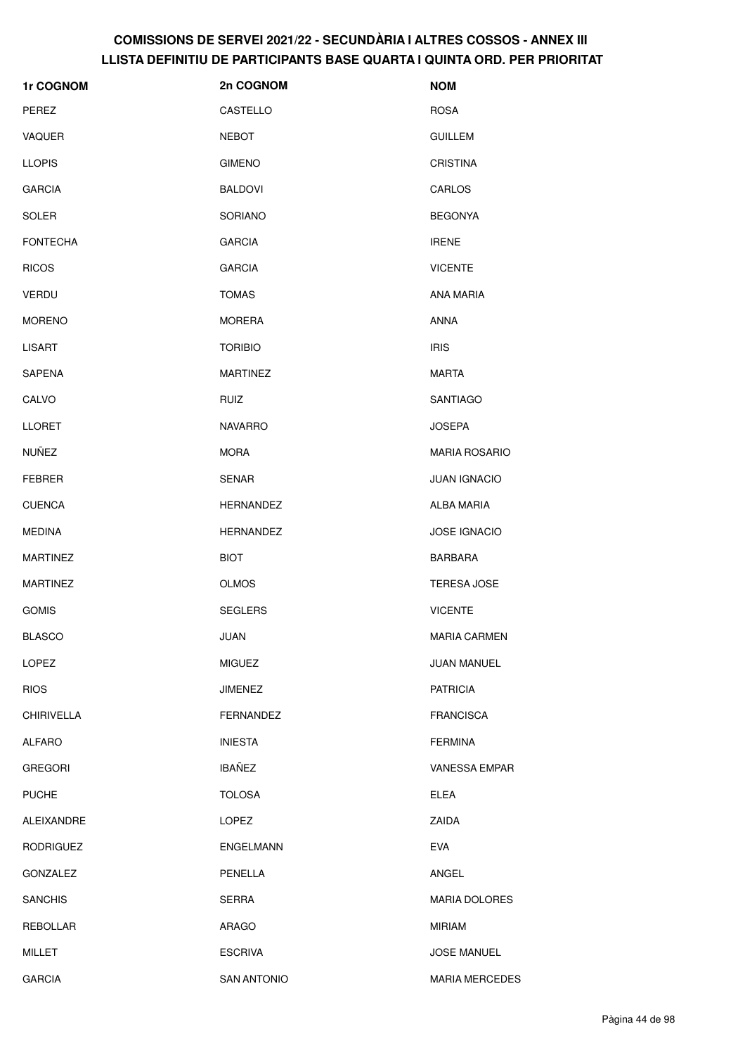# COMISSIONS DE SERVEI 2021/22 - SECUNDÀRIA I ALTRES COSSOS - ANNEX III
## LLISTA DEFINITIU DE PARTICIPANTS BASE QUARTA I QUINTA ORD. PER PRIORITAT

| 1r COGNOM | 2n COGNOM | NOM |
|---|---|---|
| PEREZ | CASTELLO | ROSA |
| VAQUER | NEBOT | GUILLEM |
| LLOPIS | GIMENO | CRISTINA |
| GARCIA | BALDOVI | CARLOS |
| SOLER | SORIANO | BEGONYA |
| FONTECHA | GARCIA | IRENE |
| RICOS | GARCIA | VICENTE |
| VERDU | TOMAS | ANA MARIA |
| MORENO | MORERA | ANNA |
| LISART | TORIBIO | IRIS |
| SAPENA | MARTINEZ | MARTA |
| CALVO | RUIZ | SANTIAGO |
| LLORET | NAVARRO | JOSEPA |
| NUÑEZ | MORA | MARIA ROSARIO |
| FEBRER | SENAR | JUAN IGNACIO |
| CUENCA | HERNANDEZ | ALBA MARIA |
| MEDINA | HERNANDEZ | JOSE IGNACIO |
| MARTINEZ | BIOT | BARBARA |
| MARTINEZ | OLMOS | TERESA JOSE |
| GOMIS | SEGLERS | VICENTE |
| BLASCO | JUAN | MARIA CARMEN |
| LOPEZ | MIGUEZ | JUAN MANUEL |
| RIOS | JIMENEZ | PATRICIA |
| CHIRIVELLA | FERNANDEZ | FRANCISCA |
| ALFARO | INIESTA | FERMINA |
| GREGORI | IBAÑEZ | VANESSA EMPAR |
| PUCHE | TOLOSA | ELEA |
| ALEIXANDRE | LOPEZ | ZAIDA |
| RODRIGUEZ | ENGELMANN | EVA |
| GONZALEZ | PENELLA | ANGEL |
| SANCHIS | SERRA | MARIA DOLORES |
| REBOLLAR | ARAGO | MIRIAM |
| MILLET | ESCRIVA | JOSE MANUEL |
| GARCIA | SAN ANTONIO | MARIA MERCEDES |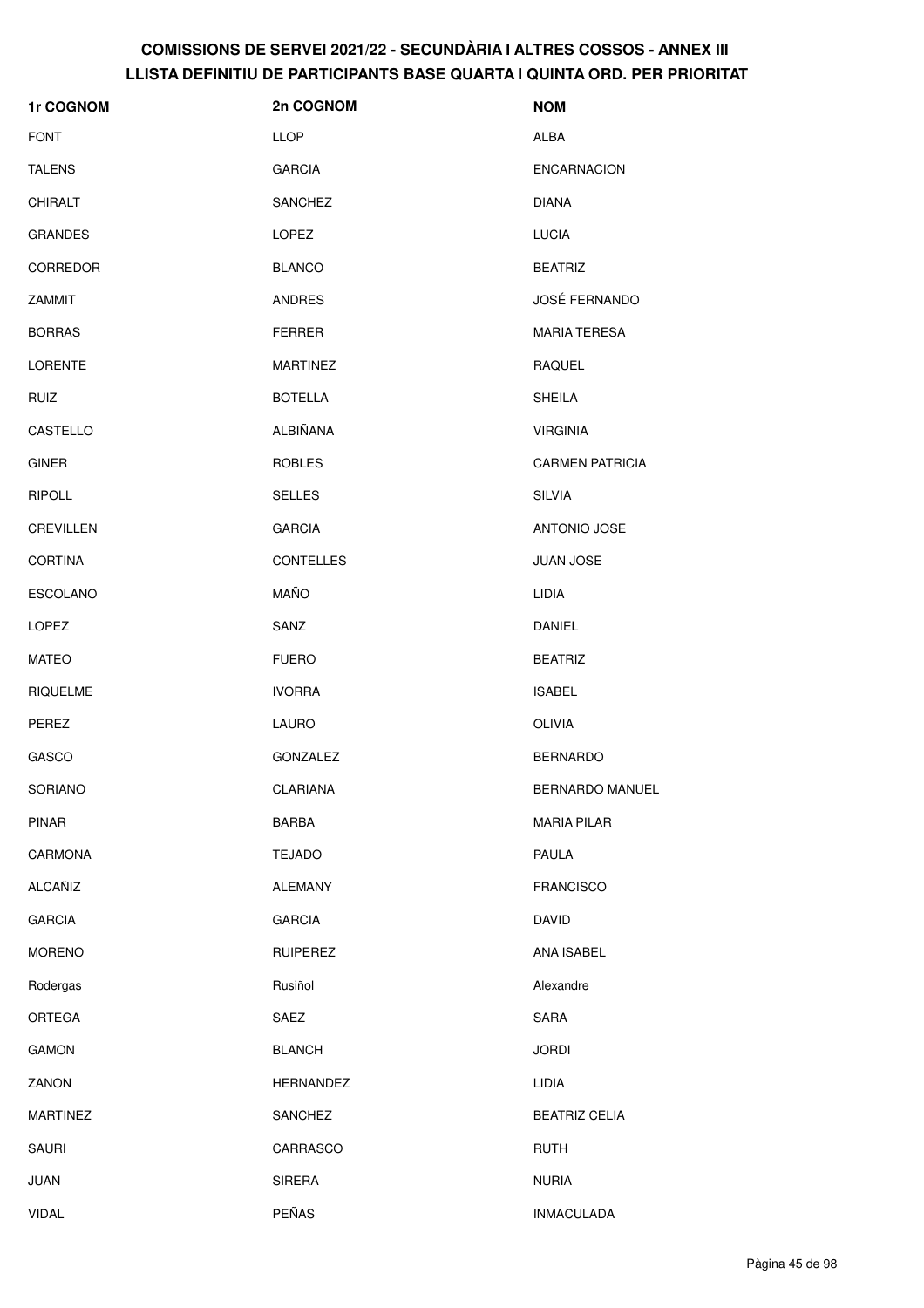# COMISSIONS DE SERVEI 2021/22 - SECUNDÀRIA I ALTRES COSSOS - ANNEX III
## LLISTA DEFINITIU DE PARTICIPANTS BASE QUARTA I QUINTA ORD. PER PRIORITAT

| 1r COGNOM | 2n COGNOM | NOM |
|---|---|---|
| FONT | LLOP | ALBA |
| TALENS | GARCIA | ENCARNACION |
| CHIRALT | SANCHEZ | DIANA |
| GRANDES | LOPEZ | LUCIA |
| CORREDOR | BLANCO | BEATRIZ |
| ZAMMIT | ANDRES | JOSÉ FERNANDO |
| BORRAS | FERRER | MARIA TERESA |
| LORENTE | MARTINEZ | RAQUEL |
| RUIZ | BOTELLA | SHEILA |
| CASTELLO | ALBIÑANA | VIRGINIA |
| GINER | ROBLES | CARMEN PATRICIA |
| RIPOLL | SELLES | SILVIA |
| CREVILLEN | GARCIA | ANTONIO JOSE |
| CORTINA | CONTELLES | JUAN JOSE |
| ESCOLANO | MAÑO | LIDIA |
| LOPEZ | SANZ | DANIEL |
| MATEO | FUERO | BEATRIZ |
| RIQUELME | IVORRA | ISABEL |
| PEREZ | LAURO | OLIVIA |
| GASCO | GONZALEZ | BERNARDO |
| SORIANO | CLARIANA | BERNARDO MANUEL |
| PINAR | BARBA | MARIA PILAR |
| CARMONA | TEJADO | PAULA |
| ALCANIZ | ALEMANY | FRANCISCO |
| GARCIA | GARCIA | DAVID |
| MORENO | RUIPEREZ | ANA ISABEL |
| Rodergas | Rusiñol | Alexandre |
| ORTEGA | SAEZ | SARA |
| GAMON | BLANCH | JORDI |
| ZANON | HERNANDEZ | LIDIA |
| MARTINEZ | SANCHEZ | BEATRIZ CELIA |
| SAURI | CARRASCO | RUTH |
| JUAN | SIRERA | NURIA |
| VIDAL | PEÑAS | INMACULADA |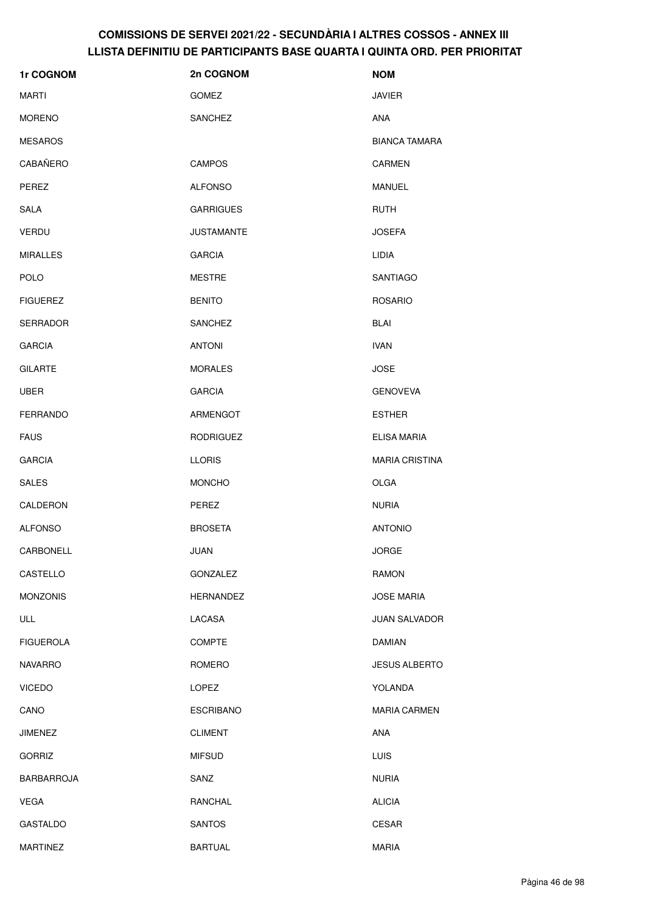# COMISSIONS DE SERVEI 2021/22 - SECUNDÀRIA I ALTRES COSSOS - ANNEX III
## LLISTA DEFINITIU DE PARTICIPANTS BASE QUARTA I QUINTA ORD. PER PRIORITAT

| 1r COGNOM | 2n COGNOM | NOM |
|---|---|---|
| MARTI | GOMEZ | JAVIER |
| MORENO | SANCHEZ | ANA |
| MESAROS | | BIANCA TAMARA |
| CABAÑERO | CAMPOS | CARMEN |
| PEREZ | ALFONSO | MANUEL |
| SALA | GARRIGUES | RUTH |
| VERDU | JUSTAMANTE | JOSEFA |
| MIRALLES | GARCIA | LIDIA |
| POLO | MESTRE | SANTIAGO |
| FIGUEREZ | BENITO | ROSARIO |
| SERRADOR | SANCHEZ | BLAI |
| GARCIA | ANTONI | IVAN |
| GILARTE | MORALES | JOSE |
| UBER | GARCIA | GENOVEVA |
| FERRANDO | ARMENGOT | ESTHER |
| FAUS | RODRIGUEZ | ELISA MARIA |
| GARCIA | LLORIS | MARIA CRISTINA |
| SALES | MONCHO | OLGA |
| CALDERON | PEREZ | NURIA |
| ALFONSO | BROSETA | ANTONIO |
| CARBONELL | JUAN | JORGE |
| CASTELLO | GONZALEZ | RAMON |
| MONZONIS | HERNANDEZ | JOSE MARIA |
| ULL | LACASA | JUAN SALVADOR |
| FIGUEROLA | COMPTE | DAMIAN |
| NAVARRO | ROMERO | JESUS ALBERTO |
| VICEDO | LOPEZ | YOLANDA |
| CANO | ESCRIBANO | MARIA CARMEN |
| JIMENEZ | CLIMENT | ANA |
| GORRIZ | MIFSUD | LUIS |
| BARBARROJA | SANZ | NURIA |
| VEGA | RANCHAL | ALICIA |
| GASTALDO | SANTOS | CESAR |
| MARTINEZ | BARTUAL | MARIA |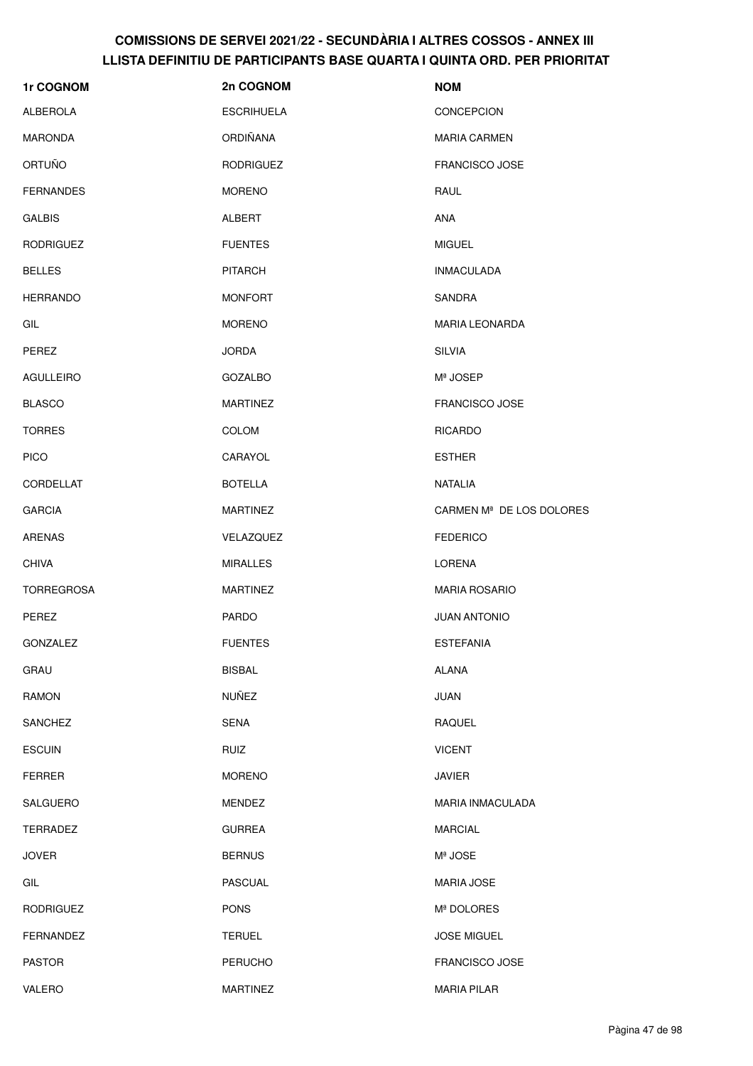# COMISSIONS DE SERVEI 2021/22 - SECUNDÀRIA I ALTRES COSSOS - ANNEX III
## LLISTA DEFINITIU DE PARTICIPANTS BASE QUARTA I QUINTA ORD. PER PRIORITAT

| 1r COGNOM | 2n COGNOM | NOM |
| --- | --- | --- |
| ALBEROLA | ESCRIHUELA | CONCEPCION |
| MARONDA | ORDIÑANA | MARIA CARMEN |
| ORTUÑO | RODRIGUEZ | FRANCISCO JOSE |
| FERNANDES | MORENO | RAUL |
| GALBIS | ALBERT | ANA |
| RODRIGUEZ | FUENTES | MIGUEL |
| BELLES | PITARCH | INMACULADA |
| HERRANDO | MONFORT | SANDRA |
| GIL | MORENO | MARIA LEONARDA |
| PEREZ | JORDA | SILVIA |
| AGULLEIRO | GOZALBO | Mª JOSEP |
| BLASCO | MARTINEZ | FRANCISCO JOSE |
| TORRES | COLOM | RICARDO |
| PICO | CARAYOL | ESTHER |
| CORDELLAT | BOTELLA | NATALIA |
| GARCIA | MARTINEZ | CARMEN Mª DE LOS DOLORES |
| ARENAS | VELAZQUEZ | FEDERICO |
| CHIVA | MIRALLES | LORENA |
| TORREGROSA | MARTINEZ | MARIA ROSARIO |
| PEREZ | PARDO | JUAN ANTONIO |
| GONZALEZ | FUENTES | ESTEFANIA |
| GRAU | BISBAL | ALANA |
| RAMON | NUÑEZ | JUAN |
| SANCHEZ | SENA | RAQUEL |
| ESCUIN | RUIZ | VICENT |
| FERRER | MORENO | JAVIER |
| SALGUERO | MENDEZ | MARIA INMACULADA |
| TERRADEZ | GURREA | MARCIAL |
| JOVER | BERNUS | Mª JOSE |
| GIL | PASCUAL | MARIA JOSE |
| RODRIGUEZ | PONS | Mª DOLORES |
| FERNANDEZ | TERUEL | JOSE MIGUEL |
| PASTOR | PERUCHO | FRANCISCO JOSE |
| VALERO | MARTINEZ | MARIA PILAR |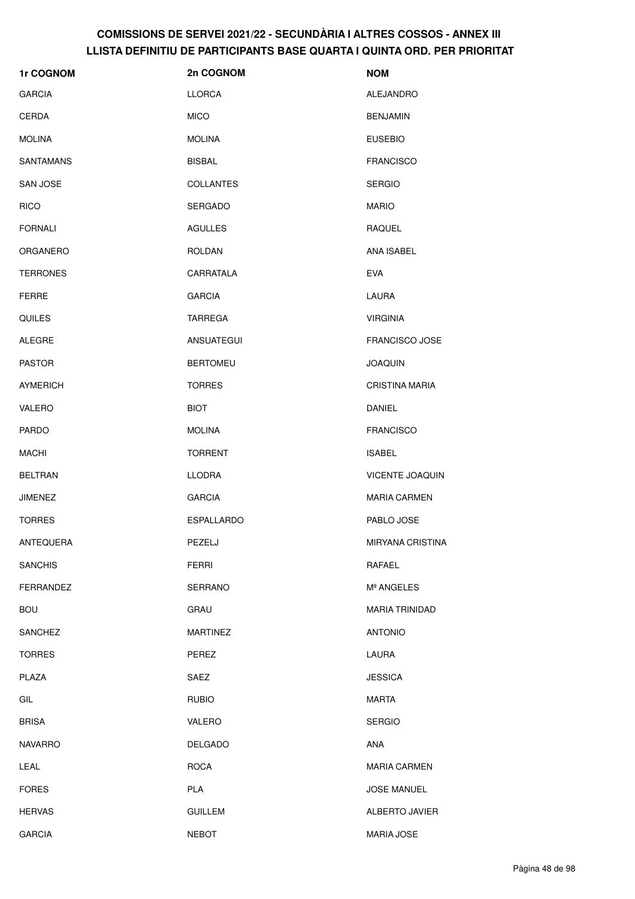# COMISSIONS DE SERVEI 2021/22 - SECUNDÀRIA I ALTRES COSSOS - ANNEX III
## LLISTA DEFINITIU DE PARTICIPANTS BASE QUARTA I QUINTA ORD. PER PRIORITAT

| 1r COGNOM | 2n COGNOM | NOM |
|---|---|---|
| GARCIA | LLORCA | ALEJANDRO |
| CERDA | MICO | BENJAMIN |
| MOLINA | MOLINA | EUSEBIO |
| SANTAMANS | BISBAL | FRANCISCO |
| SAN JOSE | COLLANTES | SERGIO |
| RICO | SERGADO | MARIO |
| FORNALI | AGULLES | RAQUEL |
| ORGANERO | ROLDAN | ANA ISABEL |
| TERRONES | CARRATALA | EVA |
| FERRE | GARCIA | LAURA |
| QUILES | TARREGA | VIRGINIA |
| ALEGRE | ANSUATEGUI | FRANCISCO JOSE |
| PASTOR | BERTOMEU | JOAQUIN |
| AYMERICH | TORRES | CRISTINA MARIA |
| VALERO | BIOT | DANIEL |
| PARDO | MOLINA | FRANCISCO |
| MACHI | TORRENT | ISABEL |
| BELTRAN | LLODRA | VICENTE JOAQUIN |
| JIMENEZ | GARCIA | MARIA CARMEN |
| TORRES | ESPALLARDO | PABLO JOSE |
| ANTEQUERA | PEZELJ | MIRYANA CRISTINA |
| SANCHIS | FERRI | RAFAEL |
| FERRANDEZ | SERRANO | Mª ANGELES |
| BOU | GRAU | MARIA TRINIDAD |
| SANCHEZ | MARTINEZ | ANTONIO |
| TORRES | PEREZ | LAURA |
| PLAZA | SAEZ | JESSICA |
| GIL | RUBIO | MARTA |
| BRISA | VALERO | SERGIO |
| NAVARRO | DELGADO | ANA |
| LEAL | ROCA | MARIA CARMEN |
| FORES | PLA | JOSE MANUEL |
| HERVAS | GUILLEM | ALBERTO JAVIER |
| GARCIA | NEBOT | MARIA JOSE |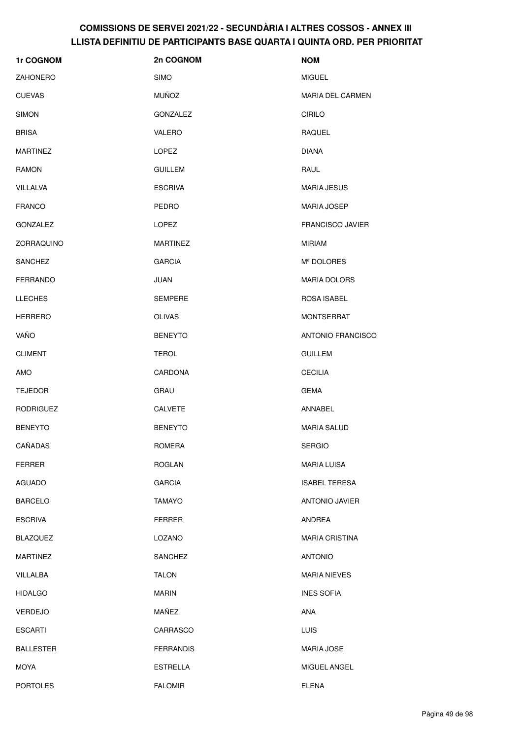# COMISSIONS DE SERVEI 2021/22 - SECUNDÀRIA I ALTRES COSSOS - ANNEX III
## LLISTA DEFINITIU DE PARTICIPANTS BASE QUARTA I QUINTA ORD. PER PRIORITAT

| 1r COGNOM | 2n COGNOM | NOM |
|---|---|---|
| ZAHONERO | SIMO | MIGUEL |
| CUEVAS | MUÑOZ | MARIA DEL CARMEN |
| SIMON | GONZALEZ | CIRILO |
| BRISA | VALERO | RAQUEL |
| MARTINEZ | LOPEZ | DIANA |
| RAMON | GUILLEM | RAUL |
| VILLALVA | ESCRIVA | MARIA JESUS |
| FRANCO | PEDRO | MARIA JOSEP |
| GONZALEZ | LOPEZ | FRANCISCO JAVIER |
| ZORRAQUINO | MARTINEZ | MIRIAM |
| SANCHEZ | GARCIA | Mª DOLORES |
| FERRANDO | JUAN | MARIA DOLORS |
| LLECHES | SEMPERE | ROSA ISABEL |
| HERRERO | OLIVAS | MONTSERRAT |
| VAÑO | BENEYTO | ANTONIO FRANCISCO |
| CLIMENT | TEROL | GUILLEM |
| AMO | CARDONA | CECILIA |
| TEJEDOR | GRAU | GEMA |
| RODRIGUEZ | CALVETE | ANNABEL |
| BENEYTO | BENEYTO | MARIA SALUD |
| CAÑADAS | ROMERA | SERGIO |
| FERRER | ROGLAN | MARIA LUISA |
| AGUADO | GARCIA | ISABEL TERESA |
| BARCELO | TAMAYO | ANTONIO JAVIER |
| ESCRIVA | FERRER | ANDREA |
| BLAZQUEZ | LOZANO | MARIA CRISTINA |
| MARTINEZ | SANCHEZ | ANTONIO |
| VILLALBA | TALON | MARIA NIEVES |
| HIDALGO | MARIN | INES SOFIA |
| VERDEJO | MAÑEZ | ANA |
| ESCARTI | CARRASCO | LUIS |
| BALLESTER | FERRANDIS | MARIA JOSE |
| MOYA | ESTRELLA | MIGUEL ANGEL |
| PORTOLES | FALOMIR | ELENA |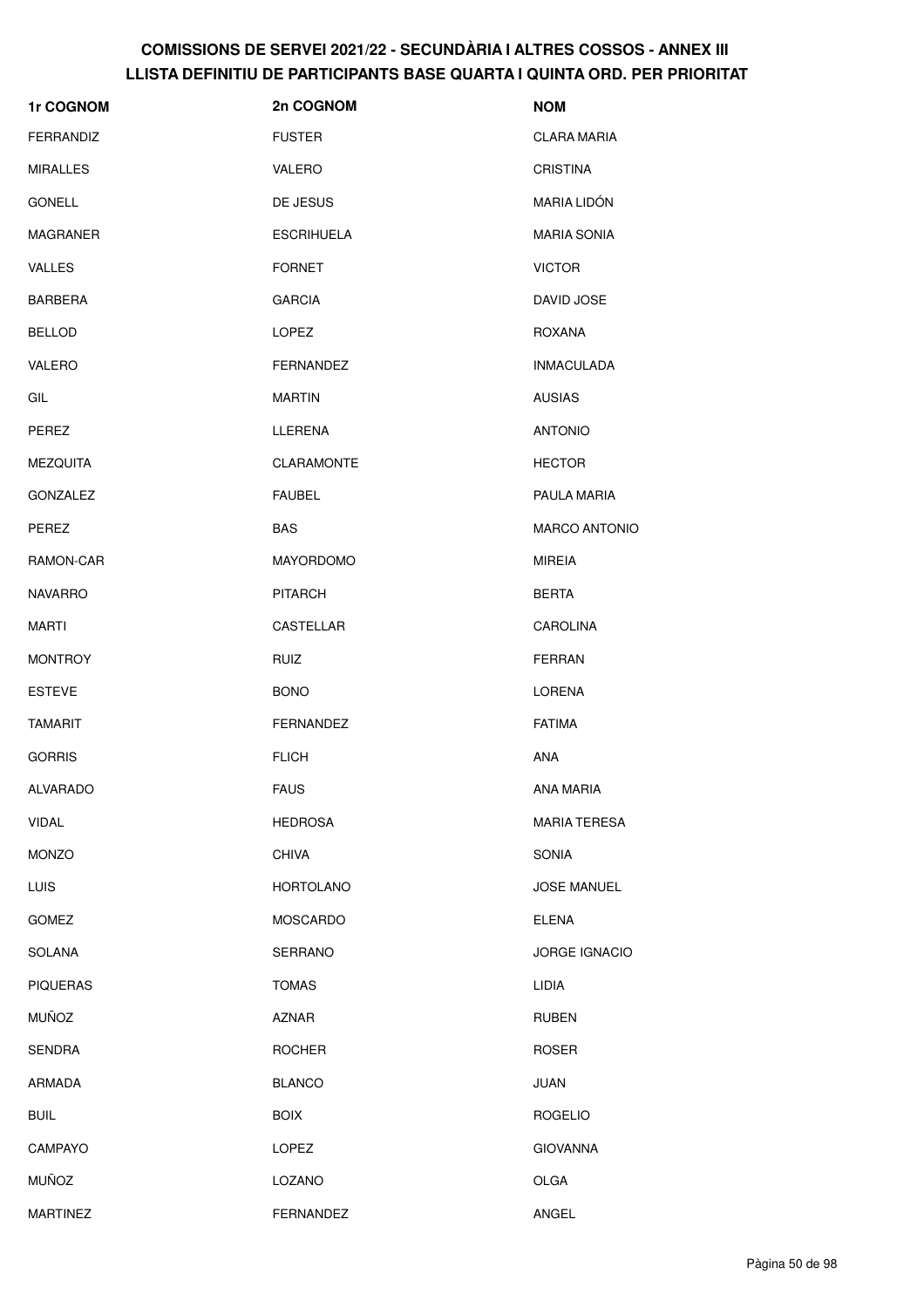# COMISSIONS DE SERVEI 2021/22 - SECUNDÀRIA I ALTRES COSSOS - ANNEX III
## LLISTA DEFINITIU DE PARTICIPANTS BASE QUARTA I QUINTA ORD. PER PRIORITAT

| 1r COGNOM | 2n COGNOM | NOM |
|---|---|---|
| FERRANDIZ | FUSTER | CLARA MARIA |
| MIRALLES | VALERO | CRISTINA |
| GONELL | DE JESUS | MARIA LIDÓN |
| MAGRANER | ESCRIHUELA | MARIA SONIA |
| VALLES | FORNET | VICTOR |
| BARBERA | GARCIA | DAVID JOSE |
| BELLOD | LOPEZ | ROXANA |
| VALERO | FERNANDEZ | INMACULADA |
| GIL | MARTIN | AUSIAS |
| PEREZ | LLERENA | ANTONIO |
| MEZQUITA | CLARAMONTE | HECTOR |
| GONZALEZ | FAUBEL | PAULA MARIA |
| PEREZ | BAS | MARCO ANTONIO |
| RAMON-CAR | MAYORDOMO | MIREIA |
| NAVARRO | PITARCH | BERTA |
| MARTI | CASTELLAR | CAROLINA |
| MONTROY | RUIZ | FERRAN |
| ESTEVE | BONO | LORENA |
| TAMARIT | FERNANDEZ | FATIMA |
| GORRIS | FLICH | ANA |
| ALVARADO | FAUS | ANA MARIA |
| VIDAL | HEDROSA | MARIA TERESA |
| MONZO | CHIVA | SONIA |
| LUIS | HORTOLANO | JOSE MANUEL |
| GOMEZ | MOSCARDO | ELENA |
| SOLANA | SERRANO | JORGE IGNACIO |
| PIQUERAS | TOMAS | LIDIA |
| MUÑOZ | AZNAR | RUBEN |
| SENDRA | ROCHER | ROSER |
| ARMADA | BLANCO | JUAN |
| BUIL | BOIX | ROGELIO |
| CAMPAYO | LOPEZ | GIOVANNA |
| MUÑOZ | LOZANO | OLGA |
| MARTINEZ | FERNANDEZ | ANGEL |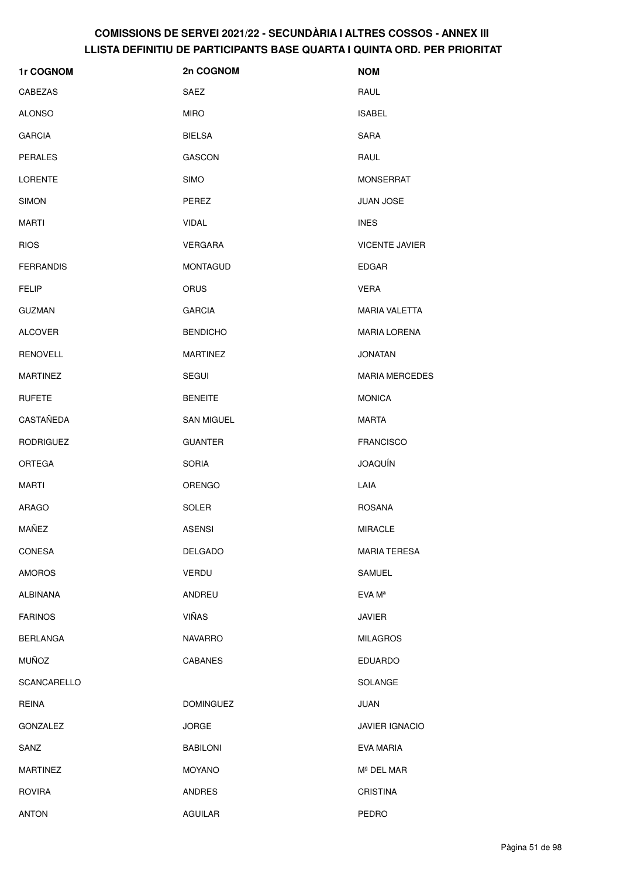# COMISSIONS DE SERVEI 2021/22 - SECUNDÀRIA I ALTRES COSSOS - ANNEX III
## LLISTA DEFINITIU DE PARTICIPANTS BASE QUARTA I QUINTA ORD. PER PRIORITAT

| 1r COGNOM | 2n COGNOM | NOM |
|---|---|---|
| CABEZAS | SAEZ | RAUL |
| ALONSO | MIRO | ISABEL |
| GARCIA | BIELSA | SARA |
| PERALES | GASCON | RAUL |
| LORENTE | SIMO | MONSERRAT |
| SIMON | PEREZ | JUAN JOSE |
| MARTI | VIDAL | INES |
| RIOS | VERGARA | VICENTE JAVIER |
| FERRANDIS | MONTAGUD | EDGAR |
| FELIP | ORUS | VERA |
| GUZMAN | GARCIA | MARIA VALETTA |
| ALCOVER | BENDICHO | MARIA LORENA |
| RENOVELL | MARTINEZ | JONATAN |
| MARTINEZ | SEGUI | MARIA MERCEDES |
| RUFETE | BENEITE | MONICA |
| CASTAÑEDA | SAN MIGUEL | MARTA |
| RODRIGUEZ | GUANTER | FRANCISCO |
| ORTEGA | SORIA | JOAQUÍN |
| MARTI | ORENGO | LAIA |
| ARAGO | SOLER | ROSANA |
| MAÑEZ | ASENSI | MIRACLE |
| CONESA | DELGADO | MARIA TERESA |
| AMOROS | VERDU | SAMUEL |
| ALBINANA | ANDREU | EVA Mª |
| FARINOS | VIÑAS | JAVIER |
| BERLANGA | NAVARRO | MILAGROS |
| MUÑOZ | CABANES | EDUARDO |
| SCANCARELLO | | SOLANGE |
| REINA | DOMINGUEZ | JUAN |
| GONZALEZ | JORGE | JAVIER IGNACIO |
| SANZ | BABILONI | EVA MARIA |
| MARTINEZ | MOYANO | Mª DEL MAR |
| ROVIRA | ANDRES | CRISTINA |
| ANTON | AGUILAR | PEDRO |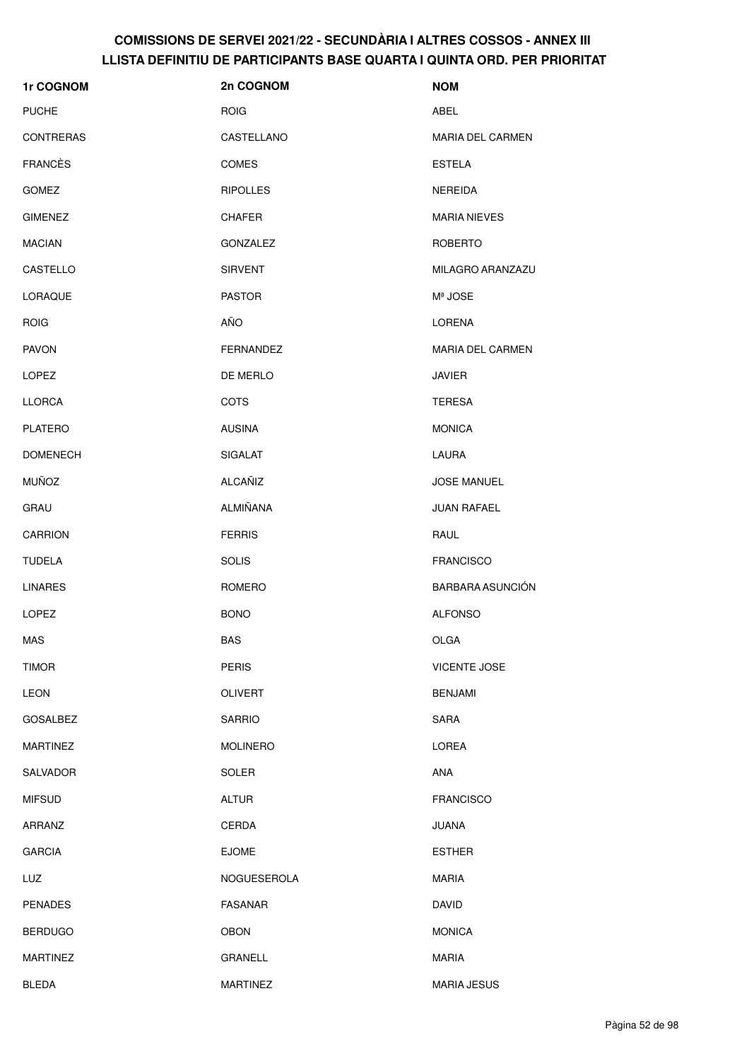# COMISSIONS DE SERVEI 2021/22 - SECUNDÀRIA I ALTRES COSSOS - ANNEX III
## LLISTA DEFINITIU DE PARTICIPANTS BASE QUARTA I QUINTA ORD. PER PRIORITAT

| 1r COGNOM | 2n COGNOM | NOM |
|---|---|---|
| PUCHE | ROIG | ABEL |
| CONTRERAS | CASTELLANO | MARIA DEL CARMEN |
| FRANCÈS | COMES | ESTELA |
| GOMEZ | RIPOLLES | NEREIDA |
| GIMENEZ | CHAFER | MARIA NIEVES |
| MACIAN | GONZALEZ | ROBERTO |
| CASTELLO | SIRVENT | MILAGRO ARANZAZU |
| LORAQUE | PASTOR | Mª JOSE |
| ROIG | AÑO | LORENA |
| PAVON | FERNANDEZ | MARIA DEL CARMEN |
| LOPEZ | DE MERLO | JAVIER |
| LLORCA | COTS | TERESA |
| PLATERO | AUSINA | MONICA |
| DOMENECH | SIGALAT | LAURA |
| MUÑOZ | ALCAÑIZ | JOSE MANUEL |
| GRAU | ALMIÑANA | JUAN RAFAEL |
| CARRION | FERRIS | RAUL |
| TUDELA | SOLIS | FRANCISCO |
| LINARES | ROMERO | BARBARA ASUNCIÓN |
| LOPEZ | BONO | ALFONSO |
| MAS | BAS | OLGA |
| TIMOR | PERIS | VICENTE JOSE |
| LEON | OLIVERT | BENJAMI |
| GOSALBEZ | SARRIO | SARA |
| MARTINEZ | MOLINERO | LOREA |
| SALVADOR | SOLER | ANA |
| MIFSUD | ALTUR | FRANCISCO |
| ARRANZ | CERDA | JUANA |
| GARCIA | EJOME | ESTHER |
| LUZ | NOGUESEROLA | MARIA |
| PENADES | FASANAR | DAVID |
| BERDUGO | OBON | MONICA |
| MARTINEZ | GRANELL | MARIA |
| BLEDA | MARTINEZ | MARIA JESUS |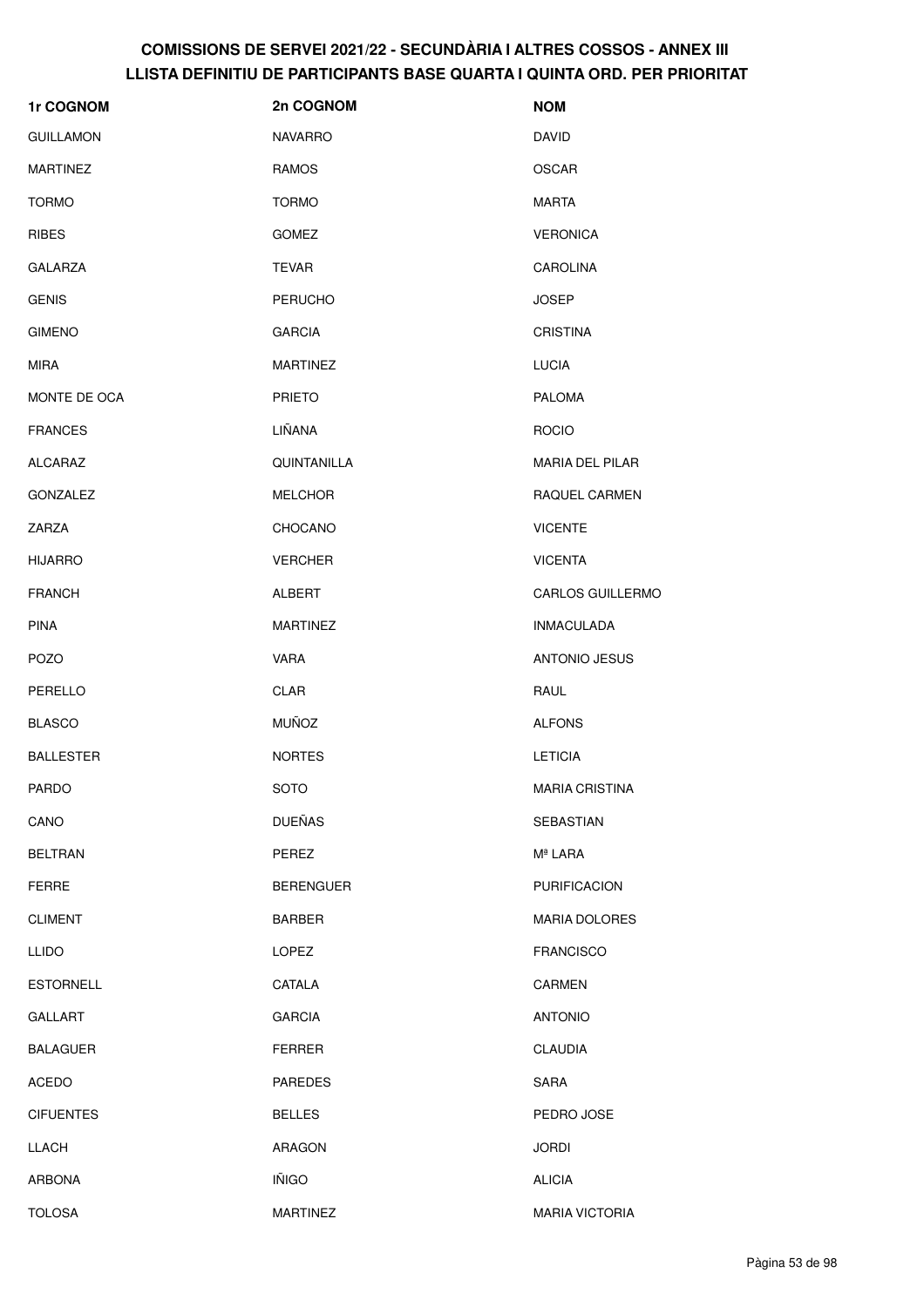## COMISSIONS DE SERVEI 2021/22 - SECUNDÀRIA I ALTRES COSSOS - ANNEX III
## LLISTA DEFINITIU DE PARTICIPANTS BASE QUARTA I QUINTA ORD. PER PRIORITAT

| 1r COGNOM | 2n COGNOM | NOM |
|---|---|---|
| GUILLAMON | NAVARRO | DAVID |
| MARTINEZ | RAMOS | OSCAR |
| TORMO | TORMO | MARTA |
| RIBES | GOMEZ | VERONICA |
| GALARZA | TEVAR | CAROLINA |
| GENIS | PERUCHO | JOSEP |
| GIMENO | GARCIA | CRISTINA |
| MIRA | MARTINEZ | LUCIA |
| MONTE DE OCA | PRIETO | PALOMA |
| FRANCES | LIÑANA | ROCIO |
| ALCARAZ | QUINTANILLA | MARIA DEL PILAR |
| GONZALEZ | MELCHOR | RAQUEL CARMEN |
| ZARZA | CHOCANO | VICENTE |
| HIJARRO | VERCHER | VICENTA |
| FRANCH | ALBERT | CARLOS GUILLERMO |
| PINA | MARTINEZ | INMACULADA |
| POZO | VARA | ANTONIO JESUS |
| PERELLO | CLAR | RAUL |
| BLASCO | MUÑOZ | ALFONS |
| BALLESTER | NORTES | LETICIA |
| PARDO | SOTO | MARIA CRISTINA |
| CANO | DUEÑAS | SEBASTIAN |
| BELTRAN | PEREZ | Mª LARA |
| FERRE | BERENGUER | PURIFICACION |
| CLIMENT | BARBER | MARIA DOLORES |
| LLIDO | LOPEZ | FRANCISCO |
| ESTORNELL | CATALA | CARMEN |
| GALLART | GARCIA | ANTONIO |
| BALAGUER | FERRER | CLAUDIA |
| ACEDO | PAREDES | SARA |
| CIFUENTES | BELLES | PEDRO JOSE |
| LLACH | ARAGON | JORDI |
| ARBONA | IÑIGO | ALICIA |
| TOLOSA | MARTINEZ | MARIA VICTORIA |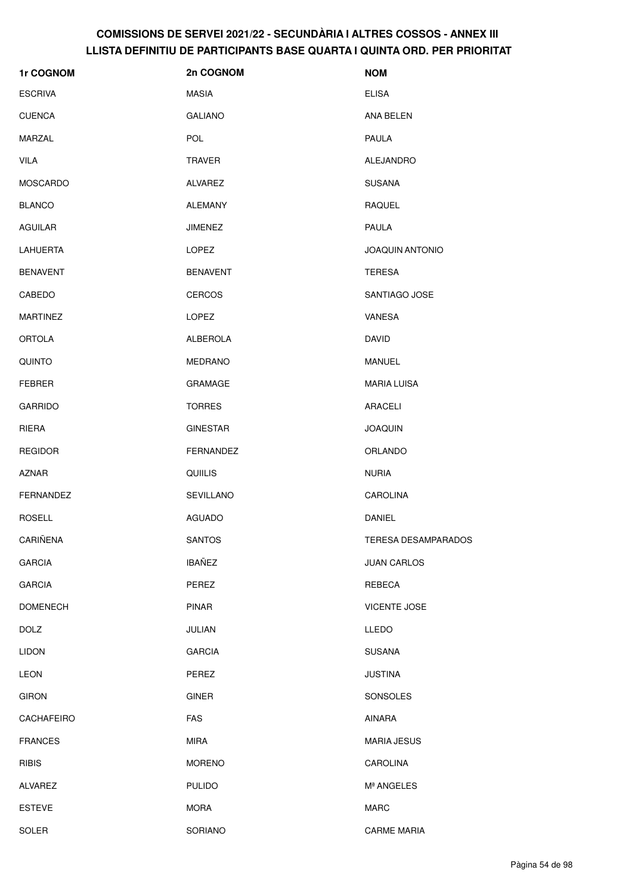# COMISSIONS DE SERVEI 2021/22 - SECUNDÀRIA I ALTRES COSSOS - ANNEX III
## LLISTA DEFINITIU DE PARTICIPANTS BASE QUARTA I QUINTA ORD. PER PRIORITAT

| 1r COGNOM | 2n COGNOM | NOM |
|---|---|---|
| ESCRIVA | MASIA | ELISA |
| CUENCA | GALIANO | ANA BELEN |
| MARZAL | POL | PAULA |
| VILA | TRAVER | ALEJANDRO |
| MOSCARDO | ALVAREZ | SUSANA |
| BLANCO | ALEMANY | RAQUEL |
| AGUILAR | JIMENEZ | PAULA |
| LAHUERTA | LOPEZ | JOAQUIN ANTONIO |
| BENAVENT | BENAVENT | TERESA |
| CABEDO | CERCOS | SANTIAGO JOSE |
| MARTINEZ | LOPEZ | VANESA |
| ORTOLA | ALBEROLA | DAVID |
| QUINTO | MEDRANO | MANUEL |
| FEBRER | GRAMAGE | MARIA LUISA |
| GARRIDO | TORRES | ARACELI |
| RIERA | GINESTAR | JOAQUIN |
| REGIDOR | FERNANDEZ | ORLANDO |
| AZNAR | QUIILIS | NURIA |
| FERNANDEZ | SEVILLANO | CAROLINA |
| ROSELL | AGUADO | DANIEL |
| CARIÑENA | SANTOS | TERESA DESAMPARADOS |
| GARCIA | IBAÑEZ | JUAN CARLOS |
| GARCIA | PEREZ | REBECA |
| DOMENECH | PINAR | VICENTE JOSE |
| DOLZ | JULIAN | LLEDO |
| LIDON | GARCIA | SUSANA |
| LEON | PEREZ | JUSTINA |
| GIRON | GINER | SONSOLES |
| CACHAFEIRO | FAS | AINARA |
| FRANCES | MIRA | MARIA JESUS |
| RIBIS | MORENO | CAROLINA |
| ALVAREZ | PULIDO | Mª ANGELES |
| ESTEVE | MORA | MARC |
| SOLER | SORIANO | CARME MARIA |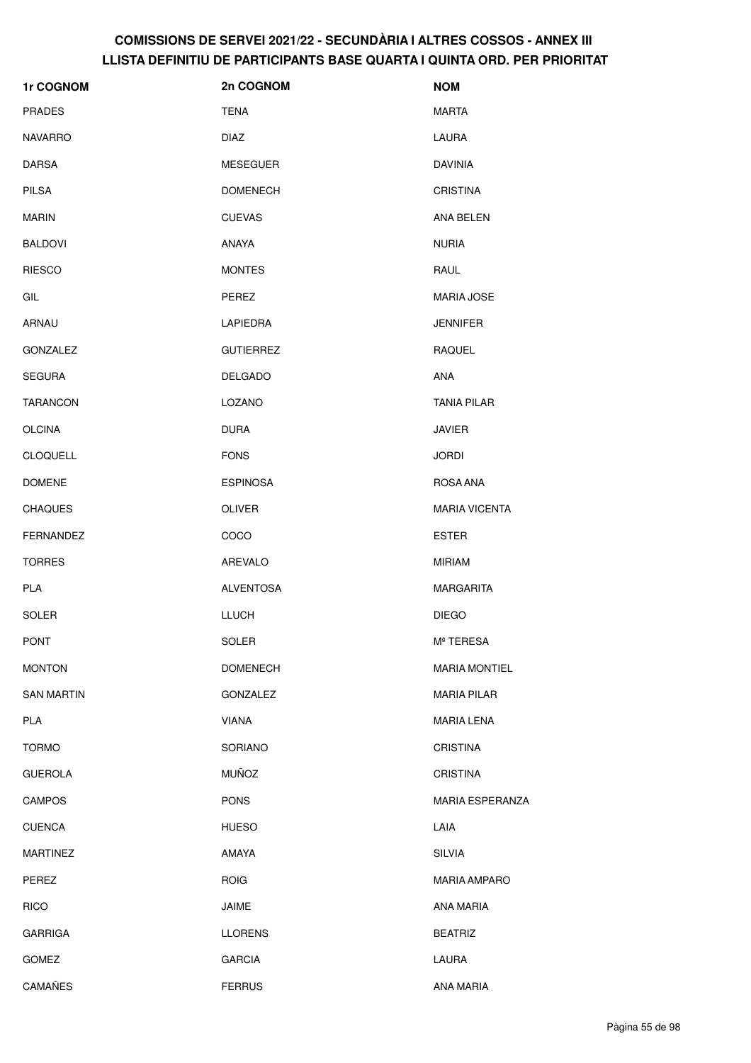# COMISSIONS DE SERVEI 2021/22 - SECUNDÀRIA I ALTRES COSSOS - ANNEX III
## LLISTA DEFINITIU DE PARTICIPANTS BASE QUARTA I QUINTA ORD. PER PRIORITAT

| 1r COGNOM | 2n COGNOM | NOM |
|---|---|---|
| PRADES | TENA | MARTA |
| NAVARRO | DIAZ | LAURA |
| DARSA | MESEGUER | DAVINIA |
| PILSA | DOMENECH | CRISTINA |
| MARIN | CUEVAS | ANA BELEN |
| BALDOVI | ANAYA | NURIA |
| RIESCO | MONTES | RAUL |
| GIL | PEREZ | MARIA JOSE |
| ARNAU | LAPIEDRA | JENNIFER |
| GONZALEZ | GUTIERREZ | RAQUEL |
| SEGURA | DELGADO | ANA |
| TARANCON | LOZANO | TANIA PILAR |
| OLCINA | DURA | JAVIER |
| CLOQUELL | FONS | JORDI |
| DOMENE | ESPINOSA | ROSA ANA |
| CHAQUES | OLIVER | MARIA VICENTA |
| FERNANDEZ | COCO | ESTER |
| TORRES | AREVALO | MIRIAM |
| PLA | ALVENTOSA | MARGARITA |
| SOLER | LLUCH | DIEGO |
| PONT | SOLER | Mª TERESA |
| MONTON | DOMENECH | MARIA MONTIEL |
| SAN MARTIN | GONZALEZ | MARIA PILAR |
| PLA | VIANA | MARIA LENA |
| TORMO | SORIANO | CRISTINA |
| GUEROLA | MUÑOZ | CRISTINA |
| CAMPOS | PONS | MARIA ESPERANZA |
| CUENCA | HUESO | LAIA |
| MARTINEZ | AMAYA | SILVIA |
| PEREZ | ROIG | MARIA AMPARO |
| RICO | JAIME | ANA MARIA |
| GARRIGA | LLORENS | BEATRIZ |
| GOMEZ | GARCIA | LAURA |
| CAMAÑES | FERRUS | ANA MARIA |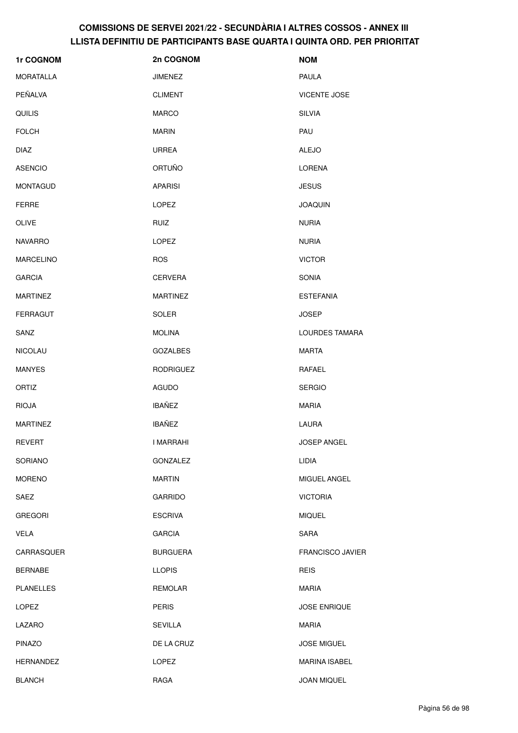# COMISSIONS DE SERVEI 2021/22 - SECUNDÀRIA I ALTRES COSSOS - ANNEX III
## LLISTA DEFINITIU DE PARTICIPANTS BASE QUARTA I QUINTA ORD. PER PRIORITAT

| 1r COGNOM | 2n COGNOM | NOM |
|---|---|---|
| MORATALLA | JIMENEZ | PAULA |
| PEÑALVA | CLIMENT | VICENTE JOSE |
| QUILIS | MARCO | SILVIA |
| FOLCH | MARIN | PAU |
| DIAZ | URREA | ALEJO |
| ASENCIO | ORTUÑO | LORENA |
| MONTAGUD | APARISI | JESUS |
| FERRE | LOPEZ | JOAQUIN |
| OLIVE | RUIZ | NURIA |
| NAVARRO | LOPEZ | NURIA |
| MARCELINO | ROS | VICTOR |
| GARCIA | CERVERA | SONIA |
| MARTINEZ | MARTINEZ | ESTEFANIA |
| FERRAGUT | SOLER | JOSEP |
| SANZ | MOLINA | LOURDES TAMARA |
| NICOLAU | GOZALBES | MARTA |
| MANYES | RODRIGUEZ | RAFAEL |
| ORTIZ | AGUDO | SERGIO |
| RIOJA | IBAÑEZ | MARIA |
| MARTINEZ | IBAÑEZ | LAURA |
| REVERT | I MARRAHI | JOSEP ANGEL |
| SORIANO | GONZALEZ | LIDIA |
| MORENO | MARTIN | MIGUEL ANGEL |
| SAEZ | GARRIDO | VICTORIA |
| GREGORI | ESCRIVA | MIQUEL |
| VELA | GARCIA | SARA |
| CARRASQUER | BURGUERA | FRANCISCO JAVIER |
| BERNABE | LLOPIS | REIS |
| PLANELLES | REMOLAR | MARIA |
| LOPEZ | PERIS | JOSE ENRIQUE |
| LAZARO | SEVILLA | MARIA |
| PINAZO | DE LA CRUZ | JOSE MIGUEL |
| HERNANDEZ | LOPEZ | MARINA ISABEL |
| BLANCH | RAGA | JOAN MIQUEL |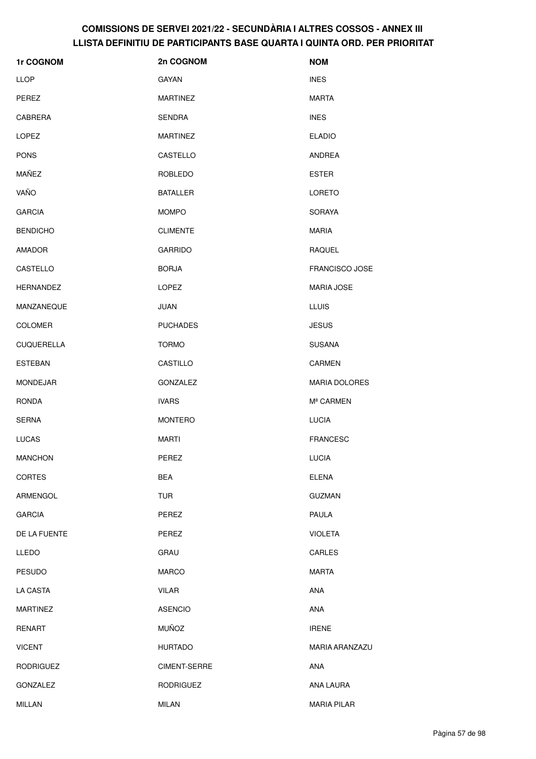# COMISSIONS DE SERVEI 2021/22 - SECUNDÀRIA I ALTRES COSSOS - ANNEX III
## LLISTA DEFINITIU DE PARTICIPANTS BASE QUARTA I QUINTA ORD. PER PRIORITAT

| 1r COGNOM | 2n COGNOM | NOM |
| --- | --- | --- |
| LLOP | GAYAN | INES |
| PEREZ | MARTINEZ | MARTA |
| CABRERA | SENDRA | INES |
| LOPEZ | MARTINEZ | ELADIO |
| PONS | CASTELLO | ANDREA |
| MAÑEZ | ROBLEDO | ESTER |
| VAÑO | BATALLER | LORETO |
| GARCIA | MOMPO | SORAYA |
| BENDICHO | CLIMENTE | MARIA |
| AMADOR | GARRIDO | RAQUEL |
| CASTELLO | BORJA | FRANCISCO JOSE |
| HERNANDEZ | LOPEZ | MARIA JOSE |
| MANZANEQUE | JUAN | LLUIS |
| COLOMER | PUCHADES | JESUS |
| CUQUERELLA | TORMO | SUSANA |
| ESTEBAN | CASTILLO | CARMEN |
| MONDEJAR | GONZALEZ | MARIA DOLORES |
| RONDA | IVARS | Mª CARMEN |
| SERNA | MONTERO | LUCIA |
| LUCAS | MARTI | FRANCESC |
| MANCHON | PEREZ | LUCIA |
| CORTES | BEA | ELENA |
| ARMENGOL | TUR | GUZMAN |
| GARCIA | PEREZ | PAULA |
| DE LA FUENTE | PEREZ | VIOLETA |
| LLEDO | GRAU | CARLES |
| PESUDO | MARCO | MARTA |
| LA CASTA | VILAR | ANA |
| MARTINEZ | ASENCIO | ANA |
| RENART | MUÑOZ | IRENE |
| VICENT | HURTADO | MARIA ARANZAZU |
| RODRIGUEZ | CIMENT-SERRE | ANA |
| GONZALEZ | RODRIGUEZ | ANA LAURA |
| MILLAN | MILAN | MARIA PILAR |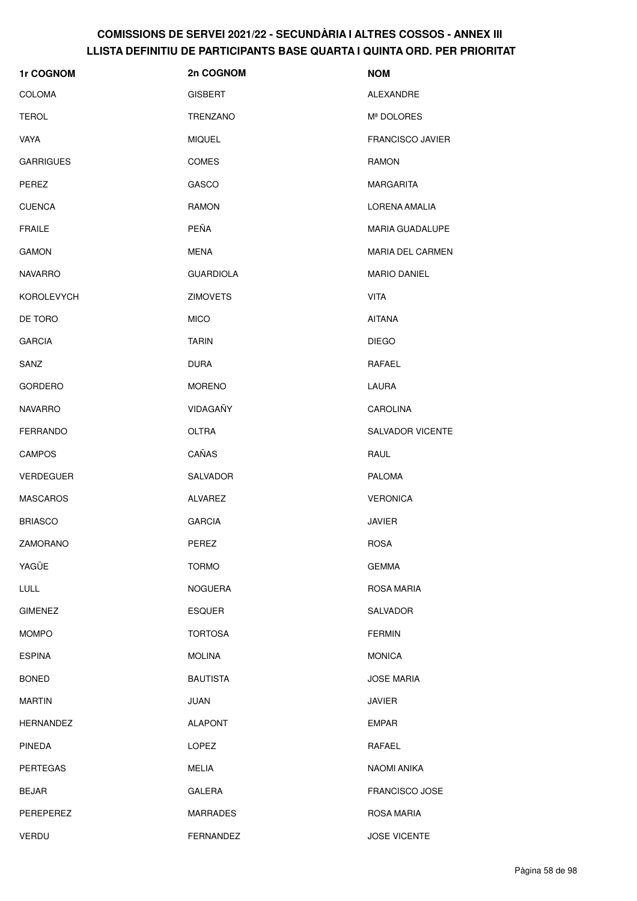# COMISSIONS DE SERVEI 2021/22 - SECUNDÀRIA I ALTRES COSSOS - ANNEX III
# LLISTA DEFINITIU DE PARTICIPANTS BASE QUARTA I QUINTA ORD. PER PRIORITAT

| 1r COGNOM | 2n COGNOM | NOM |
| --- | --- | --- |
| COLOMA | GISBERT | ALEXANDRE |
| TEROL | TRENZANO | Mª DOLORES |
| VAYA | MIQUEL | FRANCISCO JAVIER |
| GARRIGUES | COMES | RAMON |
| PEREZ | GASCO | MARGARITA |
| CUENCA | RAMON | LORENA AMALIA |
| FRAILE | PEÑA | MARIA GUADALUPE |
| GAMON | MENA | MARIA DEL CARMEN |
| NAVARRO | GUARDIOLA | MARIO DANIEL |
| KOROLEVYCH | ZIMOVETS | VITA |
| DE TORO | MICO | AITANA |
| GARCIA | TARIN | DIEGO |
| SANZ | DURA | RAFAEL |
| GORDERO | MORENO | LAURA |
| NAVARRO | VIDAGAÑY | CAROLINA |
| FERRANDO | OLTRA | SALVADOR VICENTE |
| CAMPOS | CAÑAS | RAUL |
| VERDEGUER | SALVADOR | PALOMA |
| MASCAROS | ALVAREZ | VERONICA |
| BRIASCO | GARCIA | JAVIER |
| ZAMORANO | PEREZ | ROSA |
| YAGÜE | TORMO | GEMMA |
| LULL | NOGUERA | ROSA MARIA |
| GIMENEZ | ESQUER | SALVADOR |
| MOMPO | TORTOSA | FERMIN |
| ESPINA | MOLINA | MONICA |
| BONED | BAUTISTA | JOSE MARIA |
| MARTIN | JUAN | JAVIER |
| HERNANDEZ | ALAPONT | EMPAR |
| PINEDA | LOPEZ | RAFAEL |
| PERTEGAS | MELIA | NAOMI ANIKA |
| BEJAR | GALERA | FRANCISCO JOSE |
| PEREPEREZ | MARRADES | ROSA MARIA |
| VERDU | FERNANDEZ | JOSE VICENTE |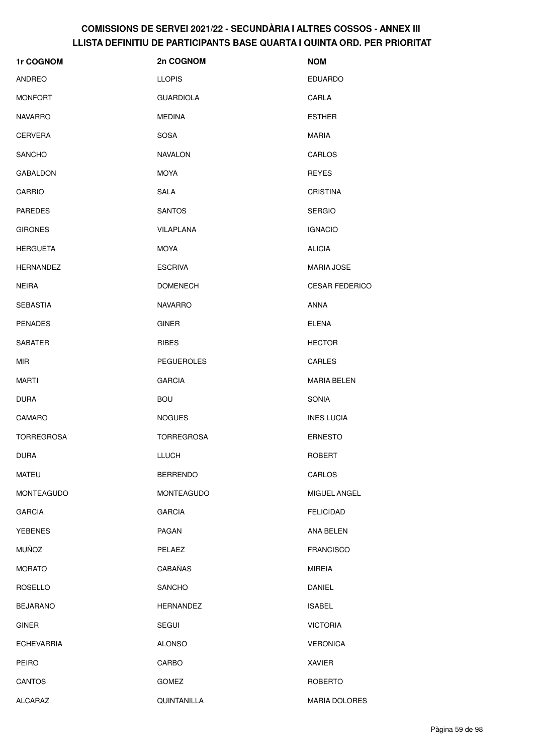# COMISSIONS DE SERVEI 2021/22 - SECUNDÀRIA I ALTRES COSSOS - ANNEX III
## LLISTA DEFINITIU DE PARTICIPANTS BASE QUARTA I QUINTA ORD. PER PRIORITAT

| 1r COGNOM | 2n COGNOM | NOM |
|---|---|---|
| ANDREO | LLOPIS | EDUARDO |
| MONFORT | GUARDIOLA | CARLA |
| NAVARRO | MEDINA | ESTHER |
| CERVERA | SOSA | MARIA |
| SANCHO | NAVALON | CARLOS |
| GABALDON | MOYA | REYES |
| CARRIO | SALA | CRISTINA |
| PAREDES | SANTOS | SERGIO |
| GIRONES | VILAPLANA | IGNACIO |
| HERGUETA | MOYA | ALICIA |
| HERNANDEZ | ESCRIVA | MARIA JOSE |
| NEIRA | DOMENECH | CESAR FEDERICO |
| SEBASTIA | NAVARRO | ANNA |
| PENADES | GINER | ELENA |
| SABATER | RIBES | HECTOR |
| MIR | PEGUEROLES | CARLES |
| MARTI | GARCIA | MARIA BELEN |
| DURA | BOU | SONIA |
| CAMARO | NOGUES | INES LUCIA |
| TORREGROSA | TORREGROSA | ERNESTO |
| DURA | LLUCH | ROBERT |
| MATEU | BERRENDO | CARLOS |
| MONTEAGUDO | MONTEAGUDO | MIGUEL ANGEL |
| GARCIA | GARCIA | FELICIDAD |
| YEBENES | PAGAN | ANA BELEN |
| MUÑOZ | PELAEZ | FRANCISCO |
| MORATO | CABAÑAS | MIREIA |
| ROSELLO | SANCHO | DANIEL |
| BEJARANO | HERNANDEZ | ISABEL |
| GINER | SEGUI | VICTORIA |
| ECHEVARRIA | ALONSO | VERONICA |
| PEIRO | CARBO | XAVIER |
| CANTOS | GOMEZ | ROBERTO |
| ALCARAZ | QUINTANILLA | MARIA DOLORES |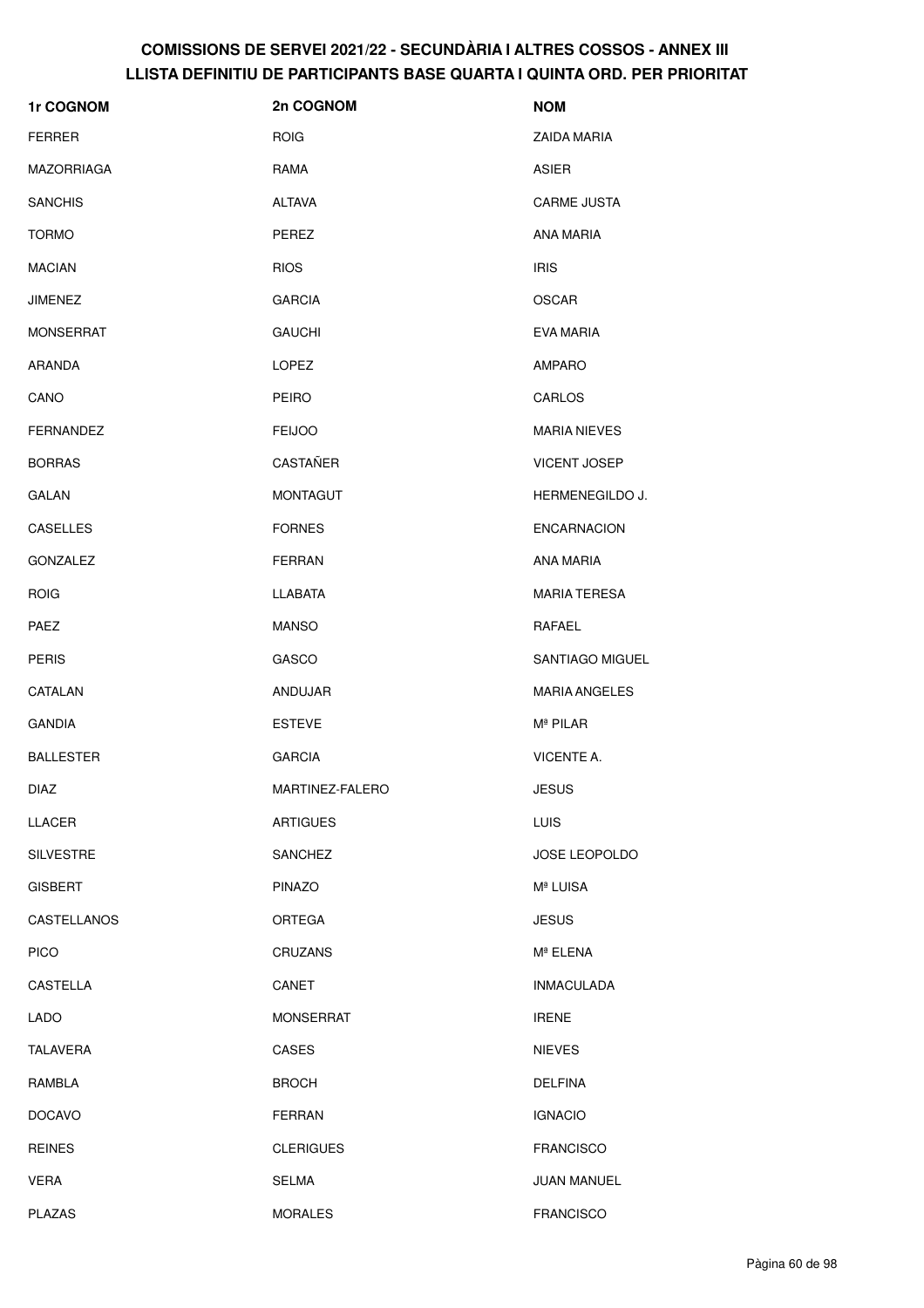# COMISSIONS DE SERVEI 2021/22 - SECUNDÀRIA I ALTRES COSSOS - ANNEX III
## LLISTA DEFINITIU DE PARTICIPANTS BASE QUARTA I QUINTA ORD. PER PRIORITAT

| 1r COGNOM | 2n COGNOM | NOM |
|---|---|---|
| FERRER | ROIG | ZAIDA MARIA |
| MAZORRIAGA | RAMA | ASIER |
| SANCHIS | ALTAVA | CARME JUSTA |
| TORMO | PEREZ | ANA MARIA |
| MACIAN | RIOS | IRIS |
| JIMENEZ | GARCIA | OSCAR |
| MONSERRAT | GAUCHI | EVA MARIA |
| ARANDA | LOPEZ | AMPARO |
| CANO | PEIRO | CARLOS |
| FERNANDEZ | FEIJOO | MARIA NIEVES |
| BORRAS | CASTAÑER | VICENT JOSEP |
| GALAN | MONTAGUT | HERMENEGILDO J. |
| CASELLES | FORNES | ENCARNACION |
| GONZALEZ | FERRAN | ANA MARIA |
| ROIG | LLABATA | MARIA TERESA |
| PAEZ | MANSO | RAFAEL |
| PERIS | GASCO | SANTIAGO MIGUEL |
| CATALAN | ANDUJAR | MARIA ANGELES |
| GANDIA | ESTEVE | Mª PILAR |
| BALLESTER | GARCIA | VICENTE A. |
| DIAZ | MARTINEZ-FALERO | JESUS |
| LLACER | ARTIGUES | LUIS |
| SILVESTRE | SANCHEZ | JOSE LEOPOLDO |
| GISBERT | PINAZO | Mª LUISA |
| CASTELLANOS | ORTEGA | JESUS |
| PICO | CRUZANS | Mª ELENA |
| CASTELLA | CANET | INMACULADA |
| LADO | MONSERRAT | IRENE |
| TALAVERA | CASES | NIEVES |
| RAMBLA | BROCH | DELFINA |
| DOCAVO | FERRAN | IGNACIO |
| REINES | CLERIGUES | FRANCISCO |
| VERA | SELMA | JUAN MANUEL |
| PLAZAS | MORALES | FRANCISCO |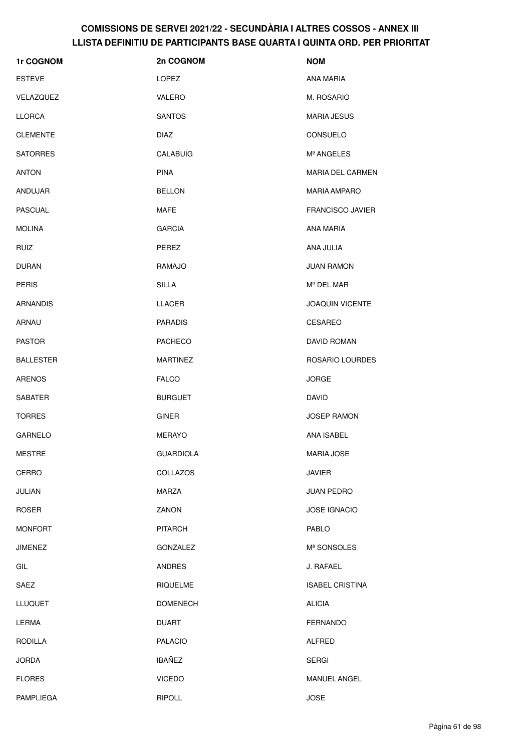# COMISSIONS DE SERVEI 2021/22 - SECUNDÀRIA I ALTRES COSSOS - ANNEX III
## LLISTA DEFINITIU DE PARTICIPANTS BASE QUARTA I QUINTA ORD. PER PRIORITAT

| 1r COGNOM | 2n COGNOM | NOM |
|---|---|---|
| ESTEVE | LOPEZ | ANA MARIA |
| VELAZQUEZ | VALERO | M. ROSARIO |
| LLORCA | SANTOS | MARIA JESUS |
| CLEMENTE | DIAZ | CONSUELO |
| SATORRES | CALABUIG | Mª ANGELES |
| ANTON | PINA | MARIA DEL CARMEN |
| ANDUJAR | BELLON | MARIA AMPARO |
| PASCUAL | MAFE | FRANCISCO JAVIER |
| MOLINA | GARCIA | ANA MARIA |
| RUIZ | PEREZ | ANA JULIA |
| DURAN | RAMAJO | JUAN RAMON |
| PERIS | SILLA | Mª DEL MAR |
| ARNANDIS | LLACER | JOAQUIN VICENTE |
| ARNAU | PARADIS | CESAREO |
| PASTOR | PACHECO | DAVID ROMAN |
| BALLESTER | MARTINEZ | ROSARIO LOURDES |
| ARENOS | FALCO | JORGE |
| SABATER | BURGUET | DAVID |
| TORRES | GINER | JOSEP RAMON |
| GARNELO | MERAYO | ANA ISABEL |
| MESTRE | GUARDIOLA | MARIA JOSE |
| CERRO | COLLAZOS | JAVIER |
| JULIAN | MARZA | JUAN PEDRO |
| ROSER | ZANON | JOSE IGNACIO |
| MONFORT | PITARCH | PABLO |
| JIMENEZ | GONZALEZ | Mª SONSOLES |
| GIL | ANDRES | J. RAFAEL |
| SAEZ | RIQUELME | ISABEL CRISTINA |
| LLUQUET | DOMENECH | ALICIA |
| LERMA | DUART | FERNANDO |
| RODILLA | PALACIO | ALFRED |
| JORDA | IBAÑEZ | SERGI |
| FLORES | VICEDO | MANUEL ANGEL |
| PAMPLIEGA | RIPOLL | JOSE |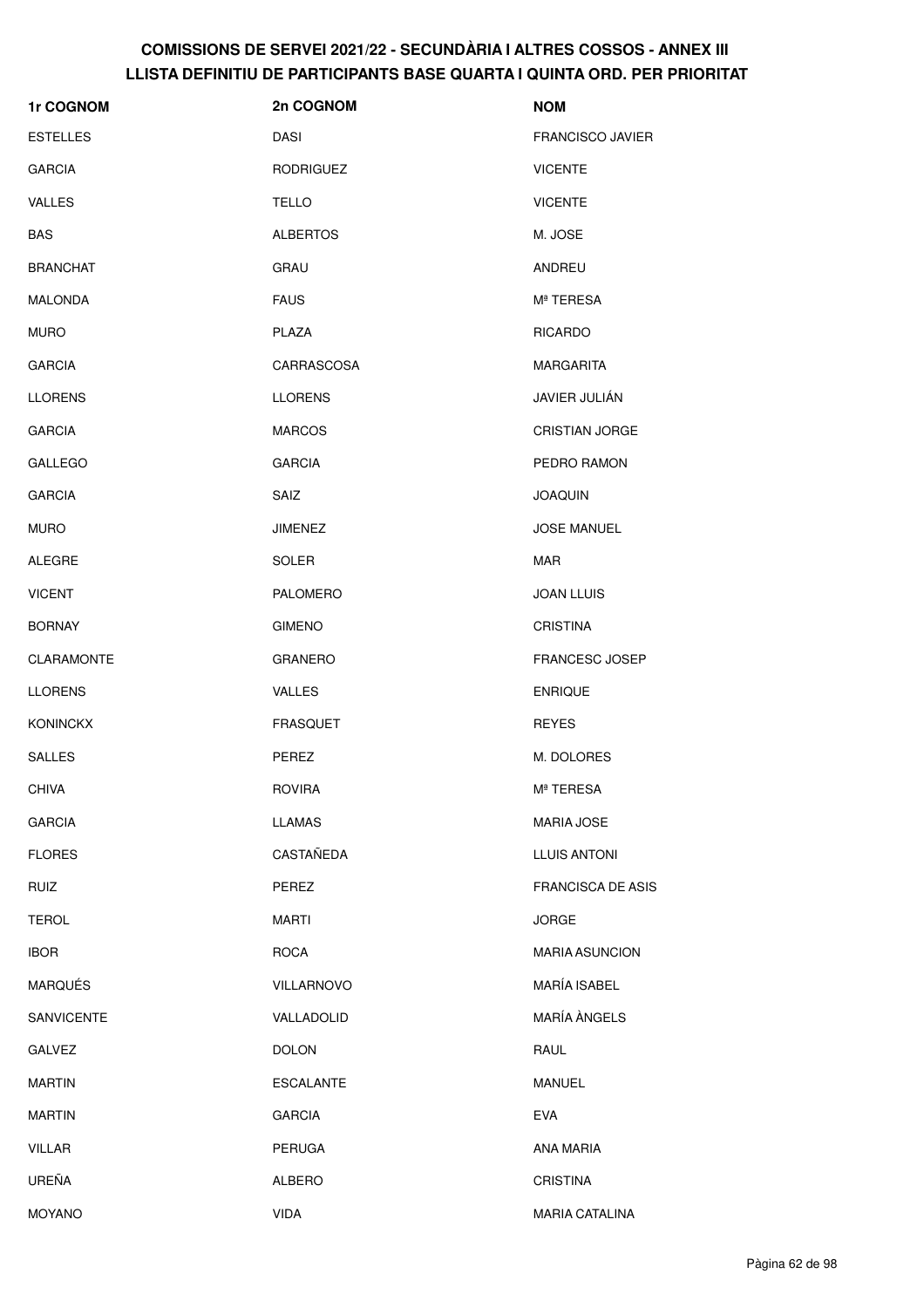# COMISSIONS DE SERVEI 2021/22 - SECUNDÀRIA I ALTRES COSSOS - ANNEX III
## LLISTA DEFINITIU DE PARTICIPANTS BASE QUARTA I QUINTA ORD. PER PRIORITAT

| 1r COGNOM | 2n COGNOM | NOM |
|---|---|---|
| ESTELLES | DASI | FRANCISCO JAVIER |
| GARCIA | RODRIGUEZ | VICENTE |
| VALLES | TELLO | VICENTE |
| BAS | ALBERTOS | M. JOSE |
| BRANCHAT | GRAU | ANDREU |
| MALONDA | FAUS | Mª TERESA |
| MURO | PLAZA | RICARDO |
| GARCIA | CARRASCOSA | MARGARITA |
| LLORENS | LLORENS | JAVIER JULIÁN |
| GARCIA | MARCOS | CRISTIAN JORGE |
| GALLEGO | GARCIA | PEDRO RAMON |
| GARCIA | SAIZ | JOAQUIN |
| MURO | JIMENEZ | JOSE MANUEL |
| ALEGRE | SOLER | MAR |
| VICENT | PALOMERO | JOAN LLUIS |
| BORNAY | GIMENO | CRISTINA |
| CLARAMONTE | GRANERO | FRANCESC JOSEP |
| LLORENS | VALLES | ENRIQUE |
| KONINCKX | FRASQUET | REYES |
| SALLES | PEREZ | M. DOLORES |
| CHIVA | ROVIRA | Mª TERESA |
| GARCIA | LLAMAS | MARIA JOSE |
| FLORES | CASTAÑEDA | LLUIS ANTONI |
| RUIZ | PEREZ | FRANCISCA DE ASIS |
| TEROL | MARTI | JORGE |
| IBOR | ROCA | MARIA ASUNCION |
| MARQUÉS | VILLARNOVO | MARÍA ISABEL |
| SANVICENTE | VALLADOLID | MARÍA ÀNGELS |
| GALVEZ | DOLON | RAUL |
| MARTIN | ESCALANTE | MANUEL |
| MARTIN | GARCIA | EVA |
| VILLAR | PERUGA | ANA MARIA |
| UREÑA | ALBERO | CRISTINA |
| MOYANO | VIDA | MARIA CATALINA |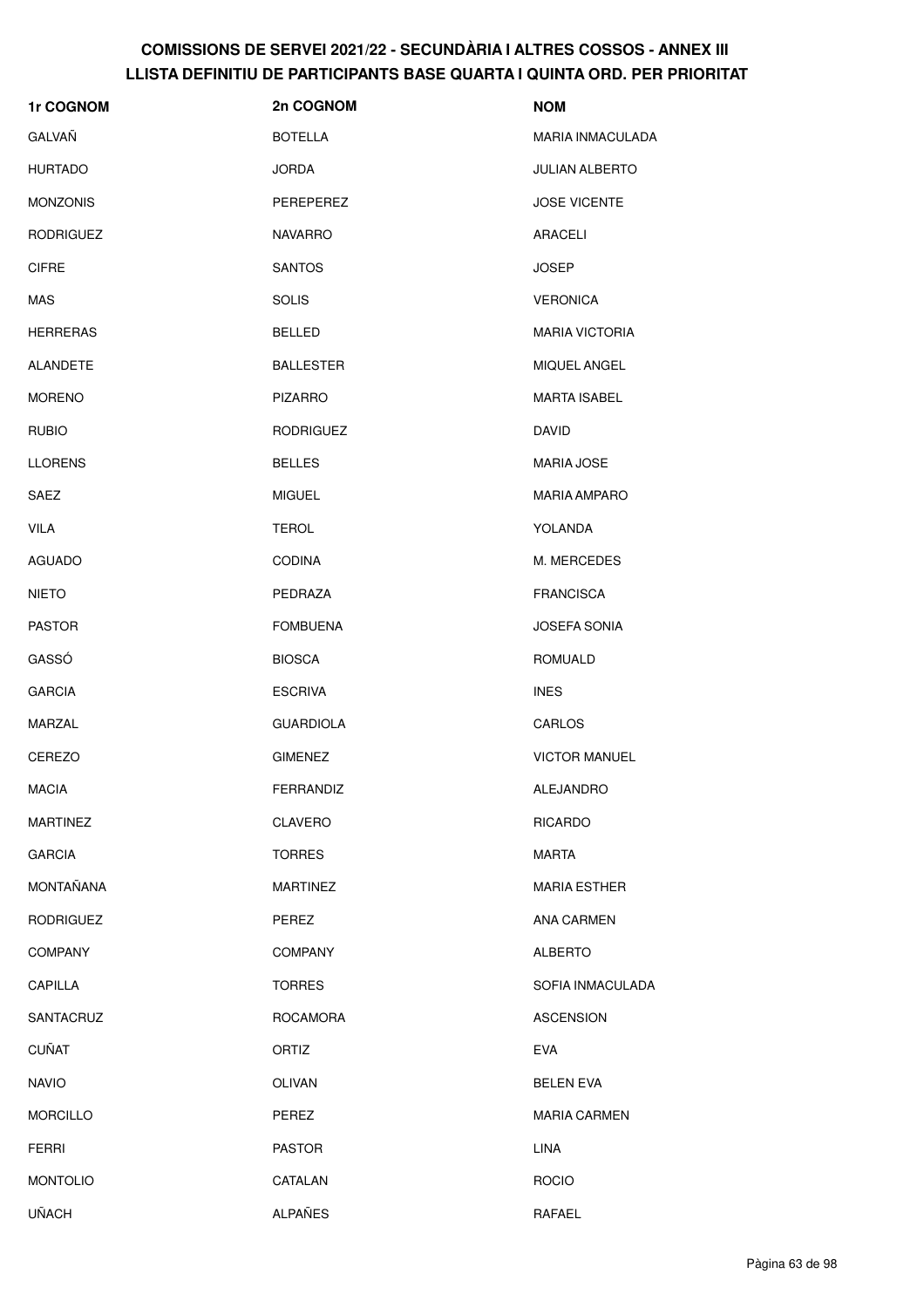# COMISSIONS DE SERVEI 2021/22 - SECUNDÀRIA I ALTRES COSSOS - ANNEX III
## LLISTA DEFINITIU DE PARTICIPANTS BASE QUARTA I QUINTA ORD. PER PRIORITAT

| 1r COGNOM | 2n COGNOM | NOM |
|---|---|---|
| GALVAÑ | BOTELLA | MARIA INMACULADA |
| HURTADO | JORDA | JULIAN ALBERTO |
| MONZONIS | PEREPEREZ | JOSE VICENTE |
| RODRIGUEZ | NAVARRO | ARACELI |
| CIFRE | SANTOS | JOSEP |
| MAS | SOLIS | VERONICA |
| HERRERAS | BELLED | MARIA VICTORIA |
| ALANDETE | BALLESTER | MIQUEL ANGEL |
| MORENO | PIZARRO | MARTA ISABEL |
| RUBIO | RODRIGUEZ | DAVID |
| LLORENS | BELLES | MARIA JOSE |
| SAEZ | MIGUEL | MARIA AMPARO |
| VILA | TEROL | YOLANDA |
| AGUADO | CODINA | M. MERCEDES |
| NIETO | PEDRAZA | FRANCISCA |
| PASTOR | FOMBUENA | JOSEFA SONIA |
| GASSÓ | BIOSCA | ROMUALD |
| GARCIA | ESCRIVA | INES |
| MARZAL | GUARDIOLA | CARLOS |
| CEREZO | GIMENEZ | VICTOR MANUEL |
| MACIA | FERRANDIZ | ALEJANDRO |
| MARTINEZ | CLAVERO | RICARDO |
| GARCIA | TORRES | MARTA |
| MONTAÑANA | MARTINEZ | MARIA ESTHER |
| RODRIGUEZ | PEREZ | ANA CARMEN |
| COMPANY | COMPANY | ALBERTO |
| CAPILLA | TORRES | SOFIA INMACULADA |
| SANTACRUZ | ROCAMORA | ASCENSION |
| CUÑAT | ORTIZ | EVA |
| NAVIO | OLIVAN | BELEN EVA |
| MORCILLO | PEREZ | MARIA CARMEN |
| FERRI | PASTOR | LINA |
| MONTOLIO | CATALAN | ROCIO |
| UÑACH | ALPAÑES | RAFAEL |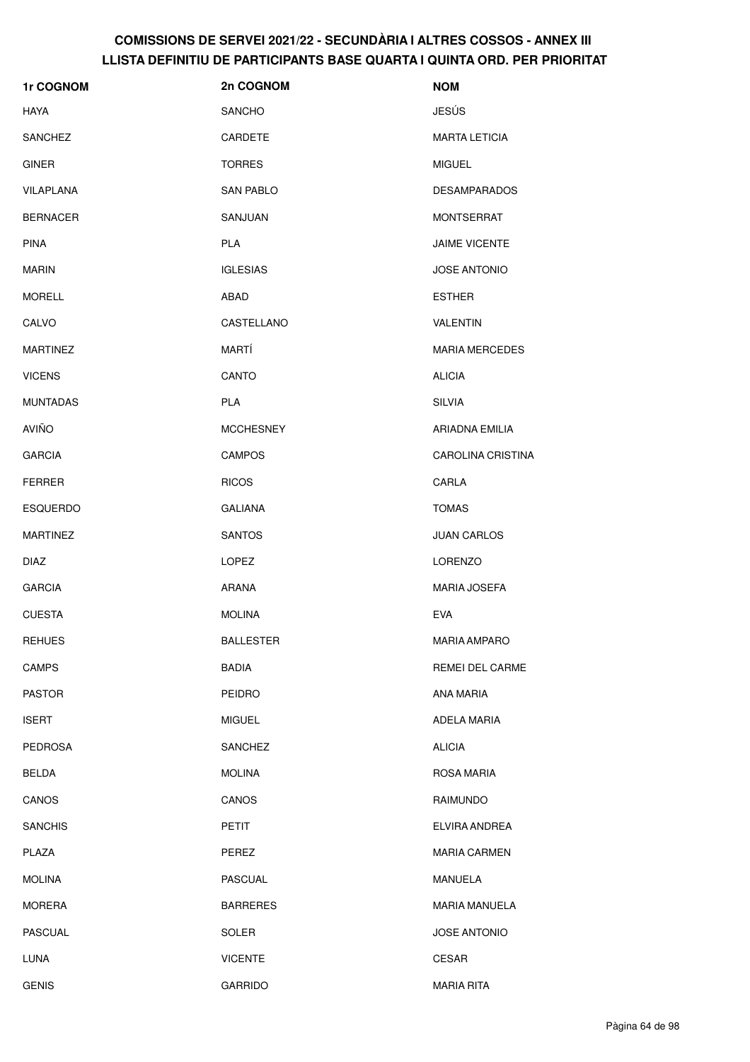## COMISSIONS DE SERVEI 2021/22 - SECUNDÀRIA I ALTRES COSSOS - ANNEX III
## LLISTA DEFINITIU DE PARTICIPANTS BASE QUARTA I QUINTA ORD. PER PRIORITAT

| 1r COGNOM | 2n COGNOM | NOM |
|---|---|---|
| HAYA | SANCHO | JESÚS |
| SANCHEZ | CARDETE | MARTA LETICIA |
| GINER | TORRES | MIGUEL |
| VILAPLANA | SAN PABLO | DESAMPARADOS |
| BERNACER | SANJUAN | MONTSERRAT |
| PINA | PLA | JAIME VICENTE |
| MARIN | IGLESIAS | JOSE ANTONIO |
| MORELL | ABAD | ESTHER |
| CALVO | CASTELLANO | VALENTIN |
| MARTINEZ | MARTÍ | MARIA MERCEDES |
| VICENS | CANTO | ALICIA |
| MUNTADAS | PLA | SILVIA |
| AVIÑO | MCCHESNEY | ARIADNA EMILIA |
| GARCIA | CAMPOS | CAROLINA CRISTINA |
| FERRER | RICOS | CARLA |
| ESQUERDO | GALIANA | TOMAS |
| MARTINEZ | SANTOS | JUAN CARLOS |
| DIAZ | LOPEZ | LORENZO |
| GARCIA | ARANA | MARIA JOSEFA |
| CUESTA | MOLINA | EVA |
| REHUES | BALLESTER | MARIA AMPARO |
| CAMPS | BADIA | REMEI DEL CARME |
| PASTOR | PEIDRO | ANA MARIA |
| ISERT | MIGUEL | ADELA MARIA |
| PEDROSA | SANCHEZ | ALICIA |
| BELDA | MOLINA | ROSA MARIA |
| CANOS | CANOS | RAIMUNDO |
| SANCHIS | PETIT | ELVIRA ANDREA |
| PLAZA | PEREZ | MARIA CARMEN |
| MOLINA | PASCUAL | MANUELA |
| MORERA | BARRERES | MARIA MANUELA |
| PASCUAL | SOLER | JOSE ANTONIO |
| LUNA | VICENTE | CESAR |
| GENIS | GARRIDO | MARIA RITA |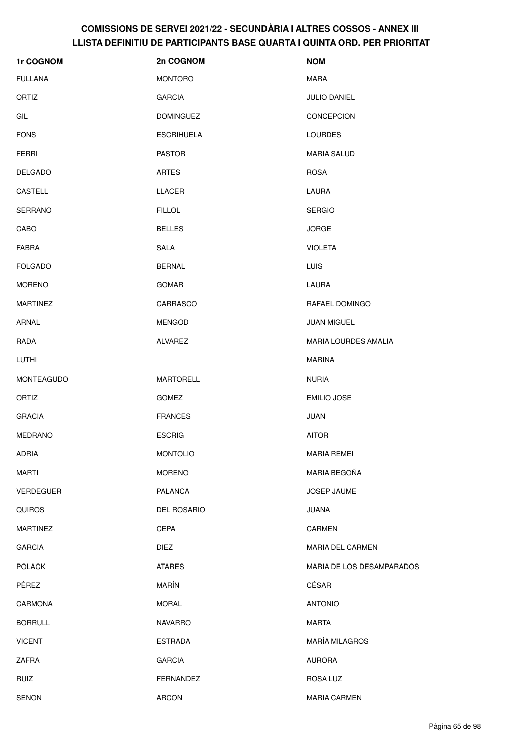# COMISSIONS DE SERVEI 2021/22 - SECUNDÀRIA I ALTRES COSSOS - ANNEX III
## LLISTA DEFINITIU DE PARTICIPANTS BASE QUARTA I QUINTA ORD. PER PRIORITAT

| 1r COGNOM | 2n COGNOM | NOM |
|---|---|---|
| FULLANA | MONTORO | MARA |
| ORTIZ | GARCIA | JULIO DANIEL |
| GIL | DOMINGUEZ | CONCEPCION |
| FONS | ESCRIHUELA | LOURDES |
| FERRI | PASTOR | MARIA SALUD |
| DELGADO | ARTES | ROSA |
| CASTELL | LLACER | LAURA |
| SERRANO | FILLOL | SERGIO |
| CABO | BELLES | JORGE |
| FABRA | SALA | VIOLETA |
| FOLGADO | BERNAL | LUIS |
| MORENO | GOMAR | LAURA |
| MARTINEZ | CARRASCO | RAFAEL DOMINGO |
| ARNAL | MENGOD | JUAN MIGUEL |
| RADA | ALVAREZ | MARIA LOURDES AMALIA |
| LUTHI | | MARINA |
| MONTEAGUDO | MARTORELL | NURIA |
| ORTIZ | GOMEZ | EMILIO JOSE |
| GRACIA | FRANCES | JUAN |
| MEDRANO | ESCRIG | AITOR |
| ADRIA | MONTOLIO | MARIA REMEI |
| MARTI | MORENO | MARIA BEGOÑA |
| VERDEGUER | PALANCA | JOSEP JAUME |
| QUIROS | DEL ROSARIO | JUANA |
| MARTINEZ | CEPA | CARMEN |
| GARCIA | DIEZ | MARIA DEL CARMEN |
| POLACK | ATARES | MARIA DE LOS DESAMPARADOS |
| PÉREZ | MARÍN | CÉSAR |
| CARMONA | MORAL | ANTONIO |
| BORRULL | NAVARRO | MARTA |
| VICENT | ESTRADA | MARÍA MILAGROS |
| ZAFRA | GARCIA | AURORA |
| RUIZ | FERNANDEZ | ROSA LUZ |
| SENON | ARCON | MARIA CARMEN |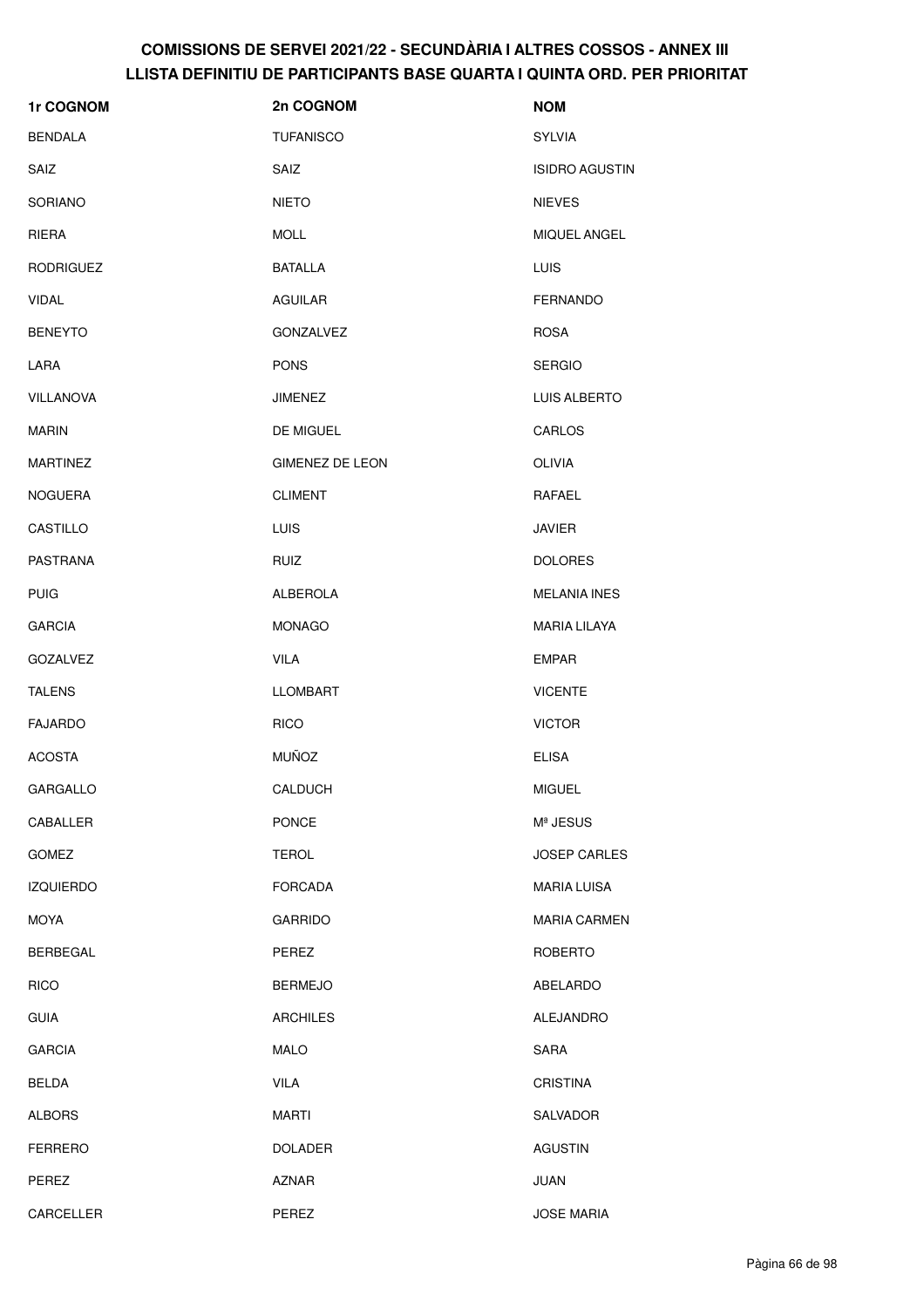# COMISSIONS DE SERVEI 2021/22 - SECUNDÀRIA I ALTRES COSSOS - ANNEX III
## LLISTA DEFINITIU DE PARTICIPANTS BASE QUARTA I QUINTA ORD. PER PRIORITAT

| 1r COGNOM | 2n COGNOM | NOM |
|---|---|---|
| BENDALA | TUFANISCO | SYLVIA |
| SAIZ | SAIZ | ISIDRO AGUSTIN |
| SORIANO | NIETO | NIEVES |
| RIERA | MOLL | MIQUEL ANGEL |
| RODRIGUEZ | BATALLA | LUIS |
| VIDAL | AGUILAR | FERNANDO |
| BENEYTO | GONZALVEZ | ROSA |
| LARA | PONS | SERGIO |
| VILLANOVA | JIMENEZ | LUIS ALBERTO |
| MARIN | DE MIGUEL | CARLOS |
| MARTINEZ | GIMENEZ DE LEON | OLIVIA |
| NOGUERA | CLIMENT | RAFAEL |
| CASTILLO | LUIS | JAVIER |
| PASTRANA | RUIZ | DOLORES |
| PUIG | ALBEROLA | MELANIA INES |
| GARCIA | MONAGO | MARIA LILAYA |
| GOZALVEZ | VILA | EMPAR |
| TALENS | LLOMBART | VICENTE |
| FAJARDO | RICO | VICTOR |
| ACOSTA | MUÑOZ | ELISA |
| GARGALLO | CALDUCH | MIGUEL |
| CABALLER | PONCE | Mª JESUS |
| GOMEZ | TEROL | JOSEP CARLES |
| IZQUIERDO | FORCADA | MARIA LUISA |
| MOYA | GARRIDO | MARIA CARMEN |
| BERBEGAL | PEREZ | ROBERTO |
| RICO | BERMEJO | ABELARDO |
| GUIA | ARCHILES | ALEJANDRO |
| GARCIA | MALO | SARA |
| BELDA | VILA | CRISTINA |
| ALBORS | MARTI | SALVADOR |
| FERRERO | DOLADER | AGUSTIN |
| PEREZ | AZNAR | JUAN |
| CARCELLER | PEREZ | JOSE MARIA |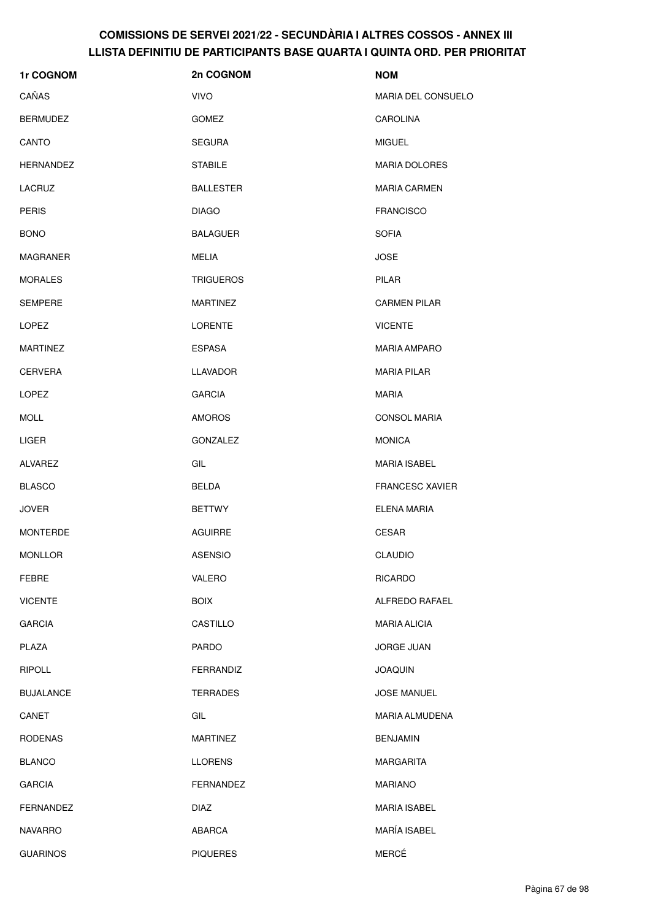# COMISSIONS DE SERVEI 2021/22 - SECUNDÀRIA I ALTRES COSSOS - ANNEX III
## LLISTA DEFINITIU DE PARTICIPANTS BASE QUARTA I QUINTA ORD. PER PRIORITAT

| 1r COGNOM | 2n COGNOM | NOM |
|---|---|---|
| CAÑAS | VIVO | MARIA DEL CONSUELO |
| BERMUDEZ | GOMEZ | CAROLINA |
| CANTO | SEGURA | MIGUEL |
| HERNANDEZ | STABILE | MARIA DOLORES |
| LACRUZ | BALLESTER | MARIA CARMEN |
| PERIS | DIAGO | FRANCISCO |
| BONO | BALAGUER | SOFIA |
| MAGRANER | MELIA | JOSE |
| MORALES | TRIGUEROS | PILAR |
| SEMPERE | MARTINEZ | CARMEN PILAR |
| LOPEZ | LORENTE | VICENTE |
| MARTINEZ | ESPASA | MARIA AMPARO |
| CERVERA | LLAVADOR | MARIA PILAR |
| LOPEZ | GARCIA | MARIA |
| MOLL | AMOROS | CONSOL MARIA |
| LIGER | GONZALEZ | MONICA |
| ALVAREZ | GIL | MARIA ISABEL |
| BLASCO | BELDA | FRANCESC XAVIER |
| JOVER | BETTWY | ELENA MARIA |
| MONTERDE | AGUIRRE | CESAR |
| MONLLOR | ASENSIO | CLAUDIO |
| FEBRE | VALERO | RICARDO |
| VICENTE | BOIX | ALFREDO RAFAEL |
| GARCIA | CASTILLO | MARIA ALICIA |
| PLAZA | PARDO | JORGE JUAN |
| RIPOLL | FERRANDIZ | JOAQUIN |
| BUJALANCE | TERRADES | JOSE MANUEL |
| CANET | GIL | MARIA ALMUDENA |
| RODENAS | MARTINEZ | BENJAMIN |
| BLANCO | LLORENS | MARGARITA |
| GARCIA | FERNANDEZ | MARIANO |
| FERNANDEZ | DIAZ | MARIA ISABEL |
| NAVARRO | ABARCA | MARÍA ISABEL |
| GUARINOS | PIQUERES | MERCÉ |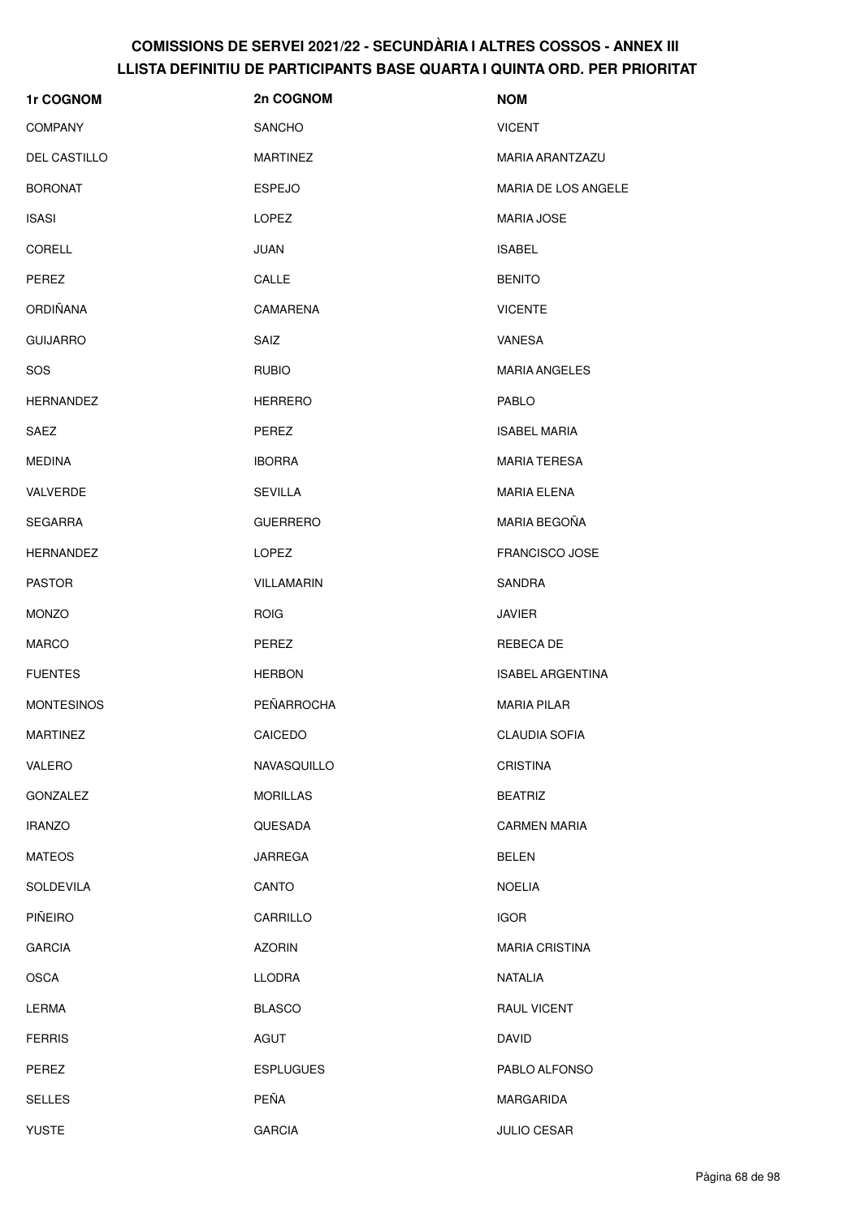# COMISSIONS DE SERVEI 2021/22 - SECUNDÀRIA I ALTRES COSSOS - ANNEX III
## LLISTA DEFINITIU DE PARTICIPANTS BASE QUARTA I QUINTA ORD. PER PRIORITAT

| 1r COGNOM | 2n COGNOM | NOM |
|---|---|---|
| COMPANY | SANCHO | VICENT |
| DEL CASTILLO | MARTINEZ | MARIA ARANTZAZU |
| BORONAT | ESPEJO | MARIA DE LOS ANGELE |
| ISASI | LOPEZ | MARIA JOSE |
| CORELL | JUAN | ISABEL |
| PEREZ | CALLE | BENITO |
| ORDIÑANA | CAMARENA | VICENTE |
| GUIJARRO | SAIZ | VANESA |
| SOS | RUBIO | MARIA ANGELES |
| HERNANDEZ | HERRERO | PABLO |
| SAEZ | PEREZ | ISABEL MARIA |
| MEDINA | IBORRA | MARIA TERESA |
| VALVERDE | SEVILLA | MARIA ELENA |
| SEGARRA | GUERRERO | MARIA BEGOÑA |
| HERNANDEZ | LOPEZ | FRANCISCO JOSE |
| PASTOR | VILLAMARIN | SANDRA |
| MONZO | ROIG | JAVIER |
| MARCO | PEREZ | REBECA DE |
| FUENTES | HERBON | ISABEL ARGENTINA |
| MONTESINOS | PEÑARROCHA | MARIA PILAR |
| MARTINEZ | CAICEDO | CLAUDIA SOFIA |
| VALERO | NAVASQUILLO | CRISTINA |
| GONZALEZ | MORILLAS | BEATRIZ |
| IRANZO | QUESADA | CARMEN MARIA |
| MATEOS | JARREGA | BELEN |
| SOLDEVILA | CANTO | NOELIA |
| PIÑEIRO | CARRILLO | IGOR |
| GARCIA | AZORIN | MARIA CRISTINA |
| OSCA | LLODRA | NATALIA |
| LERMA | BLASCO | RAUL VICENT |
| FERRIS | AGUT | DAVID |
| PEREZ | ESPLUGUES | PABLO ALFONSO |
| SELLES | PEÑA | MARGARIDA |
| YUSTE | GARCIA | JULIO CESAR |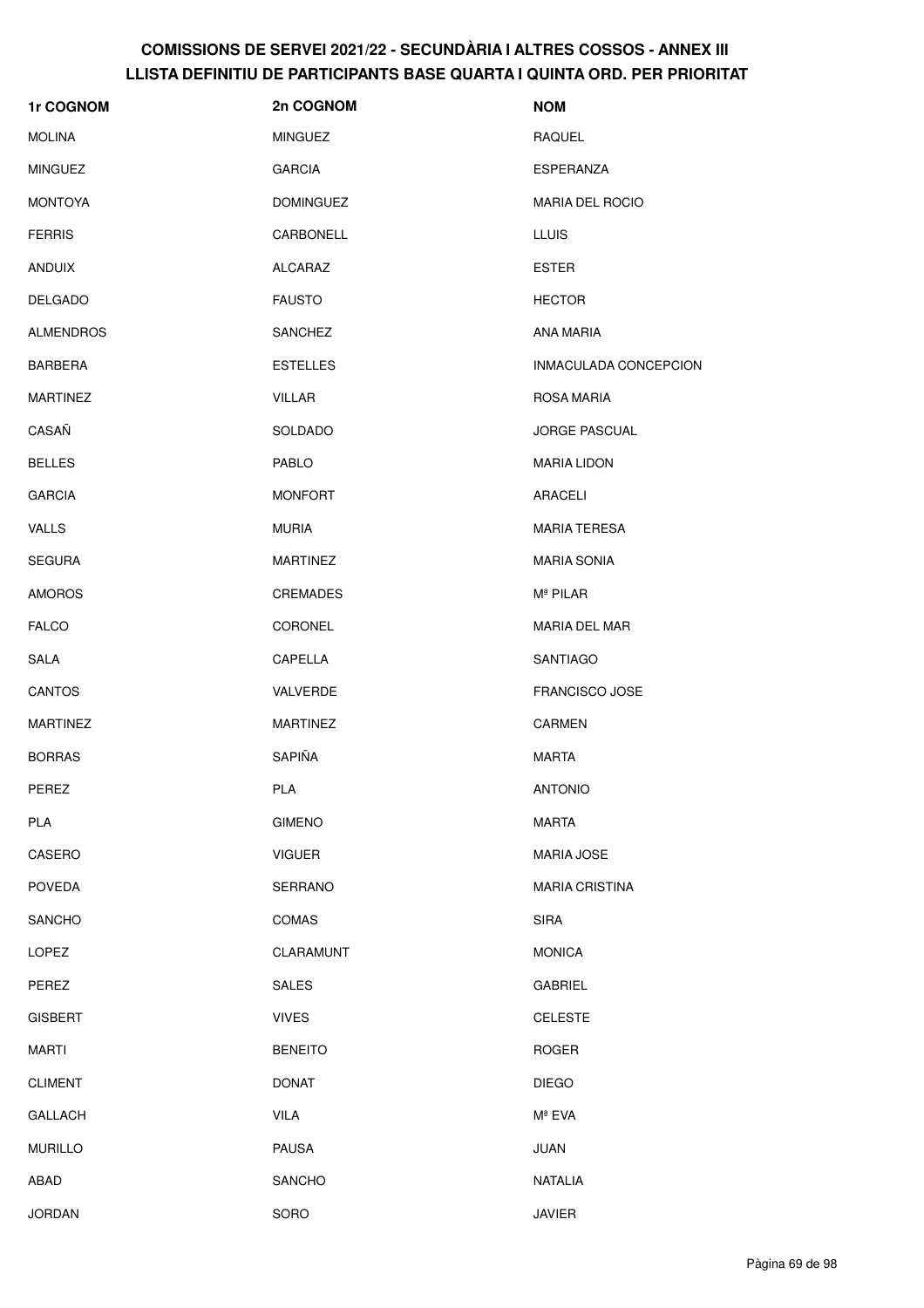# COMISSIONS DE SERVEI 2021/22 - SECUNDÀRIA I ALTRES COSSOS - ANNEX III
## LLISTA DEFINITIU DE PARTICIPANTS BASE QUARTA I QUINTA ORD. PER PRIORITAT

| 1r COGNOM | 2n COGNOM | NOM |
|---|---|---|
| MOLINA | MINGUEZ | RAQUEL |
| MINGUEZ | GARCIA | ESPERANZA |
| MONTOYA | DOMINGUEZ | MARIA DEL ROCIO |
| FERRIS | CARBONELL | LLUIS |
| ANDUIX | ALCARAZ | ESTER |
| DELGADO | FAUSTO | HECTOR |
| ALMENDROS | SANCHEZ | ANA MARIA |
| BARBERA | ESTELLES | INMACULADA CONCEPCION |
| MARTINEZ | VILLAR | ROSA MARIA |
| CASAÑ | SOLDADO | JORGE PASCUAL |
| BELLES | PABLO | MARIA LIDON |
| GARCIA | MONFORT | ARACELI |
| VALLS | MURIA | MARIA TERESA |
| SEGURA | MARTINEZ | MARIA SONIA |
| AMOROS | CREMADES | Mª PILAR |
| FALCO | CORONEL | MARIA DEL MAR |
| SALA | CAPELLA | SANTIAGO |
| CANTOS | VALVERDE | FRANCISCO JOSE |
| MARTINEZ | MARTINEZ | CARMEN |
| BORRAS | SAPIÑA | MARTA |
| PEREZ | PLA | ANTONIO |
| PLA | GIMENO | MARTA |
| CASERO | VIGUER | MARIA JOSE |
| POVEDA | SERRANO | MARIA CRISTINA |
| SANCHO | COMAS | SIRA |
| LOPEZ | CLARAMUNT | MONICA |
| PEREZ | SALES | GABRIEL |
| GISBERT | VIVES | CELESTE |
| MARTI | BENEITO | ROGER |
| CLIMENT | DONAT | DIEGO |
| GALLACH | VILA | Mª EVA |
| MURILLO | PAUSA | JUAN |
| ABAD | SANCHO | NATALIA |
| JORDAN | SORO | JAVIER |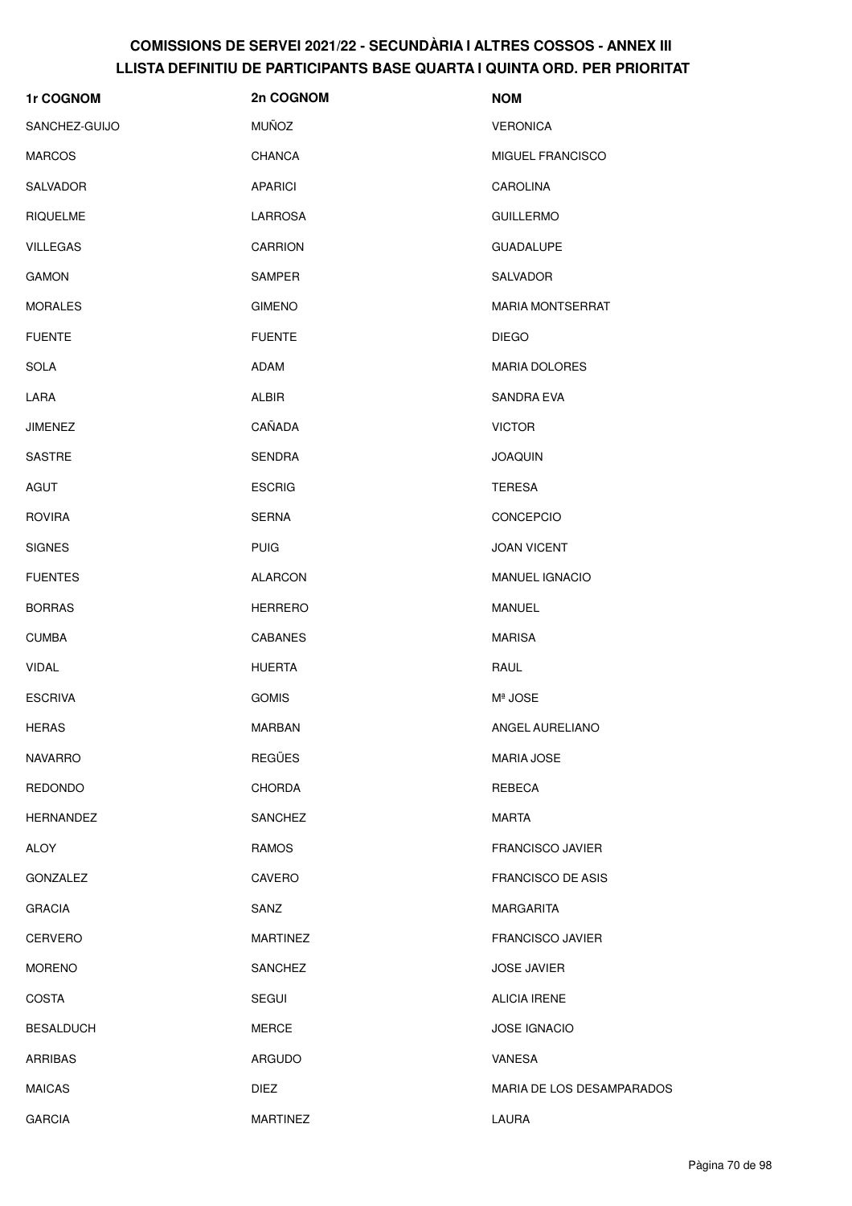# COMISSIONS DE SERVEI 2021/22 - SECUNDÀRIA I ALTRES COSSOS - ANNEX III
## LLISTA DEFINITIU DE PARTICIPANTS BASE QUARTA I QUINTA ORD. PER PRIORITAT

| 1r COGNOM | 2n COGNOM | NOM |
|---|---|---|
| SANCHEZ-GUIJO | MUÑOZ | VERONICA |
| MARCOS | CHANCA | MIGUEL FRANCISCO |
| SALVADOR | APARICI | CAROLINA |
| RIQUELME | LARROSA | GUILLERMO |
| VILLEGAS | CARRION | GUADALUPE |
| GAMON | SAMPER | SALVADOR |
| MORALES | GIMENO | MARIA MONTSERRAT |
| FUENTE | FUENTE | DIEGO |
| SOLA | ADAM | MARIA DOLORES |
| LARA | ALBIR | SANDRA EVA |
| JIMENEZ | CAÑADA | VICTOR |
| SASTRE | SENDRA | JOAQUIN |
| AGUT | ESCRIG | TERESA |
| ROVIRA | SERNA | CONCEPCIO |
| SIGNES | PUIG | JOAN VICENT |
| FUENTES | ALARCON | MANUEL IGNACIO |
| BORRAS | HERRERO | MANUEL |
| CUMBA | CABANES | MARISA |
| VIDAL | HUERTA | RAUL |
| ESCRIVA | GOMIS | Mª JOSE |
| HERAS | MARBAN | ANGEL AURELIANO |
| NAVARRO | REGÜES | MARIA JOSE |
| REDONDO | CHORDA | REBECA |
| HERNANDEZ | SANCHEZ | MARTA |
| ALOY | RAMOS | FRANCISCO JAVIER |
| GONZALEZ | CAVERO | FRANCISCO DE ASIS |
| GRACIA | SANZ | MARGARITA |
| CERVERO | MARTINEZ | FRANCISCO JAVIER |
| MORENO | SANCHEZ | JOSE JAVIER |
| COSTA | SEGUI | ALICIA IRENE |
| BESALDUCH | MERCE | JOSE IGNACIO |
| ARRIBAS | ARGUDO | VANESA |
| MAICAS | DIEZ | MARIA DE LOS DESAMPARADOS |
| GARCIA | MARTINEZ | LAURA |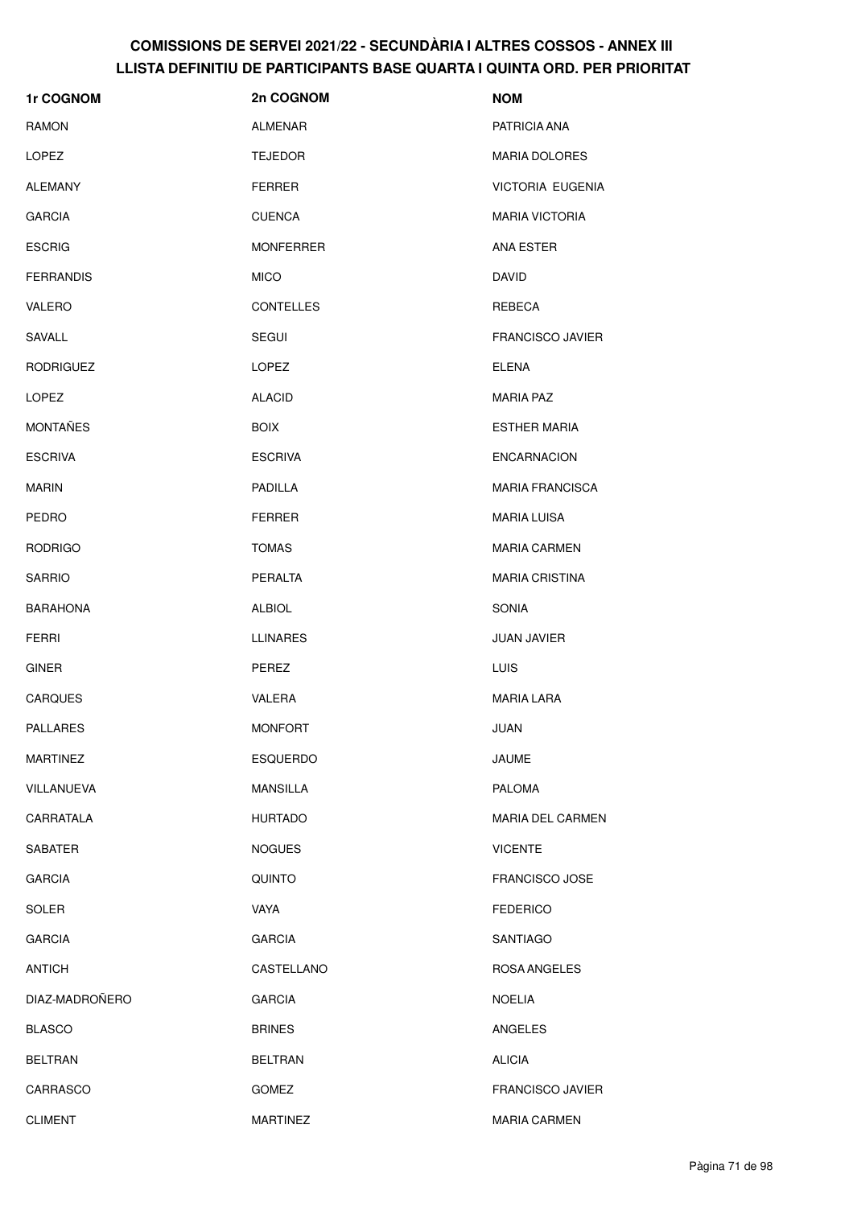**COMISSIONS DE SERVEI 2021/22 - SECUNDÀRIA I ALTRES COSSOS - ANNEX III**
**LLISTA DEFINITIU DE PARTICIPANTS BASE QUARTA I QUINTA ORD. PER PRIORITAT**

| 1r COGNOM | 2n COGNOM | NOM |
|---|---|---|
| RAMON | ALMENAR | PATRICIA ANA |
| LOPEZ | TEJEDOR | MARIA DOLORES |
| ALEMANY | FERRER | VICTORIA EUGENIA |
| GARCIA | CUENCA | MARIA VICTORIA |
| ESCRIG | MONFERRER | ANA ESTER |
| FERRANDIS | MICO | DAVID |
| VALERO | CONTELLES | REBECA |
| SAVALL | SEGUI | FRANCISCO JAVIER |
| RODRIGUEZ | LOPEZ | ELENA |
| LOPEZ | ALACID | MARIA PAZ |
| MONTAÑES | BOIX | ESTHER MARIA |
| ESCRIVA | ESCRIVA | ENCARNACION |
| MARIN | PADILLA | MARIA FRANCISCA |
| PEDRO | FERRER | MARIA LUISA |
| RODRIGO | TOMAS | MARIA CARMEN |
| SARRIO | PERALTA | MARIA CRISTINA |
| BARAHONA | ALBIOL | SONIA |
| FERRI | LLINARES | JUAN JAVIER |
| GINER | PEREZ | LUIS |
| CARQUES | VALERA | MARIA LARA |
| PALLARES | MONFORT | JUAN |
| MARTINEZ | ESQUERDO | JAUME |
| VILLANUEVA | MANSILLA | PALOMA |
| CARRATALA | HURTADO | MARIA DEL CARMEN |
| SABATER | NOGUES | VICENTE |
| GARCIA | QUINTO | FRANCISCO JOSE |
| SOLER | VAYA | FEDERICO |
| GARCIA | GARCIA | SANTIAGO |
| ANTICH | CASTELLANO | ROSA ANGELES |
| DIAZ-MADROÑERO | GARCIA | NOELIA |
| BLASCO | BRINES | ANGELES |
| BELTRAN | BELTRAN | ALICIA |
| CARRASCO | GOMEZ | FRANCISCO JAVIER |
| CLIMENT | MARTINEZ | MARIA CARMEN |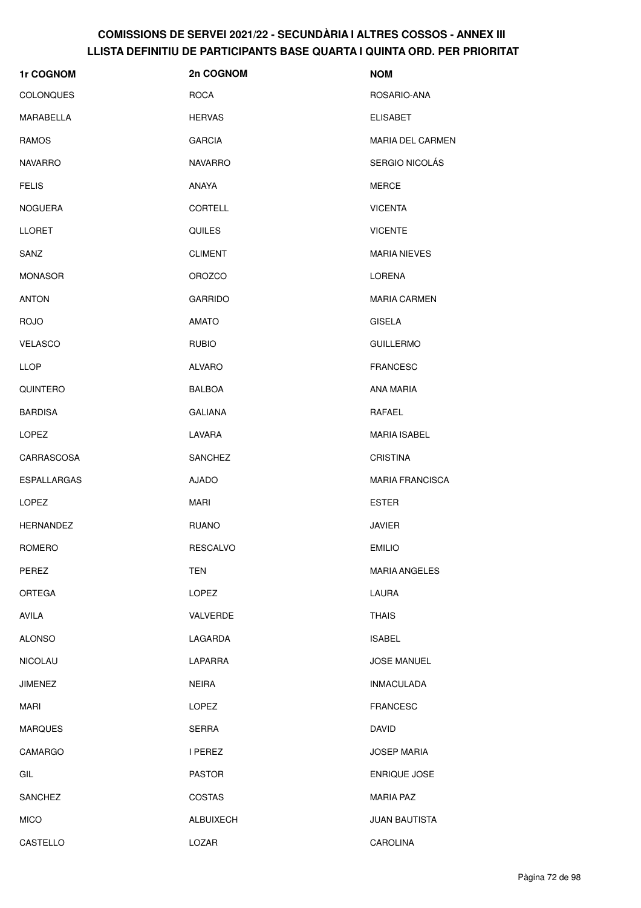**COMISSIONS DE SERVEI 2021/22 - SECUNDÀRIA I ALTRES COSSOS - ANNEX III**
**LLISTA DEFINITIU DE PARTICIPANTS BASE QUARTA I QUINTA ORD. PER PRIORITAT**

| 1r COGNOM | 2n COGNOM | NOM |
| --- | --- | --- |
| COLONQUES | ROCA | ROSARIO-ANA |
| MARABELLA | HERVAS | ELISABET |
| RAMOS | GARCIA | MARIA DEL CARMEN |
| NAVARRO | NAVARRO | SERGIO NICOLÁS |
| FELIS | ANAYA | MERCE |
| NOGUERA | CORTELL | VICENTA |
| LLORET | QUILES | VICENTE |
| SANZ | CLIMENT | MARIA NIEVES |
| MONASOR | OROZCO | LORENA |
| ANTON | GARRIDO | MARIA CARMEN |
| ROJO | AMATO | GISELA |
| VELASCO | RUBIO | GUILLERMO |
| LLOP | ALVARO | FRANCESC |
| QUINTERO | BALBOA | ANA MARIA |
| BARDISA | GALIANA | RAFAEL |
| LOPEZ | LAVARA | MARIA ISABEL |
| CARRASCOSA | SANCHEZ | CRISTINA |
| ESPALLARGAS | AJADO | MARIA FRANCISCA |
| LOPEZ | MARI | ESTER |
| HERNANDEZ | RUANO | JAVIER |
| ROMERO | RESCALVO | EMILIO |
| PEREZ | TEN | MARIA ANGELES |
| ORTEGA | LOPEZ | LAURA |
| AVILA | VALVERDE | THAIS |
| ALONSO | LAGARDA | ISABEL |
| NICOLAU | LAPARRA | JOSE MANUEL |
| JIMENEZ | NEIRA | INMACULADA |
| MARI | LOPEZ | FRANCESC |
| MARQUES | SERRA | DAVID |
| CAMARGO | I PEREZ | JOSEP MARIA |
| GIL | PASTOR | ENRIQUE JOSE |
| SANCHEZ | COSTAS | MARIA PAZ |
| MICO | ALBUIXECH | JUAN BAUTISTA |
| CASTELLO | LOZAR | CAROLINA |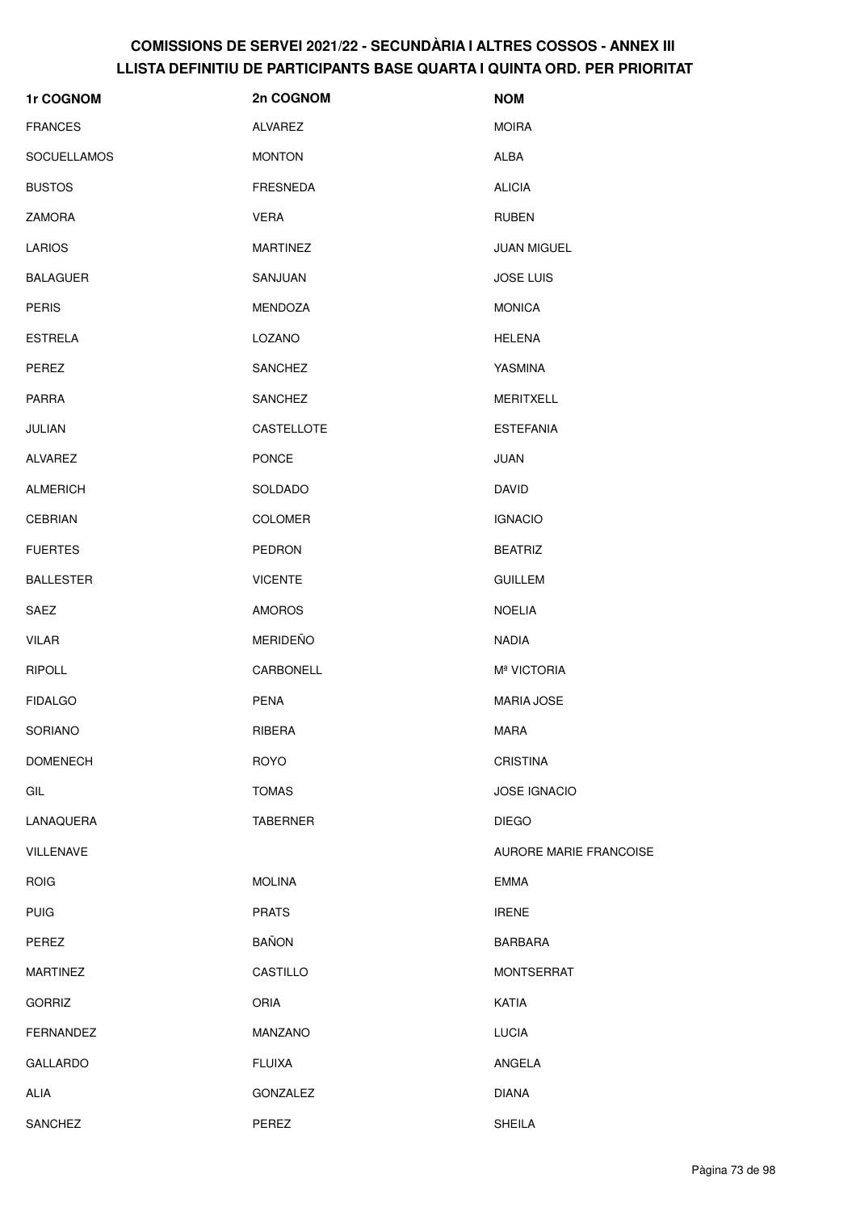## COMISSIONS DE SERVEI 2021/22 - SECUNDÀRIA I ALTRES COSSOS - ANNEX III
## LLISTA DEFINITIU DE PARTICIPANTS BASE QUARTA I QUINTA ORD. PER PRIORITAT

| 1r COGNOM | 2n COGNOM | NOM |
|---|---|---|
| FRANCES | ALVAREZ | MOIRA |
| SOCUELLAMOS | MONTON | ALBA |
| BUSTOS | FRESNEDA | ALICIA |
| ZAMORA | VERA | RUBEN |
| LARIOS | MARTINEZ | JUAN MIGUEL |
| BALAGUER | SANJUAN | JOSE LUIS |
| PERIS | MENDOZA | MONICA |
| ESTRELA | LOZANO | HELENA |
| PEREZ | SANCHEZ | YASMINA |
| PARRA | SANCHEZ | MERITXELL |
| JULIAN | CASTELLOTE | ESTEFANIA |
| ALVAREZ | PONCE | JUAN |
| ALMERICH | SOLDADO | DAVID |
| CEBRIAN | COLOMER | IGNACIO |
| FUERTES | PEDRON | BEATRIZ |
| BALLESTER | VICENTE | GUILLEM |
| SAEZ | AMOROS | NOELIA |
| VILAR | MERIDEÑO | NADIA |
| RIPOLL | CARBONELL | Mª VICTORIA |
| FIDALGO | PENA | MARIA JOSE |
| SORIANO | RIBERA | MARA |
| DOMENECH | ROYO | CRISTINA |
| GIL | TOMAS | JOSE IGNACIO |
| LANAQUERA | TABERNER | DIEGO |
| VILLENAVE | | AURORE MARIE FRANCOISE |
| ROIG | MOLINA | EMMA |
| PUIG | PRATS | IRENE |
| PEREZ | BAÑON | BARBARA |
| MARTINEZ | CASTILLO | MONTSERRAT |
| GORRIZ | ORIA | KATIA |
| FERNANDEZ | MANZANO | LUCIA |
| GALLARDO | FLUIXA | ANGELA |
| ALIA | GONZALEZ | DIANA |
| SANCHEZ | PEREZ | SHEILA |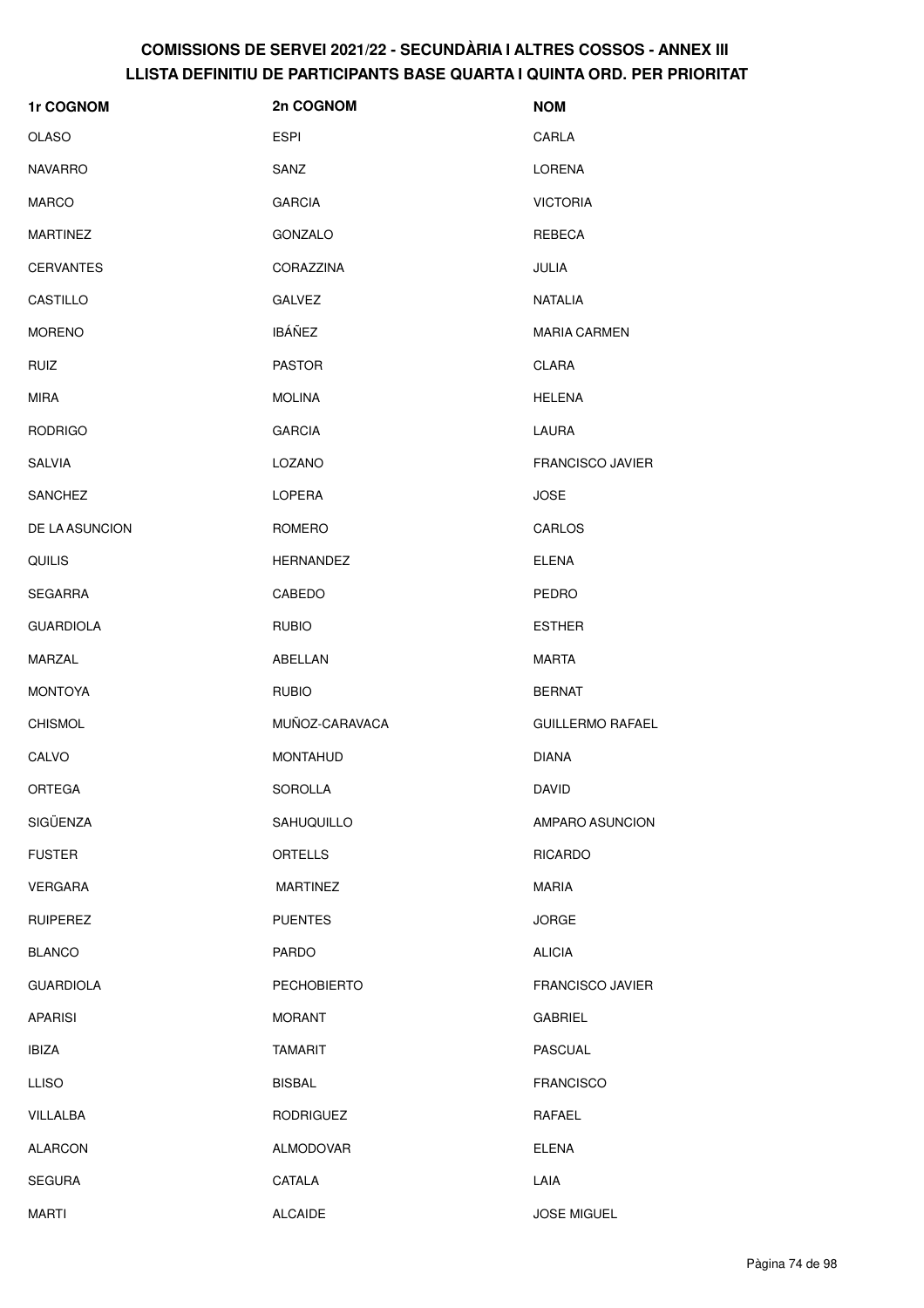# COMISSIONS DE SERVEI 2021/22 - SECUNDÀRIA I ALTRES COSSOS - ANNEX III
## LLISTA DEFINITIU DE PARTICIPANTS BASE QUARTA I QUINTA ORD. PER PRIORITAT

| 1r COGNOM | 2n COGNOM | NOM |
|---|---|---|
| OLASO | ESPI | CARLA |
| NAVARRO | SANZ | LORENA |
| MARCO | GARCIA | VICTORIA |
| MARTINEZ | GONZALO | REBECA |
| CERVANTES | CORAZZINA | JULIA |
| CASTILLO | GALVEZ | NATALIA |
| MORENO | IBÁÑEZ | MARIA CARMEN |
| RUIZ | PASTOR | CLARA |
| MIRA | MOLINA | HELENA |
| RODRIGO | GARCIA | LAURA |
| SALVIA | LOZANO | FRANCISCO JAVIER |
| SANCHEZ | LOPERA | JOSE |
| DE LA ASUNCION | ROMERO | CARLOS |
| QUILIS | HERNANDEZ | ELENA |
| SEGARRA | CABEDO | PEDRO |
| GUARDIOLA | RUBIO | ESTHER |
| MARZAL | ABELLAN | MARTA |
| MONTOYA | RUBIO | BERNAT |
| CHISMOL | MUÑOZ-CARAVACA | GUILLERMO RAFAEL |
| CALVO | MONTAHUD | DIANA |
| ORTEGA | SOROLLA | DAVID |
| SIGÜENZA | SAHUQUILLO | AMPARO ASUNCION |
| FUSTER | ORTELLS | RICARDO |
| VERGARA | MARTINEZ | MARIA |
| RUIPEREZ | PUENTES | JORGE |
| BLANCO | PARDO | ALICIA |
| GUARDIOLA | PECHOBIERTO | FRANCISCO JAVIER |
| APARISI | MORANT | GABRIEL |
| IBIZA | TAMARIT | PASCUAL |
| LLISO | BISBAL | FRANCISCO |
| VILLALBA | RODRIGUEZ | RAFAEL |
| ALARCON | ALMODOVAR | ELENA |
| SEGURA | CATALA | LAIA |
| MARTI | ALCAIDE | JOSE MIGUEL |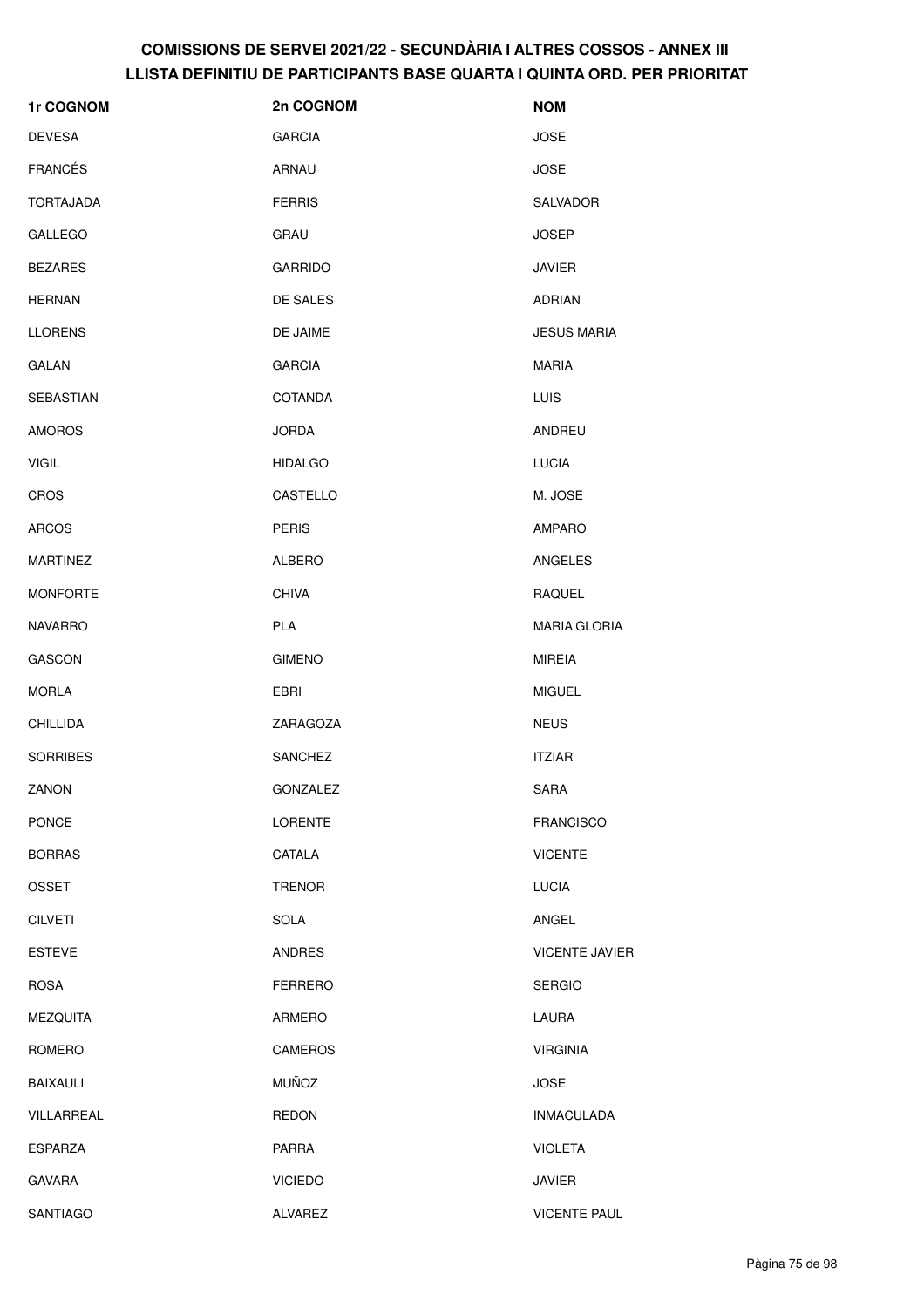# COMISSIONS DE SERVEI 2021/22 - SECUNDÀRIA I ALTRES COSSOS - ANNEX III
## LLISTA DEFINITIU DE PARTICIPANTS BASE QUARTA I QUINTA ORD. PER PRIORITAT

| 1r COGNOM | 2n COGNOM | NOM |
| --- | --- | --- |
| DEVESA | GARCIA | JOSE |
| FRANCÉS | ARNAU | JOSE |
| TORTAJADA | FERRIS | SALVADOR |
| GALLEGO | GRAU | JOSEP |
| BEZARES | GARRIDO | JAVIER |
| HERNAN | DE SALES | ADRIAN |
| LLORENS | DE JAIME | JESUS MARIA |
| GALAN | GARCIA | MARIA |
| SEBASTIAN | COTANDA | LUIS |
| AMOROS | JORDA | ANDREU |
| VIGIL | HIDALGO | LUCIA |
| CROS | CASTELLO | M. JOSE |
| ARCOS | PERIS | AMPARO |
| MARTINEZ | ALBERO | ANGELES |
| MONFORTE | CHIVA | RAQUEL |
| NAVARRO | PLA | MARIA GLORIA |
| GASCON | GIMENO | MIREIA |
| MORLA | EBRI | MIGUEL |
| CHILLIDA | ZARAGOZA | NEUS |
| SORRIBES | SANCHEZ | ITZIAR |
| ZANON | GONZALEZ | SARA |
| PONCE | LORENTE | FRANCISCO |
| BORRAS | CATALA | VICENTE |
| OSSET | TRENOR | LUCIA |
| CILVETI | SOLA | ANGEL |
| ESTEVE | ANDRES | VICENTE JAVIER |
| ROSA | FERRERO | SERGIO |
| MEZQUITA | ARMERO | LAURA |
| ROMERO | CAMEROS | VIRGINIA |
| BAIXAULI | MUÑOZ | JOSE |
| VILLARREAL | REDON | INMACULADA |
| ESPARZA | PARRA | VIOLETA |
| GAVARA | VICIEDO | JAVIER |
| SANTIAGO | ALVAREZ | VICENTE PAUL |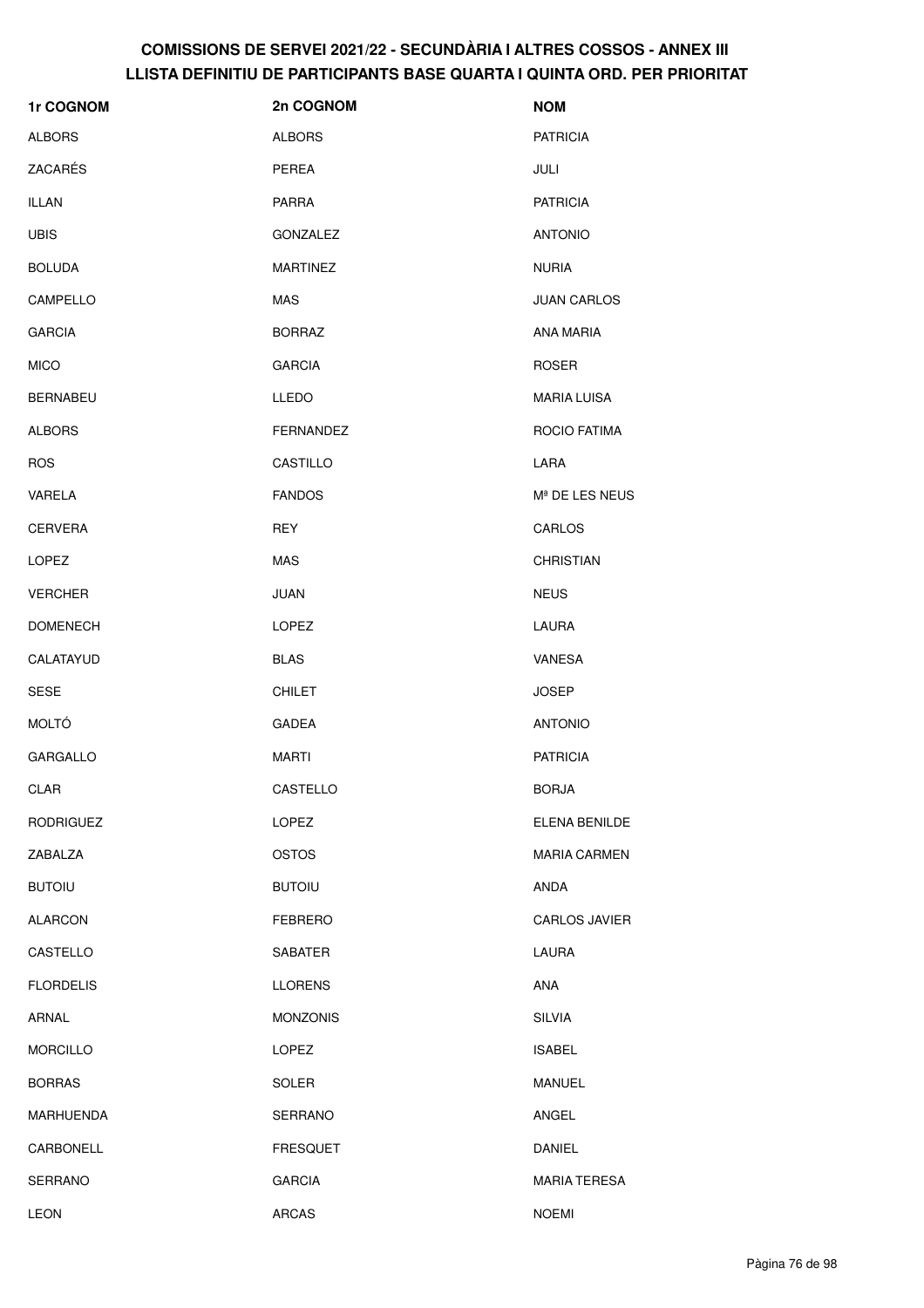# COMISSIONS DE SERVEI 2021/22 - SECUNDÀRIA I ALTRES COSSOS - ANNEX III
## LLISTA DEFINITIU DE PARTICIPANTS BASE QUARTA I QUINTA ORD. PER PRIORITAT

| 1r COGNOM | 2n COGNOM | NOM |
|---|---|---|
| ALBORS | ALBORS | PATRICIA |
| ZACARÉS | PEREA | JULI |
| ILLAN | PARRA | PATRICIA |
| UBIS | GONZALEZ | ANTONIO |
| BOLUDA | MARTINEZ | NURIA |
| CAMPELLO | MAS | JUAN CARLOS |
| GARCIA | BORRAZ | ANA MARIA |
| MICO | GARCIA | ROSER |
| BERNABEU | LLEDO | MARIA LUISA |
| ALBORS | FERNANDEZ | ROCIO FATIMA |
| ROS | CASTILLO | LARA |
| VARELA | FANDOS | Mª DE LES NEUS |
| CERVERA | REY | CARLOS |
| LOPEZ | MAS | CHRISTIAN |
| VERCHER | JUAN | NEUS |
| DOMENECH | LOPEZ | LAURA |
| CALATAYUD | BLAS | VANESA |
| SESE | CHILET | JOSEP |
| MOLTÓ | GADEA | ANTONIO |
| GARGALLO | MARTI | PATRICIA |
| CLAR | CASTELLO | BORJA |
| RODRIGUEZ | LOPEZ | ELENA BENILDE |
| ZABALZA | OSTOS | MARIA CARMEN |
| BUTOIU | BUTOIU | ANDA |
| ALARCON | FEBRERO | CARLOS JAVIER |
| CASTELLO | SABATER | LAURA |
| FLORDELIS | LLORENS | ANA |
| ARNAL | MONZONIS | SILVIA |
| MORCILLO | LOPEZ | ISABEL |
| BORRAS | SOLER | MANUEL |
| MARHUENDA | SERRANO | ANGEL |
| CARBONELL | FRESQUET | DANIEL |
| SERRANO | GARCIA | MARIA TERESA |
| LEON | ARCAS | NOEMI |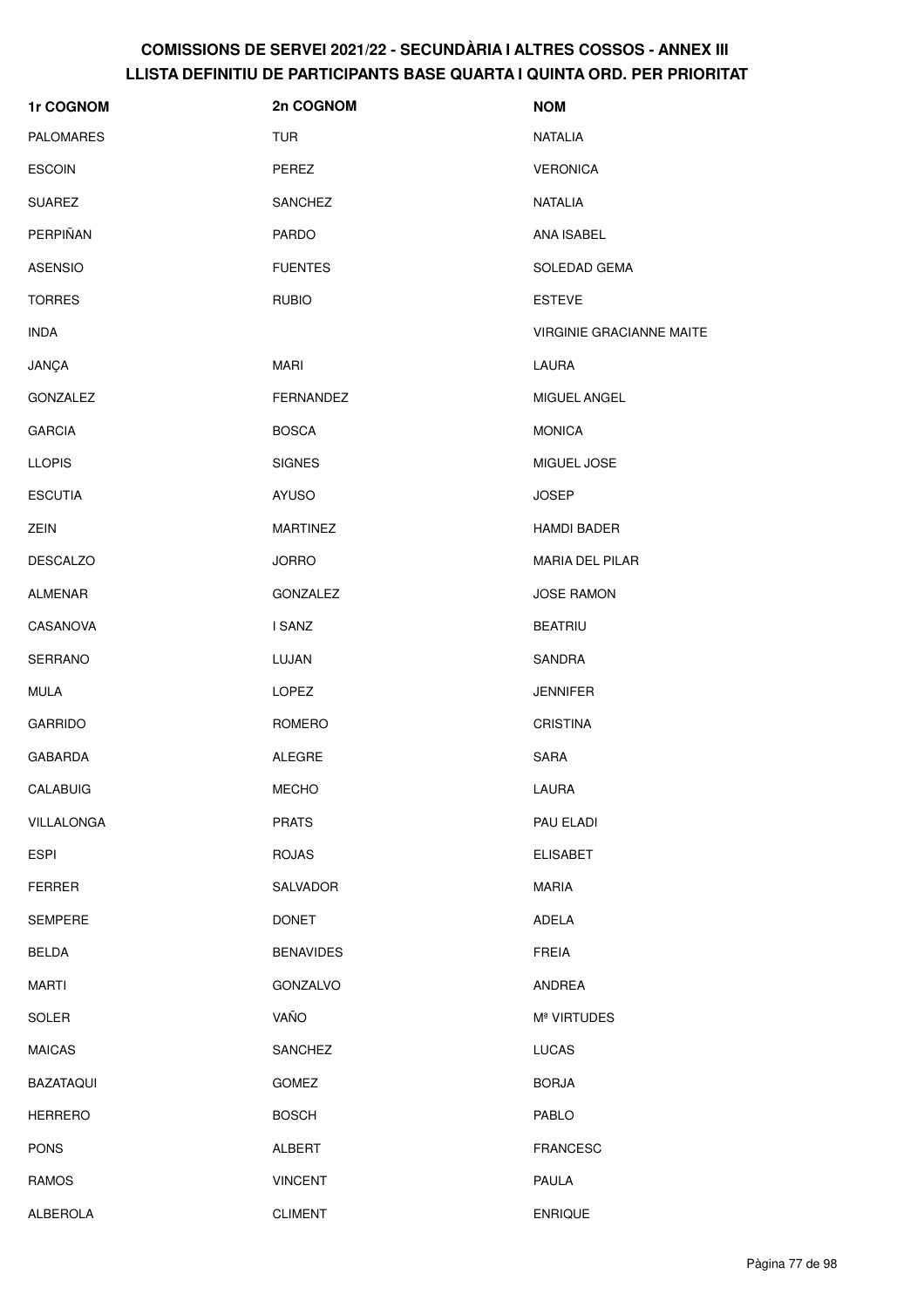# COMISSIONS DE SERVEI 2021/22 - SECUNDÀRIA I ALTRES COSSOS - ANNEX III
## LLISTA DEFINITIU DE PARTICIPANTS BASE QUARTA I QUINTA ORD. PER PRIORITAT

| 1r COGNOM | 2n COGNOM | NOM |
|---|---|---|
| PALOMARES | TUR | NATALIA |
| ESCOIN | PEREZ | VERONICA |
| SUAREZ | SANCHEZ | NATALIA |
| PERPIÑAN | PARDO | ANA ISABEL |
| ASENSIO | FUENTES | SOLEDAD GEMA |
| TORRES | RUBIO | ESTEVE |
| INDA | | VIRGINIE GRACIANNE MAITE |
| JANÇA | MARI | LAURA |
| GONZALEZ | FERNANDEZ | MIGUEL ANGEL |
| GARCIA | BOSCA | MONICA |
| LLOPIS | SIGNES | MIGUEL JOSE |
| ESCUTIA | AYUSO | JOSEP |
| ZEIN | MARTINEZ | HAMDI BADER |
| DESCALZO | JORRO | MARIA DEL PILAR |
| ALMENAR | GONZALEZ | JOSE RAMON |
| CASANOVA | I SANZ | BEATRIU |
| SERRANO | LUJAN | SANDRA |
| MULA | LOPEZ | JENNIFER |
| GARRIDO | ROMERO | CRISTINA |
| GABARDA | ALEGRE | SARA |
| CALABUIG | MECHO | LAURA |
| VILLALONGA | PRATS | PAU ELADI |
| ESPI | ROJAS | ELISABET |
| FERRER | SALVADOR | MARIA |
| SEMPERE | DONET | ADELA |
| BELDA | BENAVIDES | FREIA |
| MARTI | GONZALVO | ANDREA |
| SOLER | VAÑO | Mª VIRTUDES |
| MAICAS | SANCHEZ | LUCAS |
| BAZATAQUI | GOMEZ | BORJA |
| HERRERO | BOSCH | PABLO |
| PONS | ALBERT | FRANCESC |
| RAMOS | VINCENT | PAULA |
| ALBEROLA | CLIMENT | ENRIQUE |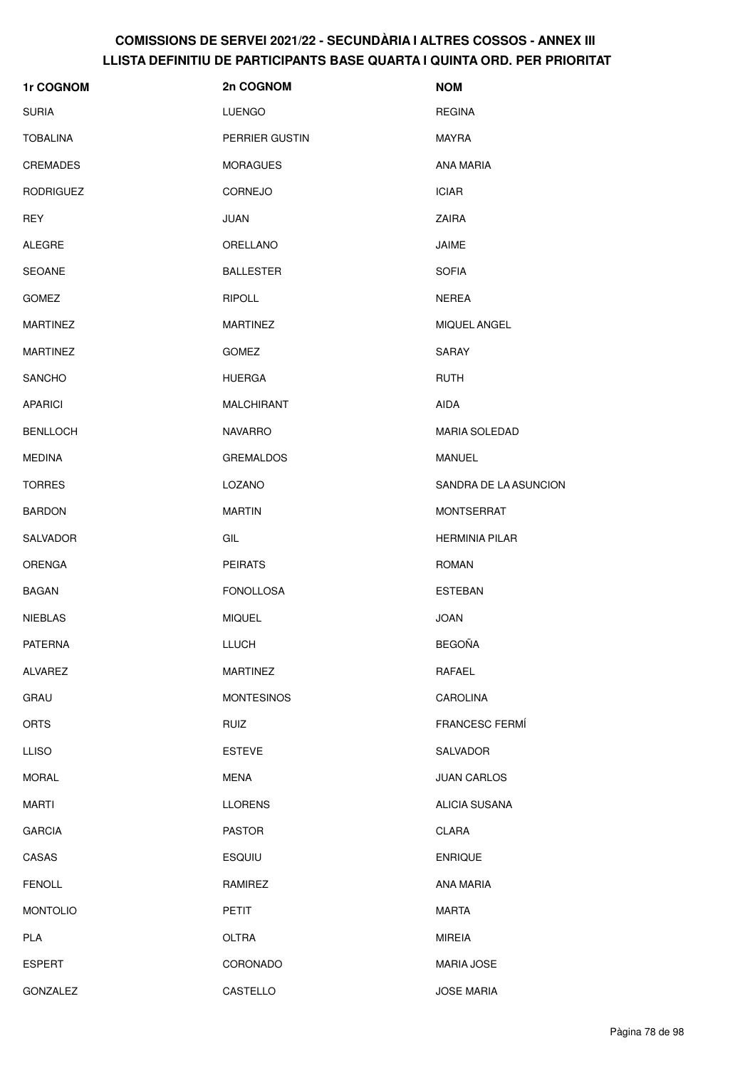# COMISSIONS DE SERVEI 2021/22 - SECUNDÀRIA I ALTRES COSSOS - ANNEX III
# LLISTA DEFINITIU DE PARTICIPANTS BASE QUARTA I QUINTA ORD. PER PRIORITAT

| 1r COGNOM | 2n COGNOM | NOM |
| --- | --- | --- |
| SURIA | LUENGO | REGINA |
| TOBALINA | PERRIER GUSTIN | MAYRA |
| CREMADES | MORAGUES | ANA MARIA |
| RODRIGUEZ | CORNEJO | ICIAR |
| REY | JUAN | ZAIRA |
| ALEGRE | ORELLANO | JAIME |
| SEOANE | BALLESTER | SOFIA |
| GOMEZ | RIPOLL | NEREA |
| MARTINEZ | MARTINEZ | MIQUEL ANGEL |
| MARTINEZ | GOMEZ | SARAY |
| SANCHO | HUERGA | RUTH |
| APARICI | MALCHIRANT | AIDA |
| BENLLOCH | NAVARRO | MARIA SOLEDAD |
| MEDINA | GREMALDOS | MANUEL |
| TORRES | LOZANO | SANDRA DE LA ASUNCION |
| BARDON | MARTIN | MONTSERRAT |
| SALVADOR | GIL | HERMINIA PILAR |
| ORENGA | PEIRATS | ROMAN |
| BAGAN | FONOLLOSA | ESTEBAN |
| NIEBLAS | MIQUEL | JOAN |
| PATERNA | LLUCH | BEGOÑA |
| ALVAREZ | MARTINEZ | RAFAEL |
| GRAU | MONTESINOS | CAROLINA |
| ORTS | RUIZ | FRANCESC FERMÍ |
| LLISO | ESTEVE | SALVADOR |
| MORAL | MENA | JUAN CARLOS |
| MARTI | LLORENS | ALICIA SUSANA |
| GARCIA | PASTOR | CLARA |
| CASAS | ESQUIU | ENRIQUE |
| FENOLL | RAMIREZ | ANA MARIA |
| MONTOLIO | PETIT | MARTA |
| PLA | OLTRA | MIREIA |
| ESPERT | CORONADO | MARIA JOSE |
| GONZALEZ | CASTELLO | JOSE MARIA |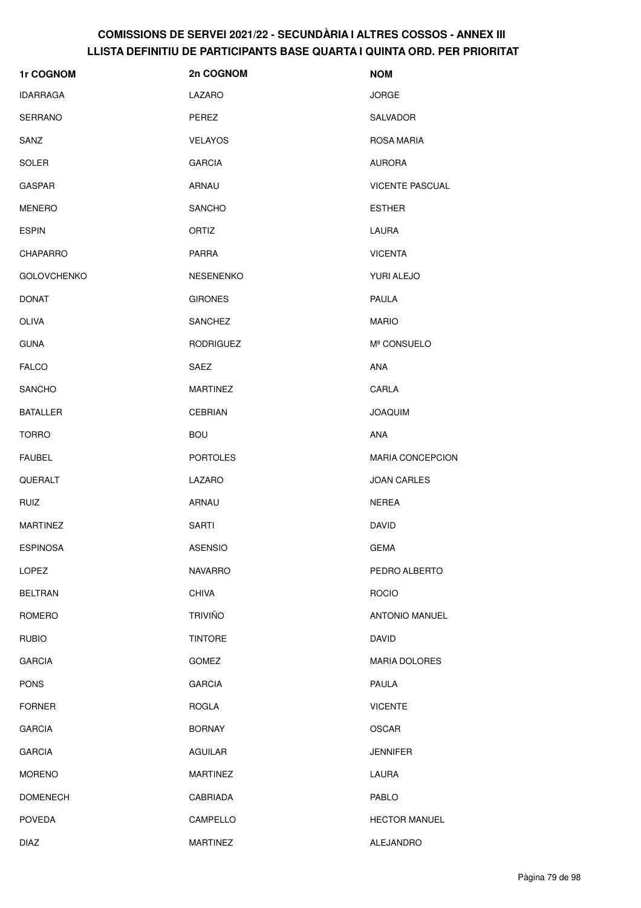# COMISSIONS DE SERVEI 2021/22 - SECUNDÀRIA I ALTRES COSSOS - ANNEX III
## LLISTA DEFINITIU DE PARTICIPANTS BASE QUARTA I QUINTA ORD. PER PRIORITAT

| 1r COGNOM | 2n COGNOM | NOM |
|---|---|---|
| IDARRAGA | LAZARO | JORGE |
| SERRANO | PEREZ | SALVADOR |
| SANZ | VELAYOS | ROSA MARIA |
| SOLER | GARCIA | AURORA |
| GASPAR | ARNAU | VICENTE PASCUAL |
| MENERO | SANCHO | ESTHER |
| ESPIN | ORTIZ | LAURA |
| CHAPARRO | PARRA | VICENTA |
| GOLOVCHENKO | NESENENKO | YURI ALEJO |
| DONAT | GIRONES | PAULA |
| OLIVA | SANCHEZ | MARIO |
| GUNA | RODRIGUEZ | Mª CONSUELO |
| FALCO | SAEZ | ANA |
| SANCHO | MARTINEZ | CARLA |
| BATALLER | CEBRIAN | JOAQUIM |
| TORRO | BOU | ANA |
| FAUBEL | PORTOLES | MARIA CONCEPCION |
| QUERALT | LAZARO | JOAN CARLES |
| RUIZ | ARNAU | NEREA |
| MARTINEZ | SARTI | DAVID |
| ESPINOSA | ASENSIO | GEMA |
| LOPEZ | NAVARRO | PEDRO ALBERTO |
| BELTRAN | CHIVA | ROCIO |
| ROMERO | TRIVIÑO | ANTONIO MANUEL |
| RUBIO | TINTORE | DAVID |
| GARCIA | GOMEZ | MARIA DOLORES |
| PONS | GARCIA | PAULA |
| FORNER | ROGLA | VICENTE |
| GARCIA | BORNAY | OSCAR |
| GARCIA | AGUILAR | JENNIFER |
| MORENO | MARTINEZ | LAURA |
| DOMENECH | CABRIADA | PABLO |
| POVEDA | CAMPELLO | HECTOR MANUEL |
| DIAZ | MARTINEZ | ALEJANDRO |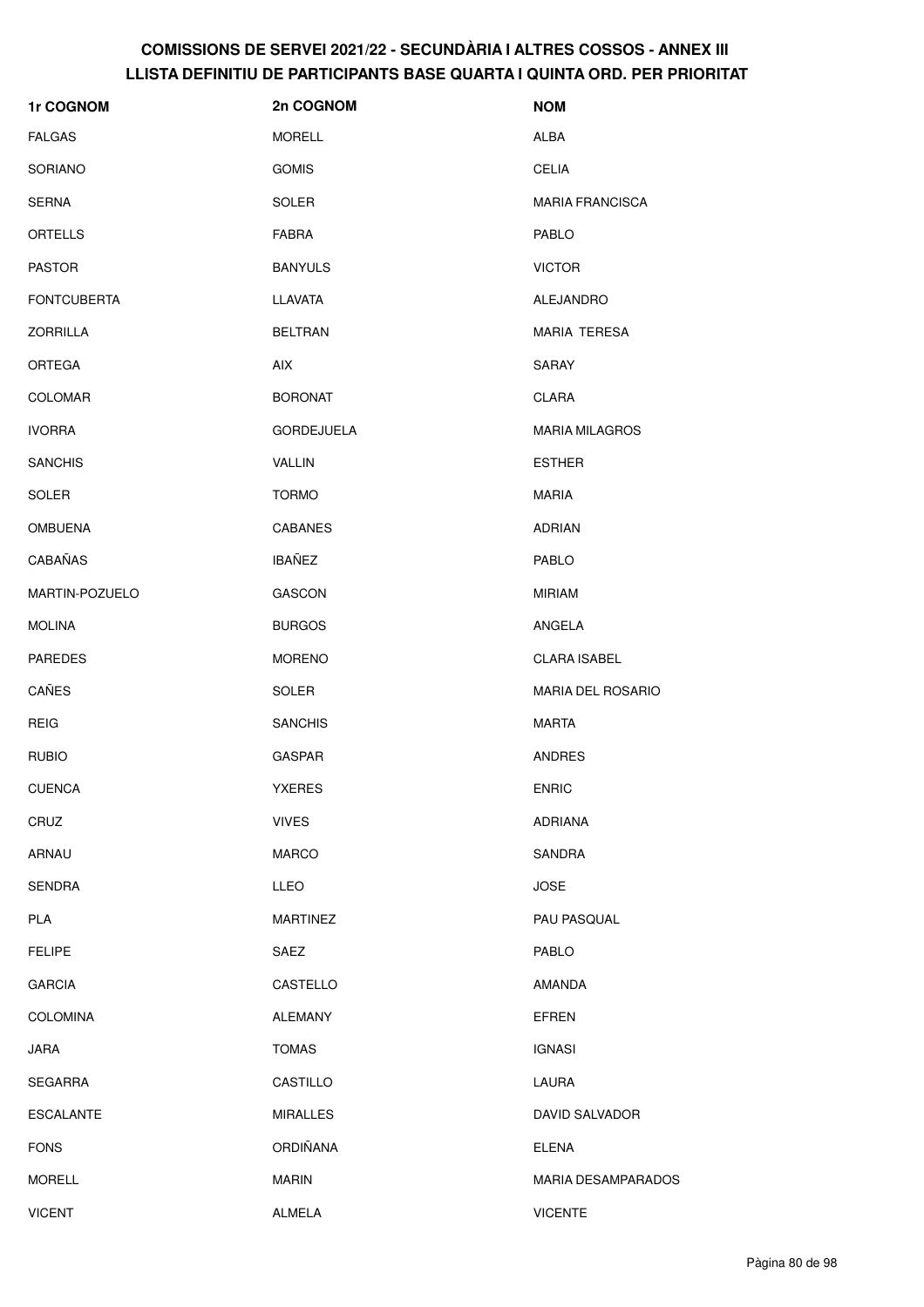# COMISSIONS DE SERVEI 2021/22 - SECUNDÀRIA I ALTRES COSSOS - ANNEX III
## LLISTA DEFINITIU DE PARTICIPANTS BASE QUARTA I QUINTA ORD. PER PRIORITAT

| 1r COGNOM | 2n COGNOM | NOM |
|---|---|---|
| FALGAS | MORELL | ALBA |
| SORIANO | GOMIS | CELIA |
| SERNA | SOLER | MARIA FRANCISCA |
| ORTELLS | FABRA | PABLO |
| PASTOR | BANYULS | VICTOR |
| FONTCUBERTA | LLAVATA | ALEJANDRO |
| ZORRILLA | BELTRAN | MARIA TERESA |
| ORTEGA | AIX | SARAY |
| COLOMAR | BORONAT | CLARA |
| IVORRA | GORDEJUELA | MARIA MILAGROS |
| SANCHIS | VALLIN | ESTHER |
| SOLER | TORMO | MARIA |
| OMBUENA | CABANES | ADRIAN |
| CABAÑAS | IBAÑEZ | PABLO |
| MARTIN-POZUELO | GASCON | MIRIAM |
| MOLINA | BURGOS | ANGELA |
| PAREDES | MORENO | CLARA ISABEL |
| CAÑES | SOLER | MARIA DEL ROSARIO |
| REIG | SANCHIS | MARTA |
| RUBIO | GASPAR | ANDRES |
| CUENCA | YXERES | ENRIC |
| CRUZ | VIVES | ADRIANA |
| ARNAU | MARCO | SANDRA |
| SENDRA | LLEO | JOSE |
| PLA | MARTINEZ | PAU PASQUAL |
| FELIPE | SAEZ | PABLO |
| GARCIA | CASTELLO | AMANDA |
| COLOMINA | ALEMANY | EFREN |
| JARA | TOMAS | IGNASI |
| SEGARRA | CASTILLO | LAURA |
| ESCALANTE | MIRALLES | DAVID SALVADOR |
| FONS | ORDIÑANA | ELENA |
| MORELL | MARIN | MARIA DESAMPARADOS |
| VICENT | ALMELA | VICENTE |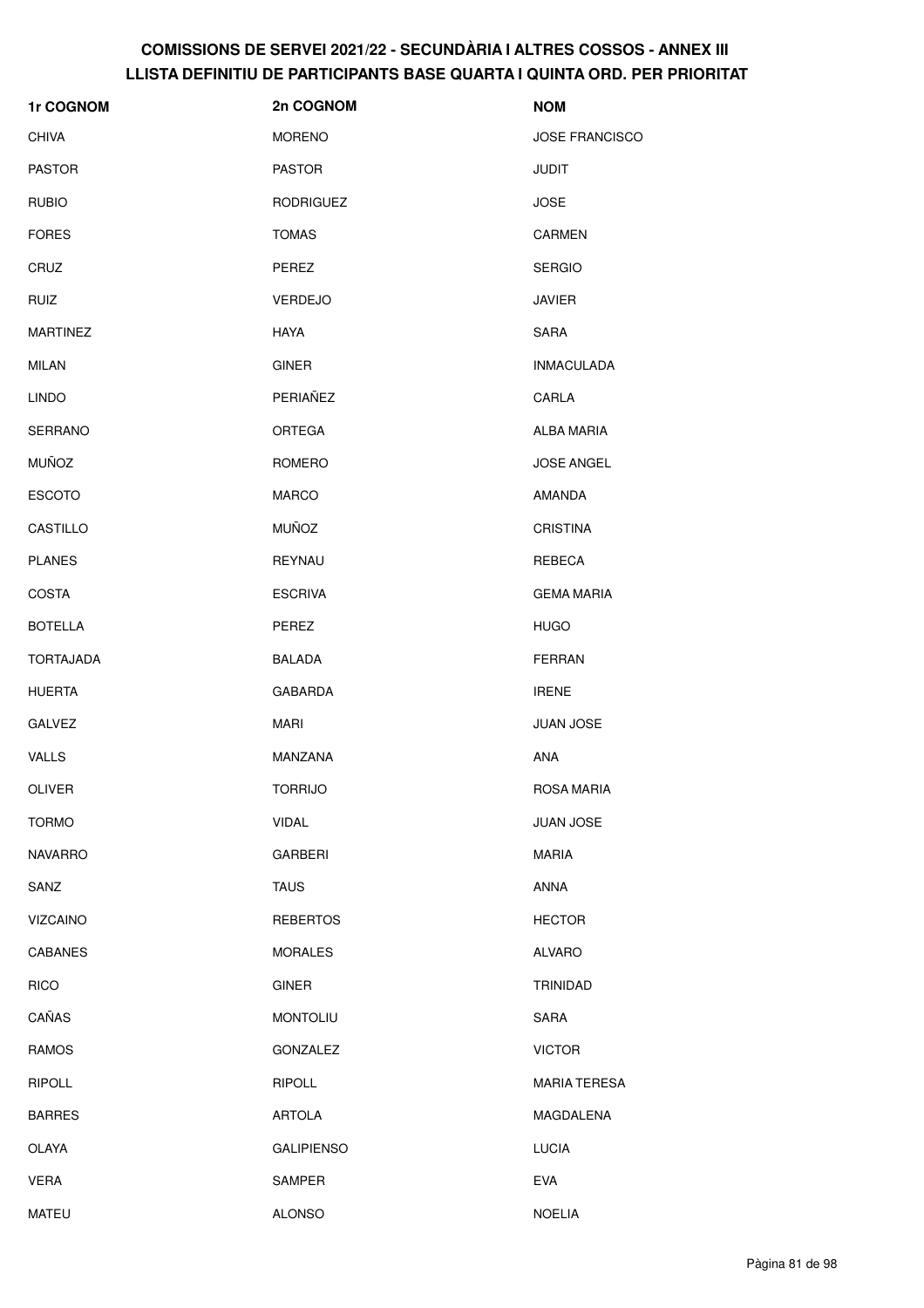# COMISSIONS DE SERVEI 2021/22 - SECUNDÀRIA I ALTRES COSSOS - ANNEX III
## LLISTA DEFINITIU DE PARTICIPANTS BASE QUARTA I QUINTA ORD. PER PRIORITAT

| 1r COGNOM | 2n COGNOM | NOM |
|---|---|---|
| CHIVA | MORENO | JOSE FRANCISCO |
| PASTOR | PASTOR | JUDIT |
| RUBIO | RODRIGUEZ | JOSE |
| FORES | TOMAS | CARMEN |
| CRUZ | PEREZ | SERGIO |
| RUIZ | VERDEJO | JAVIER |
| MARTINEZ | HAYA | SARA |
| MILAN | GINER | INMACULADA |
| LINDO | PERIAÑEZ | CARLA |
| SERRANO | ORTEGA | ALBA MARIA |
| MUÑOZ | ROMERO | JOSE ANGEL |
| ESCOTO | MARCO | AMANDA |
| CASTILLO | MUÑOZ | CRISTINA |
| PLANES | REYNAU | REBECA |
| COSTA | ESCRIVA | GEMA MARIA |
| BOTELLA | PEREZ | HUGO |
| TORTAJADA | BALADA | FERRAN |
| HUERTA | GABARDA | IRENE |
| GALVEZ | MARI | JUAN JOSE |
| VALLS | MANZANA | ANA |
| OLIVER | TORRIJO | ROSA MARIA |
| TORMO | VIDAL | JUAN JOSE |
| NAVARRO | GARBERI | MARIA |
| SANZ | TAUS | ANNA |
| VIZCAINO | REBERTOS | HECTOR |
| CABANES | MORALES | ALVARO |
| RICO | GINER | TRINIDAD |
| CAÑAS | MONTOLIU | SARA |
| RAMOS | GONZALEZ | VICTOR |
| RIPOLL | RIPOLL | MARIA TERESA |
| BARRES | ARTOLA | MAGDALENA |
| OLAYA | GALIPIENSO | LUCIA |
| VERA | SAMPER | EVA |
| MATEU | ALONSO | NOELIA |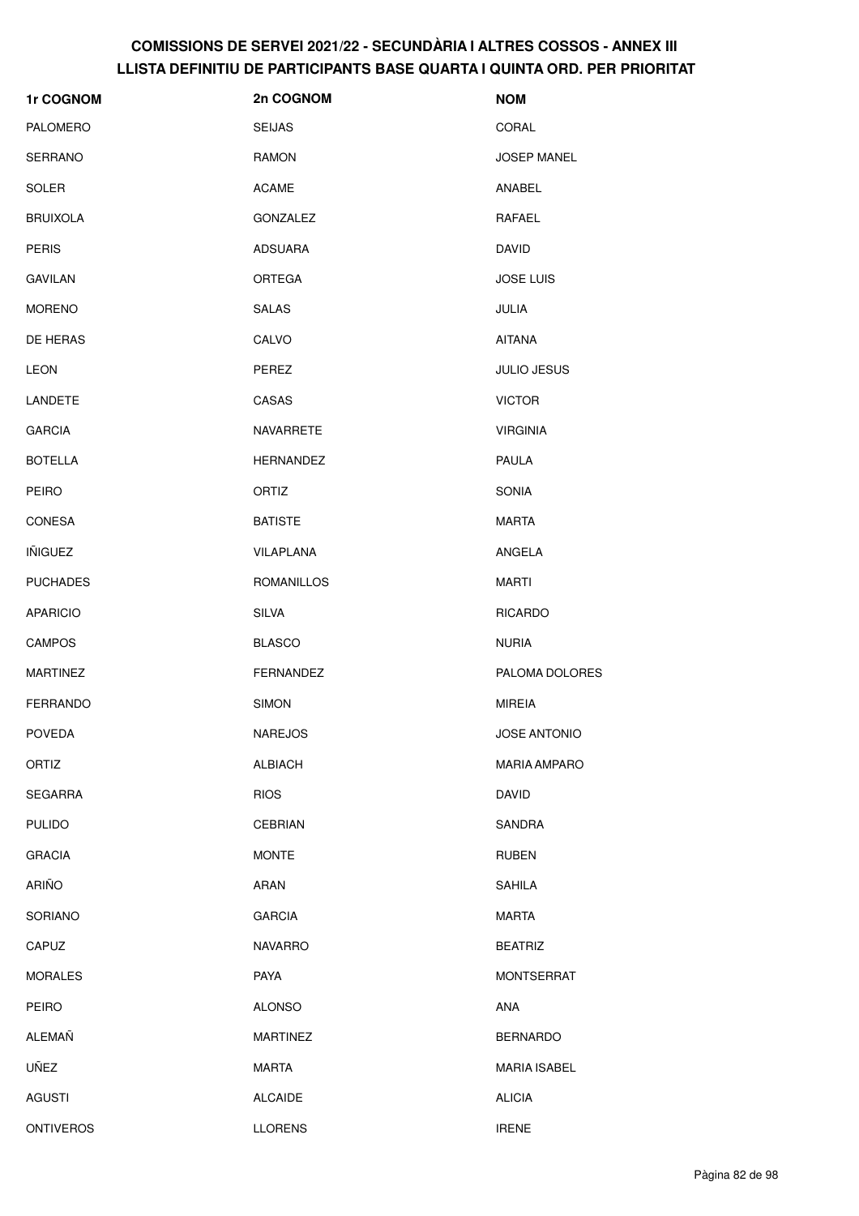# COMISSIONS DE SERVEI 2021/22 - SECUNDÀRIA I ALTRES COSSOS - ANNEX III
## LLISTA DEFINITIU DE PARTICIPANTS BASE QUARTA I QUINTA ORD. PER PRIORITAT

| 1r COGNOM | 2n COGNOM | NOM |
|---|---|---|
| PALOMERO | SEIJAS | CORAL |
| SERRANO | RAMON | JOSEP MANEL |
| SOLER | ACAME | ANABEL |
| BRUIXOLA | GONZALEZ | RAFAEL |
| PERIS | ADSUARA | DAVID |
| GAVILAN | ORTEGA | JOSE LUIS |
| MORENO | SALAS | JULIA |
| DE HERAS | CALVO | AITANA |
| LEON | PEREZ | JULIO JESUS |
| LANDETE | CASAS | VICTOR |
| GARCIA | NAVARRETE | VIRGINIA |
| BOTELLA | HERNANDEZ | PAULA |
| PEIRO | ORTIZ | SONIA |
| CONESA | BATISTE | MARTA |
| IÑIGUEZ | VILAPLANA | ANGELA |
| PUCHADES | ROMANILLOS | MARTI |
| APARICIO | SILVA | RICARDO |
| CAMPOS | BLASCO | NURIA |
| MARTINEZ | FERNANDEZ | PALOMA DOLORES |
| FERRANDO | SIMON | MIREIA |
| POVEDA | NAREJOS | JOSE ANTONIO |
| ORTIZ | ALBIACH | MARIA AMPARO |
| SEGARRA | RIOS | DAVID |
| PULIDO | CEBRIAN | SANDRA |
| GRACIA | MONTE | RUBEN |
| ARIÑO | ARAN | SAHILA |
| SORIANO | GARCIA | MARTA |
| CAPUZ | NAVARRO | BEATRIZ |
| MORALES | PAYA | MONTSERRAT |
| PEIRO | ALONSO | ANA |
| ALEMAÑ | MARTINEZ | BERNARDO |
| UÑEZ | MARTA | MARIA ISABEL |
| AGUSTI | ALCAIDE | ALICIA |
| ONTIVEROS | LLORENS | IRENE |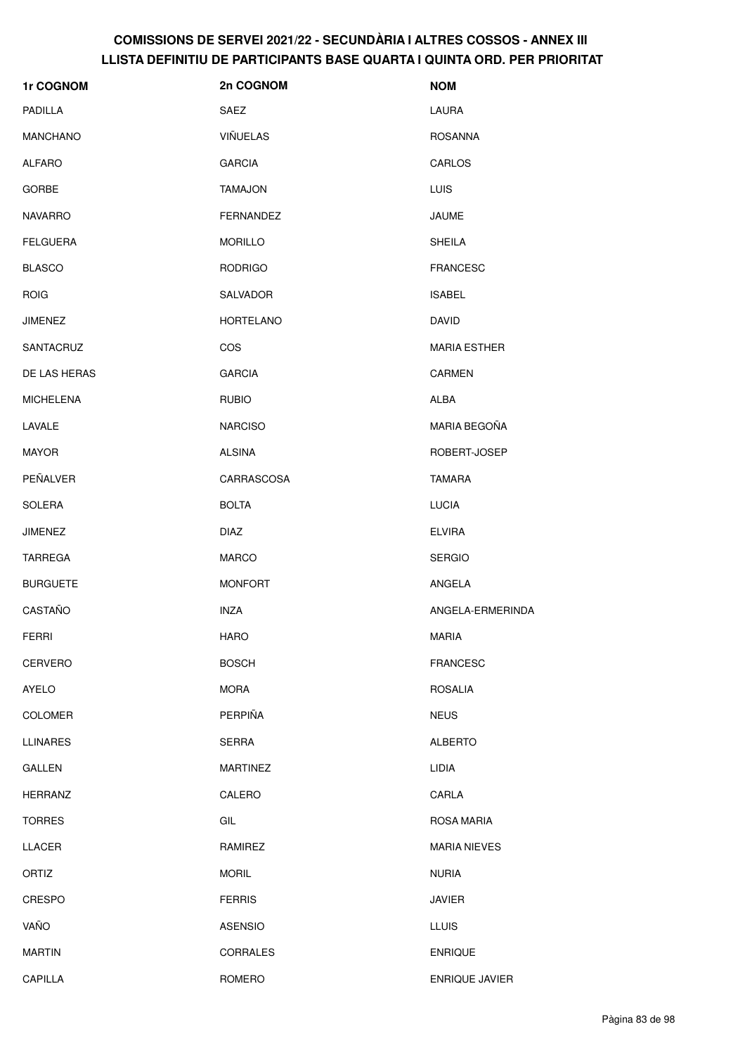# COMISSIONS DE SERVEI 2021/22 - SECUNDÀRIA I ALTRES COSSOS - ANNEX III
## LLISTA DEFINITIU DE PARTICIPANTS BASE QUARTA I QUINTA ORD. PER PRIORITAT

| 1r COGNOM | 2n COGNOM | NOM |
|---|---|---|
| PADILLA | SAEZ | LAURA |
| MANCHANO | VIÑUELAS | ROSANNA |
| ALFARO | GARCIA | CARLOS |
| GORBE | TAMAJON | LUIS |
| NAVARRO | FERNANDEZ | JAUME |
| FELGUERA | MORILLO | SHEILA |
| BLASCO | RODRIGO | FRANCESC |
| ROIG | SALVADOR | ISABEL |
| JIMENEZ | HORTELANO | DAVID |
| SANTACRUZ | COS | MARIA ESTHER |
| DE LAS HERAS | GARCIA | CARMEN |
| MICHELENA | RUBIO | ALBA |
| LAVALE | NARCISO | MARIA BEGOÑA |
| MAYOR | ALSINA | ROBERT-JOSEP |
| PEÑALVER | CARRASCOSA | TAMARA |
| SOLERA | BOLTA | LUCIA |
| JIMENEZ | DIAZ | ELVIRA |
| TARREGA | MARCO | SERGIO |
| BURGUETE | MONFORT | ANGELA |
| CASTAÑO | INZA | ANGELA-ERMERINDA |
| FERRI | HARO | MARIA |
| CERVERO | BOSCH | FRANCESC |
| AYELO | MORA | ROSALIA |
| COLOMER | PERPIÑA | NEUS |
| LLINARES | SERRA | ALBERTO |
| GALLEN | MARTINEZ | LIDIA |
| HERRANZ | CALERO | CARLA |
| TORRES | GIL | ROSA MARIA |
| LLACER | RAMIREZ | MARIA NIEVES |
| ORTIZ | MORIL | NURIA |
| CRESPO | FERRIS | JAVIER |
| VAÑO | ASENSIO | LLUIS |
| MARTIN | CORRALES | ENRIQUE |
| CAPILLA | ROMERO | ENRIQUE JAVIER |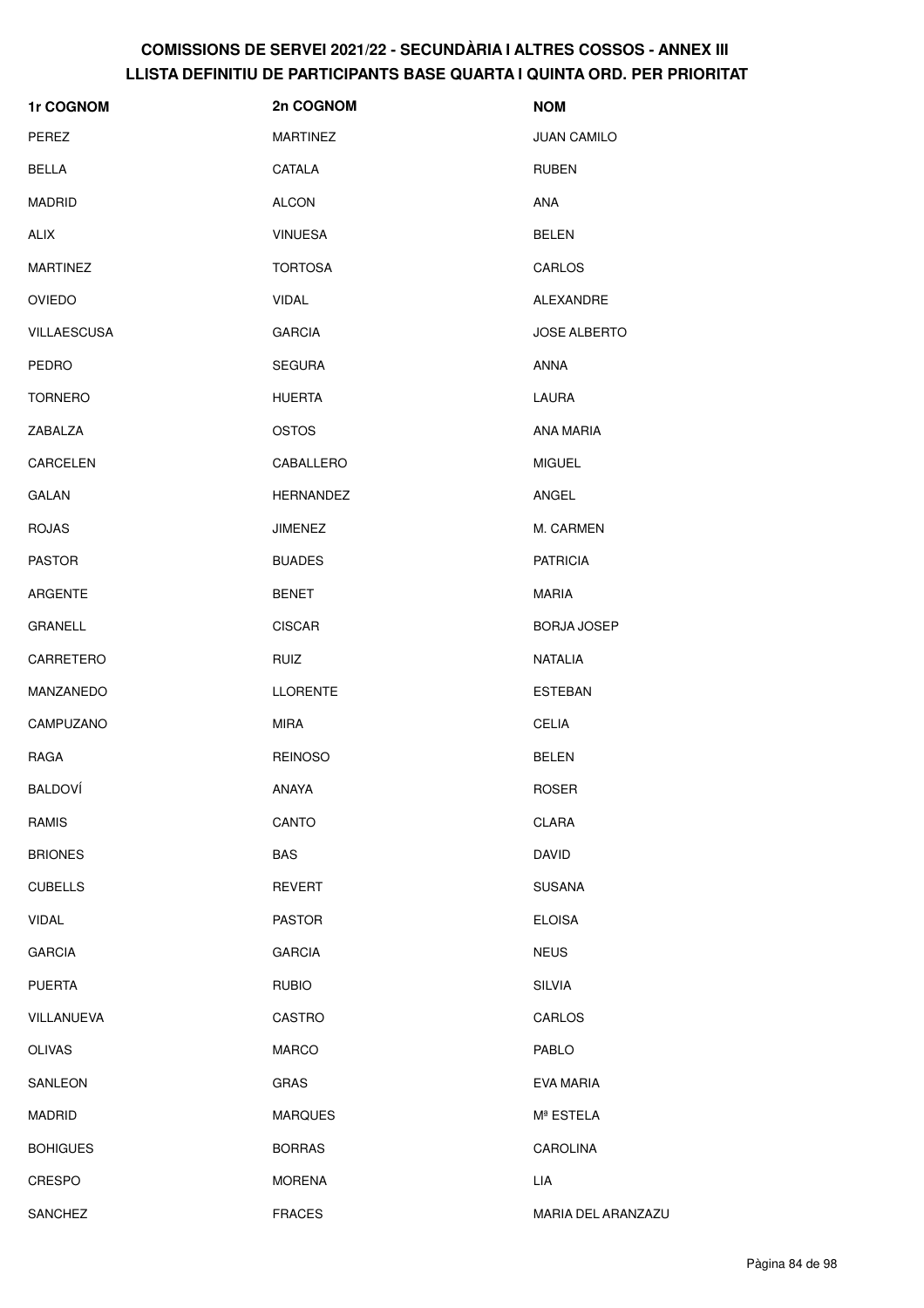# COMISSIONS DE SERVEI 2021/22 - SECUNDÀRIA I ALTRES COSSOS - ANNEX III
# LLISTA DEFINITIU DE PARTICIPANTS BASE QUARTA I QUINTA ORD. PER PRIORITAT

| 1r COGNOM | 2n COGNOM | NOM |
|---|---|---|
| PEREZ | MARTINEZ | JUAN CAMILO |
| BELLA | CATALA | RUBEN |
| MADRID | ALCON | ANA |
| ALIX | VINUESA | BELEN |
| MARTINEZ | TORTOSA | CARLOS |
| OVIEDO | VIDAL | ALEXANDRE |
| VILLAESCUSA | GARCIA | JOSE ALBERTO |
| PEDRO | SEGURA | ANNA |
| TORNERO | HUERTA | LAURA |
| ZABALZA | OSTOS | ANA MARIA |
| CARCELEN | CABALLERO | MIGUEL |
| GALAN | HERNANDEZ | ANGEL |
| ROJAS | JIMENEZ | M. CARMEN |
| PASTOR | BUADES | PATRICIA |
| ARGENTE | BENET | MARIA |
| GRANELL | CISCAR | BORJA JOSEP |
| CARRETERO | RUIZ | NATALIA |
| MANZANEDO | LLORENTE | ESTEBAN |
| CAMPUZANO | MIRA | CELIA |
| RAGA | REINOSO | BELEN |
| BALDOVÍ | ANAYA | ROSER |
| RAMIS | CANTO | CLARA |
| BRIONES | BAS | DAVID |
| CUBELLS | REVERT | SUSANA |
| VIDAL | PASTOR | ELOISA |
| GARCIA | GARCIA | NEUS |
| PUERTA | RUBIO | SILVIA |
| VILLANUEVA | CASTRO | CARLOS |
| OLIVAS | MARCO | PABLO |
| SANLEON | GRAS | EVA MARIA |
| MADRID | MARQUES | Mª ESTELA |
| BOHIGUES | BORRAS | CAROLINA |
| CRESPO | MORENA | LIA |
| SANCHEZ | FRACES | MARIA DEL ARANZAZU |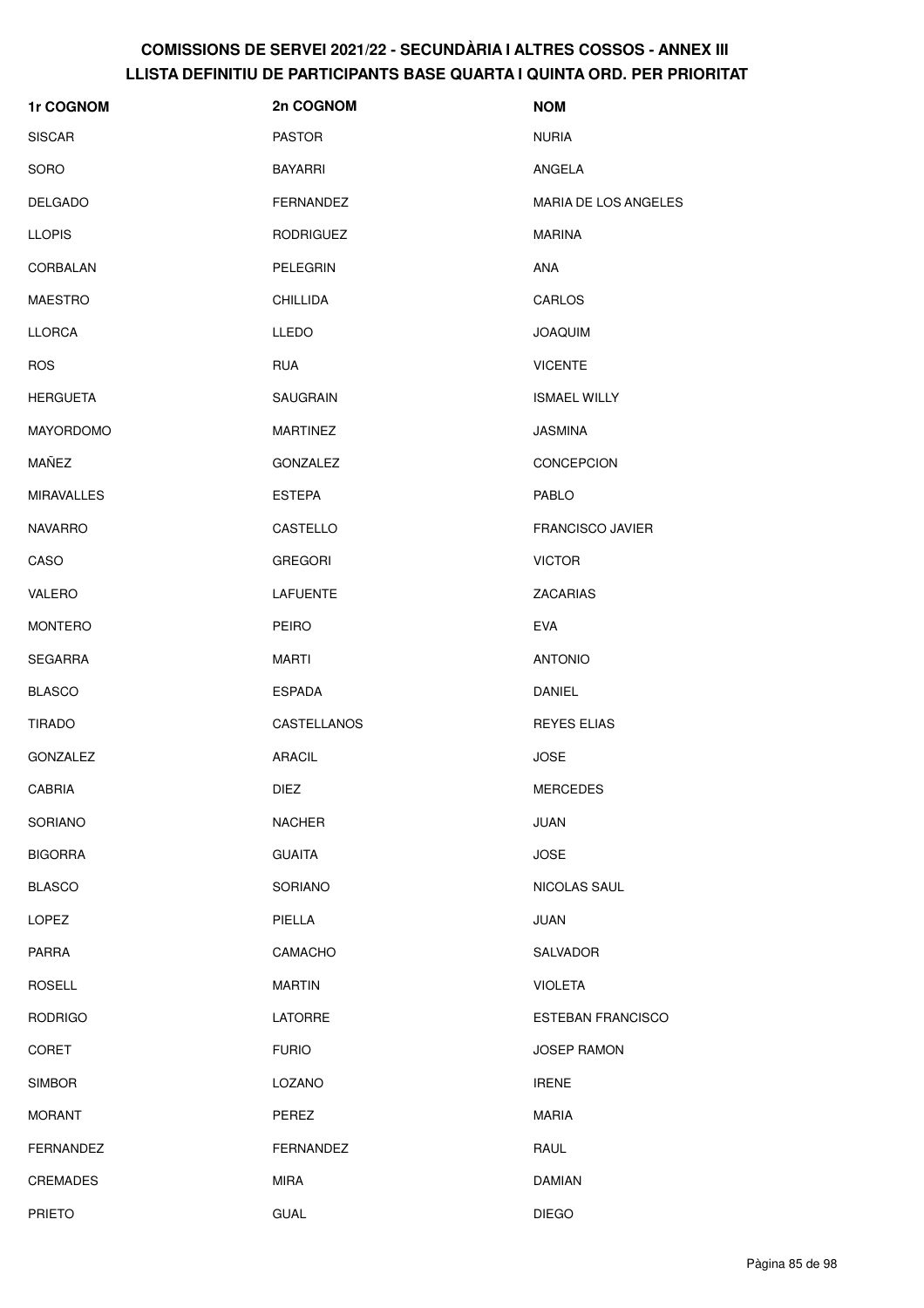# COMISSIONS DE SERVEI 2021/22 - SECUNDÀRIA I ALTRES COSSOS - ANNEX III
## LLISTA DEFINITIU DE PARTICIPANTS BASE QUARTA I QUINTA ORD. PER PRIORITAT

| 1r COGNOM | 2n COGNOM | NOM |
|---|---|---|
| SISCAR | PASTOR | NURIA |
| SORO | BAYARRI | ANGELA |
| DELGADO | FERNANDEZ | MARIA DE LOS ANGELES |
| LLOPIS | RODRIGUEZ | MARINA |
| CORBALAN | PELEGRIN | ANA |
| MAESTRO | CHILLIDA | CARLOS |
| LLORCA | LLEDO | JOAQUIM |
| ROS | RUA | VICENTE |
| HERGUETA | SAUGRAIN | ISMAEL WILLY |
| MAYORDOMO | MARTINEZ | JASMINA |
| MAÑEZ | GONZALEZ | CONCEPCION |
| MIRAVALLES | ESTEPA | PABLO |
| NAVARRO | CASTELLO | FRANCISCO JAVIER |
| CASO | GREGORI | VICTOR |
| VALERO | LAFUENTE | ZACARIAS |
| MONTERO | PEIRO | EVA |
| SEGARRA | MARTI | ANTONIO |
| BLASCO | ESPADA | DANIEL |
| TIRADO | CASTELLANOS | REYES ELIAS |
| GONZALEZ | ARACIL | JOSE |
| CABRIA | DIEZ | MERCEDES |
| SORIANO | NACHER | JUAN |
| BIGORRA | GUAITA | JOSE |
| BLASCO | SORIANO | NICOLAS SAUL |
| LOPEZ | PIELLA | JUAN |
| PARRA | CAMACHO | SALVADOR |
| ROSELL | MARTIN | VIOLETA |
| RODRIGO | LATORRE | ESTEBAN FRANCISCO |
| CORET | FURIO | JOSEP RAMON |
| SIMBOR | LOZANO | IRENE |
| MORANT | PEREZ | MARIA |
| FERNANDEZ | FERNANDEZ | RAUL |
| CREMADES | MIRA | DAMIAN |
| PRIETO | GUAL | DIEGO |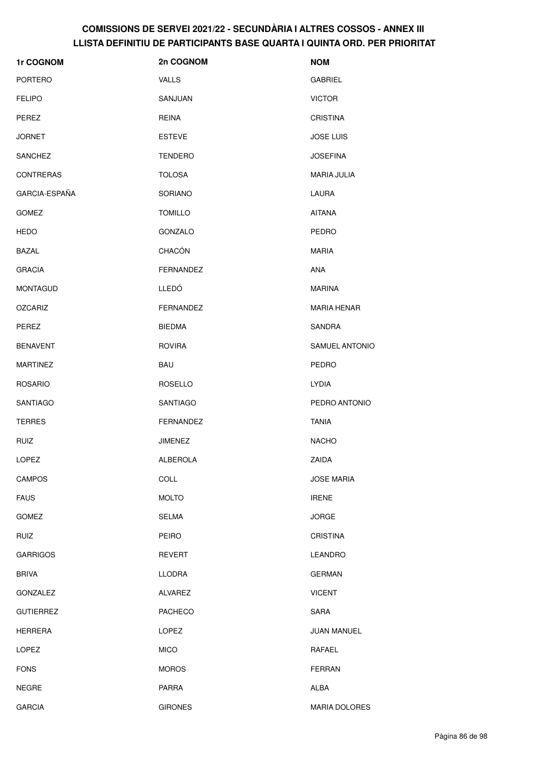# COMISSIONS DE SERVEI 2021/22 - SECUNDÀRIA I ALTRES COSSOS - ANNEX III
## LLISTA DEFINITIU DE PARTICIPANTS BASE QUARTA I QUINTA ORD. PER PRIORITAT

| 1r COGNOM | 2n COGNOM | NOM |
|---|---|---|
| PORTERO | VALLS | GABRIEL |
| FELIPO | SANJUAN | VICTOR |
| PEREZ | REINA | CRISTINA |
| JORNET | ESTEVE | JOSE LUIS |
| SANCHEZ | TENDERO | JOSEFINA |
| CONTRERAS | TOLOSA | MARIA JULIA |
| GARCIA-ESPAÑA | SORIANO | LAURA |
| GOMEZ | TOMILLO | AITANA |
| HEDO | GONZALO | PEDRO |
| BAZAL | CHACÓN | MARIA |
| GRACIA | FERNANDEZ | ANA |
| MONTAGUD | LLEDÓ | MARINA |
| OZCARIZ | FERNANDEZ | MARIA HENAR |
| PEREZ | BIEDMA | SANDRA |
| BENAVENT | ROVIRA | SAMUEL ANTONIO |
| MARTINEZ | BAU | PEDRO |
| ROSARIO | ROSELLO | LYDIA |
| SANTIAGO | SANTIAGO | PEDRO ANTONIO |
| TERRES | FERNANDEZ | TANIA |
| RUIZ | JIMENEZ | NACHO |
| LOPEZ | ALBEROLA | ZAIDA |
| CAMPOS | COLL | JOSE MARIA |
| FAUS | MOLTO | IRENE |
| GOMEZ | SELMA | JORGE |
| RUIZ | PEIRO | CRISTINA |
| GARRIGOS | REVERT | LEANDRO |
| BRIVA | LLODRA | GERMAN |
| GONZALEZ | ALVAREZ | VICENT |
| GUTIERREZ | PACHECO | SARA |
| HERRERA | LOPEZ | JUAN MANUEL |
| LOPEZ | MICO | RAFAEL |
| FONS | MOROS | FERRAN |
| NEGRE | PARRA | ALBA |
| GARCIA | GIRONES | MARIA DOLORES |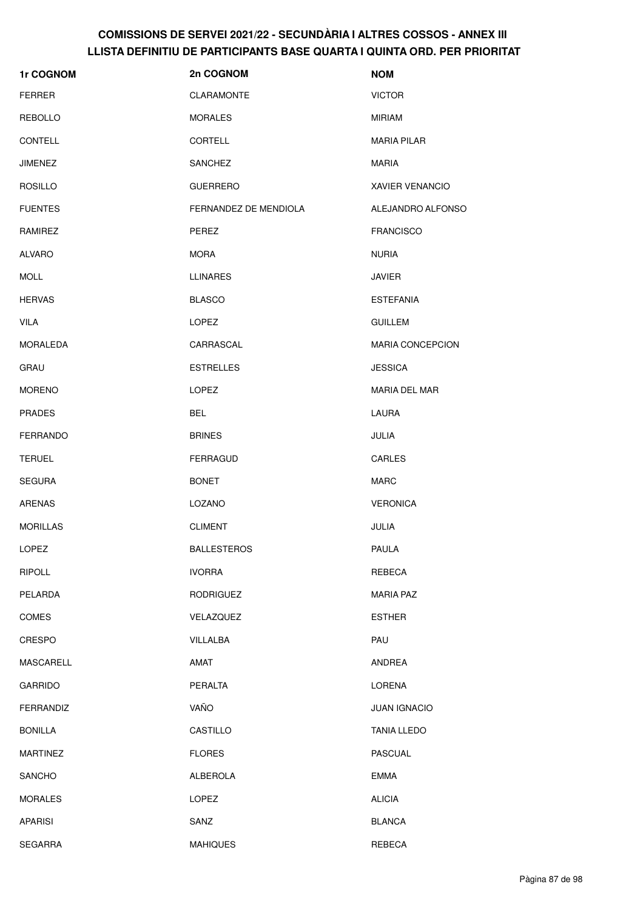# COMISSIONS DE SERVEI 2021/22 - SECUNDÀRIA I ALTRES COSSOS - ANNEX III
## LLISTA DEFINITIU DE PARTICIPANTS BASE QUARTA I QUINTA ORD. PER PRIORITAT

| 1r COGNOM | 2n COGNOM | NOM |
|---|---|---|
| FERRER | CLARAMONTE | VICTOR |
| REBOLLO | MORALES | MIRIAM |
| CONTELL | CORTELL | MARIA PILAR |
| JIMENEZ | SANCHEZ | MARIA |
| ROSILLO | GUERRERO | XAVIER VENANCIO |
| FUENTES | FERNANDEZ DE MENDIOLA | ALEJANDRO ALFONSO |
| RAMIREZ | PEREZ | FRANCISCO |
| ALVARO | MORA | NURIA |
| MOLL | LLINARES | JAVIER |
| HERVAS | BLASCO | ESTEFANIA |
| VILA | LOPEZ | GUILLEM |
| MORALEDA | CARRASCAL | MARIA CONCEPCION |
| GRAU | ESTRELLES | JESSICA |
| MORENO | LOPEZ | MARIA DEL MAR |
| PRADES | BEL | LAURA |
| FERRANDO | BRINES | JULIA |
| TERUEL | FERRAGUD | CARLES |
| SEGURA | BONET | MARC |
| ARENAS | LOZANO | VERONICA |
| MORILLAS | CLIMENT | JULIA |
| LOPEZ | BALLESTEROS | PAULA |
| RIPOLL | IVORRA | REBECA |
| PELARDA | RODRIGUEZ | MARIA PAZ |
| COMES | VELAZQUEZ | ESTHER |
| CRESPO | VILLALBA | PAU |
| MASCARELL | AMAT | ANDREA |
| GARRIDO | PERALTA | LORENA |
| FERRANDIZ | VAÑO | JUAN IGNACIO |
| BONILLA | CASTILLO | TANIA LLEDO |
| MARTINEZ | FLORES | PASCUAL |
| SANCHO | ALBEROLA | EMMA |
| MORALES | LOPEZ | ALICIA |
| APARISI | SANZ | BLANCA |
| SEGARRA | MAHIQUES | REBECA |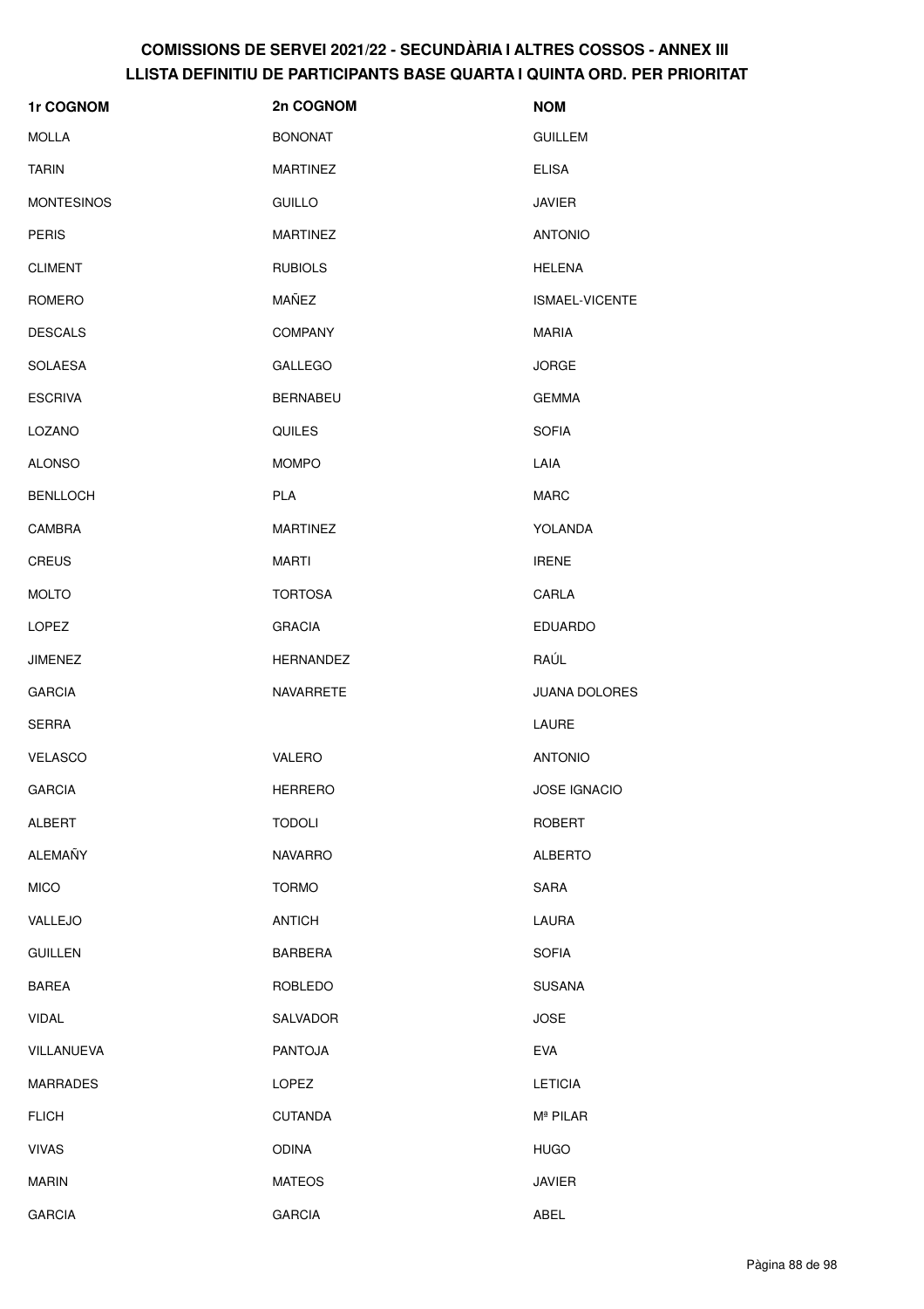# COMISSIONS DE SERVEI 2021/22 - SECUNDÀRIA I ALTRES COSSOS - ANNEX III
## LLISTA DEFINITIU DE PARTICIPANTS BASE QUARTA I QUINTA ORD. PER PRIORITAT

| 1r COGNOM | 2n COGNOM | NOM |
|---|---|---|
| MOLLA | BONONAT | GUILLEM |
| TARIN | MARTINEZ | ELISA |
| MONTESINOS | GUILLO | JAVIER |
| PERIS | MARTINEZ | ANTONIO |
| CLIMENT | RUBIOLS | HELENA |
| ROMERO | MAÑEZ | ISMAEL-VICENTE |
| DESCALS | COMPANY | MARIA |
| SOLAESA | GALLEGO | JORGE |
| ESCRIVA | BERNABEU | GEMMA |
| LOZANO | QUILES | SOFIA |
| ALONSO | MOMPO | LAIA |
| BENLLOCH | PLA | MARC |
| CAMBRA | MARTINEZ | YOLANDA |
| CREUS | MARTI | IRENE |
| MOLTO | TORTOSA | CARLA |
| LOPEZ | GRACIA | EDUARDO |
| JIMENEZ | HERNANDEZ | RAÚL |
| GARCIA | NAVARRETE | JUANA DOLORES |
| SERRA | | LAURE |
| VELASCO | VALERO | ANTONIO |
| GARCIA | HERRERO | JOSE IGNACIO |
| ALBERT | TODOLI | ROBERT |
| ALEMAÑY | NAVARRO | ALBERTO |
| MICO | TORMO | SARA |
| VALLEJO | ANTICH | LAURA |
| GUILLEN | BARBERA | SOFIA |
| BAREA | ROBLEDO | SUSANA |
| VIDAL | SALVADOR | JOSE |
| VILLANUEVA | PANTOJA | EVA |
| MARRADES | LOPEZ | LETICIA |
| FLICH | CUTANDA | Mª PILAR |
| VIVAS | ODINA | HUGO |
| MARIN | MATEOS | JAVIER |
| GARCIA | GARCIA | ABEL |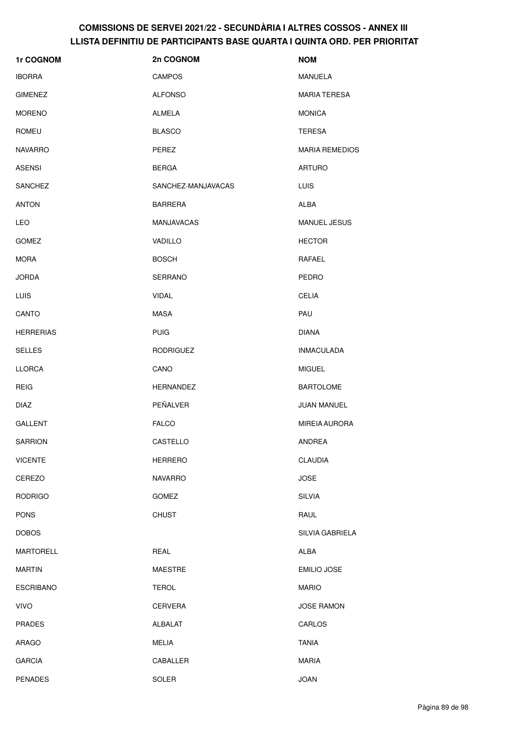# COMISSIONS DE SERVEI 2021/22 - SECUNDÀRIA I ALTRES COSSOS - ANNEX III
# LLISTA DEFINITIU DE PARTICIPANTS BASE QUARTA I QUINTA ORD. PER PRIORITAT

| 1r COGNOM | 2n COGNOM | NOM |
|---|---|---|
| IBORRA | CAMPOS | MANUELA |
| GIMENEZ | ALFONSO | MARIA TERESA |
| MORENO | ALMELA | MONICA |
| ROMEU | BLASCO | TERESA |
| NAVARRO | PEREZ | MARIA REMEDIOS |
| ASENSI | BERGA | ARTURO |
| SANCHEZ | SANCHEZ-MANJAVACAS | LUIS |
| ANTON | BARRERA | ALBA |
| LEO | MANJAVACAS | MANUEL JESUS |
| GOMEZ | VADILLO | HECTOR |
| MORA | BOSCH | RAFAEL |
| JORDA | SERRANO | PEDRO |
| LUIS | VIDAL | CELIA |
| CANTO | MASA | PAU |
| HERRERIAS | PUIG | DIANA |
| SELLES | RODRIGUEZ | INMACULADA |
| LLORCA | CANO | MIGUEL |
| REIG | HERNANDEZ | BARTOLOME |
| DIAZ | PEÑALVER | JUAN MANUEL |
| GALLENT | FALCO | MIREIA AURORA |
| SARRION | CASTELLO | ANDREA |
| VICENTE | HERRERO | CLAUDIA |
| CEREZO | NAVARRO | JOSE |
| RODRIGO | GOMEZ | SILVIA |
| PONS | CHUST | RAUL |
| DOBOS | | SILVIA GABRIELA |
| MARTORELL | REAL | ALBA |
| MARTIN | MAESTRE | EMILIO JOSE |
| ESCRIBANO | TEROL | MARIO |
| VIVO | CERVERA | JOSE RAMON |
| PRADES | ALBALAT | CARLOS |
| ARAGO | MELIA | TANIA |
| GARCIA | CABALLER | MARIA |
| PENADES | SOLER | JOAN |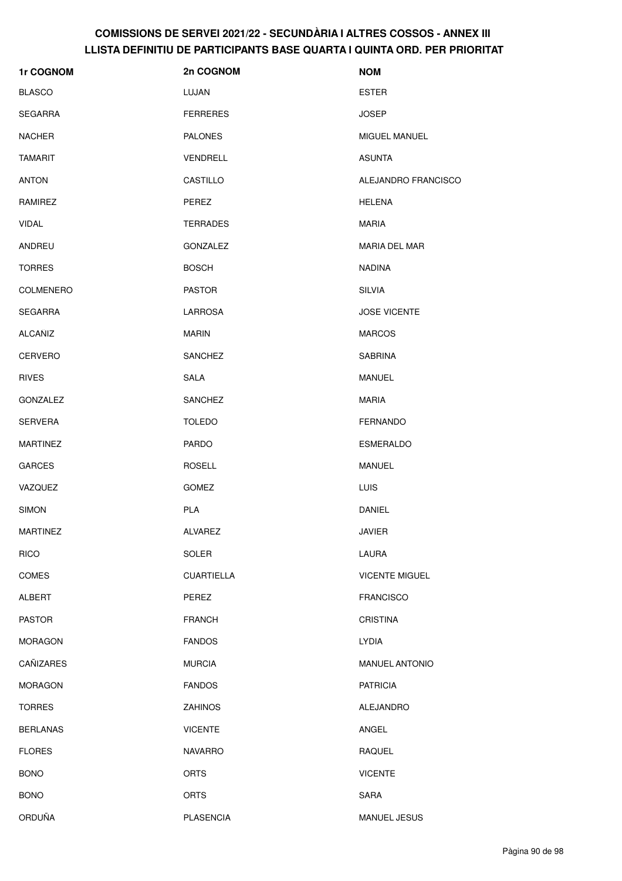# COMISSIONS DE SERVEI 2021/22 - SECUNDÀRIA I ALTRES COSSOS - ANNEX III
## LLISTA DEFINITIU DE PARTICIPANTS BASE QUARTA I QUINTA ORD. PER PRIORITAT

| 1r COGNOM | 2n COGNOM | NOM |
|---|---|---|
| BLASCO | LUJAN | ESTER |
| SEGARRA | FERRERES | JOSEP |
| NACHER | PALONES | MIGUEL MANUEL |
| TAMARIT | VENDRELL | ASUNTA |
| ANTON | CASTILLO | ALEJANDRO FRANCISCO |
| RAMIREZ | PEREZ | HELENA |
| VIDAL | TERRADES | MARIA |
| ANDREU | GONZALEZ | MARIA DEL MAR |
| TORRES | BOSCH | NADINA |
| COLMENERO | PASTOR | SILVIA |
| SEGARRA | LARROSA | JOSE VICENTE |
| ALCANIZ | MARIN | MARCOS |
| CERVERO | SANCHEZ | SABRINA |
| RIVES | SALA | MANUEL |
| GONZALEZ | SANCHEZ | MARIA |
| SERVERA | TOLEDO | FERNANDO |
| MARTINEZ | PARDO | ESMERALDO |
| GARCES | ROSELL | MANUEL |
| VAZQUEZ | GOMEZ | LUIS |
| SIMON | PLA | DANIEL |
| MARTINEZ | ALVAREZ | JAVIER |
| RICO | SOLER | LAURA |
| COMES | CUARTIELLA | VICENTE MIGUEL |
| ALBERT | PEREZ | FRANCISCO |
| PASTOR | FRANCH | CRISTINA |
| MORAGON | FANDOS | LYDIA |
| CAÑIZARES | MURCIA | MANUEL ANTONIO |
| MORAGON | FANDOS | PATRICIA |
| TORRES | ZAHINOS | ALEJANDRO |
| BERLANAS | VICENTE | ANGEL |
| FLORES | NAVARRO | RAQUEL |
| BONO | ORTS | VICENTE |
| BONO | ORTS | SARA |
| ORDUÑA | PLASENCIA | MANUEL JESUS |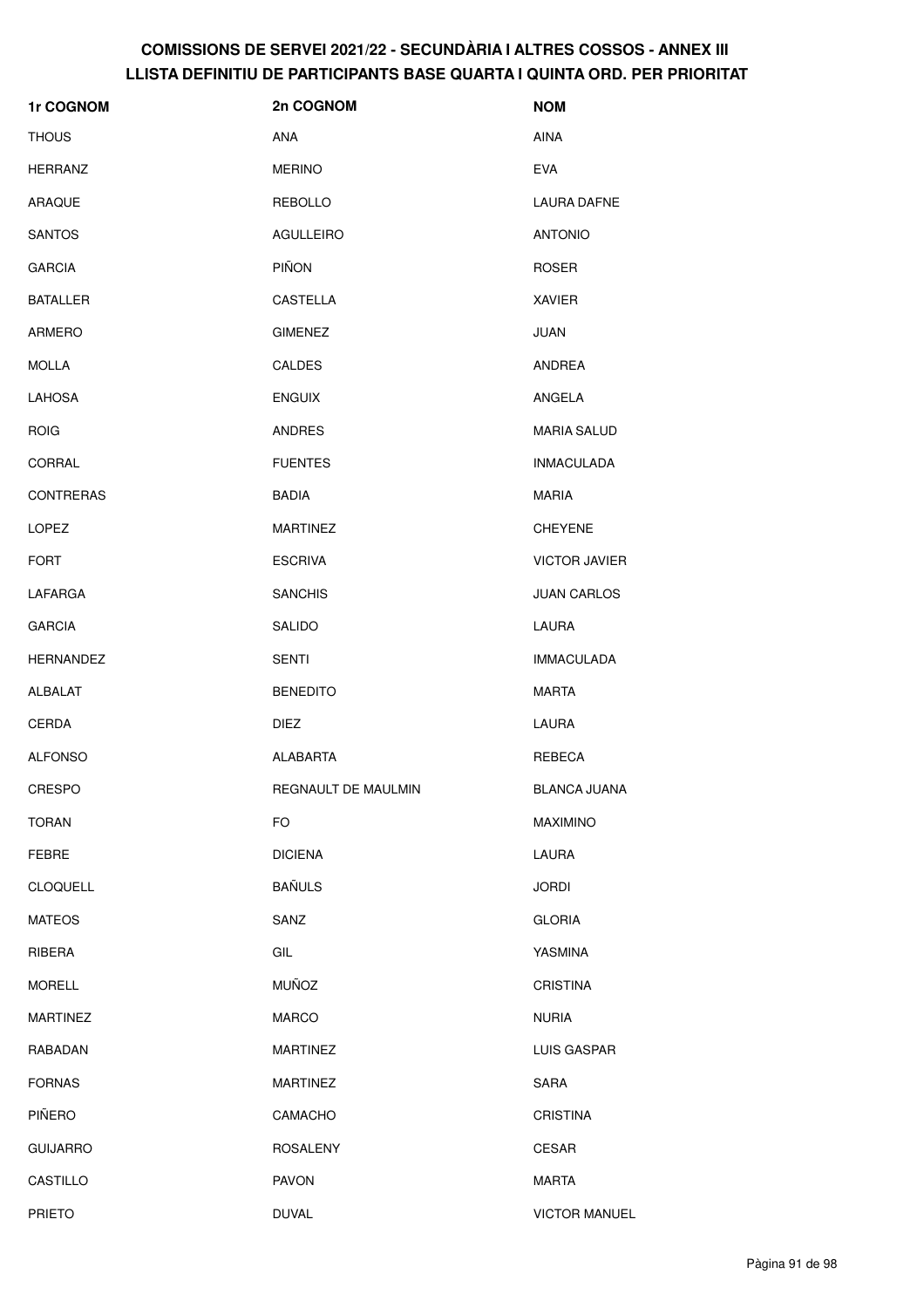# COMISSIONS DE SERVEI 2021/22 - SECUNDÀRIA I ALTRES COSSOS - ANNEX III
## LLISTA DEFINITIU DE PARTICIPANTS BASE QUARTA I QUINTA ORD. PER PRIORITAT

| 1r COGNOM | 2n COGNOM | NOM |
|---|---|---|
| THOUS | ANA | AINA |
| HERRANZ | MERINO | EVA |
| ARAQUE | REBOLLO | LAURA DAFNE |
| SANTOS | AGULLEIRO | ANTONIO |
| GARCIA | PIÑON | ROSER |
| BATALLER | CASTELLA | XAVIER |
| ARMERO | GIMENEZ | JUAN |
| MOLLA | CALDES | ANDREA |
| LAHOSA | ENGUIX | ANGELA |
| ROIG | ANDRES | MARIA SALUD |
| CORRAL | FUENTES | INMACULADA |
| CONTRERAS | BADIA | MARIA |
| LOPEZ | MARTINEZ | CHEYENE |
| FORT | ESCRIVA | VICTOR JAVIER |
| LAFARGA | SANCHIS | JUAN CARLOS |
| GARCIA | SALIDO | LAURA |
| HERNANDEZ | SENTI | IMMACULADA |
| ALBALAT | BENEDITO | MARTA |
| CERDA | DIEZ | LAURA |
| ALFONSO | ALABARTA | REBECA |
| CRESPO | REGNAULT DE MAULMIN | BLANCA JUANA |
| TORAN | FO | MAXIMINO |
| FEBRE | DICIENA | LAURA |
| CLOQUELL | BAÑULS | JORDI |
| MATEOS | SANZ | GLORIA |
| RIBERA | GIL | YASMINA |
| MORELL | MUÑOZ | CRISTINA |
| MARTINEZ | MARCO | NURIA |
| RABADAN | MARTINEZ | LUIS GASPAR |
| FORNAS | MARTINEZ | SARA |
| PIÑERO | CAMACHO | CRISTINA |
| GUIJARRO | ROSALENY | CESAR |
| CASTILLO | PAVON | MARTA |
| PRIETO | DUVAL | VICTOR MANUEL |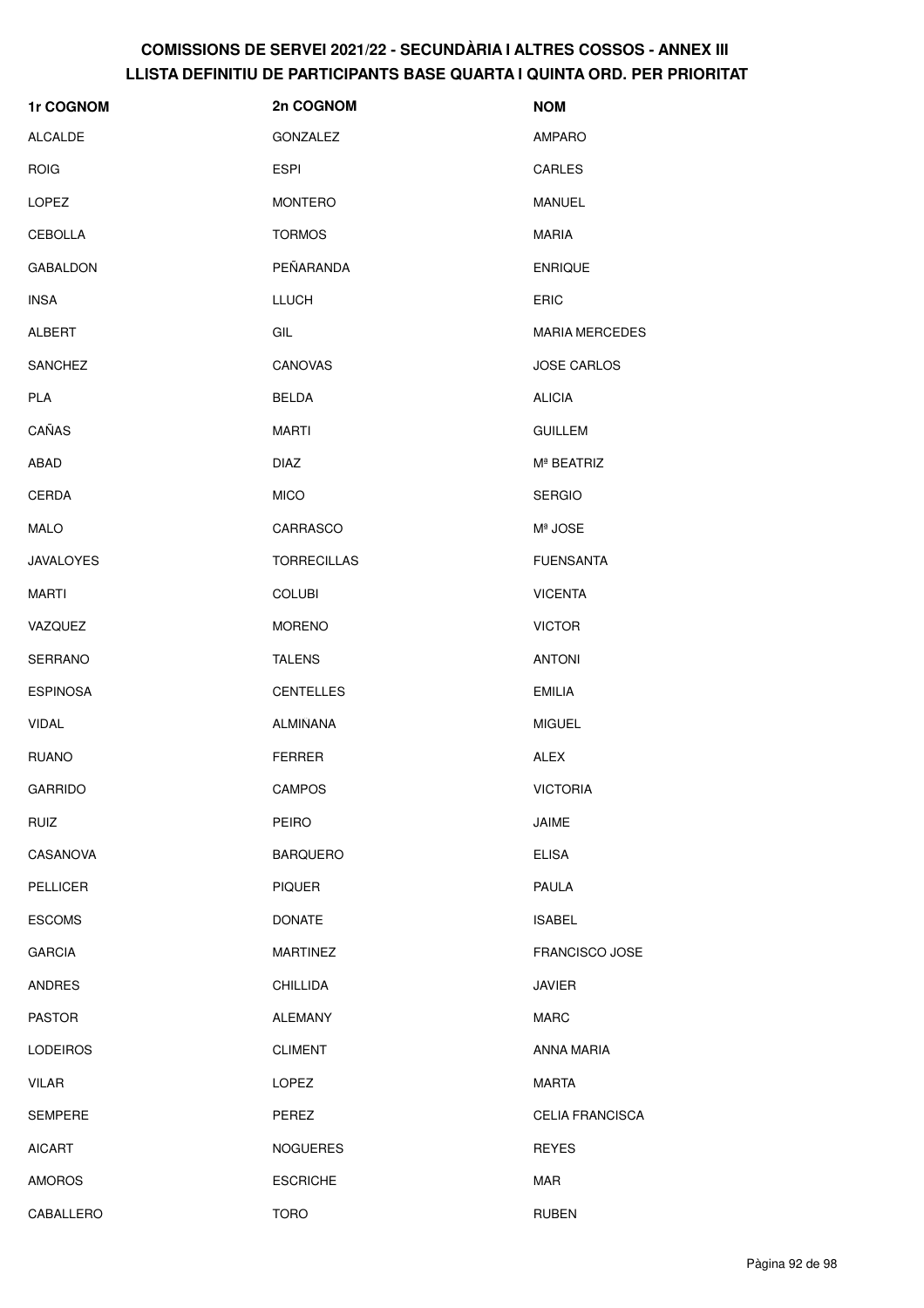# COMISSIONS DE SERVEI 2021/22 - SECUNDÀRIA I ALTRES COSSOS - ANNEX III
## LLISTA DEFINITIU DE PARTICIPANTS BASE QUARTA I QUINTA ORD. PER PRIORITAT

| 1r COGNOM | 2n COGNOM | NOM |
|---|---|---|
| ALCALDE | GONZALEZ | AMPARO |
| ROIG | ESPI | CARLES |
| LOPEZ | MONTERO | MANUEL |
| CEBOLLA | TORMOS | MARIA |
| GABALDON | PEÑARANDA | ENRIQUE |
| INSA | LLUCH | ERIC |
| ALBERT | GIL | MARIA MERCEDES |
| SANCHEZ | CANOVAS | JOSE CARLOS |
| PLA | BELDA | ALICIA |
| CAÑAS | MARTI | GUILLEM |
| ABAD | DIAZ | Mª BEATRIZ |
| CERDA | MICO | SERGIO |
| MALO | CARRASCO | Mª JOSE |
| JAVALOYES | TORRECILLAS | FUENSANTA |
| MARTI | COLUBI | VICENTA |
| VAZQUEZ | MORENO | VICTOR |
| SERRANO | TALENS | ANTONI |
| ESPINOSA | CENTELLES | EMILIA |
| VIDAL | ALMINANA | MIGUEL |
| RUANO | FERRER | ALEX |
| GARRIDO | CAMPOS | VICTORIA |
| RUIZ | PEIRO | JAIME |
| CASANOVA | BARQUERO | ELISA |
| PELLICER | PIQUER | PAULA |
| ESCOMS | DONATE | ISABEL |
| GARCIA | MARTINEZ | FRANCISCO JOSE |
| ANDRES | CHILLIDA | JAVIER |
| PASTOR | ALEMANY | MARC |
| LODEIROS | CLIMENT | ANNA MARIA |
| VILAR | LOPEZ | MARTA |
| SEMPERE | PEREZ | CELIA FRANCISCA |
| AICART | NOGUERES | REYES |
| AMOROS | ESCRICHE | MAR |
| CABALLERO | TORO | RUBEN |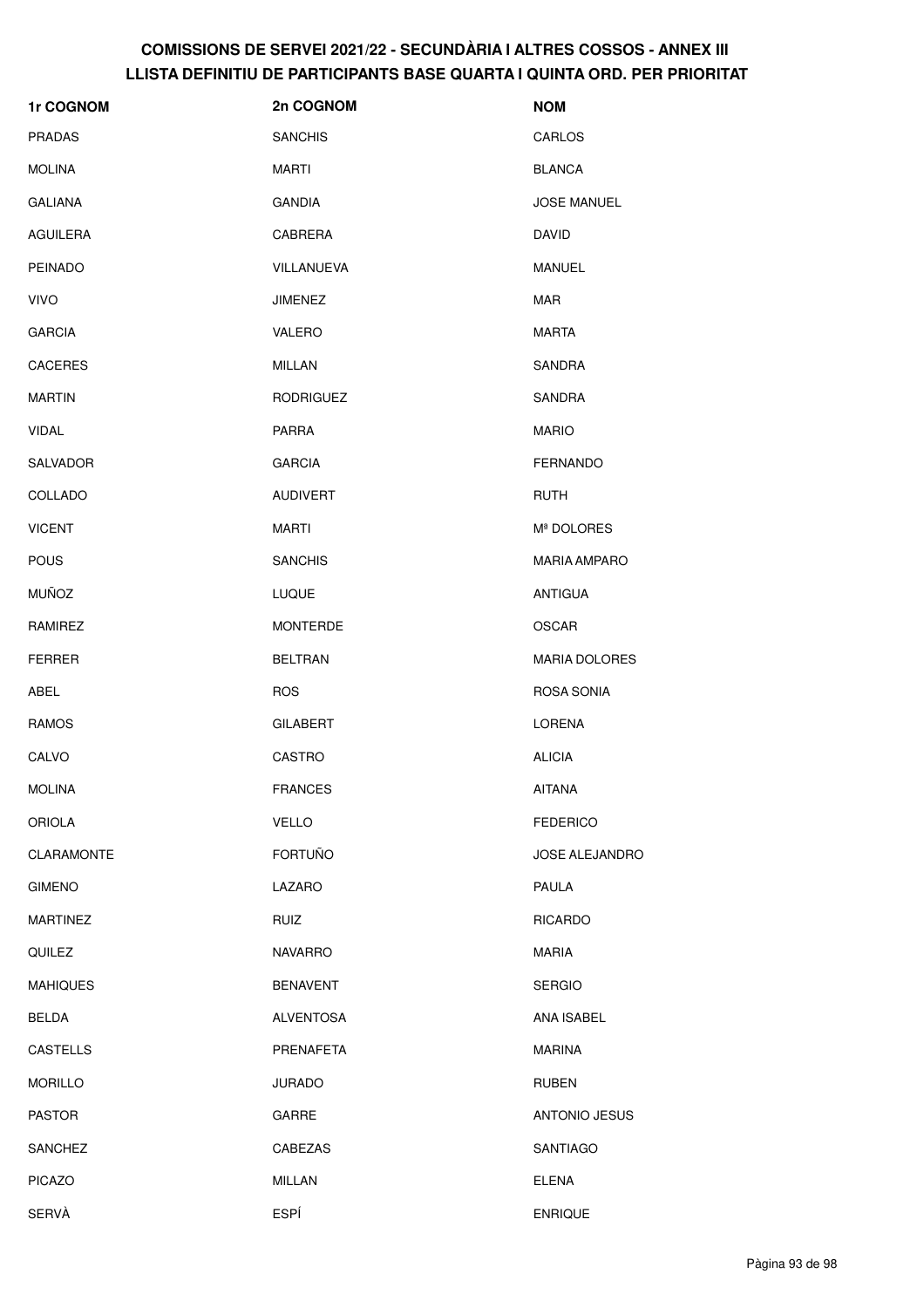# COMISSIONS DE SERVEI 2021/22 - SECUNDÀRIA I ALTRES COSSOS - ANNEX III
## LLISTA DEFINITIU DE PARTICIPANTS BASE QUARTA I QUINTA ORD. PER PRIORITAT

| 1r COGNOM | 2n COGNOM | NOM |
|---|---|---|
| PRADAS | SANCHIS | CARLOS |
| MOLINA | MARTI | BLANCA |
| GALIANA | GANDIA | JOSE MANUEL |
| AGUILERA | CABRERA | DAVID |
| PEINADO | VILLANUEVA | MANUEL |
| VIVO | JIMENEZ | MAR |
| GARCIA | VALERO | MARTA |
| CACERES | MILLAN | SANDRA |
| MARTIN | RODRIGUEZ | SANDRA |
| VIDAL | PARRA | MARIO |
| SALVADOR | GARCIA | FERNANDO |
| COLLADO | AUDIVERT | RUTH |
| VICENT | MARTI | Mª DOLORES |
| POUS | SANCHIS | MARIA AMPARO |
| MUÑOZ | LUQUE | ANTIGUA |
| RAMIREZ | MONTERDE | OSCAR |
| FERRER | BELTRAN | MARIA DOLORES |
| ABEL | ROS | ROSA SONIA |
| RAMOS | GILABERT | LORENA |
| CALVO | CASTRO | ALICIA |
| MOLINA | FRANCES | AITANA |
| ORIOLA | VELLO | FEDERICO |
| CLARAMONTE | FORTUÑO | JOSE ALEJANDRO |
| GIMENO | LAZARO | PAULA |
| MARTINEZ | RUIZ | RICARDO |
| QUILEZ | NAVARRO | MARIA |
| MAHIQUES | BENAVENT | SERGIO |
| BELDA | ALVENTOSA | ANA ISABEL |
| CASTELLS | PRENAFETA | MARINA |
| MORILLO | JURADO | RUBEN |
| PASTOR | GARRE | ANTONIO JESUS |
| SANCHEZ | CABEZAS | SANTIAGO |
| PICAZO | MILLAN | ELENA |
| SERVÀ | ESPÍ | ENRIQUE |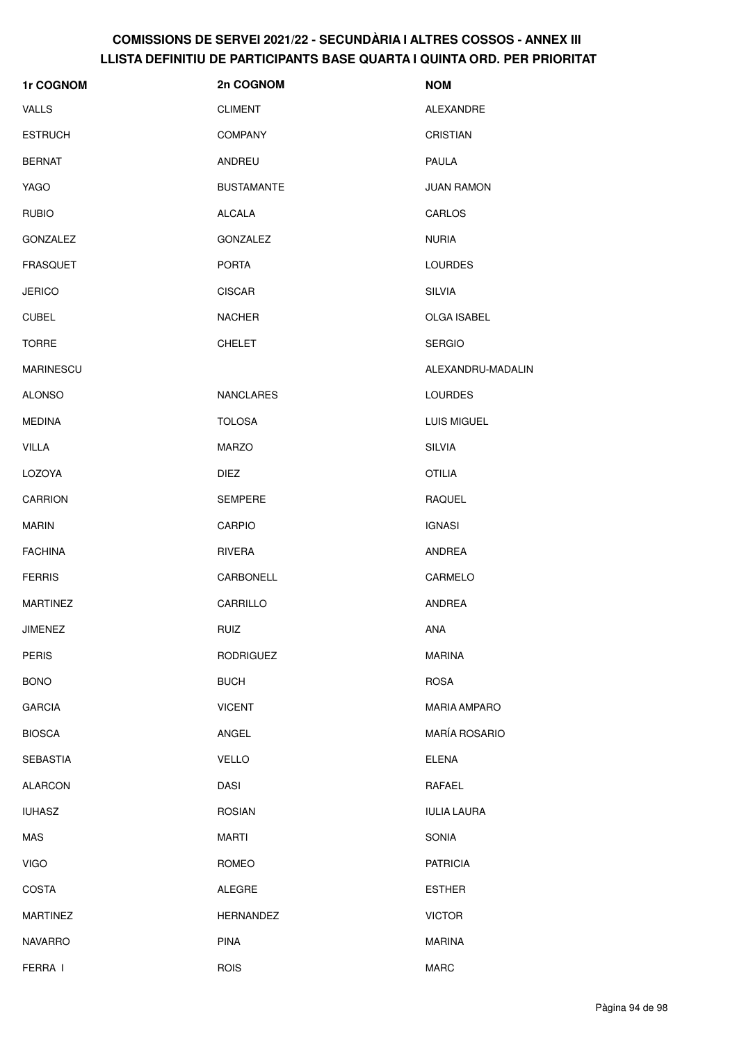# COMISSIONS DE SERVEI 2021/22 - SECUNDÀRIA I ALTRES COSSOS - ANNEX III
## LLISTA DEFINITIU DE PARTICIPANTS BASE QUARTA I QUINTA ORD. PER PRIORITAT

| 1r COGNOM | 2n COGNOM | NOM |
|---|---|---|
| VALLS | CLIMENT | ALEXANDRE |
| ESTRUCH | COMPANY | CRISTIAN |
| BERNAT | ANDREU | PAULA |
| YAGO | BUSTAMANTE | JUAN RAMON |
| RUBIO | ALCALA | CARLOS |
| GONZALEZ | GONZALEZ | NURIA |
| FRASQUET | PORTA | LOURDES |
| JERICO | CISCAR | SILVIA |
| CUBEL | NACHER | OLGA ISABEL |
| TORRE | CHELET | SERGIO |
| MARINESCU | | ALEXANDRU-MADALIN |
| ALONSO | NANCLARES | LOURDES |
| MEDINA | TOLOSA | LUIS MIGUEL |
| VILLA | MARZO | SILVIA |
| LOZOYA | DIEZ | OTILIA |
| CARRION | SEMPERE | RAQUEL |
| MARIN | CARPIO | IGNASI |
| FACHINA | RIVERA | ANDREA |
| FERRIS | CARBONELL | CARMELO |
| MARTINEZ | CARRILLO | ANDREA |
| JIMENEZ | RUIZ | ANA |
| PERIS | RODRIGUEZ | MARINA |
| BONO | BUCH | ROSA |
| GARCIA | VICENT | MARIA AMPARO |
| BIOSCA | ANGEL | MARÍA ROSARIO |
| SEBASTIA | VELLO | ELENA |
| ALARCON | DASI | RAFAEL |
| IUHASZ | ROSIAN | IULIA LAURA |
| MAS | MARTI | SONIA |
| VIGO | ROMEO | PATRICIA |
| COSTA | ALEGRE | ESTHER |
| MARTINEZ | HERNANDEZ | VICTOR |
| NAVARRO | PINA | MARINA |
| FERRA I | ROIS | MARC |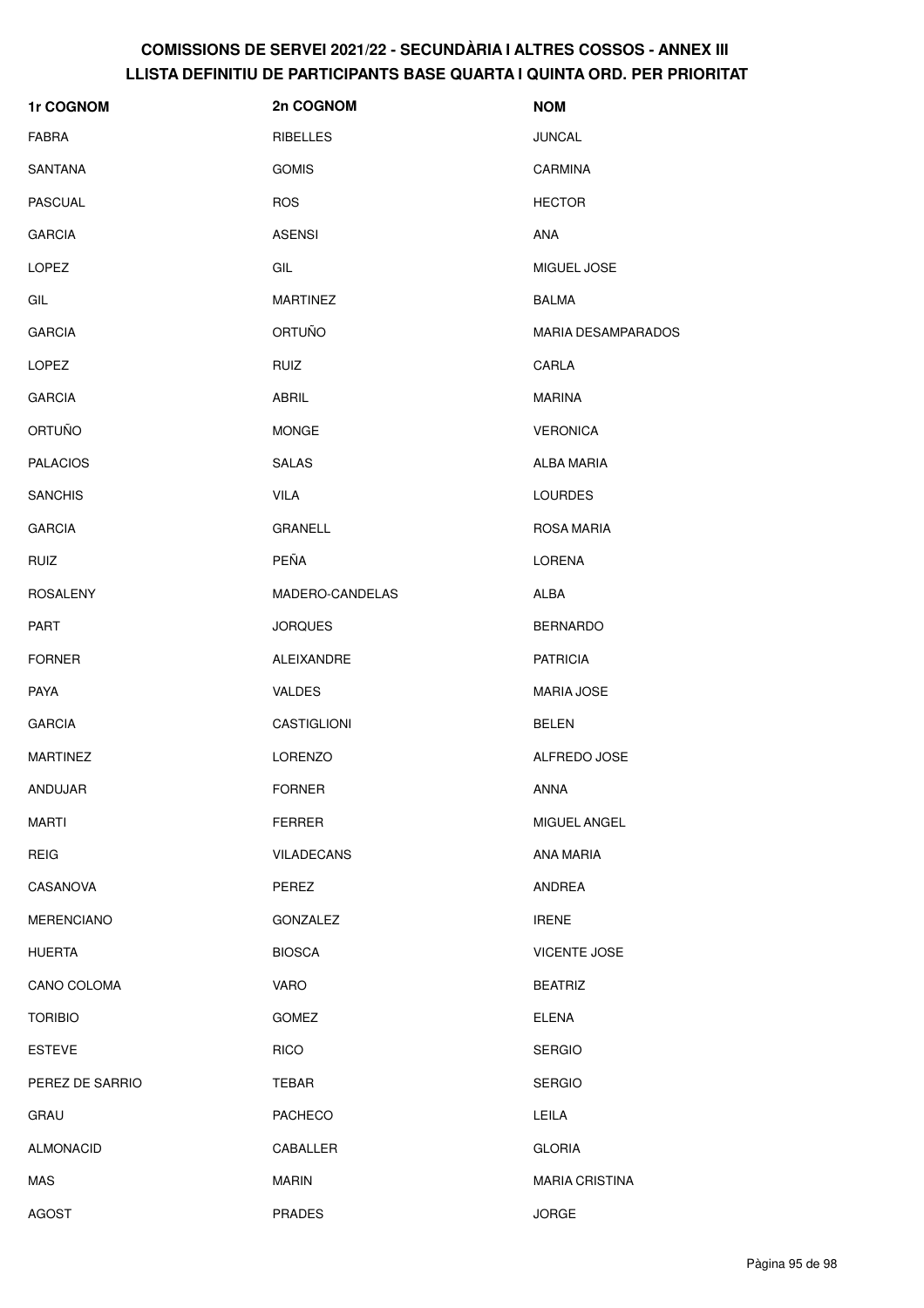# COMISSIONS DE SERVEI 2021/22 - SECUNDÀRIA I ALTRES COSSOS - ANNEX III
## LLISTA DEFINITIU DE PARTICIPANTS BASE QUARTA I QUINTA ORD. PER PRIORITAT

| 1r COGNOM | 2n COGNOM | NOM |
|---|---|---|
| FABRA | RIBELLES | JUNCAL |
| SANTANA | GOMIS | CARMINA |
| PASCUAL | ROS | HECTOR |
| GARCIA | ASENSI | ANA |
| LOPEZ | GIL | MIGUEL JOSE |
| GIL | MARTINEZ | BALMA |
| GARCIA | ORTUÑO | MARIA DESAMPARADOS |
| LOPEZ | RUIZ | CARLA |
| GARCIA | ABRIL | MARINA |
| ORTUÑO | MONGE | VERONICA |
| PALACIOS | SALAS | ALBA MARIA |
| SANCHIS | VILA | LOURDES |
| GARCIA | GRANELL | ROSA MARIA |
| RUIZ | PEÑA | LORENA |
| ROSALENY | MADERO-CANDELAS | ALBA |
| PART | JORQUES | BERNARDO |
| FORNER | ALEIXANDRE | PATRICIA |
| PAYA | VALDES | MARIA JOSE |
| GARCIA | CASTIGLIONI | BELEN |
| MARTINEZ | LORENZO | ALFREDO JOSE |
| ANDUJAR | FORNER | ANNA |
| MARTI | FERRER | MIGUEL ANGEL |
| REIG | VILADECANS | ANA MARIA |
| CASANOVA | PEREZ | ANDREA |
| MERENCIANO | GONZALEZ | IRENE |
| HUERTA | BIOSCA | VICENTE JOSE |
| CANO COLOMA | VARO | BEATRIZ |
| TORIBIO | GOMEZ | ELENA |
| ESTEVE | RICO | SERGIO |
| PEREZ DE SARRIO | TEBAR | SERGIO |
| GRAU | PACHECO | LEILA |
| ALMONACID | CABALLER | GLORIA |
| MAS | MARIN | MARIA CRISTINA |
| AGOST | PRADES | JORGE |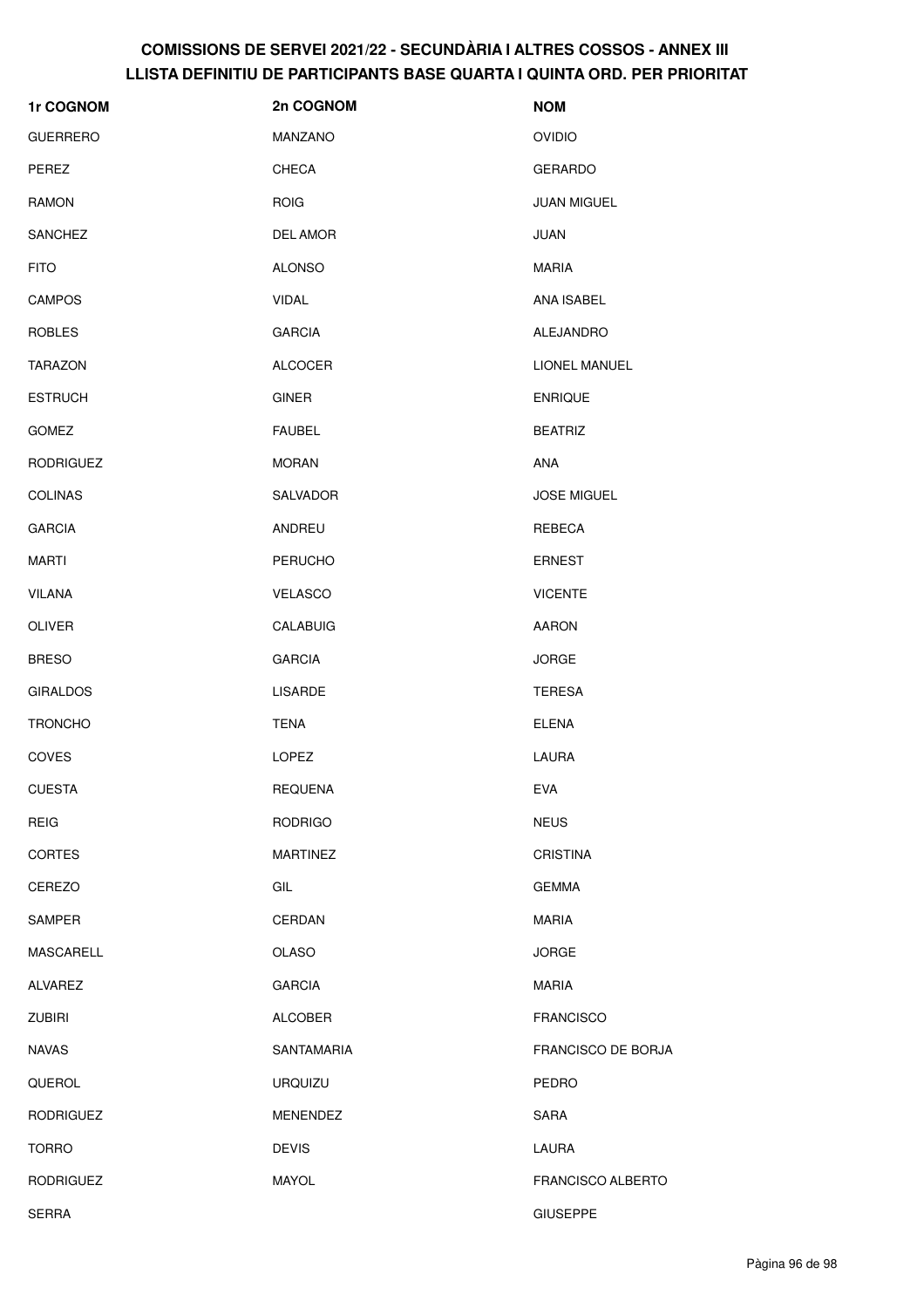# COMISSIONS DE SERVEI 2021/22 - SECUNDÀRIA I ALTRES COSSOS - ANNEX III
## LLISTA DEFINITIU DE PARTICIPANTS BASE QUARTA I QUINTA ORD. PER PRIORITAT

| 1r COGNOM | 2n COGNOM | NOM |
|---|---|---|
| GUERRERO | MANZANO | OVIDIO |
| PEREZ | CHECA | GERARDO |
| RAMON | ROIG | JUAN MIGUEL |
| SANCHEZ | DEL AMOR | JUAN |
| FITO | ALONSO | MARIA |
| CAMPOS | VIDAL | ANA ISABEL |
| ROBLES | GARCIA | ALEJANDRO |
| TARAZON | ALCOCER | LIONEL MANUEL |
| ESTRUCH | GINER | ENRIQUE |
| GOMEZ | FAUBEL | BEATRIZ |
| RODRIGUEZ | MORAN | ANA |
| COLINAS | SALVADOR | JOSE MIGUEL |
| GARCIA | ANDREU | REBECA |
| MARTI | PERUCHO | ERNEST |
| VILANA | VELASCO | VICENTE |
| OLIVER | CALABUIG | AARON |
| BRESO | GARCIA | JORGE |
| GIRALDOS | LISARDE | TERESA |
| TRONCHO | TENA | ELENA |
| COVES | LOPEZ | LAURA |
| CUESTA | REQUENA | EVA |
| REIG | RODRIGO | NEUS |
| CORTES | MARTINEZ | CRISTINA |
| CEREZO | GIL | GEMMA |
| SAMPER | CERDAN | MARIA |
| MASCARELL | OLASO | JORGE |
| ALVAREZ | GARCIA | MARIA |
| ZUBIRI | ALCOBER | FRANCISCO |
| NAVAS | SANTAMARIA | FRANCISCO DE BORJA |
| QUEROL | URQUIZU | PEDRO |
| RODRIGUEZ | MENENDEZ | SARA |
| TORRO | DEVIS | LAURA |
| RODRIGUEZ | MAYOL | FRANCISCO ALBERTO |
| SERRA | | GIUSEPPE |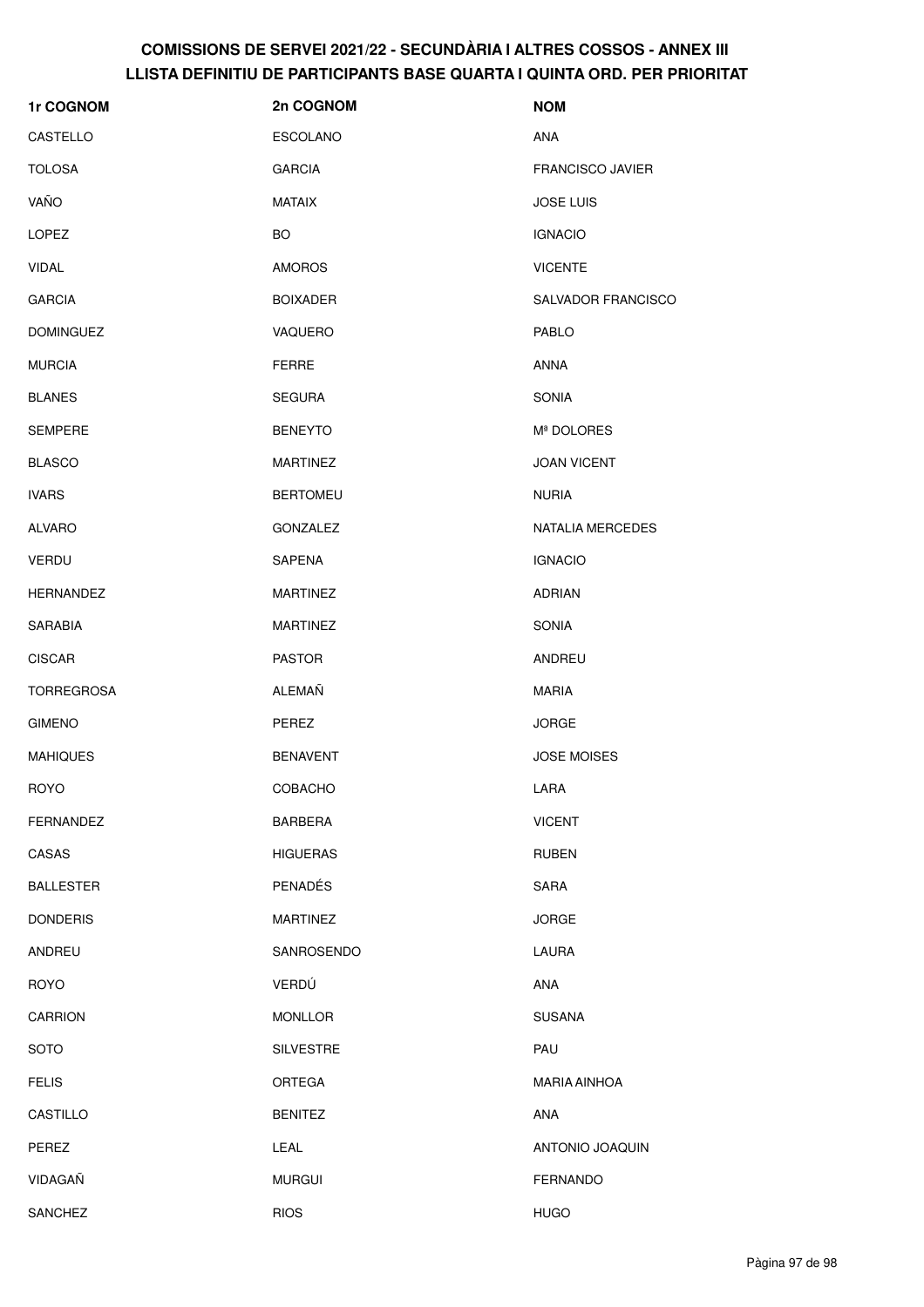# COMISSIONS DE SERVEI 2021/22 - SECUNDÀRIA I ALTRES COSSOS - ANNEX III
## LLISTA DEFINITIU DE PARTICIPANTS BASE QUARTA I QUINTA ORD. PER PRIORITAT

| 1r COGNOM | 2n COGNOM | NOM |
|---|---|---|
| CASTELLO | ESCOLANO | ANA |
| TOLOSA | GARCIA | FRANCISCO JAVIER |
| VAÑO | MATAIX | JOSE LUIS |
| LOPEZ | BO | IGNACIO |
| VIDAL | AMOROS | VICENTE |
| GARCIA | BOIXADER | SALVADOR FRANCISCO |
| DOMINGUEZ | VAQUERO | PABLO |
| MURCIA | FERRE | ANNA |
| BLANES | SEGURA | SONIA |
| SEMPERE | BENEYTO | Mª DOLORES |
| BLASCO | MARTINEZ | JOAN VICENT |
| IVARS | BERTOMEU | NURIA |
| ALVARO | GONZALEZ | NATALIA MERCEDES |
| VERDU | SAPENA | IGNACIO |
| HERNANDEZ | MARTINEZ | ADRIAN |
| SARABIA | MARTINEZ | SONIA |
| CISCAR | PASTOR | ANDREU |
| TORREGROSA | ALEMAÑ | MARIA |
| GIMENO | PEREZ | JORGE |
| MAHIQUES | BENAVENT | JOSE MOISES |
| ROYO | COBACHO | LARA |
| FERNANDEZ | BARBERA | VICENT |
| CASAS | HIGUERAS | RUBEN |
| BALLESTER | PENADÉS | SARA |
| DONDERIS | MARTINEZ | JORGE |
| ANDREU | SANROSENDO | LAURA |
| ROYO | VERDÚ | ANA |
| CARRION | MONLLOR | SUSANA |
| SOTO | SILVESTRE | PAU |
| FELIS | ORTEGA | MARIA AINHOA |
| CASTILLO | BENITEZ | ANA |
| PEREZ | LEAL | ANTONIO JOAQUIN |
| VIDAGAÑ | MURGUI | FERNANDO |
| SANCHEZ | RIOS | HUGO |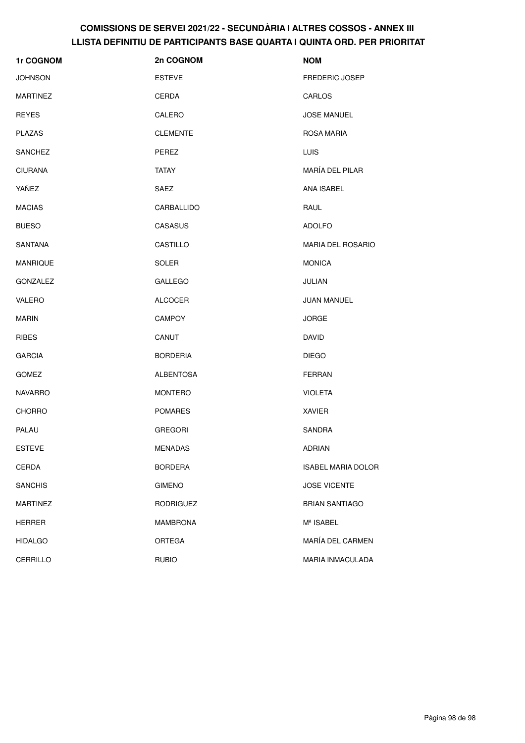## COMISSIONS DE SERVEI 2021/22 - SECUNDÀRIA I ALTRES COSSOS - ANNEX III
## LLISTA DEFINITIU DE PARTICIPANTS BASE QUARTA I QUINTA ORD. PER PRIORITAT

| 1r COGNOM | 2n COGNOM | NOM |
|---|---|---|
| JOHNSON | ESTEVE | FREDERIC JOSEP |
| MARTINEZ | CERDA | CARLOS |
| REYES | CALERO | JOSE MANUEL |
| PLAZAS | CLEMENTE | ROSA MARIA |
| SANCHEZ | PEREZ | LUIS |
| CIURANA | TATAY | MARÍA DEL PILAR |
| YAÑEZ | SAEZ | ANA ISABEL |
| MACIAS | CARBALLIDO | RAUL |
| BUESO | CASASUS | ADOLFO |
| SANTANA | CASTILLO | MARIA DEL ROSARIO |
| MANRIQUE | SOLER | MONICA |
| GONZALEZ | GALLEGO | JULIAN |
| VALERO | ALCOCER | JUAN MANUEL |
| MARIN | CAMPOY | JORGE |
| RIBES | CANUT | DAVID |
| GARCIA | BORDERIA | DIEGO |
| GOMEZ | ALBENTOSA | FERRAN |
| NAVARRO | MONTERO | VIOLETA |
| CHORRO | POMARES | XAVIER |
| PALAU | GREGORI | SANDRA |
| ESTEVE | MENADAS | ADRIAN |
| CERDA | BORDERA | ISABEL MARIA DOLOR |
| SANCHIS | GIMENO | JOSE VICENTE |
| MARTINEZ | RODRIGUEZ | BRIAN SANTIAGO |
| HERRER | MAMBRONA | Mª ISABEL |
| HIDALGO | ORTEGA | MARÍA DEL CARMEN |
| CERRILLO | RUBIO | MARIA INMACULADA |